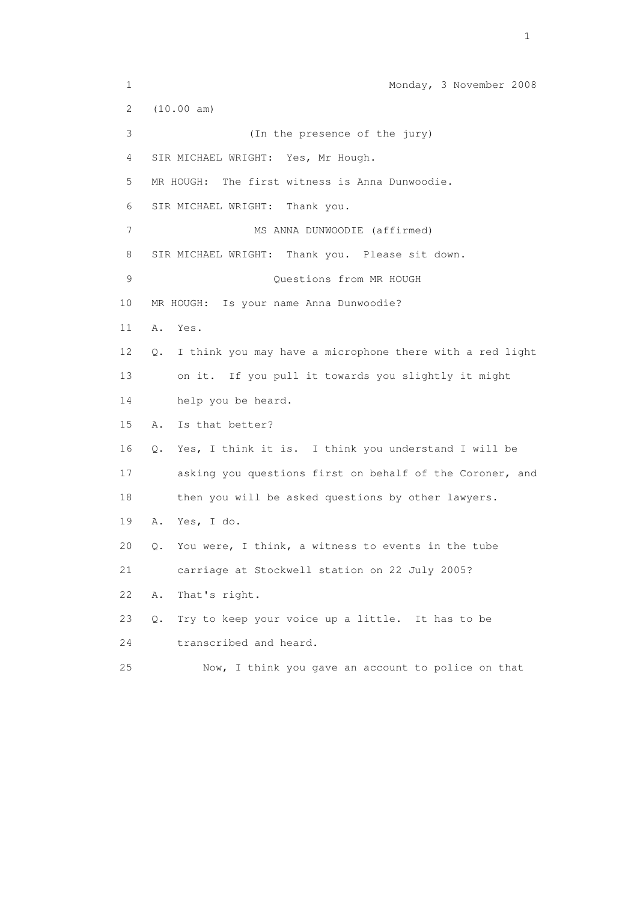Monday, 3 November 2008

(10.00 am)

(In the presence of the jury)

SIR MICHAEL WRIGHT: Yes, Mr Hough.

MR HOUGH: The first witness is Anna Dunwoodie.

SIR MICHAEL WRIGHT: Thank you.

MS ANNA DUNWOODIE (affirmed)

SIR MICHAEL WRIGHT: Thank you. Please sit down.

Questions from MR HOUGH

MR HOUGH: Is your name Anna Dunwoodie?

A. Yes.

Q. I think you may have a microphone there with a red light on it. If you pull it towards you slightly it might help you be heard.

A. Is that better?

Q. Yes, I think it is. I think you understand I will be asking you questions first on behalf of the Coroner, and then you will be asked questions by other lawyers.

A. Yes, I do.

Q. You were, I think, a witness to events in the tube carriage at Stockwell station on 22 July 2005?

A. That's right.

Q. Try to keep your voice up a little. It has to be transcribed and heard.

Now, I think you gave an account to police on that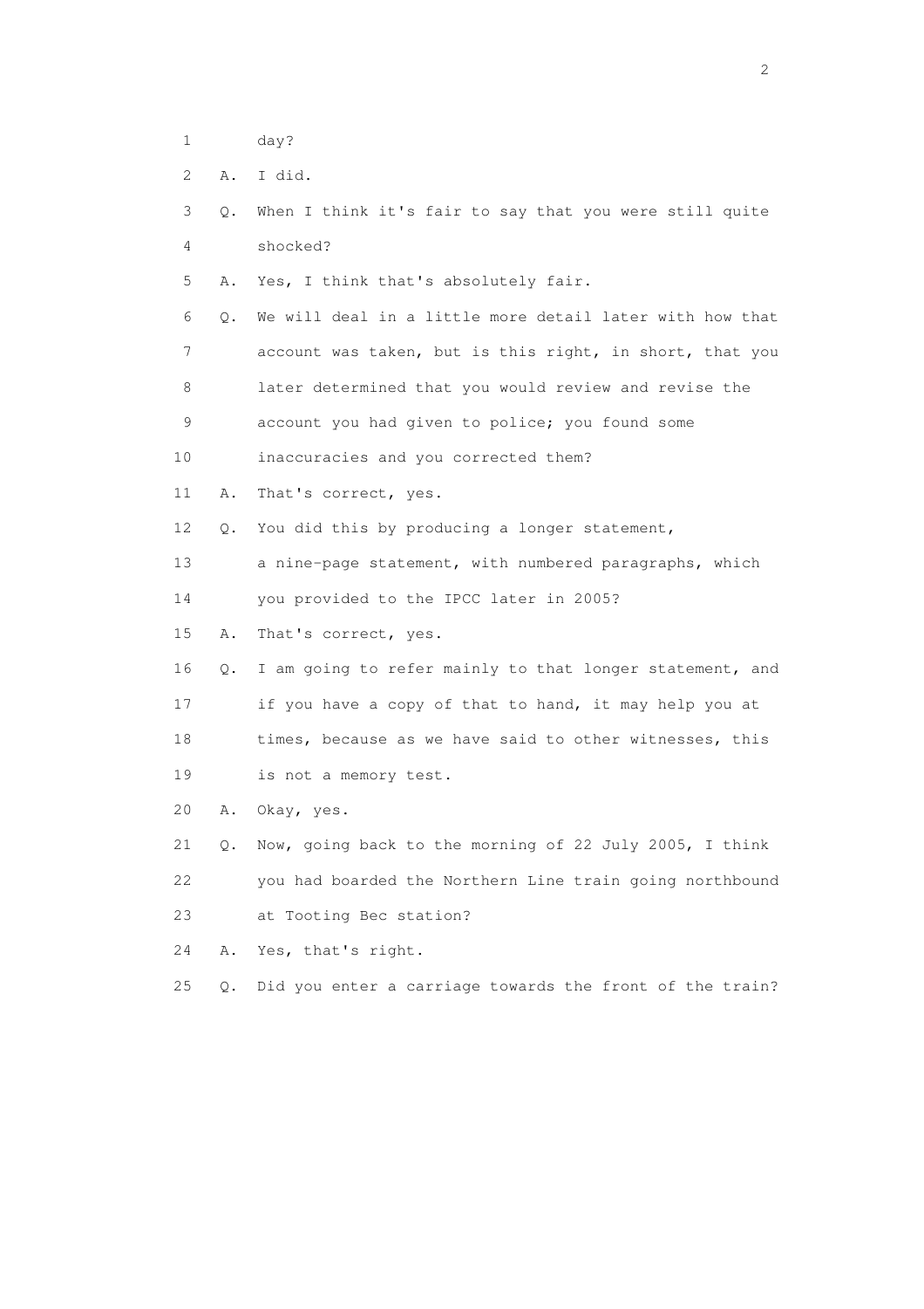1 day?

2 A. I did.

3 Q. When I think it's fair to say that you were still quite

4 shocked?

5 A. Yes, I think that's absolutely fair.

6 Q. We will deal in a little more detail later with how that

7 account was taken, but is this right, in short, that you

8 later determined that you would review and revise the

9 account you had given to police; you found some

10 inaccuracies and you corrected them?

11 A. That's correct, yes.

12 Q. You did this by producing a longer statement,

13 a nine-page statement, with numbered paragraphs, which

14 you provided to the IPCC later in 2005?

15 A. That's correct, yes.

16 Q. I am going to refer mainly to that longer statement, and

17 if you have a copy of that to hand, it may help you at

18 times, because as we have said to other witnesses, this

19 is not a memory test.

20 A. Okay, yes.

21 Q. Now, going back to the morning of 22 July 2005, I think

22 you had boarded the Northern Line train going northbound

23 at Tooting Bec station?

24 A. Yes, that's right.

25 Q. Did you enter a carriage towards the front of the train?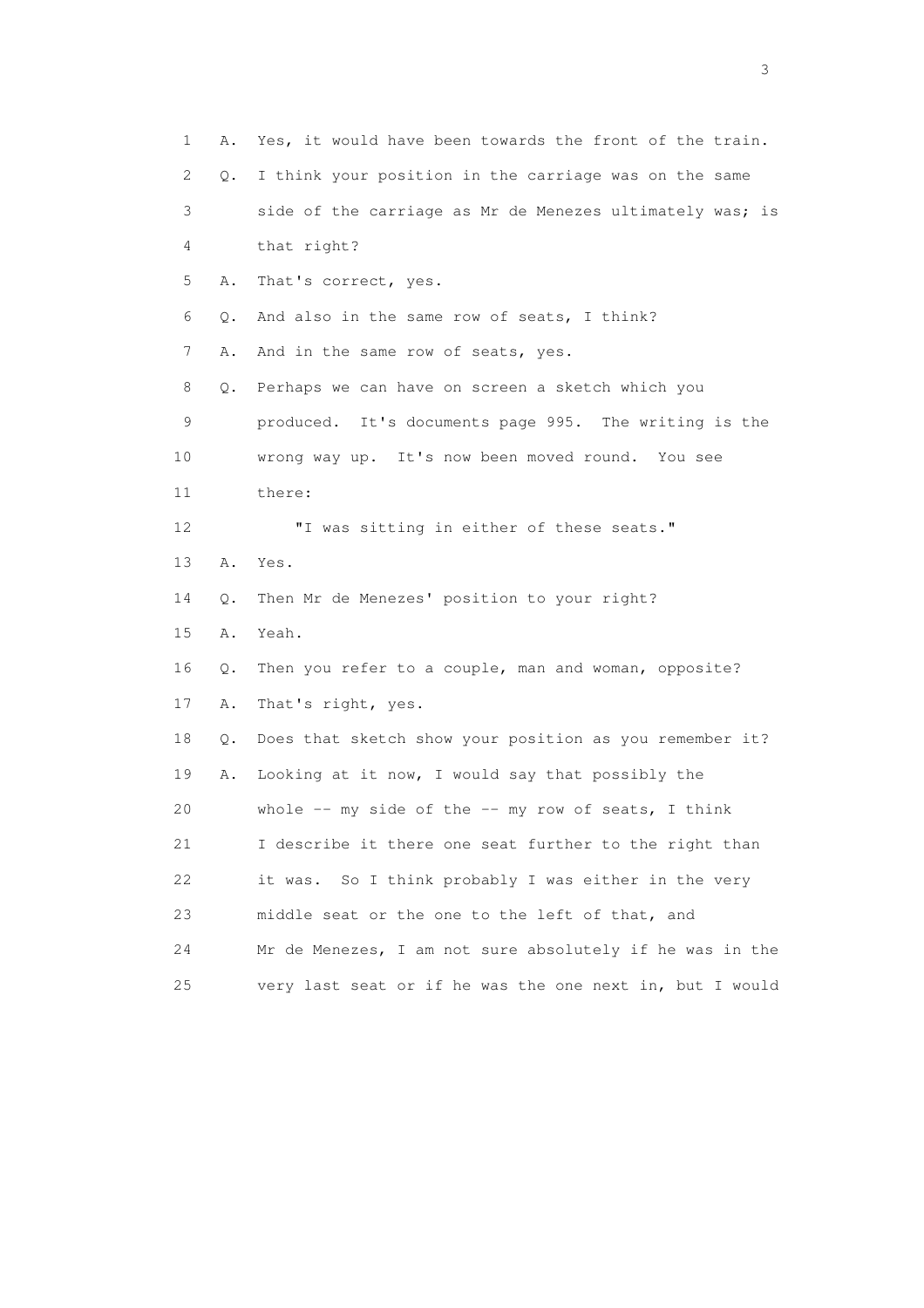1 A. Yes, it would have been towards the front of the train.

2 Q. I think your position in the carriage was on the same

3 side of the carriage as Mr de Menezes ultimately was; is

4 that right?

5 A. That's correct, yes.

6 Q. And also in the same row of seats, I think?

7 A. And in the same row of seats, yes.

8 Q. Perhaps we can have on screen a sketch which you

9 produced. It's documents page 995. The writing is the

10 wrong way up. It's now been moved round. You see

11 there:

12 "I was sitting in either of these seats."

13 A. Yes.

14 Q. Then Mr de Menezes' position to your right?

15 A. Yeah.

16 Q. Then you refer to a couple, man and woman, opposite?

17 A. That's right, yes.

18 Q. Does that sketch show your position as you remember it?

19 A. Looking at it now, I would say that possibly the

20 whole -- my side of the -- my row of seats, I think

21 I describe it there one seat further to the right than

22 it was. So I think probably I was either in the very

23 middle seat or the one to the left of that, and

24 Mr de Menezes, I am not sure absolutely if he was in the

25 very last seat or if he was the one next in, but I would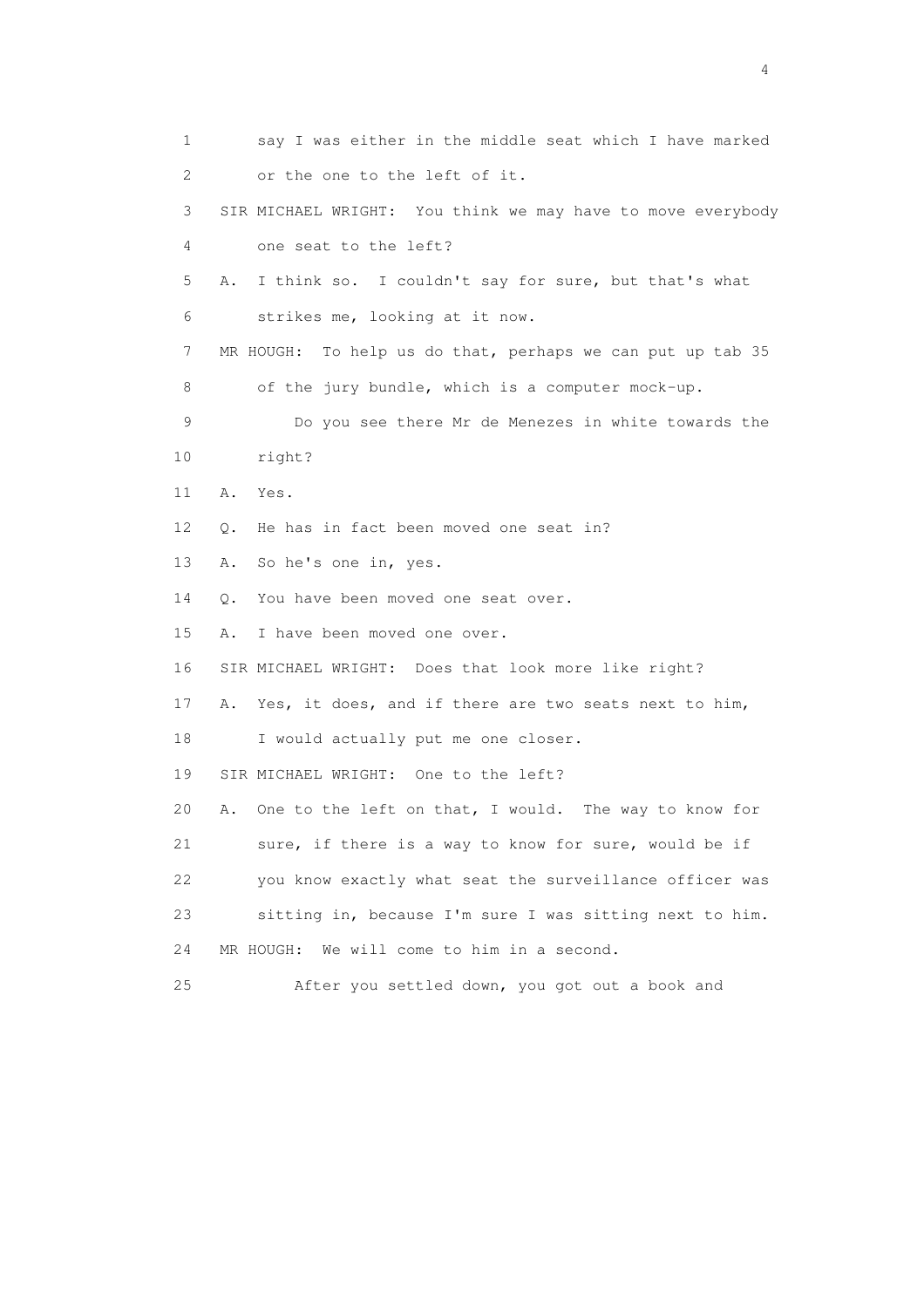1 say I was either in the middle seat which I have marked
2 or the one to the left of it.
3 SIR MICHAEL WRIGHT: You think we may have to move everybody
4 one seat to the left?
5 A. I think so. I couldn't say for sure, but that's what
6 strikes me, looking at it now.
7 MR HOUGH: To help us do that, perhaps we can put up tab 35
8 of the jury bundle, which is a computer mock-up.
9 Do you see there Mr de Menezes in white towards the
10 right?
11 A. Yes.
12 Q. He has in fact been moved one seat in?
13 A. So he's one in, yes.
14 Q. You have been moved one seat over.
15 A. I have been moved one over.
16 SIR MICHAEL WRIGHT: Does that look more like right?
17 A. Yes, it does, and if there are two seats next to him,
18 I would actually put me one closer.
19 SIR MICHAEL WRIGHT: One to the left?
20 A. One to the left on that, I would. The way to know for
21 sure, if there is a way to know for sure, would be if
22 you know exactly what seat the surveillance officer was
23 sitting in, because I'm sure I was sitting next to him.
24 MR HOUGH: We will come to him in a second.
25 After you settled down, you got out a book and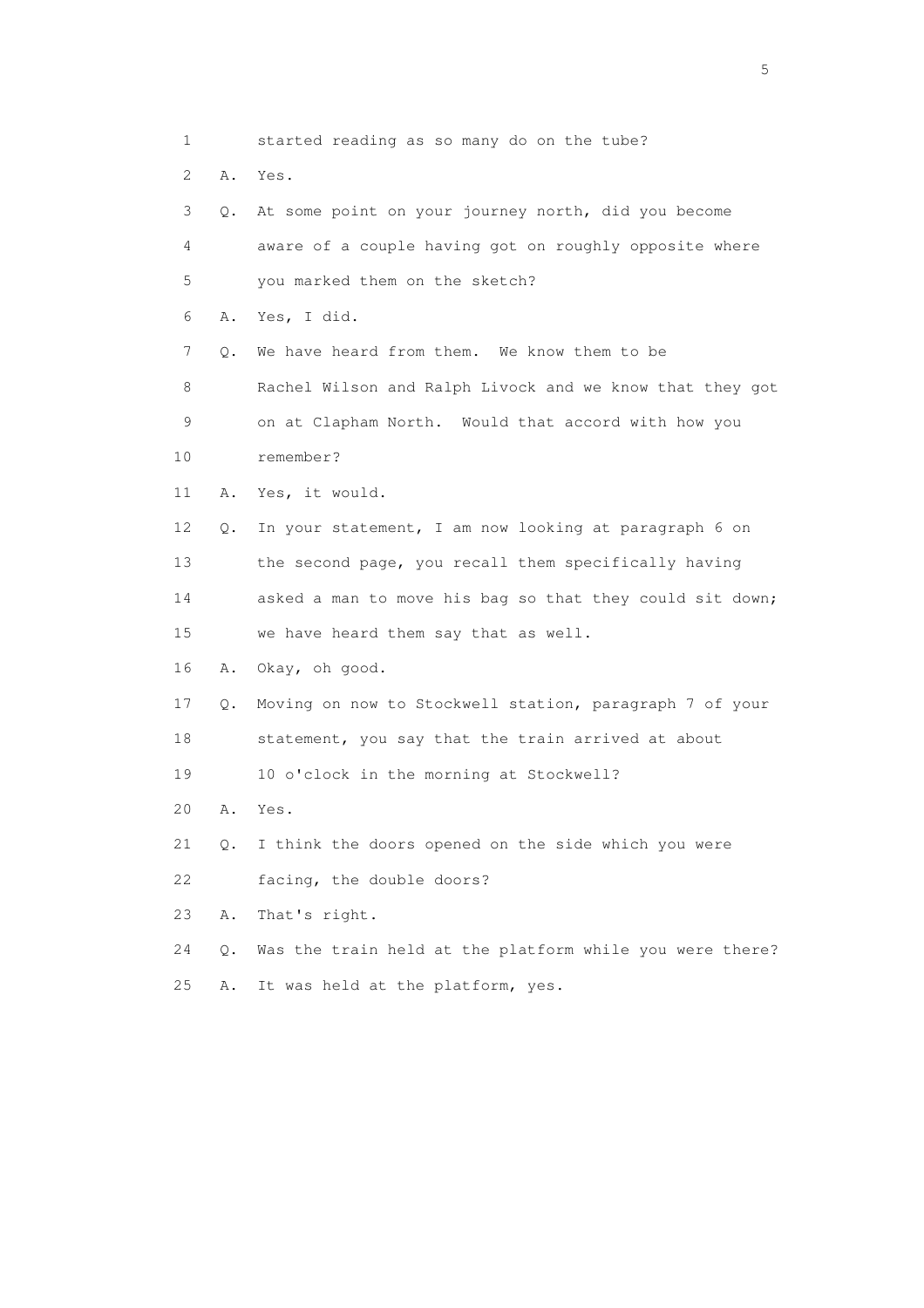1 started reading as so many do on the tube?

2 A. Yes.

3 Q. At some point on your journey north, did you become

4 aware of a couple having got on roughly opposite where

5 you marked them on the sketch?

6 A. Yes, I did.

7 Q. We have heard from them. We know them to be

8 Rachel Wilson and Ralph Livock and we know that they got

9 on at Clapham North. Would that accord with how you

10 remember?

11 A. Yes, it would.

12 Q. In your statement, I am now looking at paragraph 6 on

13 the second page, you recall them specifically having

14 asked a man to move his bag so that they could sit down;

15 we have heard them say that as well.

16 A. Okay, oh good.

17 Q. Moving on now to Stockwell station, paragraph 7 of your

18 statement, you say that the train arrived at about

19 10 o'clock in the morning at Stockwell?

20 A. Yes.

21 Q. I think the doors opened on the side which you were

22 facing, the double doors?

23 A. That's right.

24 Q. Was the train held at the platform while you were there?

25 A. It was held at the platform, yes.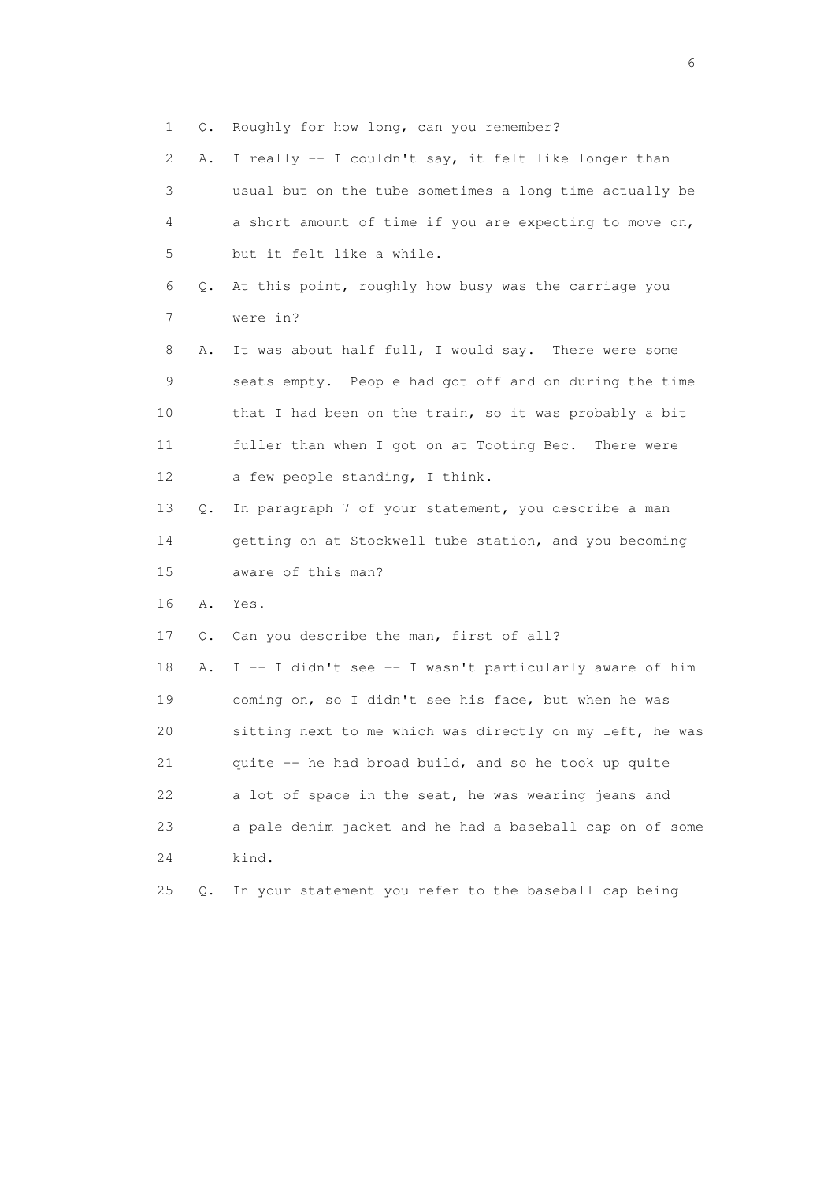1 Q. Roughly for how long, can you remember?

2 A. I really -- I couldn't say, it felt like longer than

3 usual but on the tube sometimes a long time actually be

4 a short amount of time if you are expecting to move on,

5 but it felt like a while.

6 Q. At this point, roughly how busy was the carriage you

7 were in?

8 A. It was about half full, I would say. There were some

9 seats empty. People had got off and on during the time

10 that I had been on the train, so it was probably a bit

11 fuller than when I got on at Tooting Bec. There were

12 a few people standing, I think.

13 Q. In paragraph 7 of your statement, you describe a man

14 getting on at Stockwell tube station, and you becoming

15 aware of this man?

16 A. Yes.

17 Q. Can you describe the man, first of all?

18 A. I -- I didn't see -- I wasn't particularly aware of him

19 coming on, so I didn't see his face, but when he was

20 sitting next to me which was directly on my left, he was

21 quite -- he had broad build, and so he took up quite

22 a lot of space in the seat, he was wearing jeans and

23 a pale denim jacket and he had a baseball cap on of some

24 kind.

25 Q. In your statement you refer to the baseball cap being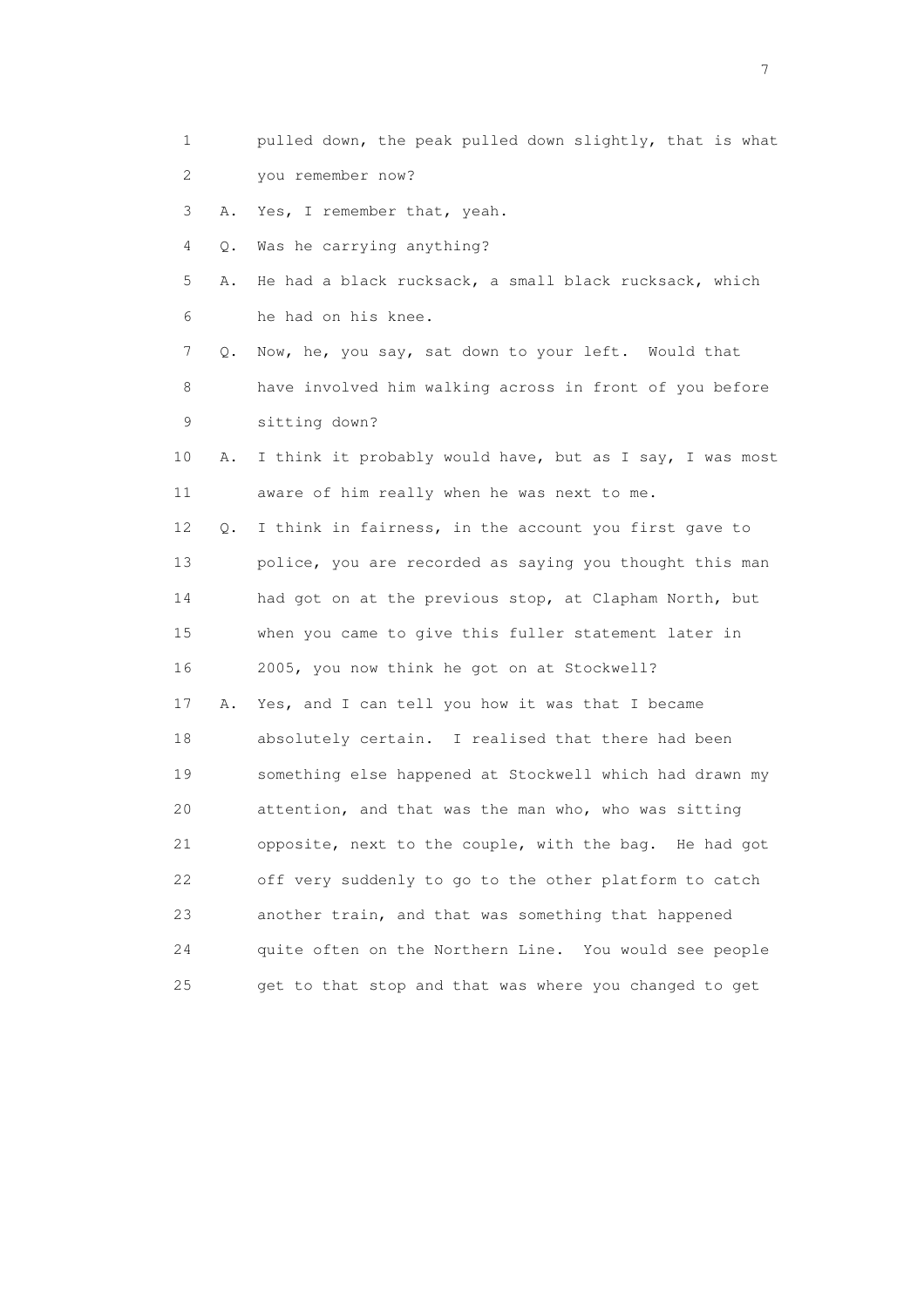1 pulled down, the peak pulled down slightly, that is what
2 you remember now?
3 A. Yes, I remember that, yeah.
4 Q. Was he carrying anything?
5 A. He had a black rucksack, a small black rucksack, which
6 he had on his knee.
7 Q. Now, he, you say, sat down to your left. Would that
8 have involved him walking across in front of you before
9 sitting down?
10 A. I think it probably would have, but as I say, I was most
11 aware of him really when he was next to me.
12 Q. I think in fairness, in the account you first gave to
13 police, you are recorded as saying you thought this man
14 had got on at the previous stop, at Clapham North, but
15 when you came to give this fuller statement later in
16 2005, you now think he got on at Stockwell?
17 A. Yes, and I can tell you how it was that I became
18 absolutely certain. I realised that there had been
19 something else happened at Stockwell which had drawn my
20 attention, and that was the man who, who was sitting
21 opposite, next to the couple, with the bag. He had got
22 off very suddenly to go to the other platform to catch
23 another train, and that was something that happened
24 quite often on the Northern Line. You would see people
25 get to that stop and that was where you changed to get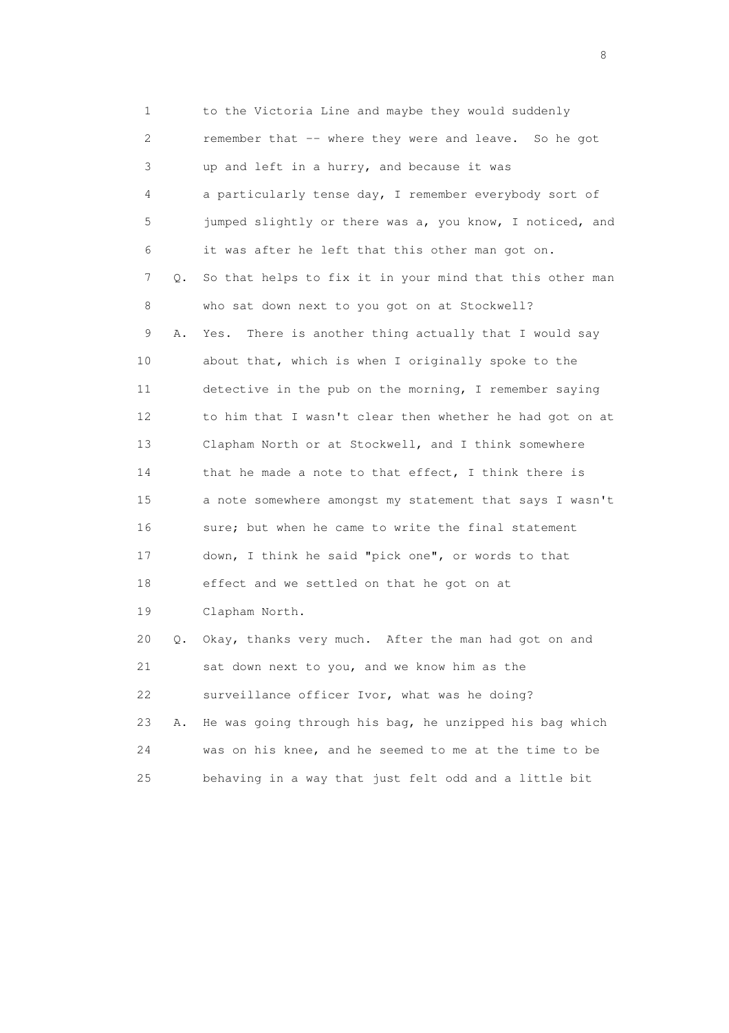1 to the Victoria Line and maybe they would suddenly
2 remember that -- where they were and leave. So he got
3 up and left in a hurry, and because it was
4 a particularly tense day, I remember everybody sort of
5 jumped slightly or there was a, you know, I noticed, and
6 it was after he left that this other man got on.
7 Q. So that helps to fix it in your mind that this other man
8 who sat down next to you got on at Stockwell?
9 A. Yes. There is another thing actually that I would say
10 about that, which is when I originally spoke to the
11 detective in the pub on the morning, I remember saying
12 to him that I wasn't clear then whether he had got on at
13 Clapham North or at Stockwell, and I think somewhere
14 that he made a note to that effect, I think there is
15 a note somewhere amongst my statement that says I wasn't
16 sure; but when he came to write the final statement
17 down, I think he said "pick one", or words to that
18 effect and we settled on that he got on at
19 Clapham North.
20 Q. Okay, thanks very much. After the man had got on and
21 sat down next to you, and we know him as the
22 surveillance officer Ivor, what was he doing?
23 A. He was going through his bag, he unzipped his bag which
24 was on his knee, and he seemed to me at the time to be
25 behaving in a way that just felt odd and a little bit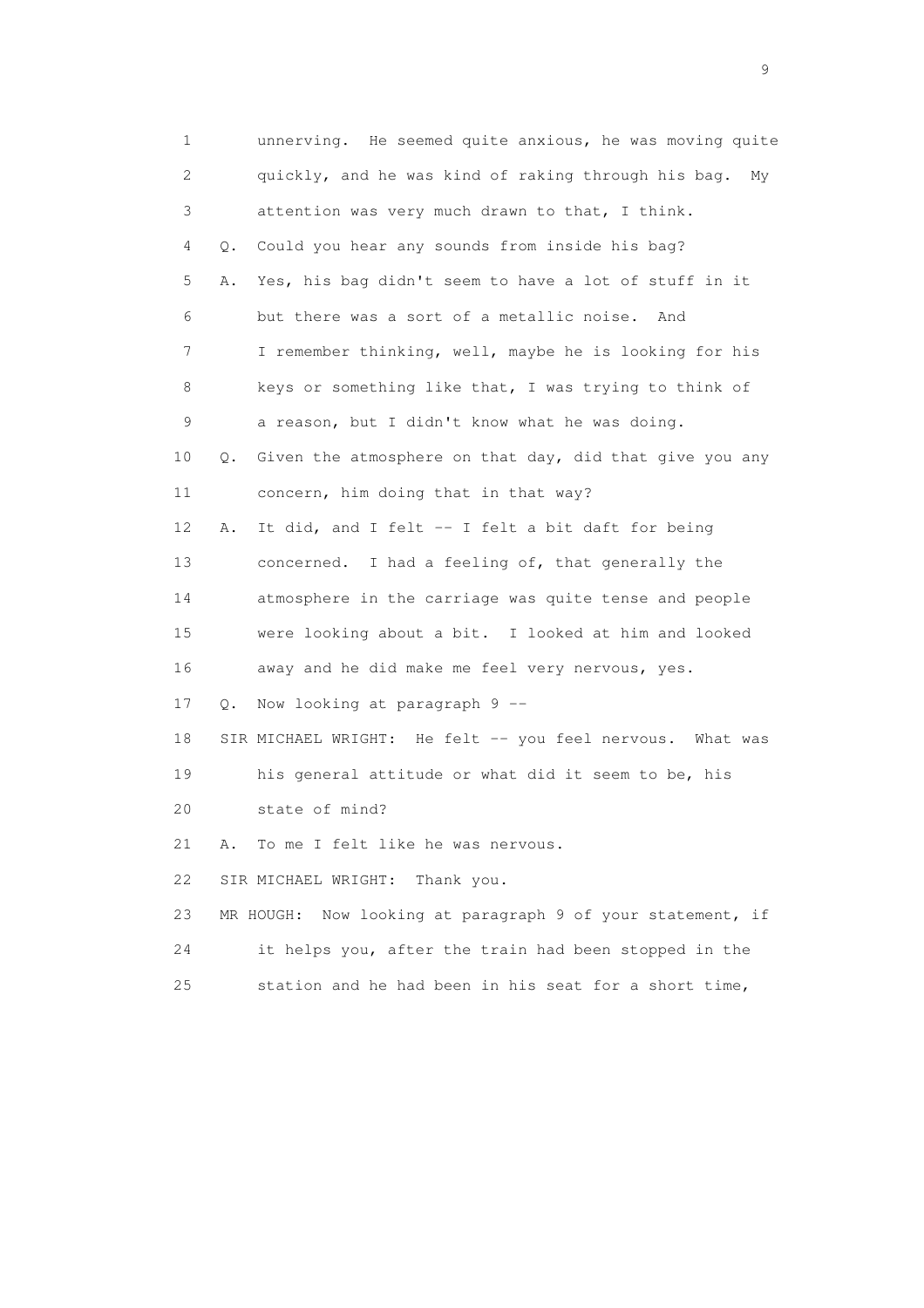1 unnerving. He seemed quite anxious, he was moving quite
2 quickly, and he was kind of raking through his bag. My
3 attention was very much drawn to that, I think.
4 Q. Could you hear any sounds from inside his bag?
5 A. Yes, his bag didn't seem to have a lot of stuff in it
6 but there was a sort of a metallic noise. And
7 I remember thinking, well, maybe he is looking for his
8 keys or something like that, I was trying to think of
9 a reason, but I didn't know what he was doing.
10 Q. Given the atmosphere on that day, did that give you any
11 concern, him doing that in that way?
12 A. It did, and I felt -- I felt a bit daft for being
13 concerned. I had a feeling of, that generally the
14 atmosphere in the carriage was quite tense and people
15 were looking about a bit. I looked at him and looked
16 away and he did make me feel very nervous, yes.
17 Q. Now looking at paragraph 9 --
18 SIR MICHAEL WRIGHT: He felt -- you feel nervous. What was
19 his general attitude or what did it seem to be, his
20 state of mind?
21 A. To me I felt like he was nervous.
22 SIR MICHAEL WRIGHT: Thank you.
23 MR HOUGH: Now looking at paragraph 9 of your statement, if
24 it helps you, after the train had been stopped in the
25 station and he had been in his seat for a short time,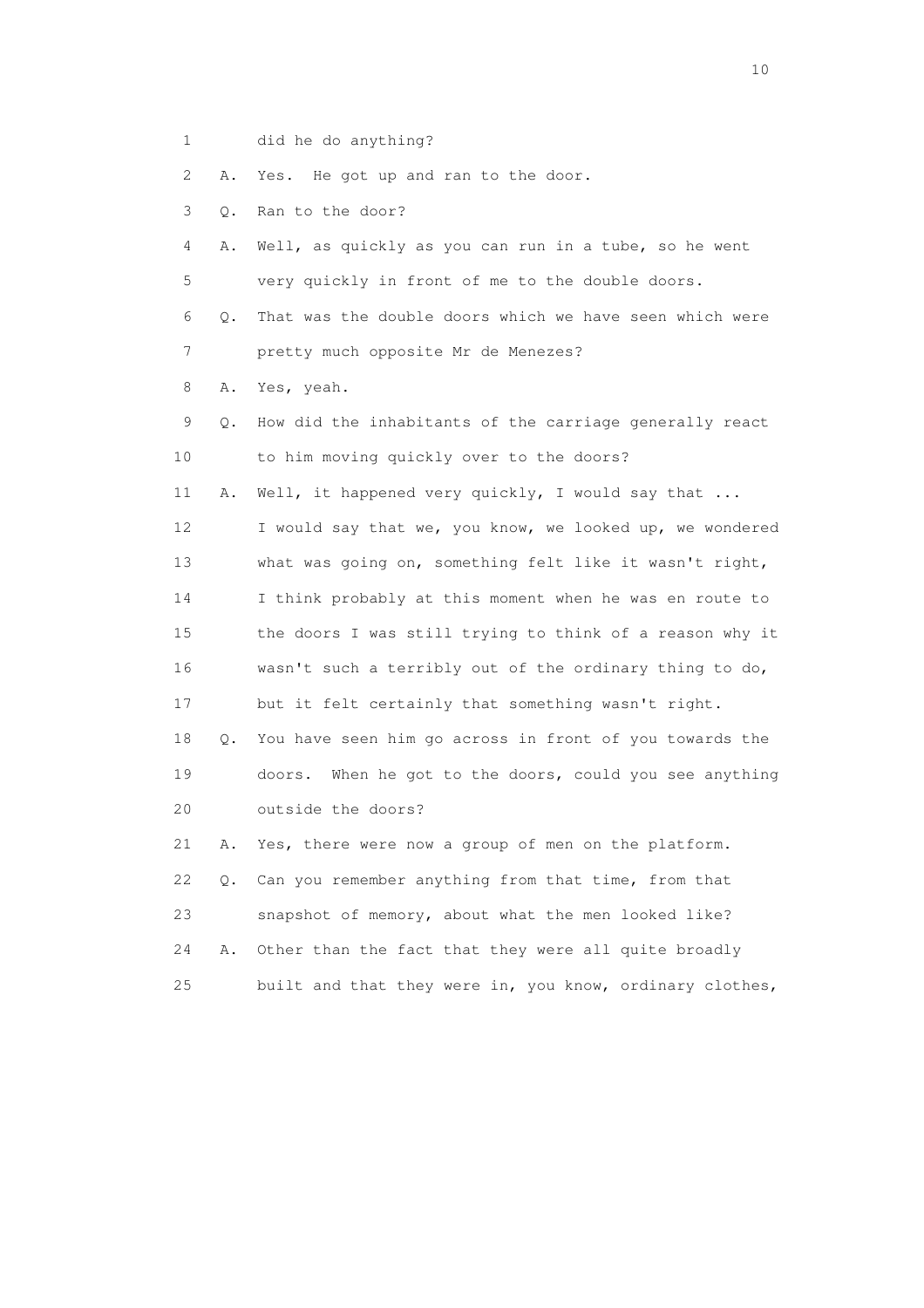1 did he do anything?

2 A. Yes. He got up and ran to the door.

3 Q. Ran to the door?

4 A. Well, as quickly as you can run in a tube, so he went

5 very quickly in front of me to the double doors.

6 Q. That was the double doors which we have seen which were

7 pretty much opposite Mr de Menezes?

8 A. Yes, yeah.

9 Q. How did the inhabitants of the carriage generally react

10 to him moving quickly over to the doors?

11 A. Well, it happened very quickly, I would say that ...

12 I would say that we, you know, we looked up, we wondered

13 what was going on, something felt like it wasn't right,

14 I think probably at this moment when he was en route to

15 the doors I was still trying to think of a reason why it

16 wasn't such a terribly out of the ordinary thing to do,

17 but it felt certainly that something wasn't right.

18 Q. You have seen him go across in front of you towards the

19 doors. When he got to the doors, could you see anything

20 outside the doors?

21 A. Yes, there were now a group of men on the platform.

22 Q. Can you remember anything from that time, from that

23 snapshot of memory, about what the men looked like?

24 A. Other than the fact that they were all quite broadly

25 built and that they were in, you know, ordinary clothes,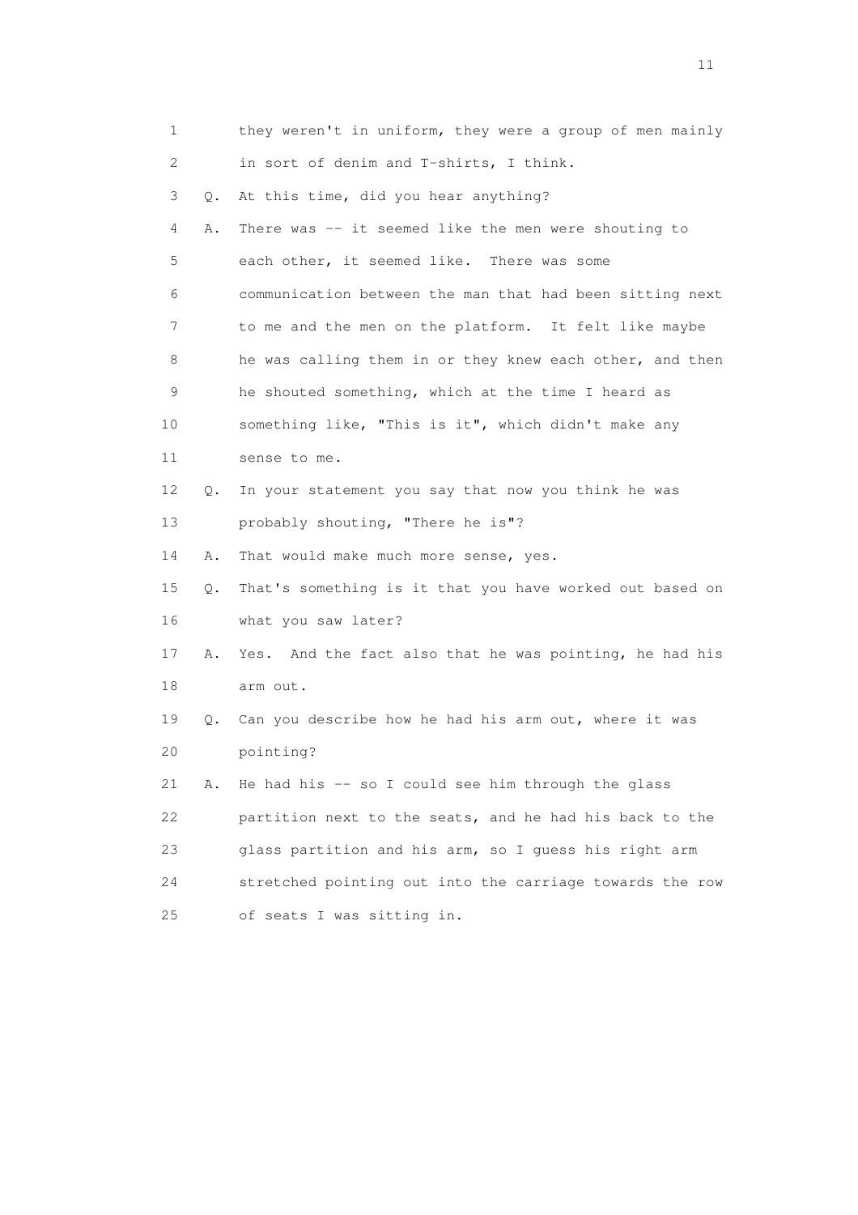1 they weren't in uniform, they were a group of men mainly
2 in sort of denim and T-shirts, I think.
3 Q. At this time, did you hear anything?
4 A. There was -- it seemed like the men were shouting to
5 each other, it seemed like. There was some
6 communication between the man that had been sitting next
7 to me and the men on the platform. It felt like maybe
8 he was calling them in or they knew each other, and then
9 he shouted something, which at the time I heard as
10 something like, "This is it", which didn't make any
11 sense to me.
12 Q. In your statement you say that now you think he was
13 probably shouting, "There he is"?
14 A. That would make much more sense, yes.
15 Q. That's something is it that you have worked out based on
16 what you saw later?
17 A. Yes. And the fact also that he was pointing, he had his
18 arm out.
19 Q. Can you describe how he had his arm out, where it was
20 pointing?
21 A. He had his -- so I could see him through the glass
22 partition next to the seats, and he had his back to the
23 glass partition and his arm, so I guess his right arm
24 stretched pointing out into the carriage towards the row
25 of seats I was sitting in.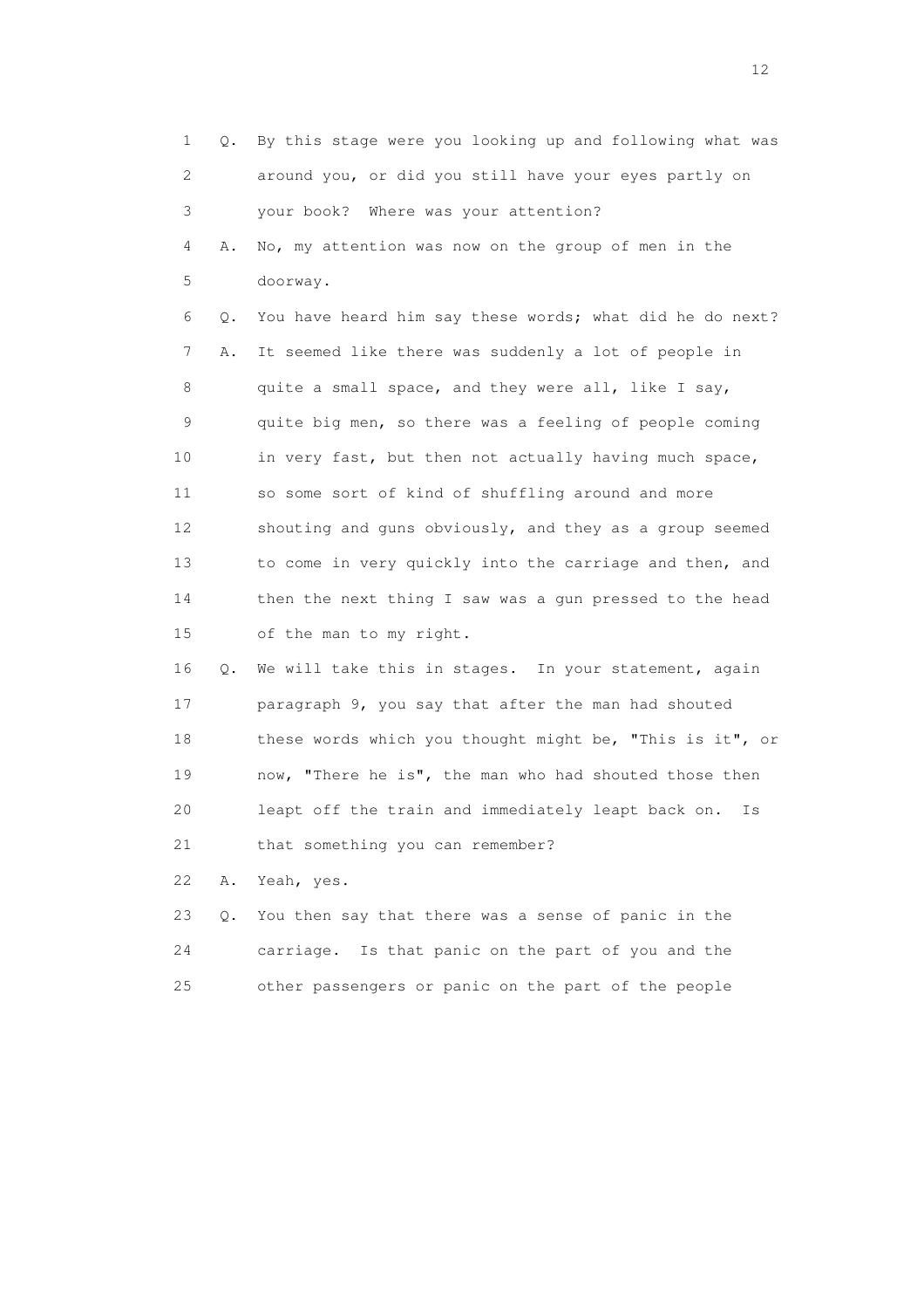1 Q. By this stage were you looking up and following what was
2 around you, or did you still have your eyes partly on
3 your book? Where was your attention?
4 A. No, my attention was now on the group of men in the
5 doorway.
6 Q. You have heard him say these words; what did he do next?
7 A. It seemed like there was suddenly a lot of people in
8 quite a small space, and they were all, like I say,
9 quite big men, so there was a feeling of people coming
10 in very fast, but then not actually having much space,
11 so some sort of kind of shuffling around and more
12 shouting and guns obviously, and they as a group seemed
13 to come in very quickly into the carriage and then, and
14 then the next thing I saw was a gun pressed to the head
15 of the man to my right.
16 Q. We will take this in stages. In your statement, again
17 paragraph 9, you say that after the man had shouted
18 these words which you thought might be, "This is it", or
19 now, "There he is", the man who had shouted those then
20 leapt off the train and immediately leapt back on. Is
21 that something you can remember?
22 A. Yeah, yes.
23 Q. You then say that there was a sense of panic in the
24 carriage. Is that panic on the part of you and the
25 other passengers or panic on the part of the people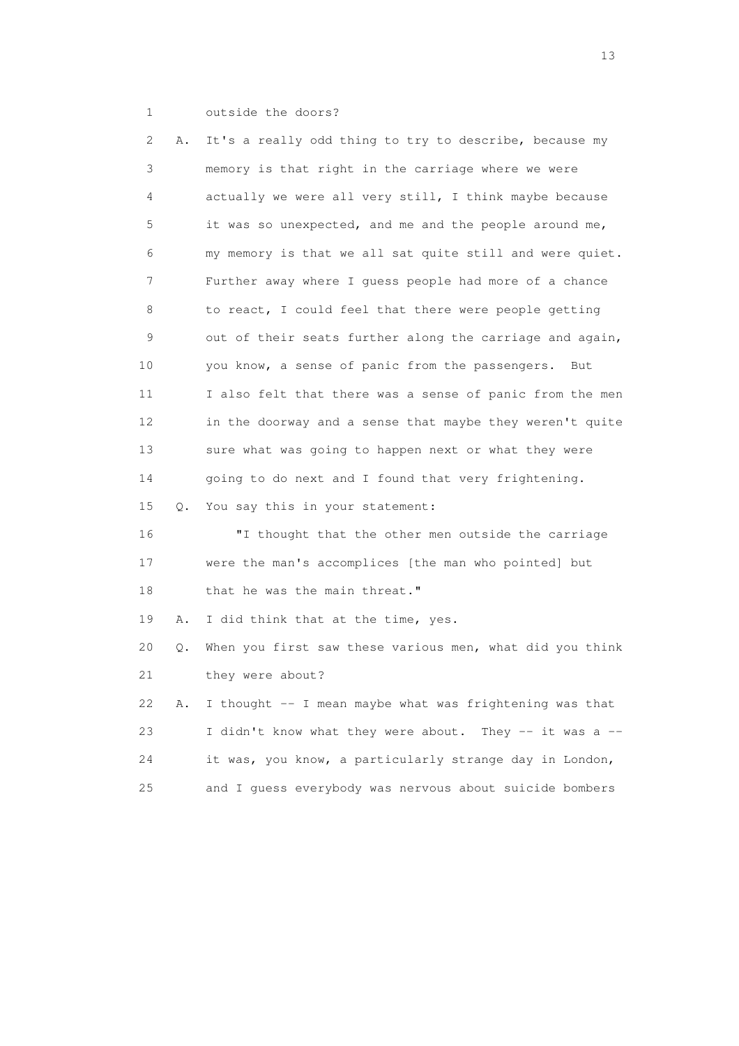1 outside the doors?

2 A. It's a really odd thing to try to describe, because my
3 memory is that right in the carriage where we were
4 actually we were all very still, I think maybe because
5 it was so unexpected, and me and the people around me,
6 my memory is that we all sat quite still and were quiet.
7 Further away where I guess people had more of a chance
8 to react, I could feel that there were people getting
9 out of their seats further along the carriage and again,
10 you know, a sense of panic from the passengers. But
11 I also felt that there was a sense of panic from the men
12 in the doorway and a sense that maybe they weren't quite
13 sure what was going to happen next or what they were
14 going to do next and I found that very frightening.

15 Q. You say this in your statement:

16 "I thought that the other men outside the carriage
17 were the man's accomplices [the man who pointed] but
18 that he was the main threat."

19 A. I did think that at the time, yes.

20 Q. When you first saw these various men, what did you think
21 they were about?

22 A. I thought -- I mean maybe what was frightening was that
23 I didn't know what they were about. They -- it was a --
24 it was, you know, a particularly strange day in London,
25 and I guess everybody was nervous about suicide bombers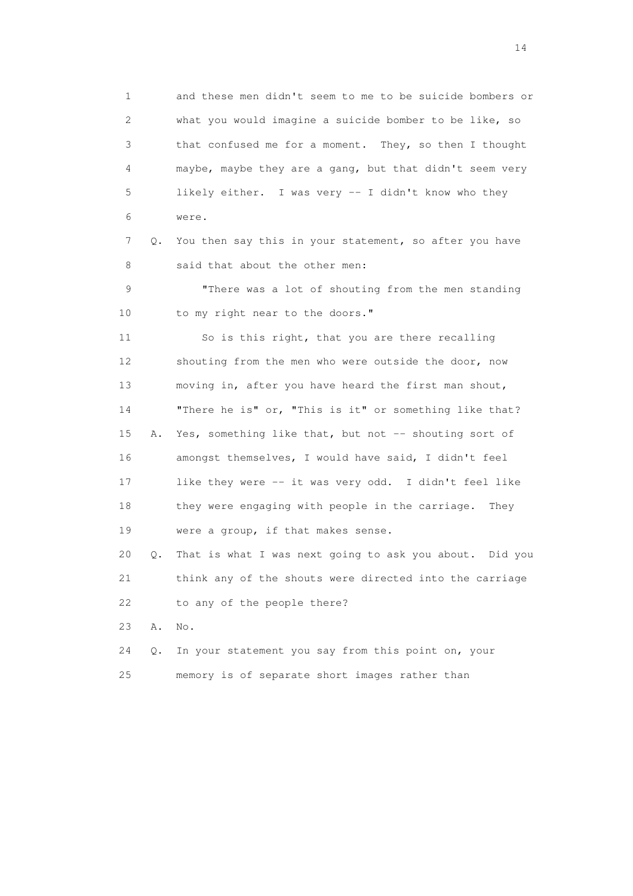1 and these men didn't seem to me to be suicide bombers or
2 what you would imagine a suicide bomber to be like, so
3 that confused me for a moment. They, so then I thought
4 maybe, maybe they are a gang, but that didn't seem very
5 likely either. I was very -- I didn't know who they
6 were.

7 Q. You then say this in your statement, so after you have
8 said that about the other men:

9 "There was a lot of shouting from the men standing
10 to my right near to the doors."

11 So is this right, that you are there recalling
12 shouting from the men who were outside the door, now
13 moving in, after you have heard the first man shout,
14 "There he is" or, "This is it" or something like that?

15 A. Yes, something like that, but not -- shouting sort of
16 amongst themselves, I would have said, I didn't feel
17 like they were -- it was very odd. I didn't feel like
18 they were engaging with people in the carriage. They
19 were a group, if that makes sense.

20 Q. That is what I was next going to ask you about. Did you
21 think any of the shouts were directed into the carriage
22 to any of the people there?

23 A. No.

24 Q. In your statement you say from this point on, your
25 memory is of separate short images rather than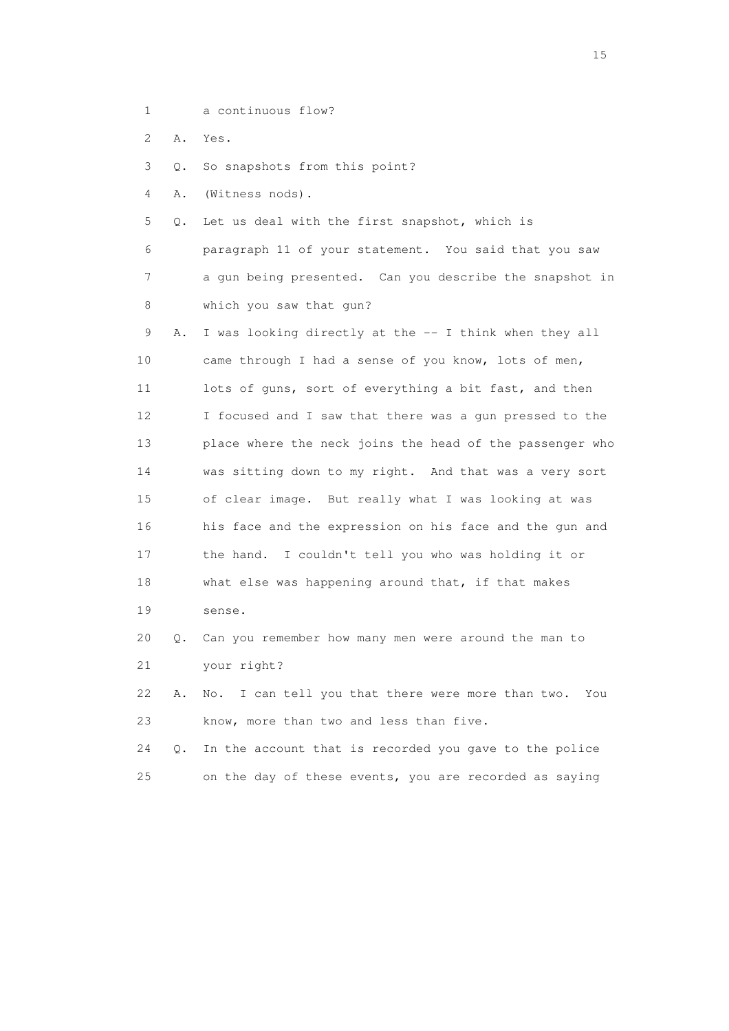1 a continuous flow?

2 A. Yes.

3 Q. So snapshots from this point?

4 A. (Witness nods).

5 Q. Let us deal with the first snapshot, which is

6 paragraph 11 of your statement. You said that you saw

7 a gun being presented. Can you describe the snapshot in

8 which you saw that gun?

9 A. I was looking directly at the -- I think when they all

10 came through I had a sense of you know, lots of men,

11 lots of guns, sort of everything a bit fast, and then

12 I focused and I saw that there was a gun pressed to the

13 place where the neck joins the head of the passenger who

14 was sitting down to my right. And that was a very sort

15 of clear image. But really what I was looking at was

16 his face and the expression on his face and the gun and

17 the hand. I couldn't tell you who was holding it or

18 what else was happening around that, if that makes

19 sense.

20 Q. Can you remember how many men were around the man to

21 your right?

22 A. No. I can tell you that there were more than two. You

23 know, more than two and less than five.

24 Q. In the account that is recorded you gave to the police

25 on the day of these events, you are recorded as saying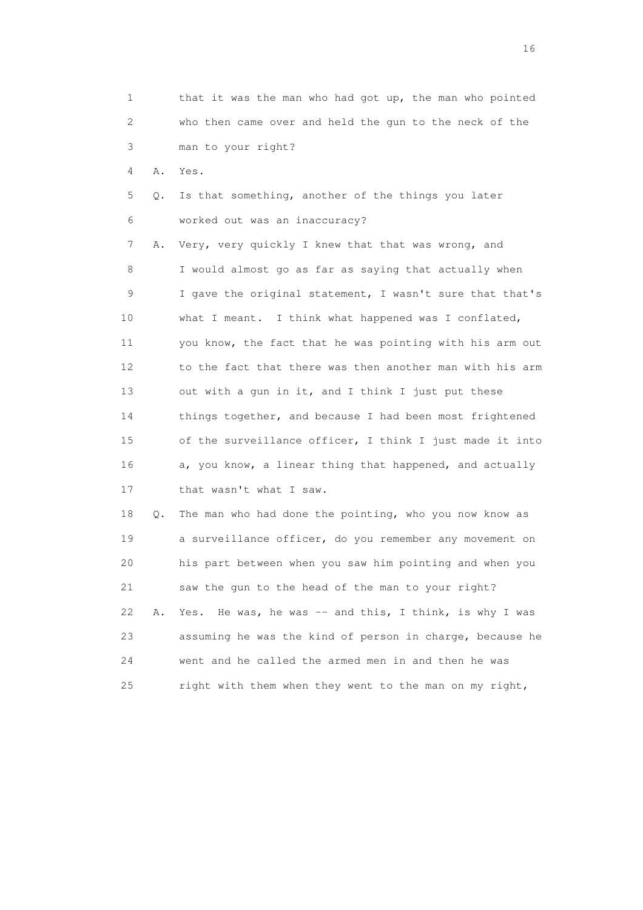1 that it was the man who had got up, the man who pointed
2 who then came over and held the gun to the neck of the
3 man to your right?

4 A. Yes.

5 Q. Is that something, another of the things you later
6 worked out was an inaccuracy?

7 A. Very, very quickly I knew that that was wrong, and
8 I would almost go as far as saying that actually when
9 I gave the original statement, I wasn't sure that that's
10 what I meant. I think what happened was I conflated,
11 you know, the fact that he was pointing with his arm out
12 to the fact that there was then another man with his arm
13 out with a gun in it, and I think I just put these
14 things together, and because I had been most frightened
15 of the surveillance officer, I think I just made it into
16 a, you know, a linear thing that happened, and actually
17 that wasn't what I saw.

18 Q. The man who had done the pointing, who you now know as
19 a surveillance officer, do you remember any movement on
20 his part between when you saw him pointing and when you
21 saw the gun to the head of the man to your right?

22 A. Yes. He was, he was -- and this, I think, is why I was
23 assuming he was the kind of person in charge, because he
24 went and he called the armed men in and then he was
25 right with them when they went to the man on my right,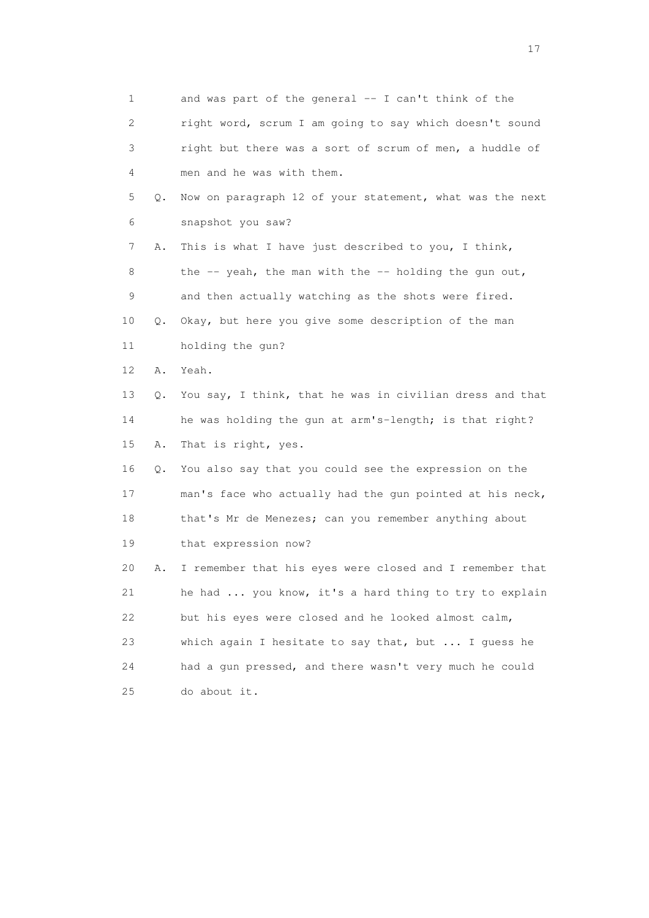1 and was part of the general -- I can't think of the
2 right word, scrum I am going to say which doesn't sound
3 right but there was a sort of scrum of men, a huddle of
4 men and he was with them.

5 Q. Now on paragraph 12 of your statement, what was the next
6 snapshot you saw?

7 A. This is what I have just described to you, I think,
8 the -- yeah, the man with the -- holding the gun out,
9 and then actually watching as the shots were fired.

10 Q. Okay, but here you give some description of the man
11 holding the gun?

12 A. Yeah.

13 Q. You say, I think, that he was in civilian dress and that
14 he was holding the gun at arm's-length; is that right?

15 A. That is right, yes.

16 Q. You also say that you could see the expression on the
17 man's face who actually had the gun pointed at his neck,
18 that's Mr de Menezes; can you remember anything about
19 that expression now?

20 A. I remember that his eyes were closed and I remember that
21 he had ... you know, it's a hard thing to try to explain
22 but his eyes were closed and he looked almost calm,
23 which again I hesitate to say that, but ... I guess he
24 had a gun pressed, and there wasn't very much he could
25 do about it.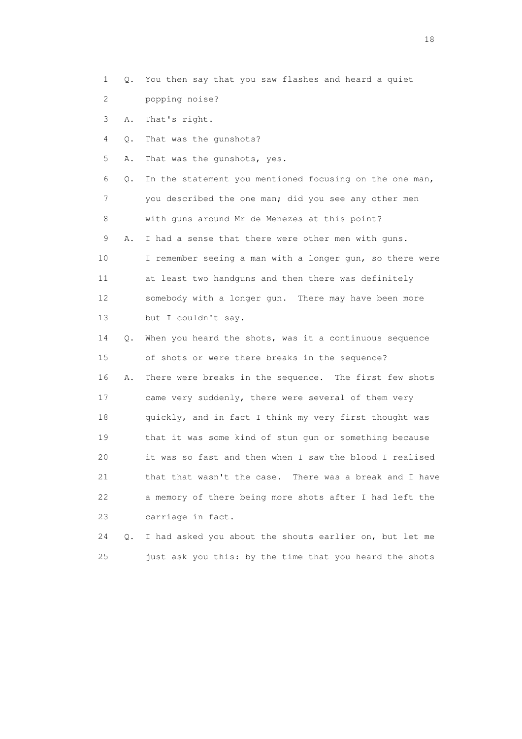1 Q. You then say that you saw flashes and heard a quiet
2 popping noise?
3 A. That's right.
4 Q. That was the gunshots?
5 A. That was the gunshots, yes.
6 Q. In the statement you mentioned focusing on the one man,
7 you described the one man; did you see any other men
8 with guns around Mr de Menezes at this point?
9 A. I had a sense that there were other men with guns.
10 I remember seeing a man with a longer gun, so there were
11 at least two handguns and then there was definitely
12 somebody with a longer gun. There may have been more
13 but I couldn't say.
14 Q. When you heard the shots, was it a continuous sequence
15 of shots or were there breaks in the sequence?
16 A. There were breaks in the sequence. The first few shots
17 came very suddenly, there were several of them very
18 quickly, and in fact I think my very first thought was
19 that it was some kind of stun gun or something because
20 it was so fast and then when I saw the blood I realised
21 that that wasn't the case. There was a break and I have
22 a memory of there being more shots after I had left the
23 carriage in fact.
24 Q. I had asked you about the shouts earlier on, but let me
25 just ask you this: by the time that you heard the shots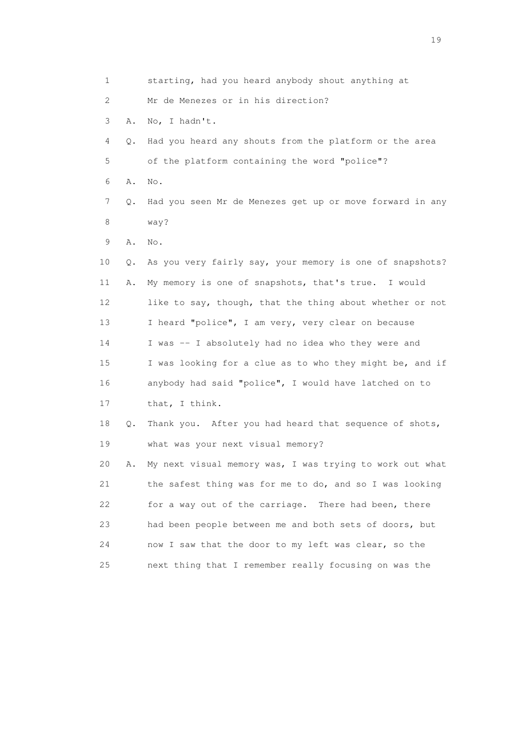1 starting, had you heard anybody shout anything at
2 Mr de Menezes or in his direction?
3 A. No, I hadn't.
4 Q. Had you heard any shouts from the platform or the area
5 of the platform containing the word "police"?
6 A. No.
7 Q. Had you seen Mr de Menezes get up or move forward in any
8 way?
9 A. No.
10 Q. As you very fairly say, your memory is one of snapshots?
11 A. My memory is one of snapshots, that's true. I would
12 like to say, though, that the thing about whether or not
13 I heard "police", I am very, very clear on because
14 I was -- I absolutely had no idea who they were and
15 I was looking for a clue as to who they might be, and if
16 anybody had said "police", I would have latched on to
17 that, I think.
18 Q. Thank you. After you had heard that sequence of shots,
19 what was your next visual memory?
20 A. My next visual memory was, I was trying to work out what
21 the safest thing was for me to do, and so I was looking
22 for a way out of the carriage. There had been, there
23 had been people between me and both sets of doors, but
24 now I saw that the door to my left was clear, so the
25 next thing that I remember really focusing on was the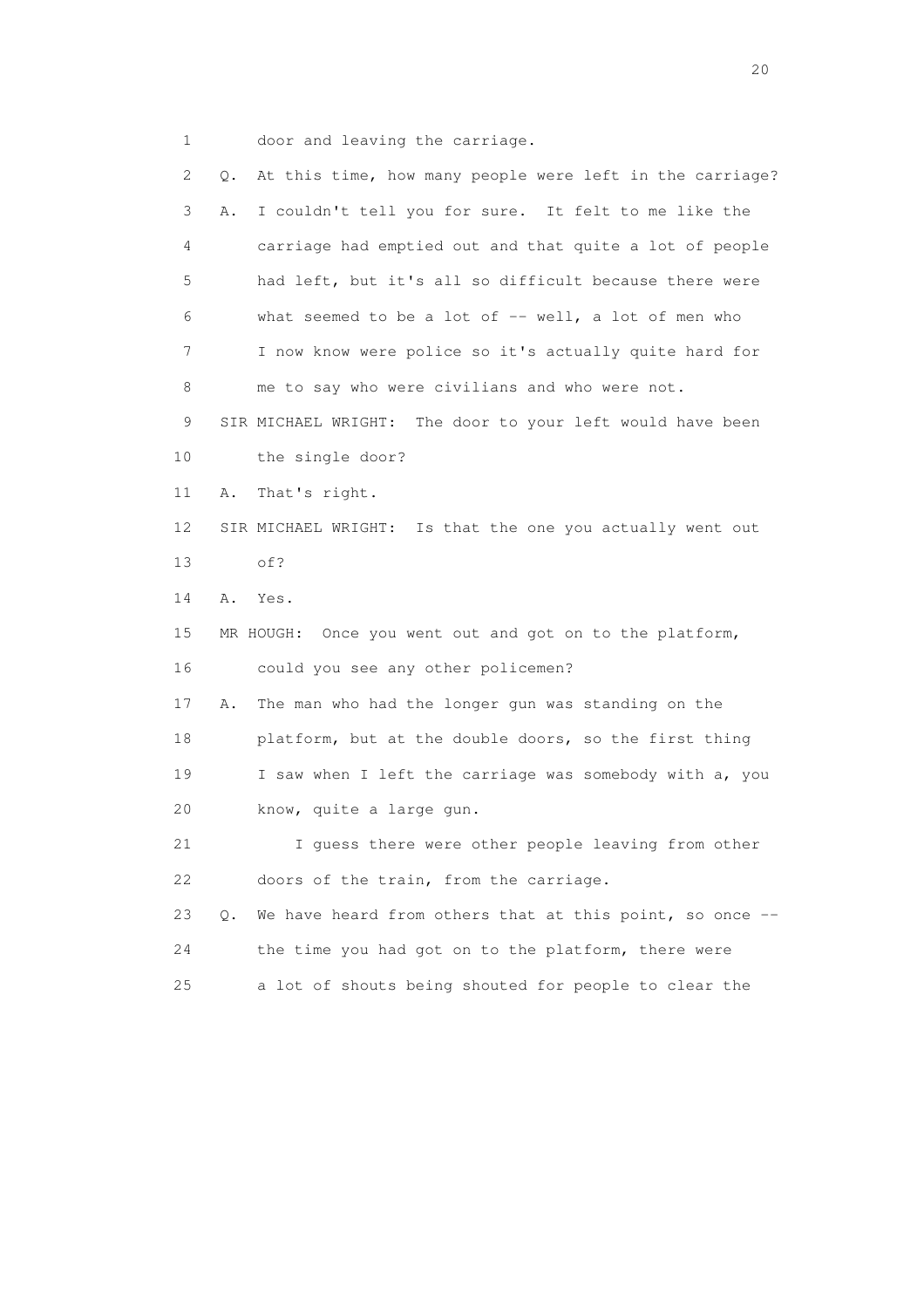1 door and leaving the carriage.

2 Q. At this time, how many people were left in the carriage?

3 A. I couldn't tell you for sure. It felt to me like the

4 carriage had emptied out and that quite a lot of people

5 had left, but it's all so difficult because there were

6 what seemed to be a lot of -- well, a lot of men who

7 I now know were police so it's actually quite hard for

8 me to say who were civilians and who were not.

9 SIR MICHAEL WRIGHT: The door to your left would have been

10 the single door?

11 A. That's right.

12 SIR MICHAEL WRIGHT: Is that the one you actually went out

13 of?

14 A. Yes.

15 MR HOUGH: Once you went out and got on to the platform,

16 could you see any other policemen?

17 A. The man who had the longer gun was standing on the

18 platform, but at the double doors, so the first thing

19 I saw when I left the carriage was somebody with a, you

20 know, quite a large gun.

21 I guess there were other people leaving from other

22 doors of the train, from the carriage.

23 Q. We have heard from others that at this point, so once --

24 the time you had got on to the platform, there were

25 a lot of shouts being shouted for people to clear the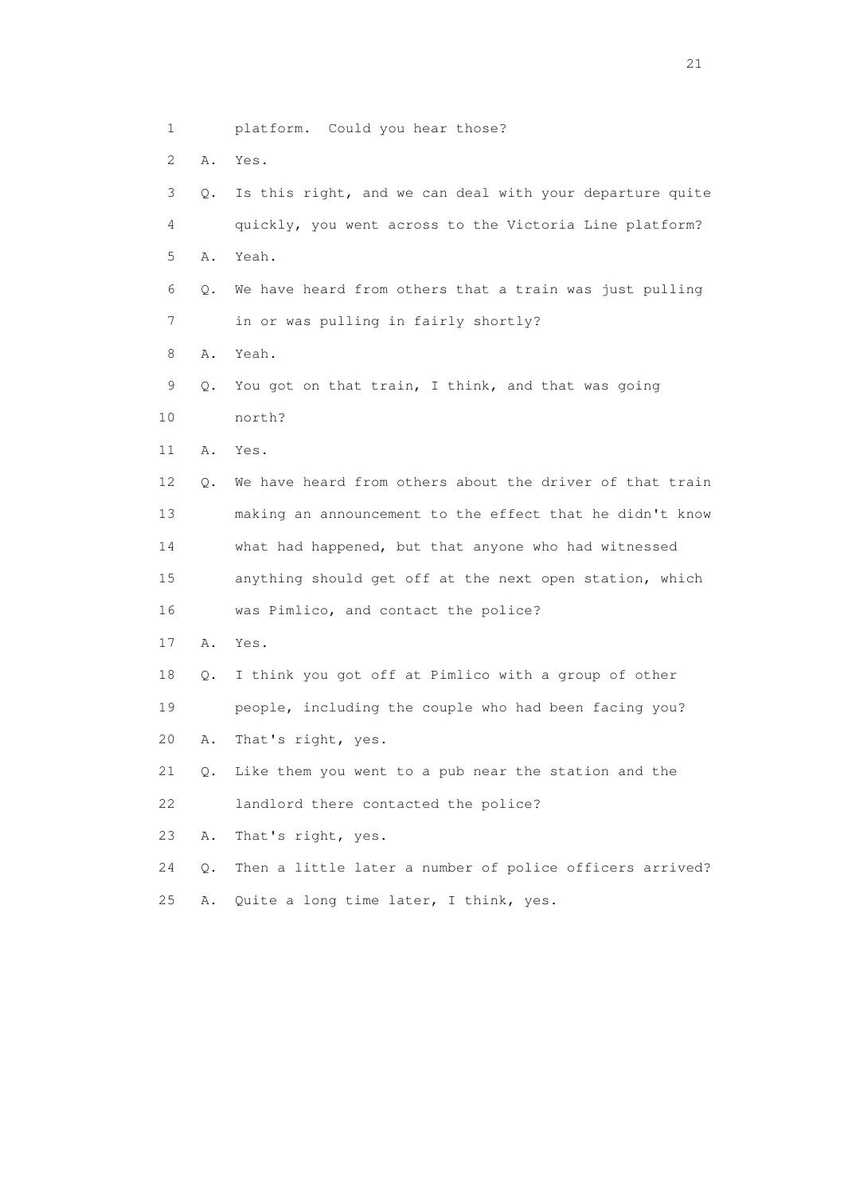1 platform. Could you hear those?

2 A. Yes.

3 Q. Is this right, and we can deal with your departure quite

4 quickly, you went across to the Victoria Line platform?

5 A. Yeah.

6 Q. We have heard from others that a train was just pulling

7 in or was pulling in fairly shortly?

8 A. Yeah.

9 Q. You got on that train, I think, and that was going

10 north?

11 A. Yes.

12 Q. We have heard from others about the driver of that train

13 making an announcement to the effect that he didn't know

14 what had happened, but that anyone who had witnessed

15 anything should get off at the next open station, which

16 was Pimlico, and contact the police?

17 A. Yes.

18 Q. I think you got off at Pimlico with a group of other

19 people, including the couple who had been facing you?

20 A. That's right, yes.

21 Q. Like them you went to a pub near the station and the

22 landlord there contacted the police?

23 A. That's right, yes.

24 Q. Then a little later a number of police officers arrived?

25 A. Quite a long time later, I think, yes.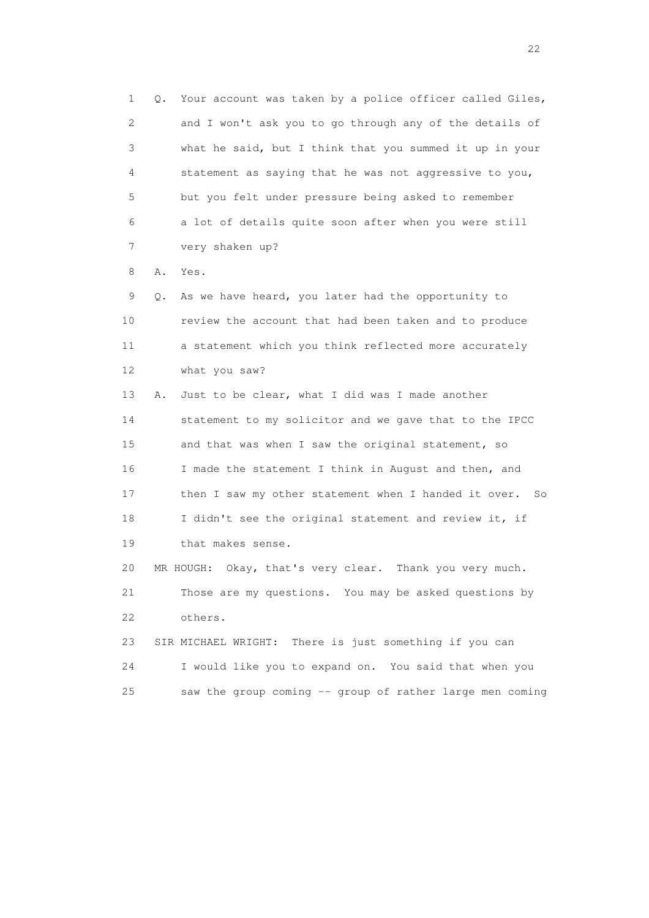1 Q. Your account was taken by a police officer called Giles,
2 and I won't ask you to go through any of the details of
3 what he said, but I think that you summed it up in your
4 statement as saying that he was not aggressive to you,
5 but you felt under pressure being asked to remember
6 a lot of details quite soon after when you were still
7 very shaken up?

8 A. Yes.

9 Q. As we have heard, you later had the opportunity to
10 review the account that had been taken and to produce
11 a statement which you think reflected more accurately
12 what you saw?

13 A. Just to be clear, what I did was I made another
14 statement to my solicitor and we gave that to the IPCC
15 and that was when I saw the original statement, so
16 I made the statement I think in August and then, and
17 then I saw my other statement when I handed it over. So
18 I didn't see the original statement and review it, if
19 that makes sense.

20 MR HOUGH: Okay, that's very clear. Thank you very much.
21 Those are my questions. You may be asked questions by
22 others.

23 SIR MICHAEL WRIGHT: There is just something if you can
24 I would like you to expand on. You said that when you
25 saw the group coming -- group of rather large men coming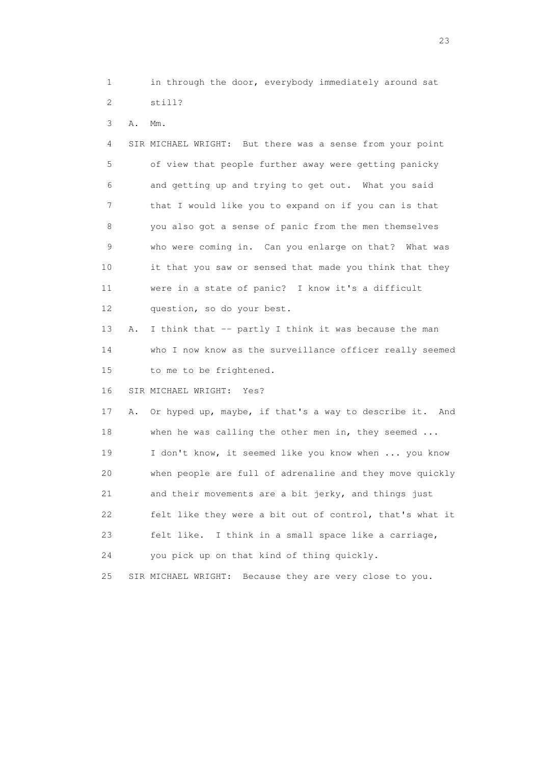1 in through the door, everybody immediately around sat
2 still?

3 A. Mm.

4 SIR MICHAEL WRIGHT: But there was a sense from your point
5 of view that people further away were getting panicky
6 and getting up and trying to get out. What you said
7 that I would like you to expand on if you can is that
8 you also got a sense of panic from the men themselves
9 who were coming in. Can you enlarge on that? What was
10 it that you saw or sensed that made you think that they
11 were in a state of panic? I know it's a difficult
12 question, so do your best.

13 A. I think that -- partly I think it was because the man
14 who I now know as the surveillance officer really seemed
15 to me to be frightened.

16 SIR MICHAEL WRIGHT: Yes?

17 A. Or hyped up, maybe, if that's a way to describe it. And
18 when he was calling the other men in, they seemed ...
19 I don't know, it seemed like you know when ... you know
20 when people are full of adrenaline and they move quickly
21 and their movements are a bit jerky, and things just
22 felt like they were a bit out of control, that's what it
23 felt like. I think in a small space like a carriage,
24 you pick up on that kind of thing quickly.

25 SIR MICHAEL WRIGHT: Because they are very close to you.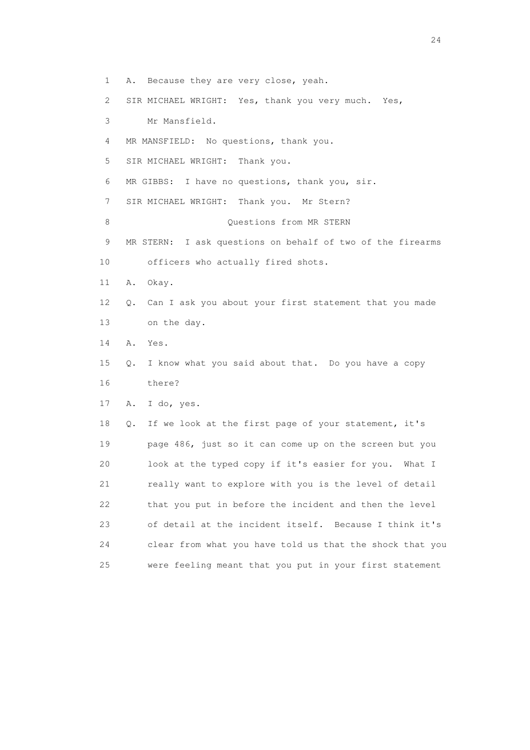1 A. Because they are very close, yeah.

2 SIR MICHAEL WRIGHT: Yes, thank you very much. Yes,

3 Mr Mansfield.

4 MR MANSFIELD: No questions, thank you.

5 SIR MICHAEL WRIGHT: Thank you.

6 MR GIBBS: I have no questions, thank you, sir.

7 SIR MICHAEL WRIGHT: Thank you. Mr Stern?

8 Questions from MR STERN

9 MR STERN: I ask questions on behalf of two of the firearms

10 officers who actually fired shots.

11 A. Okay.

12 Q. Can I ask you about your first statement that you made

13 on the day.

14 A. Yes.

15 Q. I know what you said about that. Do you have a copy

16 there?

17 A. I do, yes.

18 Q. If we look at the first page of your statement, it's

19 page 486, just so it can come up on the screen but you

20 look at the typed copy if it's easier for you. What I

21 really want to explore with you is the level of detail

22 that you put in before the incident and then the level

23 of detail at the incident itself. Because I think it's

24 clear from what you have told us that the shock that you

25 were feeling meant that you put in your first statement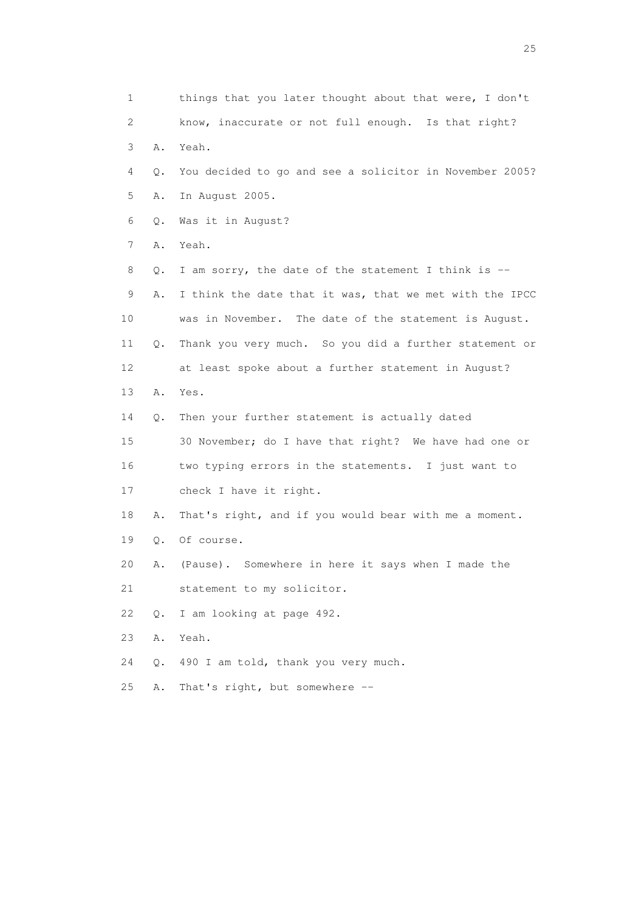1 things that you later thought about that were, I don't
2 know, inaccurate or not full enough. Is that right?
3 A. Yeah.
4 Q. You decided to go and see a solicitor in November 2005?
5 A. In August 2005.
6 Q. Was it in August?
7 A. Yeah.
8 Q. I am sorry, the date of the statement I think is --
9 A. I think the date that it was, that we met with the IPCC
10 was in November. The date of the statement is August.
11 Q. Thank you very much. So you did a further statement or
12 at least spoke about a further statement in August?
13 A. Yes.
14 Q. Then your further statement is actually dated
15 30 November; do I have that right? We have had one or
16 two typing errors in the statements. I just want to
17 check I have it right.
18 A. That's right, and if you would bear with me a moment.
19 Q. Of course.
20 A. (Pause). Somewhere in here it says when I made the
21 statement to my solicitor.
22 Q. I am looking at page 492.
23 A. Yeah.
24 Q. 490 I am told, thank you very much.
25 A. That's right, but somewhere --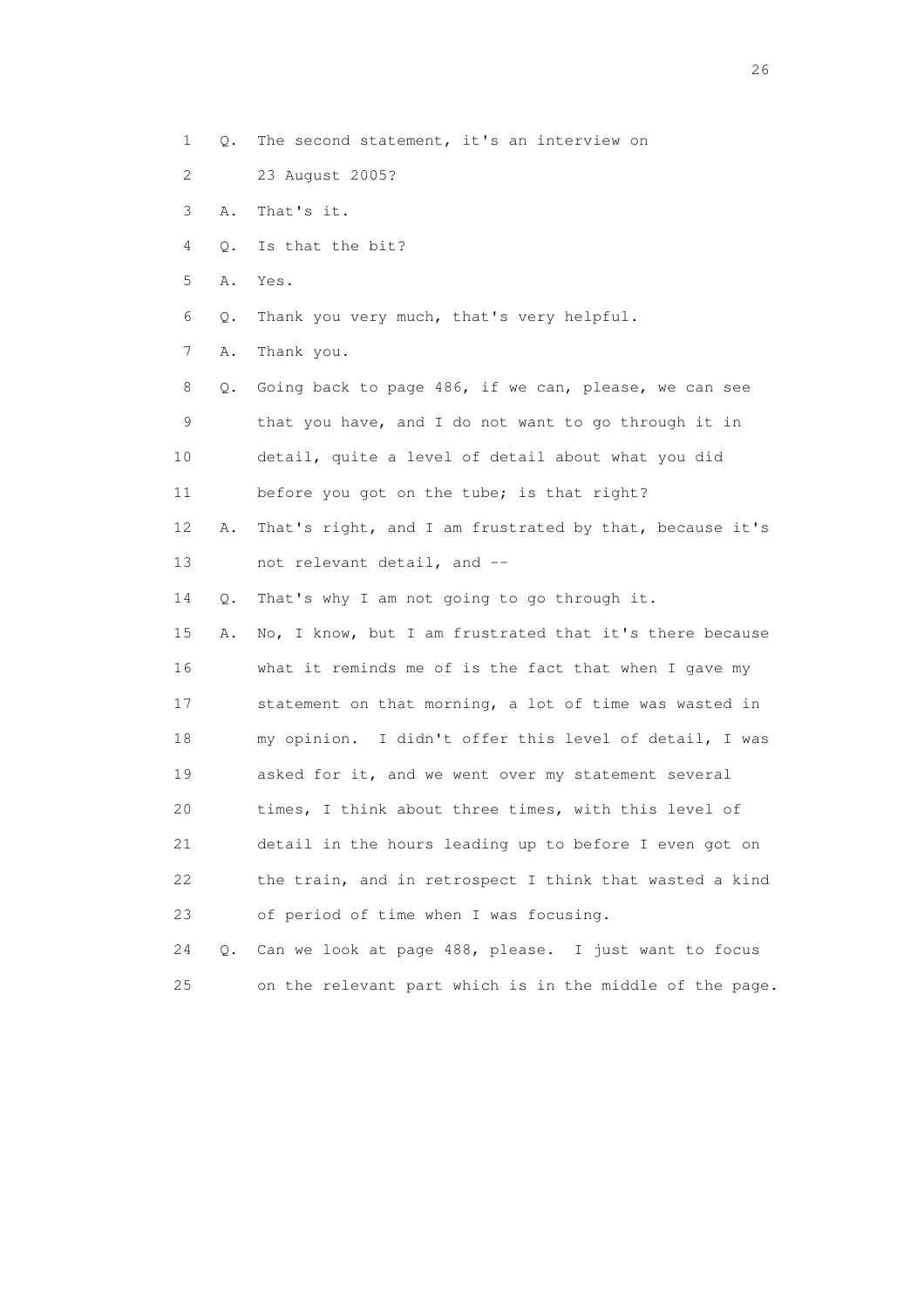1 Q. The second statement, it's an interview on

2 23 August 2005?

3 A. That's it.

4 Q. Is that the bit?

5 A. Yes.

6 Q. Thank you very much, that's very helpful.

7 A. Thank you.

8 Q. Going back to page 486, if we can, please, we can see

9 that you have, and I do not want to go through it in

10 detail, quite a level of detail about what you did

11 before you got on the tube; is that right?

12 A. That's right, and I am frustrated by that, because it's

13 not relevant detail, and --

14 Q. That's why I am not going to go through it.

15 A. No, I know, but I am frustrated that it's there because

16 what it reminds me of is the fact that when I gave my

17 statement on that morning, a lot of time was wasted in

18 my opinion. I didn't offer this level of detail, I was

19 asked for it, and we went over my statement several

20 times, I think about three times, with this level of

21 detail in the hours leading up to before I even got on

22 the train, and in retrospect I think that wasted a kind

23 of period of time when I was focusing.

24 Q. Can we look at page 488, please. I just want to focus

25 on the relevant part which is in the middle of the page.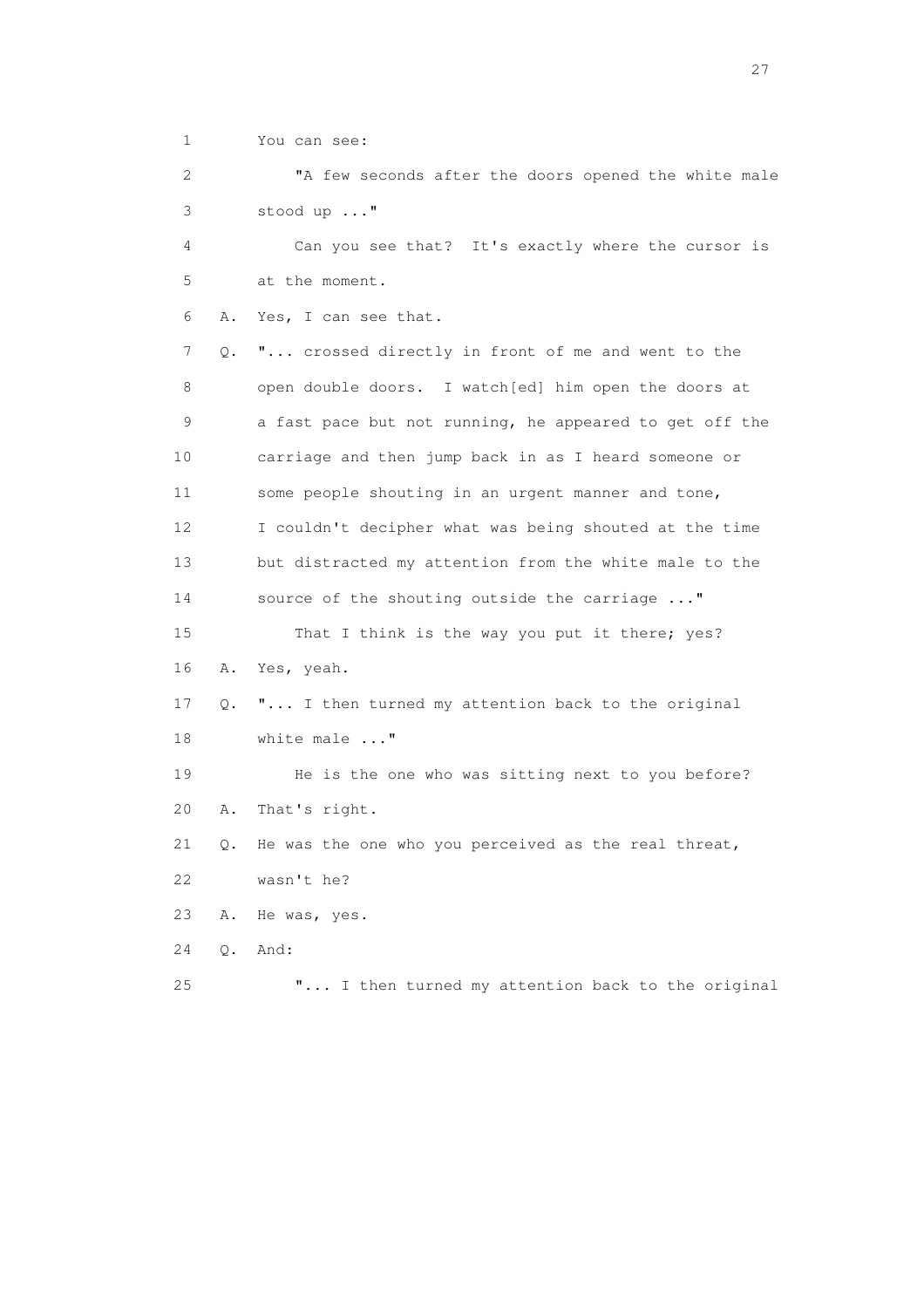1 You can see:

2 "A few seconds after the doors opened the white male

3 stood up ..."

4 Can you see that? It's exactly where the cursor is

5 at the moment.

6 A. Yes, I can see that.

7 Q. "... crossed directly in front of me and went to the

8 open double doors. I watch[ed] him open the doors at

9 a fast pace but not running, he appeared to get off the

10 carriage and then jump back in as I heard someone or

11 some people shouting in an urgent manner and tone,

12 I couldn't decipher what was being shouted at the time

13 but distracted my attention from the white male to the

14 source of the shouting outside the carriage ..."

15 That I think is the way you put it there; yes?

16 A. Yes, yeah.

17 Q. "... I then turned my attention back to the original

18 white male ..."

19 He is the one who was sitting next to you before?

20 A. That's right.

21 Q. He was the one who you perceived as the real threat,

22 wasn't he?

23 A. He was, yes.

24 Q. And:

25 "... I then turned my attention back to the original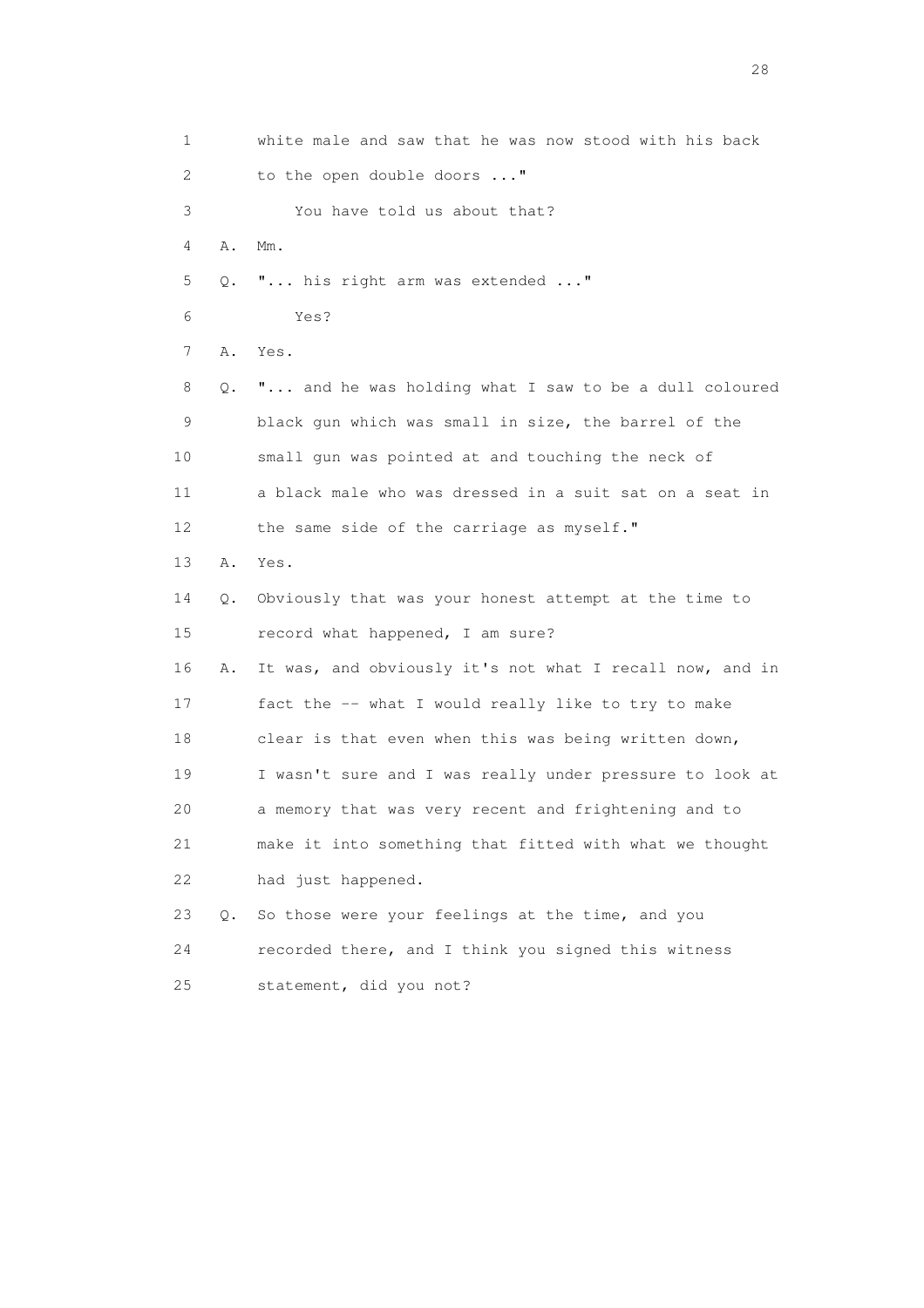1 white male and saw that he was now stood with his back
2 to the open double doors ..."
3 You have told us about that?
4 A. Mm.
5 Q. "... his right arm was extended ..."
6 Yes?
7 A. Yes.
8 Q. "... and he was holding what I saw to be a dull coloured
9 black gun which was small in size, the barrel of the
10 small gun was pointed at and touching the neck of
11 a black male who was dressed in a suit sat on a seat in
12 the same side of the carriage as myself."
13 A. Yes.
14 Q. Obviously that was your honest attempt at the time to
15 record what happened, I am sure?
16 A. It was, and obviously it's not what I recall now, and in
17 fact the -- what I would really like to try to make
18 clear is that even when this was being written down,
19 I wasn't sure and I was really under pressure to look at
20 a memory that was very recent and frightening and to
21 make it into something that fitted with what we thought
22 had just happened.
23 Q. So those were your feelings at the time, and you
24 recorded there, and I think you signed this witness
25 statement, did you not?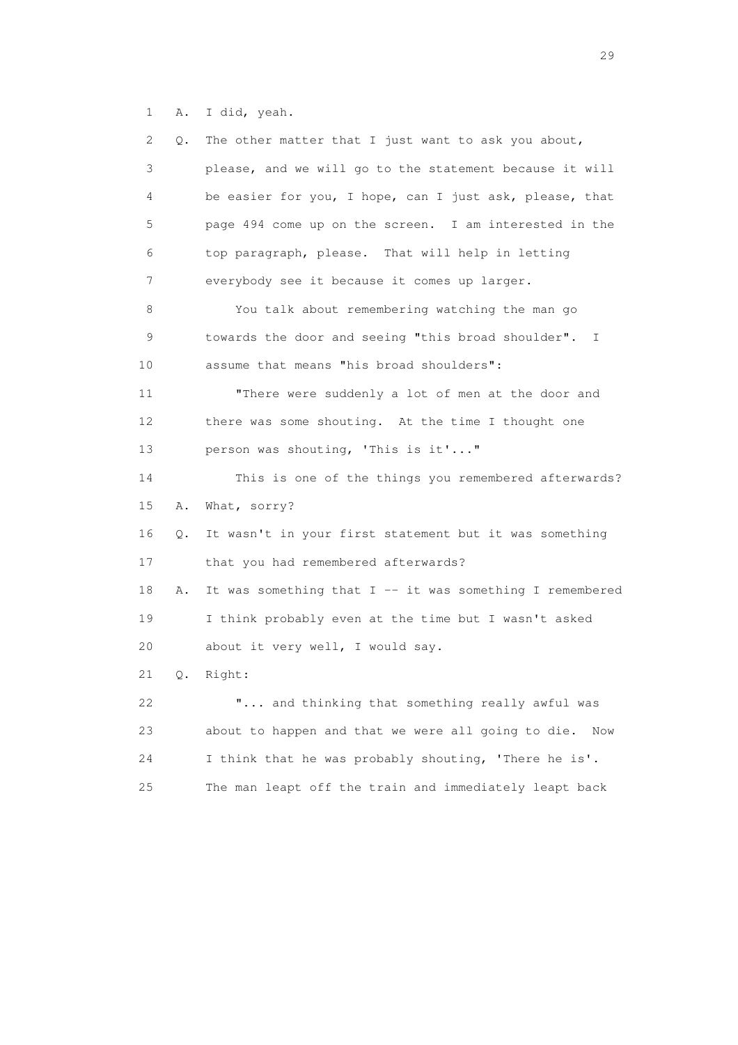1 A. I did, yeah.

2 Q. The other matter that I just want to ask you about,

3 please, and we will go to the statement because it will

4 be easier for you, I hope, can I just ask, please, that

5 page 494 come up on the screen. I am interested in the

6 top paragraph, please. That will help in letting

7 everybody see it because it comes up larger.

8 You talk about remembering watching the man go

9 towards the door and seeing "this broad shoulder". I

10 assume that means "his broad shoulders":

11 "There were suddenly a lot of men at the door and

12 there was some shouting. At the time I thought one

13 person was shouting, 'This is it'..."

14 This is one of the things you remembered afterwards?

15 A. What, sorry?

16 Q. It wasn't in your first statement but it was something

17 that you had remembered afterwards?

18 A. It was something that I -- it was something I remembered

19 I think probably even at the time but I wasn't asked

20 about it very well, I would say.

21 Q. Right:

22 "... and thinking that something really awful was

23 about to happen and that we were all going to die. Now

24 I think that he was probably shouting, 'There he is'.

25 The man leapt off the train and immediately leapt back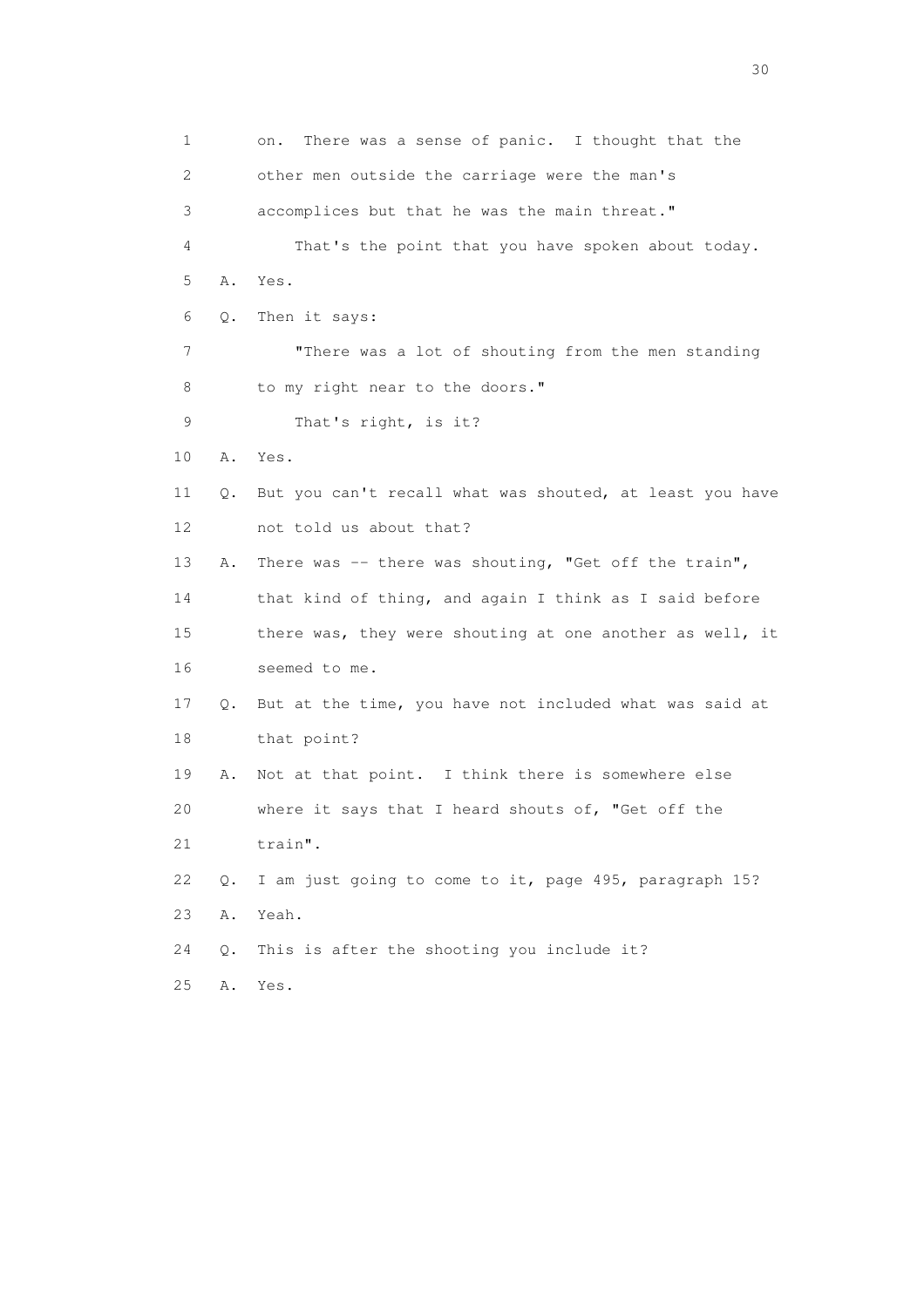1 on. There was a sense of panic. I thought that the
2 other men outside the carriage were the man's
3 accomplices but that he was the main threat."
4 That's the point that you have spoken about today.
5 A. Yes.
6 Q. Then it says:
7 "There was a lot of shouting from the men standing
8 to my right near to the doors."
9 That's right, is it?
10 A. Yes.
11 Q. But you can't recall what was shouted, at least you have
12 not told us about that?
13 A. There was -- there was shouting, "Get off the train",
14 that kind of thing, and again I think as I said before
15 there was, they were shouting at one another as well, it
16 seemed to me.
17 Q. But at the time, you have not included what was said at
18 that point?
19 A. Not at that point. I think there is somewhere else
20 where it says that I heard shouts of, "Get off the
21 train".
22 Q. I am just going to come to it, page 495, paragraph 15?
23 A. Yeah.
24 Q. This is after the shooting you include it?
25 A. Yes.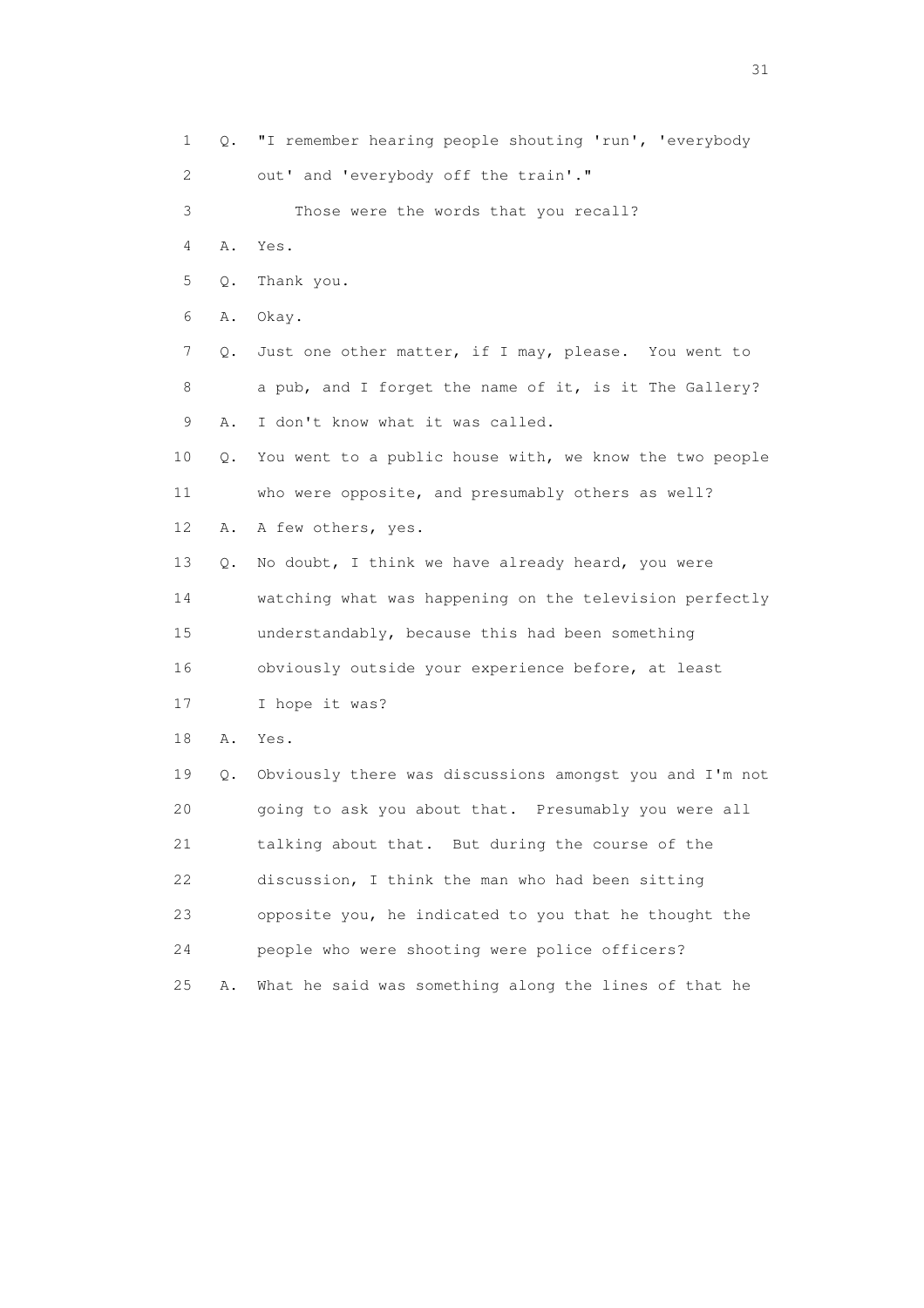1 Q. "I remember hearing people shouting 'run', 'everybody

2 out' and 'everybody off the train'."

3 Those were the words that you recall?

4 A. Yes.

5 Q. Thank you.

6 A. Okay.

7 Q. Just one other matter, if I may, please. You went to

8 a pub, and I forget the name of it, is it The Gallery?

9 A. I don't know what it was called.

10 Q. You went to a public house with, we know the two people

11 who were opposite, and presumably others as well?

12 A. A few others, yes.

13 Q. No doubt, I think we have already heard, you were

14 watching what was happening on the television perfectly

15 understandably, because this had been something

16 obviously outside your experience before, at least

17 I hope it was?

18 A. Yes.

19 Q. Obviously there was discussions amongst you and I'm not

20 going to ask you about that. Presumably you were all

21 talking about that. But during the course of the

22 discussion, I think the man who had been sitting

23 opposite you, he indicated to you that he thought the

24 people who were shooting were police officers?

25 A. What he said was something along the lines of that he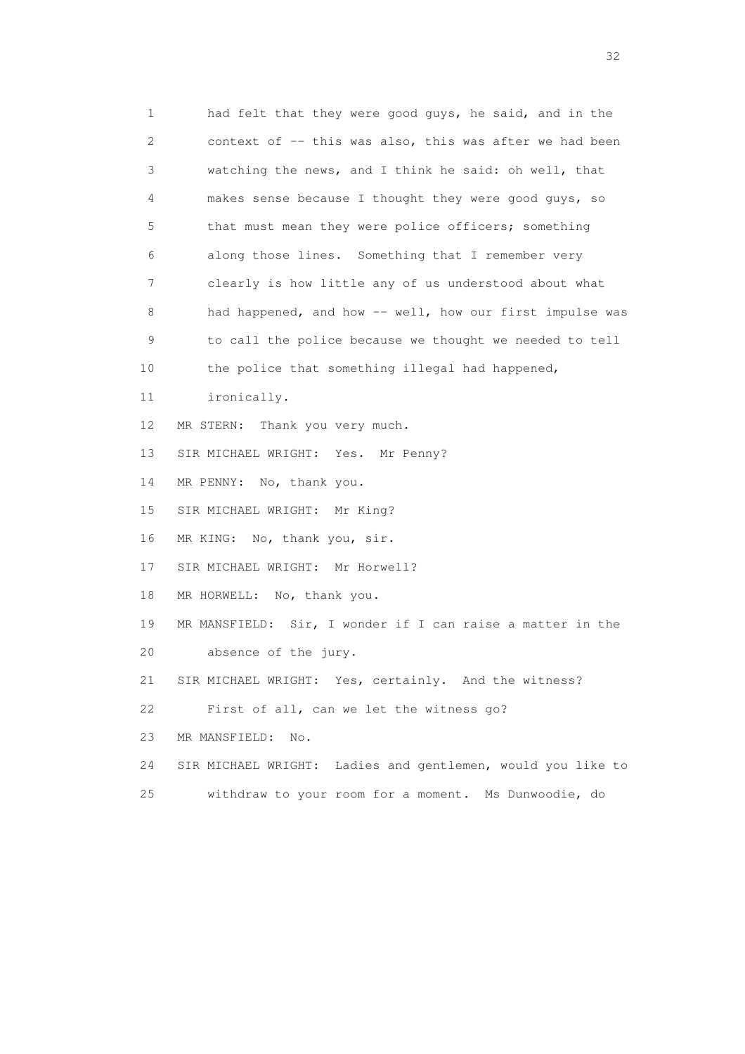1 had felt that they were good guys, he said, and in the
2 context of -- this was also, this was after we had been
3 watching the news, and I think he said: oh well, that
4 makes sense because I thought they were good guys, so
5 that must mean they were police officers; something
6 along those lines. Something that I remember very
7 clearly is how little any of us understood about what
8 had happened, and how -- well, how our first impulse was
9 to call the police because we thought we needed to tell
10 the police that something illegal had happened,
11 ironically.
12 MR STERN: Thank you very much.
13 SIR MICHAEL WRIGHT: Yes. Mr Penny?
14 MR PENNY: No, thank you.
15 SIR MICHAEL WRIGHT: Mr King?
16 MR KING: No, thank you, sir.
17 SIR MICHAEL WRIGHT: Mr Horwell?
18 MR HORWELL: No, thank you.
19 MR MANSFIELD: Sir, I wonder if I can raise a matter in the
20 absence of the jury.
21 SIR MICHAEL WRIGHT: Yes, certainly. And the witness?
22 First of all, can we let the witness go?
23 MR MANSFIELD: No.
24 SIR MICHAEL WRIGHT: Ladies and gentlemen, would you like to
25 withdraw to your room for a moment. Ms Dunwoodie, do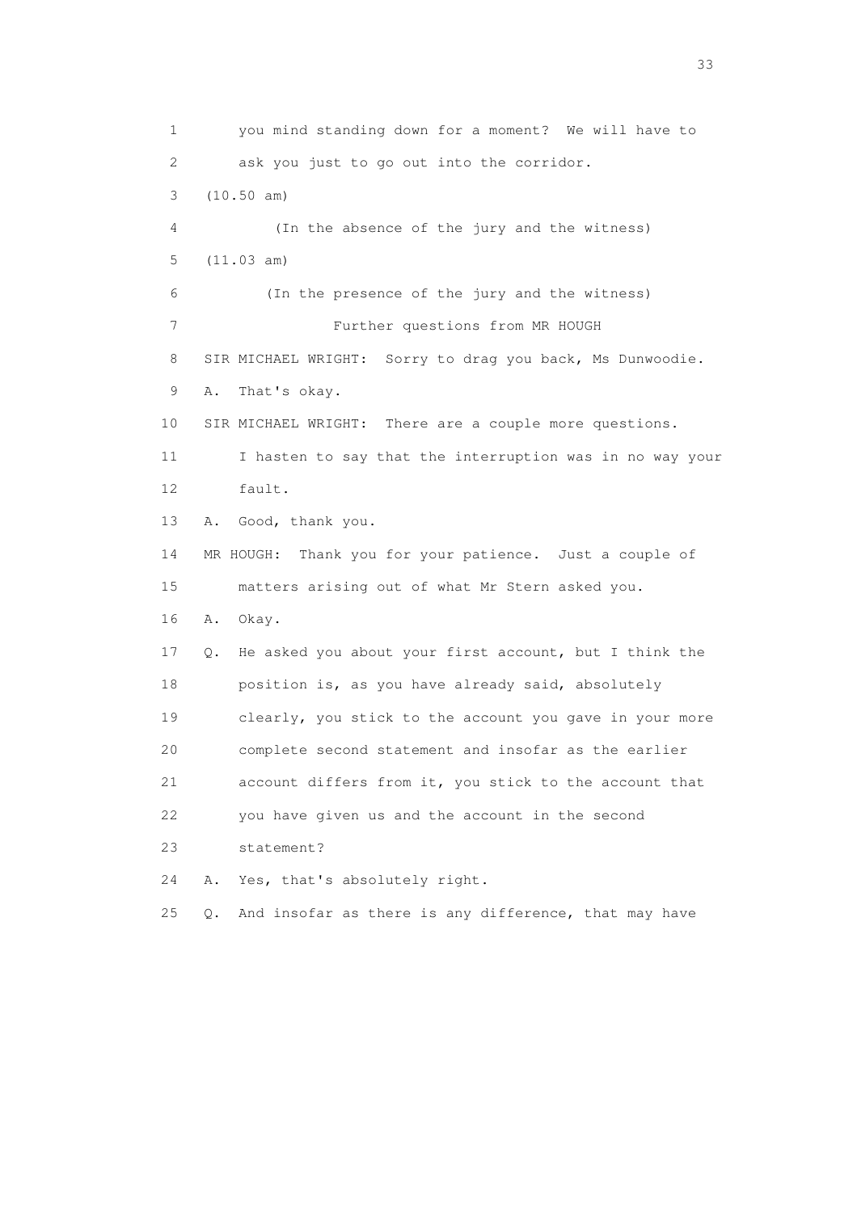1 you mind standing down for a moment? We will have to
2 ask you just to go out into the corridor.
3 (10.50 am)
4 (In the absence of the jury and the witness)
5 (11.03 am)
6 (In the presence of the jury and the witness)
7 Further questions from MR HOUGH
8 SIR MICHAEL WRIGHT: Sorry to drag you back, Ms Dunwoodie.
9 A. That's okay.
10 SIR MICHAEL WRIGHT: There are a couple more questions.
11 I hasten to say that the interruption was in no way your
12 fault.
13 A. Good, thank you.
14 MR HOUGH: Thank you for your patience. Just a couple of
15 matters arising out of what Mr Stern asked you.
16 A. Okay.
17 Q. He asked you about your first account, but I think the
18 position is, as you have already said, absolutely
19 clearly, you stick to the account you gave in your more
20 complete second statement and insofar as the earlier
21 account differs from it, you stick to the account that
22 you have given us and the account in the second
23 statement?
24 A. Yes, that's absolutely right.
25 Q. And insofar as there is any difference, that may have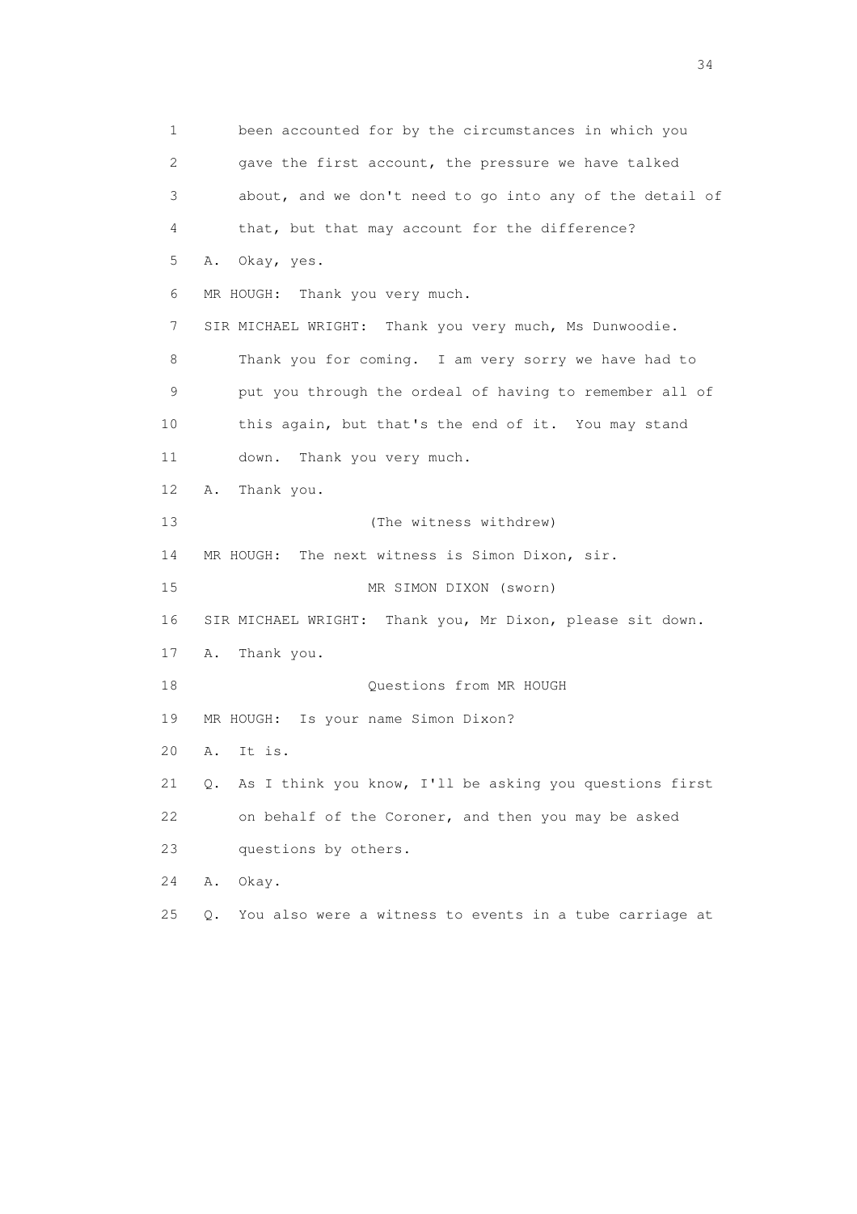1 been accounted for by the circumstances in which you
2 gave the first account, the pressure we have talked
3 about, and we don't need to go into any of the detail of
4 that, but that may account for the difference?
5 A. Okay, yes.
6 MR HOUGH: Thank you very much.
7 SIR MICHAEL WRIGHT: Thank you very much, Ms Dunwoodie.
8 Thank you for coming. I am very sorry we have had to
9 put you through the ordeal of having to remember all of
10 this again, but that's the end of it. You may stand
11 down. Thank you very much.
12 A. Thank you.
13 (The witness withdrew)
14 MR HOUGH: The next witness is Simon Dixon, sir.
15 MR SIMON DIXON (sworn)
16 SIR MICHAEL WRIGHT: Thank you, Mr Dixon, please sit down.
17 A. Thank you.
18 Questions from MR HOUGH
19 MR HOUGH: Is your name Simon Dixon?
20 A. It is.
21 Q. As I think you know, I'll be asking you questions first
22 on behalf of the Coroner, and then you may be asked
23 questions by others.
24 A. Okay.
25 Q. You also were a witness to events in a tube carriage at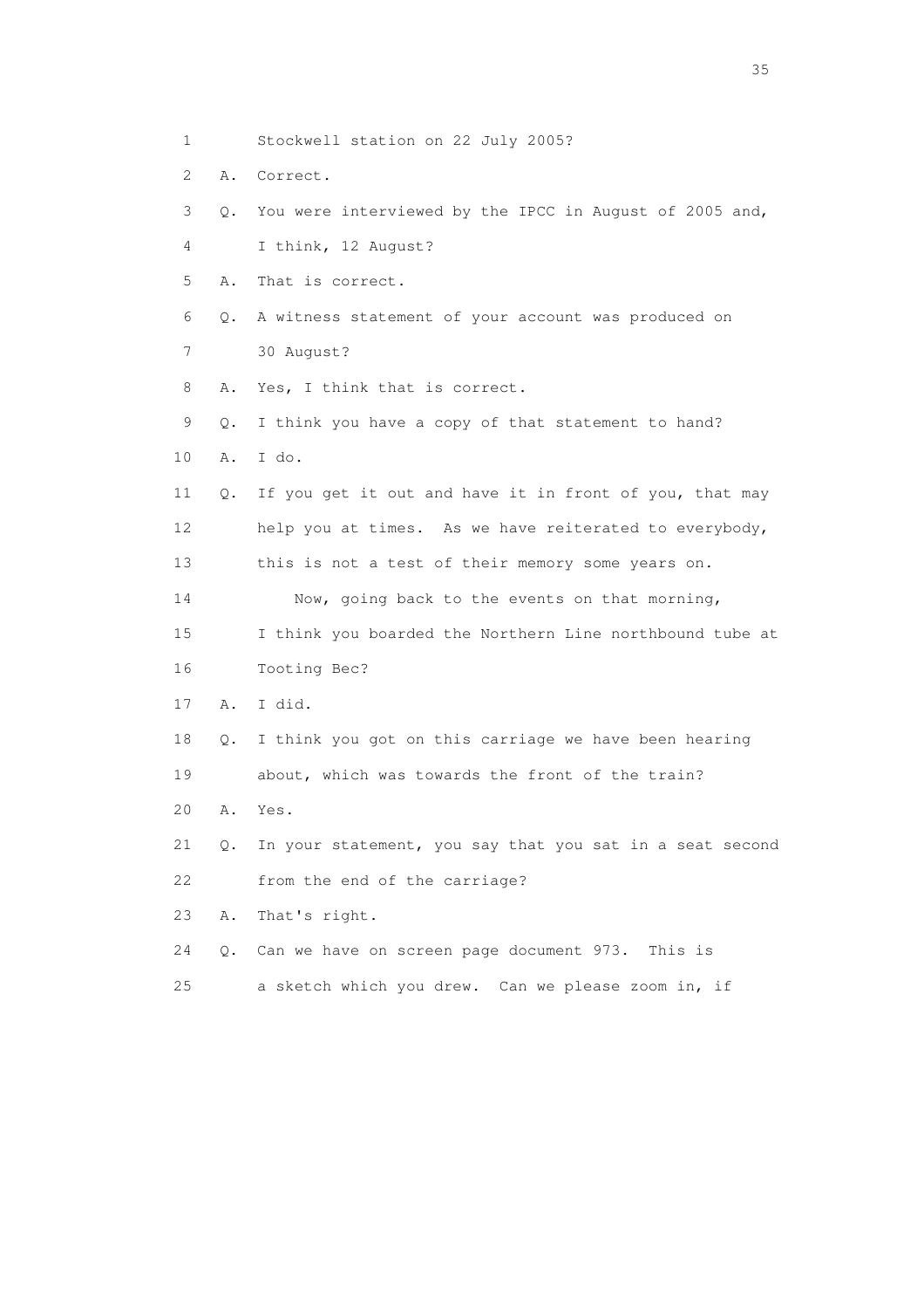1 Stockwell station on 22 July 2005?

2 A. Correct.

3 Q. You were interviewed by the IPCC in August of 2005 and,

4 I think, 12 August?

5 A. That is correct.

6 Q. A witness statement of your account was produced on

7 30 August?

8 A. Yes, I think that is correct.

9 Q. I think you have a copy of that statement to hand?

10 A. I do.

11 Q. If you get it out and have it in front of you, that may

12 help you at times. As we have reiterated to everybody,

13 this is not a test of their memory some years on.

14 Now, going back to the events on that morning,

15 I think you boarded the Northern Line northbound tube at

16 Tooting Bec?

17 A. I did.

18 Q. I think you got on this carriage we have been hearing

19 about, which was towards the front of the train?

20 A. Yes.

21 Q. In your statement, you say that you sat in a seat second

22 from the end of the carriage?

23 A. That's right.

24 Q. Can we have on screen page document 973. This is

25 a sketch which you drew. Can we please zoom in, if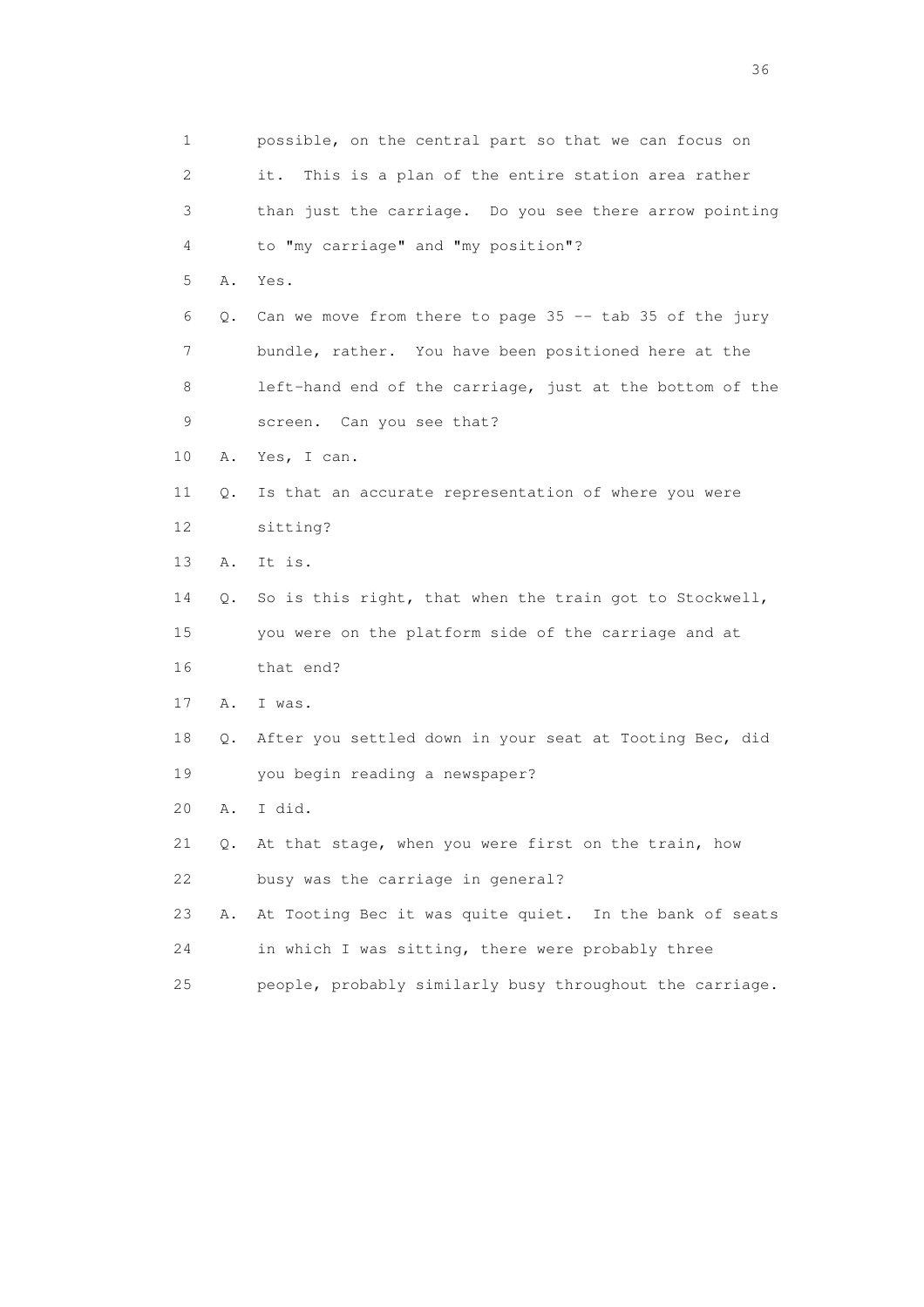1 possible, on the central part so that we can focus on
2 it. This is a plan of the entire station area rather
3 than just the carriage. Do you see there arrow pointing
4 to "my carriage" and "my position"?
5 A. Yes.
6 Q. Can we move from there to page 35 -- tab 35 of the jury
7 bundle, rather. You have been positioned here at the
8 left-hand end of the carriage, just at the bottom of the
9 screen. Can you see that?
10 A. Yes, I can.
11 Q. Is that an accurate representation of where you were
12 sitting?
13 A. It is.
14 Q. So is this right, that when the train got to Stockwell,
15 you were on the platform side of the carriage and at
16 that end?
17 A. I was.
18 Q. After you settled down in your seat at Tooting Bec, did
19 you begin reading a newspaper?
20 A. I did.
21 Q. At that stage, when you were first on the train, how
22 busy was the carriage in general?
23 A. At Tooting Bec it was quite quiet. In the bank of seats
24 in which I was sitting, there were probably three
25 people, probably similarly busy throughout the carriage.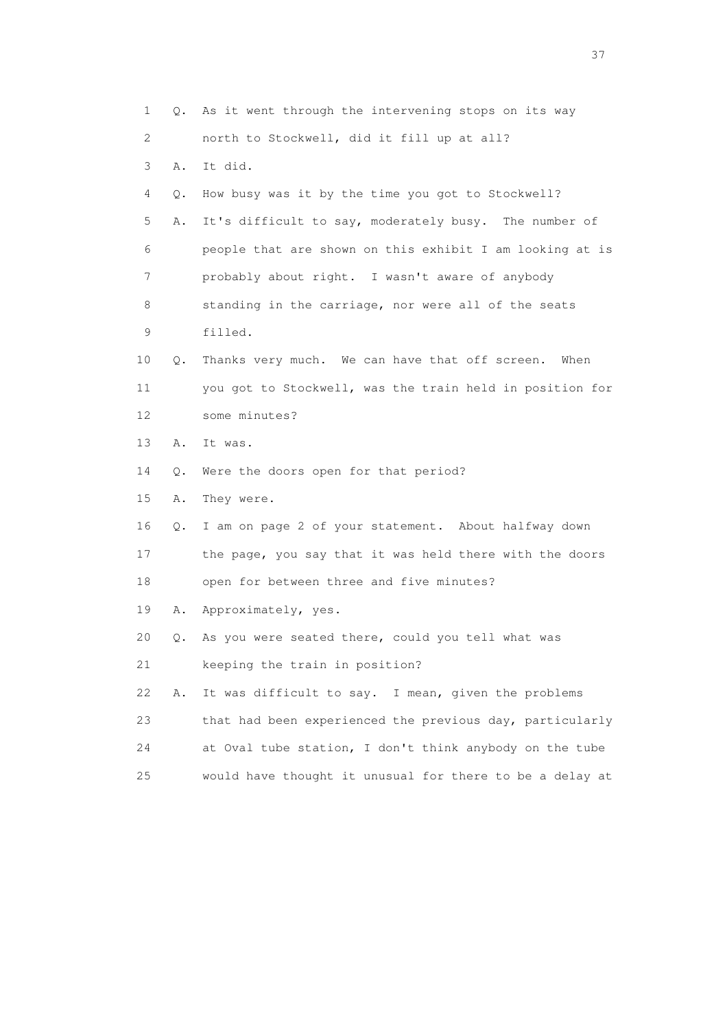1 Q. As it went through the intervening stops on its way
2 north to Stockwell, did it fill up at all?
3 A. It did.
4 Q. How busy was it by the time you got to Stockwell?
5 A. It's difficult to say, moderately busy. The number of
6 people that are shown on this exhibit I am looking at is
7 probably about right. I wasn't aware of anybody
8 standing in the carriage, nor were all of the seats
9 filled.
10 Q. Thanks very much. We can have that off screen. When
11 you got to Stockwell, was the train held in position for
12 some minutes?
13 A. It was.
14 Q. Were the doors open for that period?
15 A. They were.
16 Q. I am on page 2 of your statement. About halfway down
17 the page, you say that it was held there with the doors
18 open for between three and five minutes?
19 A. Approximately, yes.
20 Q. As you were seated there, could you tell what was
21 keeping the train in position?
22 A. It was difficult to say. I mean, given the problems
23 that had been experienced the previous day, particularly
24 at Oval tube station, I don't think anybody on the tube
25 would have thought it unusual for there to be a delay at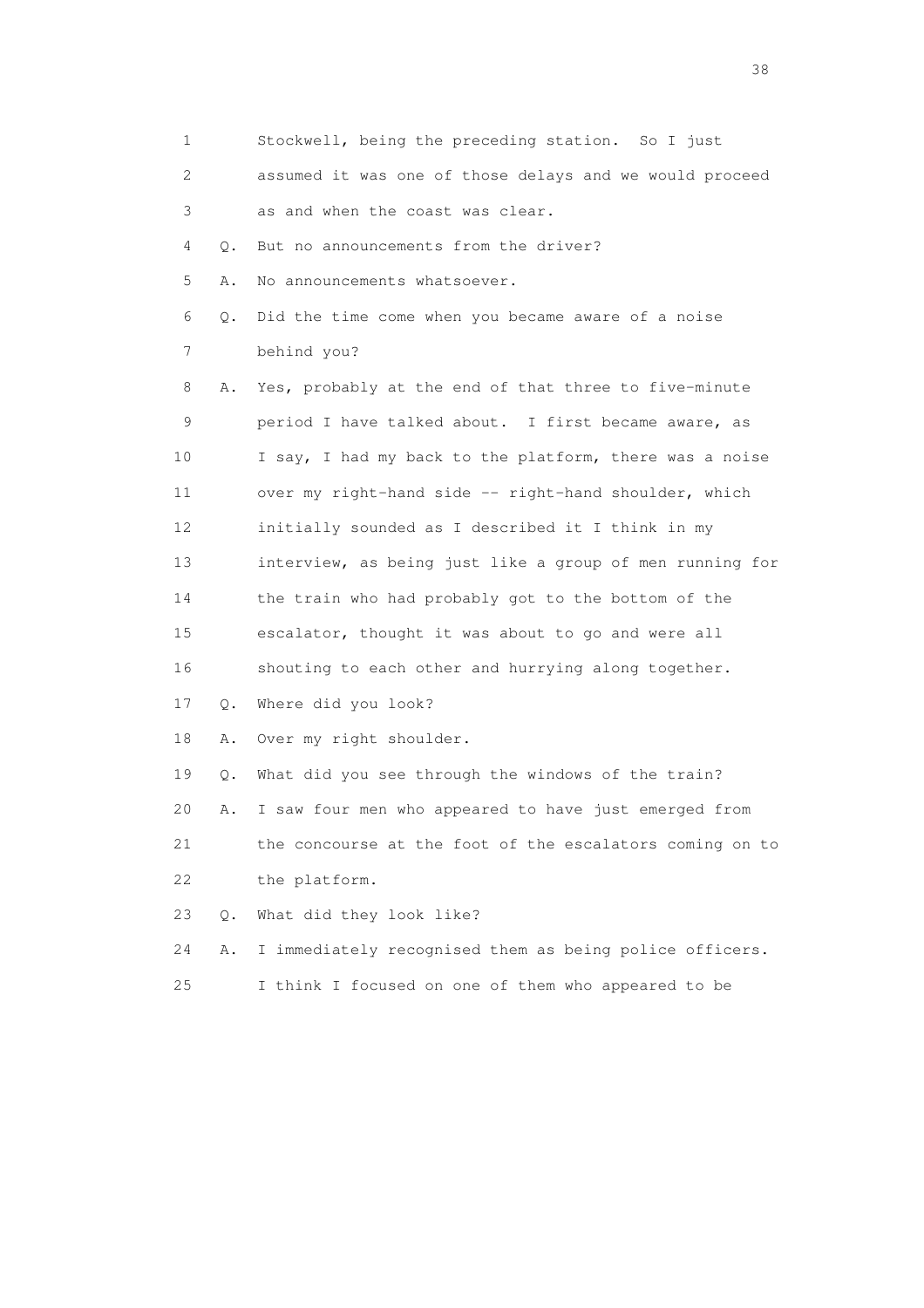1 Stockwell, being the preceding station. So I just
2 assumed it was one of those delays and we would proceed
3 as and when the coast was clear.
4 Q. But no announcements from the driver?
5 A. No announcements whatsoever.
6 Q. Did the time come when you became aware of a noise
7 behind you?
8 A. Yes, probably at the end of that three to five-minute
9 period I have talked about. I first became aware, as
10 I say, I had my back to the platform, there was a noise
11 over my right-hand side -- right-hand shoulder, which
12 initially sounded as I described it I think in my
13 interview, as being just like a group of men running for
14 the train who had probably got to the bottom of the
15 escalator, thought it was about to go and were all
16 shouting to each other and hurrying along together.
17 Q. Where did you look?
18 A. Over my right shoulder.
19 Q. What did you see through the windows of the train?
20 A. I saw four men who appeared to have just emerged from
21 the concourse at the foot of the escalators coming on to
22 the platform.
23 Q. What did they look like?
24 A. I immediately recognised them as being police officers.
25 I think I focused on one of them who appeared to be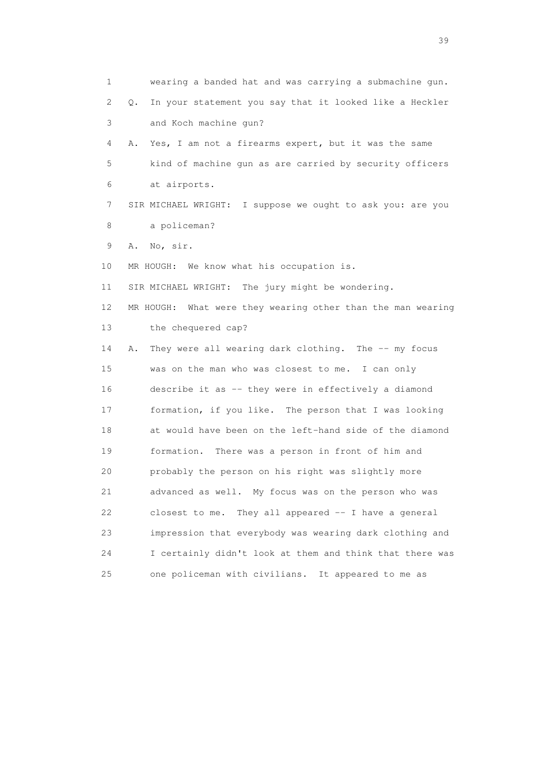1 wearing a banded hat and was carrying a submachine gun.

2 Q. In your statement you say that it looked like a Heckler

3 and Koch machine gun?

4 A. Yes, I am not a firearms expert, but it was the same

5 kind of machine gun as are carried by security officers

6 at airports.

7 SIR MICHAEL WRIGHT: I suppose we ought to ask you: are you

8 a policeman?

9 A. No, sir.

10 MR HOUGH: We know what his occupation is.

11 SIR MICHAEL WRIGHT: The jury might be wondering.

12 MR HOUGH: What were they wearing other than the man wearing

13 the chequered cap?

14 A. They were all wearing dark clothing. The -- my focus

15 was on the man who was closest to me. I can only

16 describe it as -- they were in effectively a diamond

17 formation, if you like. The person that I was looking

18 at would have been on the left-hand side of the diamond

19 formation. There was a person in front of him and

20 probably the person on his right was slightly more

21 advanced as well. My focus was on the person who was

22 closest to me. They all appeared -- I have a general

23 impression that everybody was wearing dark clothing and

24 I certainly didn't look at them and think that there was

25 one policeman with civilians. It appeared to me as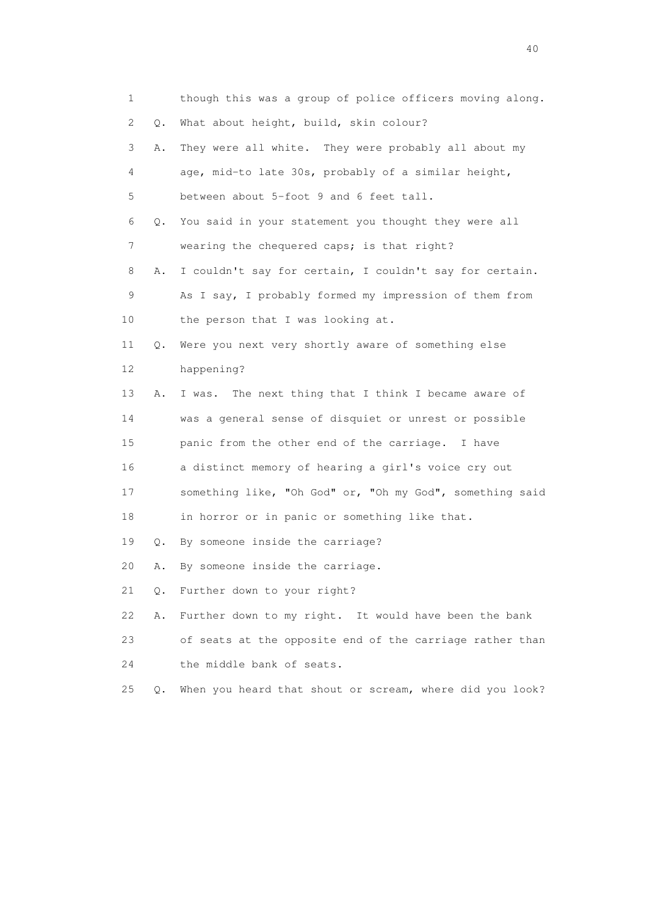1 though this was a group of police officers moving along.

2 Q. What about height, build, skin colour?

3 A. They were all white. They were probably all about my

4 age, mid-to late 30s, probably of a similar height,

5 between about 5-foot 9 and 6 feet tall.

6 Q. You said in your statement you thought they were all

7 wearing the chequered caps; is that right?

8 A. I couldn't say for certain, I couldn't say for certain.

9 As I say, I probably formed my impression of them from

10 the person that I was looking at.

11 Q. Were you next very shortly aware of something else

12 happening?

13 A. I was. The next thing that I think I became aware of

14 was a general sense of disquiet or unrest or possible

15 panic from the other end of the carriage. I have

16 a distinct memory of hearing a girl's voice cry out

17 something like, "Oh God" or, "Oh my God", something said

18 in horror or in panic or something like that.

19 Q. By someone inside the carriage?

20 A. By someone inside the carriage.

21 Q. Further down to your right?

22 A. Further down to my right. It would have been the bank

23 of seats at the opposite end of the carriage rather than

24 the middle bank of seats.

25 Q. When you heard that shout or scream, where did you look?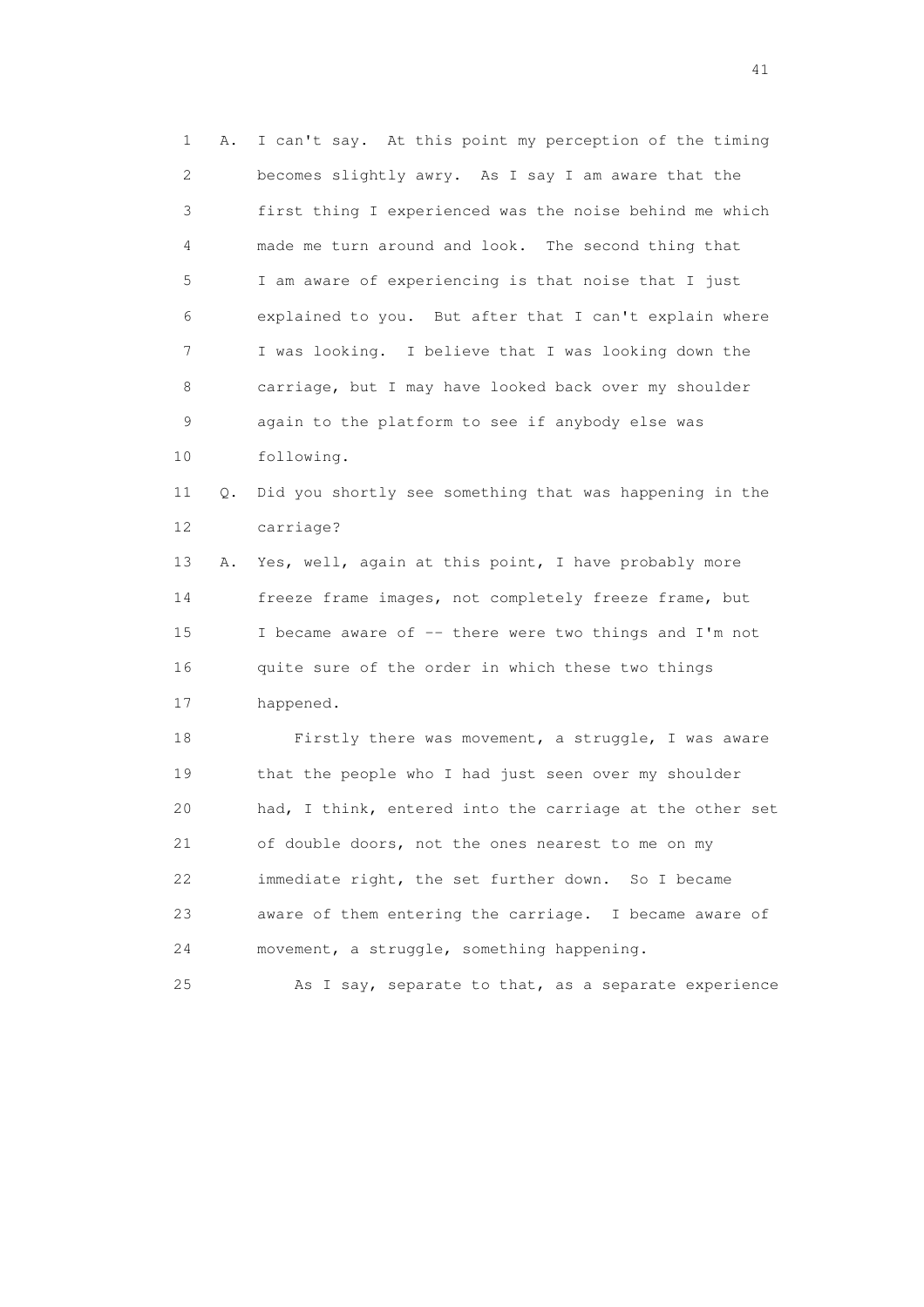1 A. I can't say. At this point my perception of the timing
2 becomes slightly awry. As I say I am aware that the
3 first thing I experienced was the noise behind me which
4 made me turn around and look. The second thing that
5 I am aware of experiencing is that noise that I just
6 explained to you. But after that I can't explain where
7 I was looking. I believe that I was looking down the
8 carriage, but I may have looked back over my shoulder
9 again to the platform to see if anybody else was
10 following.

11 Q. Did you shortly see something that was happening in the
12 carriage?

13 A. Yes, well, again at this point, I have probably more
14 freeze frame images, not completely freeze frame, but
15 I became aware of -- there were two things and I'm not
16 quite sure of the order in which these two things
17 happened.

18 Firstly there was movement, a struggle, I was aware
19 that the people who I had just seen over my shoulder
20 had, I think, entered into the carriage at the other set
21 of double doors, not the ones nearest to me on my
22 immediate right, the set further down. So I became
23 aware of them entering the carriage. I became aware of
24 movement, a struggle, something happening.

25 As I say, separate to that, as a separate experience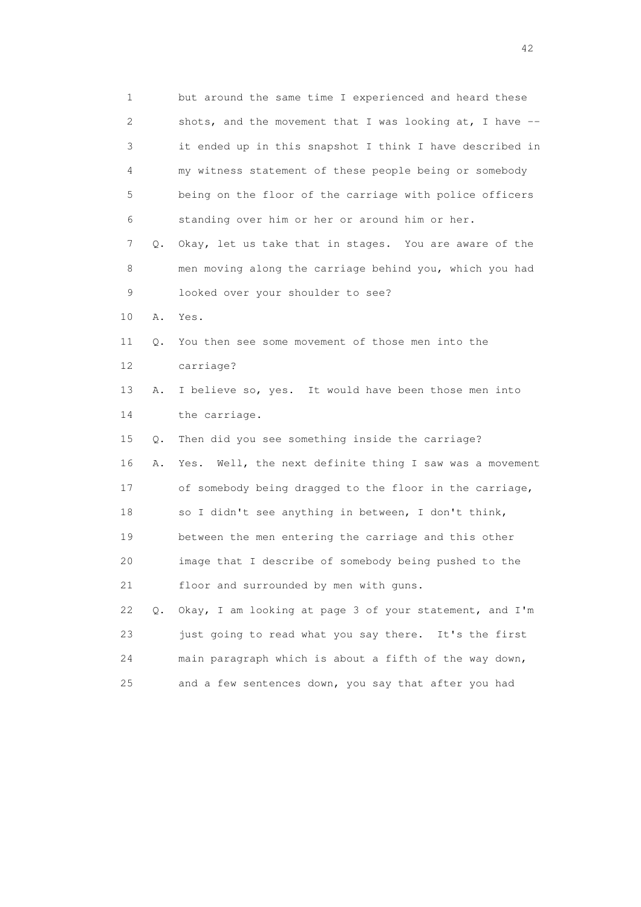1 but around the same time I experienced and heard these
2 shots, and the movement that I was looking at, I have --
3 it ended up in this snapshot I think I have described in
4 my witness statement of these people being or somebody
5 being on the floor of the carriage with police officers
6 standing over him or her or around him or her.

7 Q. Okay, let us take that in stages. You are aware of the
8 men moving along the carriage behind you, which you had
9 looked over your shoulder to see?

10 A. Yes.

11 Q. You then see some movement of those men into the
12 carriage?

13 A. I believe so, yes. It would have been those men into
14 the carriage.

15 Q. Then did you see something inside the carriage?

16 A. Yes. Well, the next definite thing I saw was a movement
17 of somebody being dragged to the floor in the carriage,
18 so I didn't see anything in between, I don't think,
19 between the men entering the carriage and this other
20 image that I describe of somebody being pushed to the
21 floor and surrounded by men with guns.

22 Q. Okay, I am looking at page 3 of your statement, and I'm
23 just going to read what you say there. It's the first
24 main paragraph which is about a fifth of the way down,
25 and a few sentences down, you say that after you had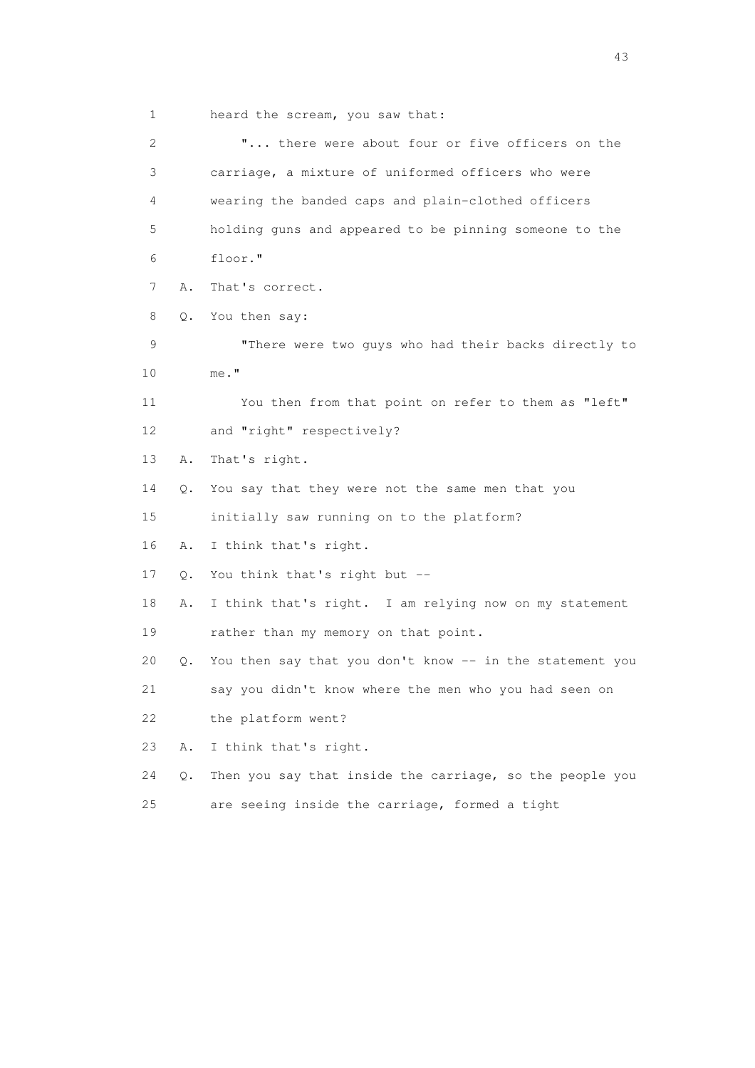1 heard the scream, you saw that:

2 "... there were about four or five officers on the

3 carriage, a mixture of uniformed officers who were

4 wearing the banded caps and plain-clothed officers

5 holding guns and appeared to be pinning someone to the

6 floor."

7 A. That's correct.

8 Q. You then say:

9 "There were two guys who had their backs directly to

10 me."

11 You then from that point on refer to them as "left"

12 and "right" respectively?

13 A. That's right.

14 Q. You say that they were not the same men that you

15 initially saw running on to the platform?

16 A. I think that's right.

17 Q. You think that's right but --

18 A. I think that's right. I am relying now on my statement

19 rather than my memory on that point.

20 Q. You then say that you don't know -- in the statement you

21 say you didn't know where the men who you had seen on

22 the platform went?

23 A. I think that's right.

24 Q. Then you say that inside the carriage, so the people you

25 are seeing inside the carriage, formed a tight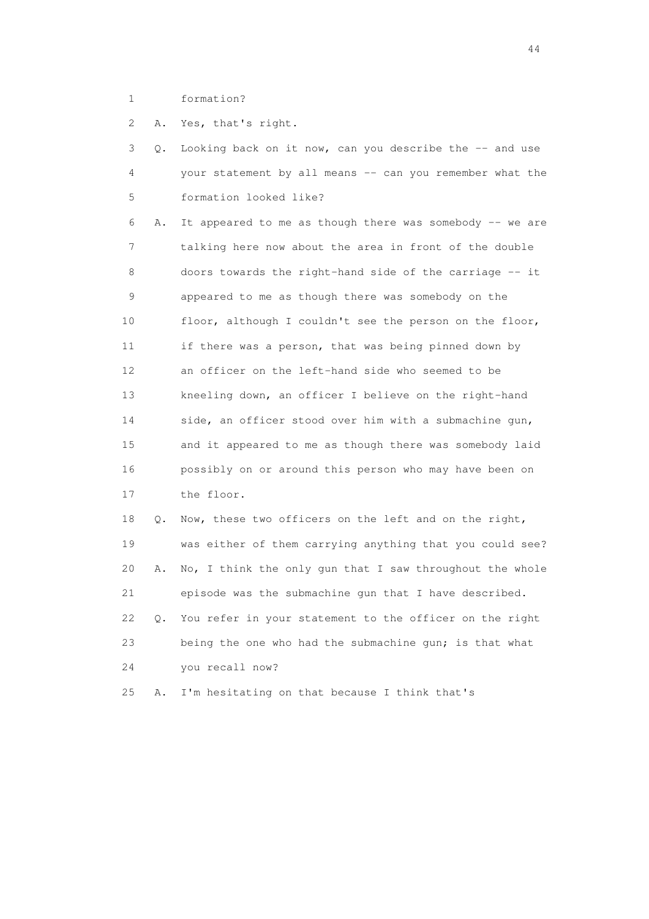1 formation?

2 A. Yes, that's right.

3 Q. Looking back on it now, can you describe the -- and use
4 your statement by all means -- can you remember what the
5 formation looked like?

6 A. It appeared to me as though there was somebody -- we are
7 talking here now about the area in front of the double
8 doors towards the right-hand side of the carriage -- it
9 appeared to me as though there was somebody on the
10 floor, although I couldn't see the person on the floor,
11 if there was a person, that was being pinned down by
12 an officer on the left-hand side who seemed to be
13 kneeling down, an officer I believe on the right-hand
14 side, an officer stood over him with a submachine gun,
15 and it appeared to me as though there was somebody laid
16 possibly on or around this person who may have been on
17 the floor.

18 Q. Now, these two officers on the left and on the right,
19 was either of them carrying anything that you could see?

20 A. No, I think the only gun that I saw throughout the whole
21 episode was the submachine gun that I have described.

22 Q. You refer in your statement to the officer on the right
23 being the one who had the submachine gun; is that what
24 you recall now?

25 A. I'm hesitating on that because I think that's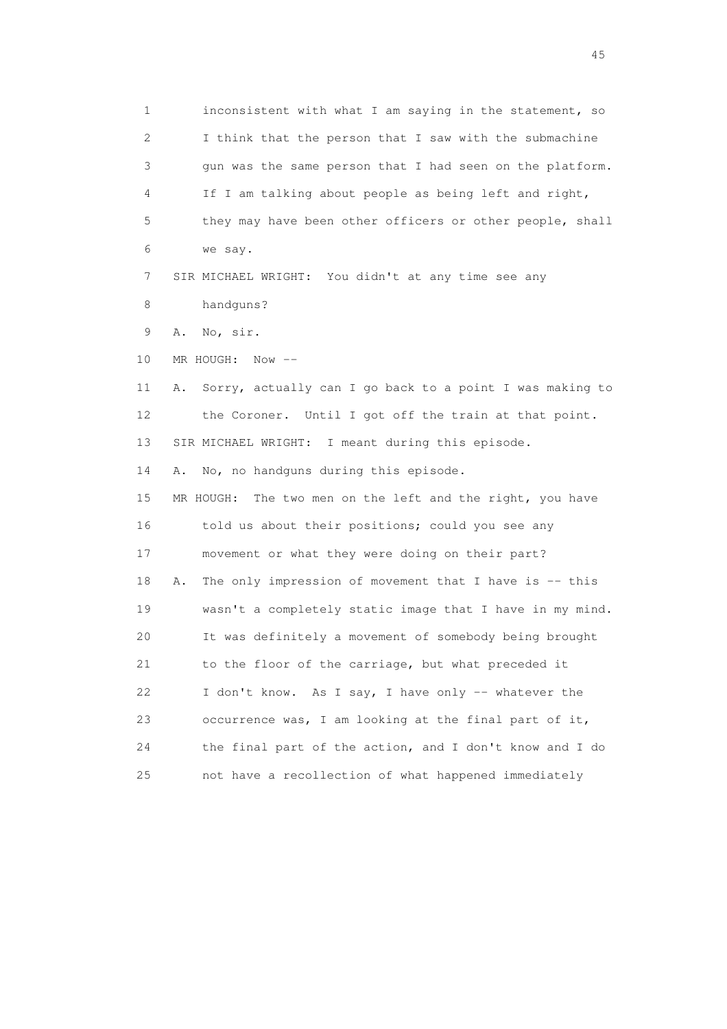1 inconsistent with what I am saying in the statement, so
2 I think that the person that I saw with the submachine
3 gun was the same person that I had seen on the platform.
4 If I am talking about people as being left and right,
5 they may have been other officers or other people, shall
6 we say.
7 SIR MICHAEL WRIGHT: You didn't at any time see any
8 handguns?
9 A. No, sir.
10 MR HOUGH: Now --
11 A. Sorry, actually can I go back to a point I was making to
12 the Coroner. Until I got off the train at that point.
13 SIR MICHAEL WRIGHT: I meant during this episode.
14 A. No, no handguns during this episode.
15 MR HOUGH: The two men on the left and the right, you have
16 told us about their positions; could you see any
17 movement or what they were doing on their part?
18 A. The only impression of movement that I have is -- this
19 wasn't a completely static image that I have in my mind.
20 It was definitely a movement of somebody being brought
21 to the floor of the carriage, but what preceded it
22 I don't know. As I say, I have only -- whatever the
23 occurrence was, I am looking at the final part of it,
24 the final part of the action, and I don't know and I do
25 not have a recollection of what happened immediately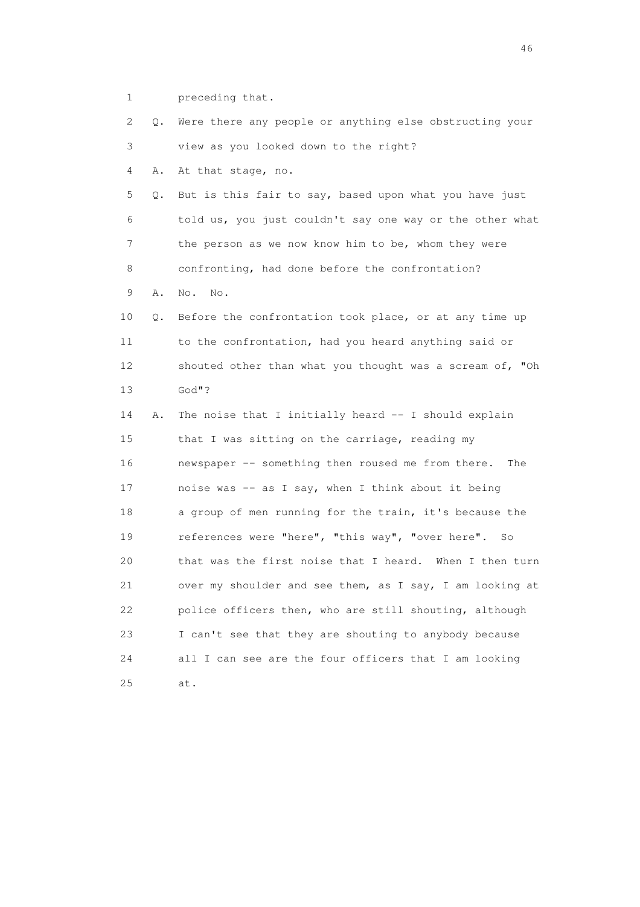1 preceding that.

2 Q. Were there any people or anything else obstructing your

3 view as you looked down to the right?

4 A. At that stage, no.

5 Q. But is this fair to say, based upon what you have just

6 told us, you just couldn't say one way or the other what

7 the person as we now know him to be, whom they were

8 confronting, had done before the confrontation?

9 A. No. No.

10 Q. Before the confrontation took place, or at any time up

11 to the confrontation, had you heard anything said or

12 shouted other than what you thought was a scream of, "Oh

13 God"?

14 A. The noise that I initially heard -- I should explain

15 that I was sitting on the carriage, reading my

16 newspaper -- something then roused me from there. The

17 noise was -- as I say, when I think about it being

18 a group of men running for the train, it's because the

19 references were "here", "this way", "over here". So

20 that was the first noise that I heard. When I then turn

21 over my shoulder and see them, as I say, I am looking at

22 police officers then, who are still shouting, although

23 I can't see that they are shouting to anybody because

24 all I can see are the four officers that I am looking

25 at.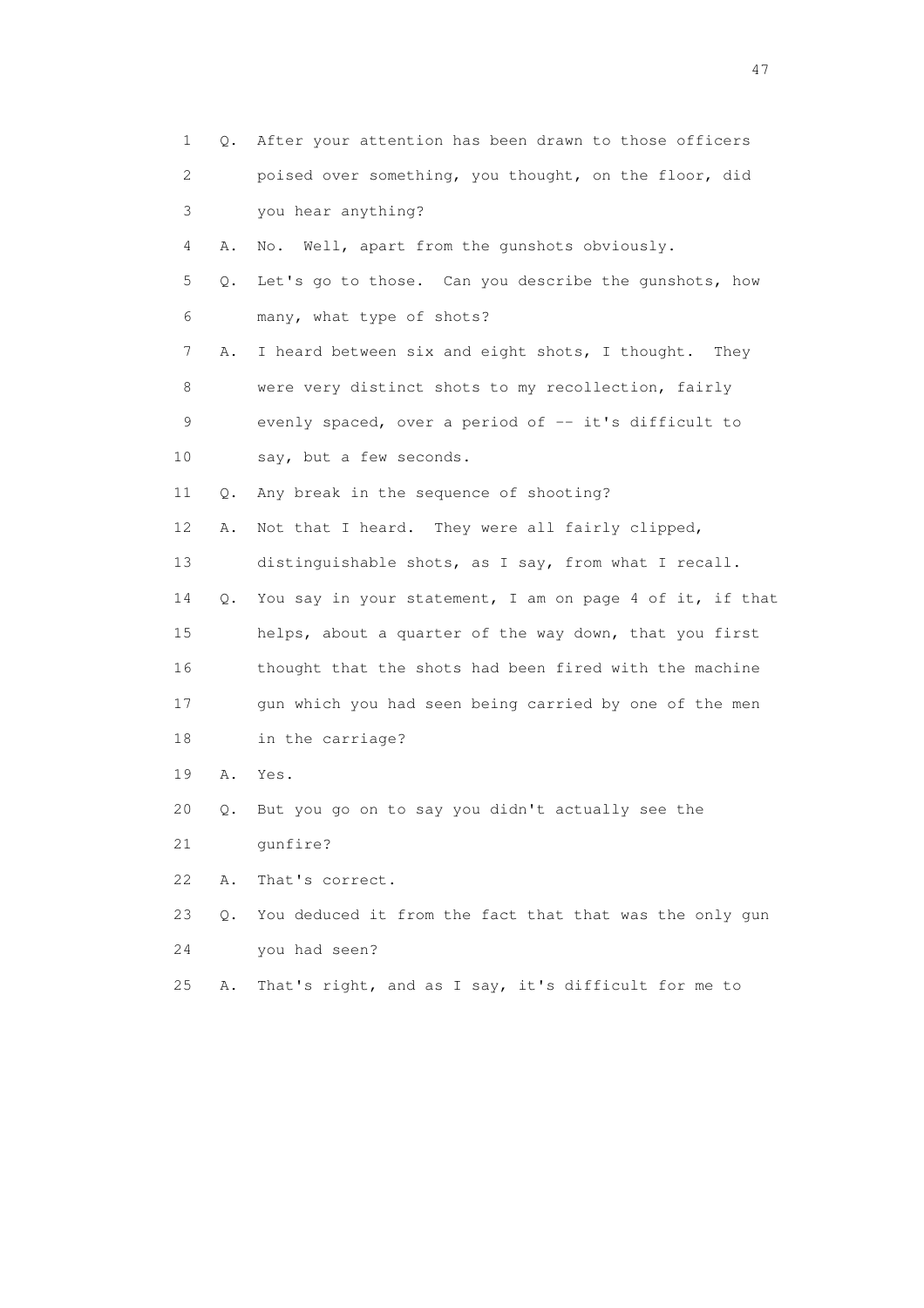1 Q. After your attention has been drawn to those officers
2 poised over something, you thought, on the floor, did
3 you hear anything?
4 A. No. Well, apart from the gunshots obviously.
5 Q. Let's go to those. Can you describe the gunshots, how
6 many, what type of shots?
7 A. I heard between six and eight shots, I thought. They
8 were very distinct shots to my recollection, fairly
9 evenly spaced, over a period of -- it's difficult to
10 say, but a few seconds.
11 Q. Any break in the sequence of shooting?
12 A. Not that I heard. They were all fairly clipped,
13 distinguishable shots, as I say, from what I recall.
14 Q. You say in your statement, I am on page 4 of it, if that
15 helps, about a quarter of the way down, that you first
16 thought that the shots had been fired with the machine
17 gun which you had seen being carried by one of the men
18 in the carriage?
19 A. Yes.
20 Q. But you go on to say you didn't actually see the
21 gunfire?
22 A. That's correct.
23 Q. You deduced it from the fact that that was the only gun
24 you had seen?
25 A. That's right, and as I say, it's difficult for me to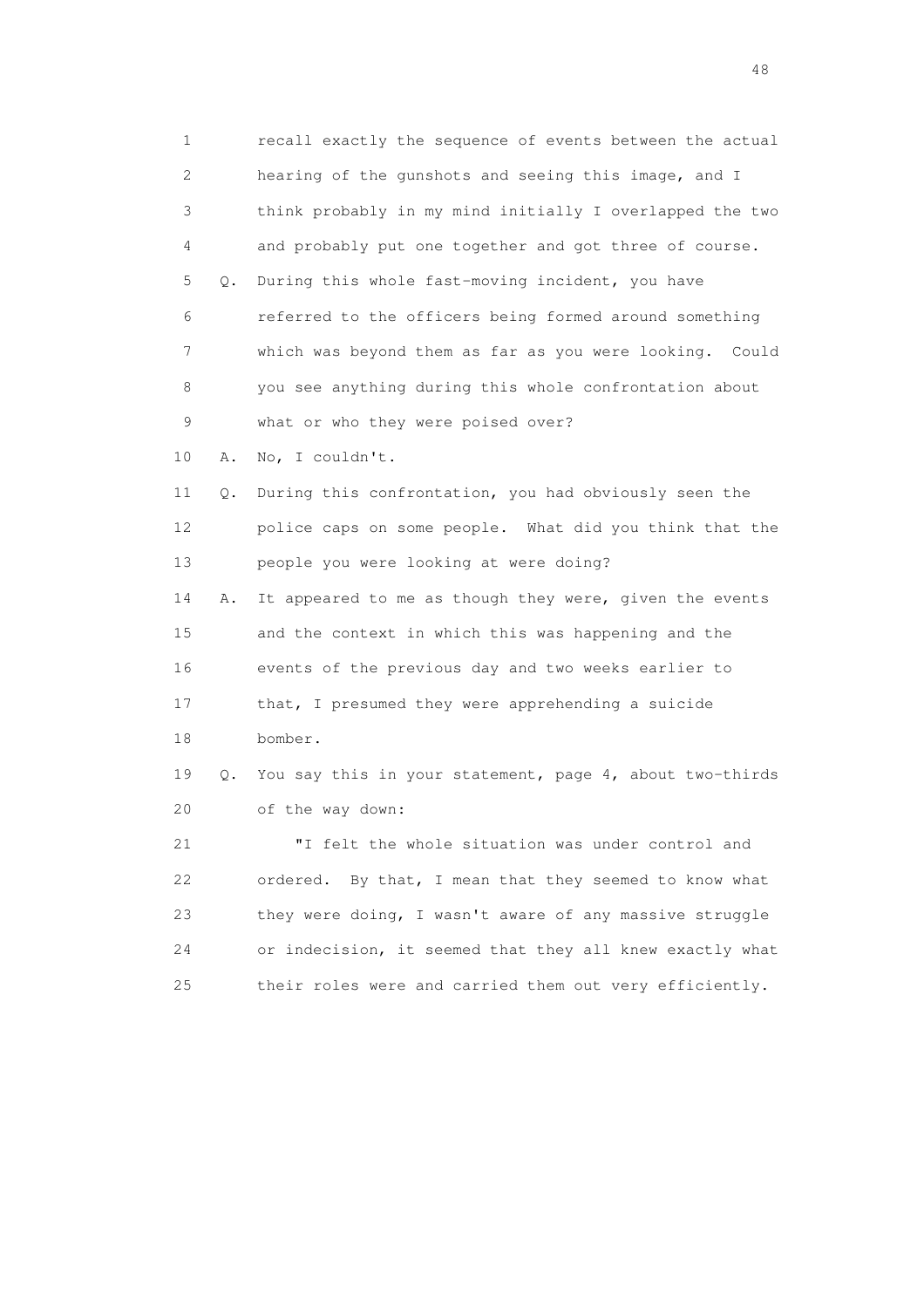1 recall exactly the sequence of events between the actual
2 hearing of the gunshots and seeing this image, and I
3 think probably in my mind initially I overlapped the two
4 and probably put one together and got three of course.

5 Q. During this whole fast-moving incident, you have
6 referred to the officers being formed around something
7 which was beyond them as far as you were looking. Could
8 you see anything during this whole confrontation about
9 what or who they were poised over?

10 A. No, I couldn't.

11 Q. During this confrontation, you had obviously seen the
12 police caps on some people. What did you think that the
13 people you were looking at were doing?

14 A. It appeared to me as though they were, given the events
15 and the context in which this was happening and the
16 events of the previous day and two weeks earlier to
17 that, I presumed they were apprehending a suicide
18 bomber.

19 Q. You say this in your statement, page 4, about two-thirds
20 of the way down:

21 "I felt the whole situation was under control and
22 ordered. By that, I mean that they seemed to know what
23 they were doing, I wasn't aware of any massive struggle
24 or indecision, it seemed that they all knew exactly what
25 their roles were and carried them out very efficiently.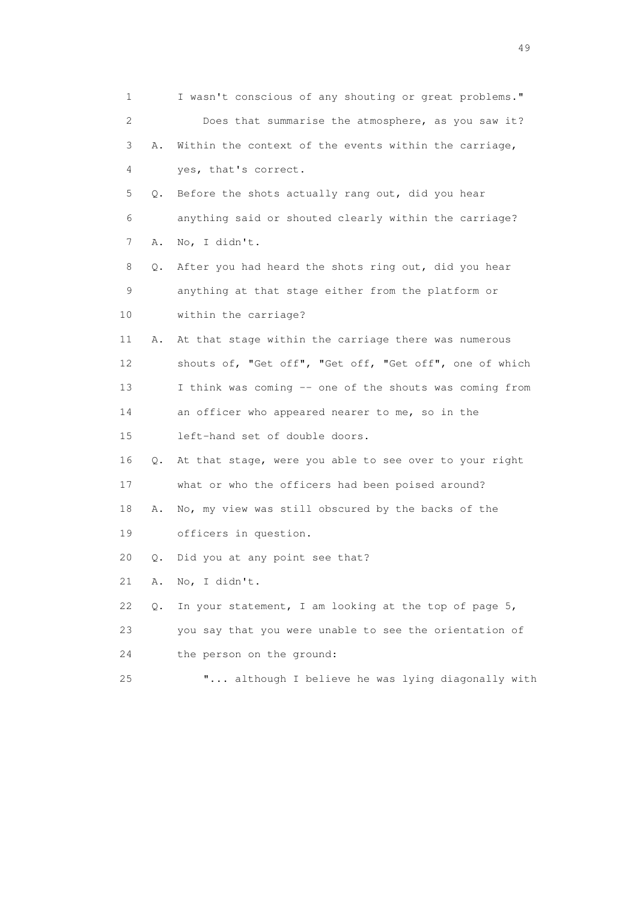1 I wasn't conscious of any shouting or great problems."

2 Does that summarise the atmosphere, as you saw it?

3 A. Within the context of the events within the carriage,

4 yes, that's correct.

5 Q. Before the shots actually rang out, did you hear

6 anything said or shouted clearly within the carriage?

7 A. No, I didn't.

8 Q. After you had heard the shots ring out, did you hear

9 anything at that stage either from the platform or

10 within the carriage?

11 A. At that stage within the carriage there was numerous

12 shouts of, "Get off", "Get off, "Get off", one of which

13 I think was coming -- one of the shouts was coming from

14 an officer who appeared nearer to me, so in the

15 left-hand set of double doors.

16 Q. At that stage, were you able to see over to your right

17 what or who the officers had been poised around?

18 A. No, my view was still obscured by the backs of the

19 officers in question.

20 Q. Did you at any point see that?

21 A. No, I didn't.

22 Q. In your statement, I am looking at the top of page 5,

23 you say that you were unable to see the orientation of

24 the person on the ground:

25 "... although I believe he was lying diagonally with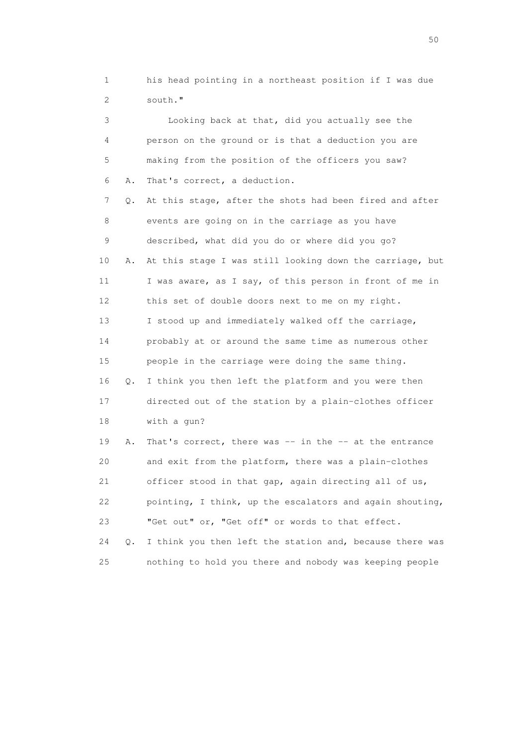1 his head pointing in a northeast position if I was due
2 south."

3 Looking back at that, did you actually see the
4 person on the ground or is that a deduction you are
5 making from the position of the officers you saw?

6 A. That's correct, a deduction.

7 Q. At this stage, after the shots had been fired and after
8 events are going on in the carriage as you have
9 described, what did you do or where did you go?

10 A. At this stage I was still looking down the carriage, but
11 I was aware, as I say, of this person in front of me in
12 this set of double doors next to me on my right.
13 I stood up and immediately walked off the carriage,
14 probably at or around the same time as numerous other
15 people in the carriage were doing the same thing.

16 Q. I think you then left the platform and you were then
17 directed out of the station by a plain-clothes officer
18 with a gun?

19 A. That's correct, there was -- in the -- at the entrance
20 and exit from the platform, there was a plain-clothes
21 officer stood in that gap, again directing all of us,
22 pointing, I think, up the escalators and again shouting,
23 "Get out" or, "Get off" or words to that effect.

24 Q. I think you then left the station and, because there was
25 nothing to hold you there and nobody was keeping people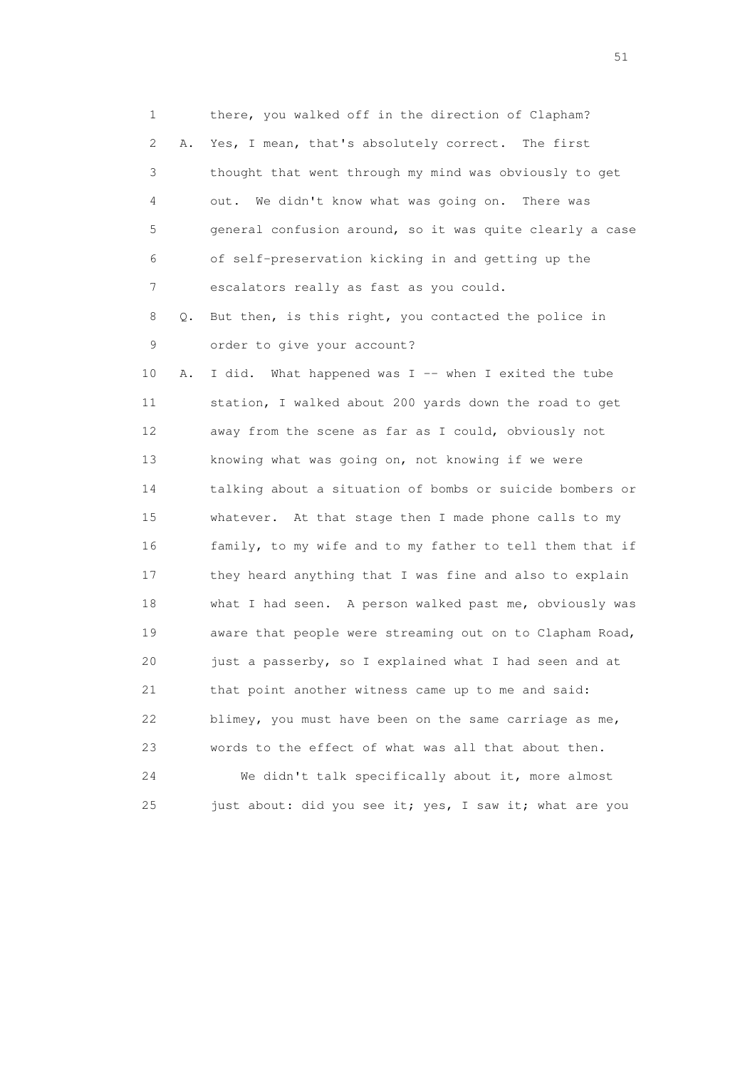1 there, you walked off in the direction of Clapham?

2 A. Yes, I mean, that's absolutely correct. The first

3 thought that went through my mind was obviously to get

4 out. We didn't know what was going on. There was

5 general confusion around, so it was quite clearly a case

6 of self-preservation kicking in and getting up the

7 escalators really as fast as you could.

8 Q. But then, is this right, you contacted the police in

9 order to give your account?

10 A. I did. What happened was I -- when I exited the tube

11 station, I walked about 200 yards down the road to get

12 away from the scene as far as I could, obviously not

13 knowing what was going on, not knowing if we were

14 talking about a situation of bombs or suicide bombers or

15 whatever. At that stage then I made phone calls to my

16 family, to my wife and to my father to tell them that if

17 they heard anything that I was fine and also to explain

18 what I had seen. A person walked past me, obviously was

19 aware that people were streaming out on to Clapham Road,

20 just a passerby, so I explained what I had seen and at

21 that point another witness came up to me and said:

22 blimey, you must have been on the same carriage as me,

23 words to the effect of what was all that about then.

24 We didn't talk specifically about it, more almost

25 just about: did you see it; yes, I saw it; what are you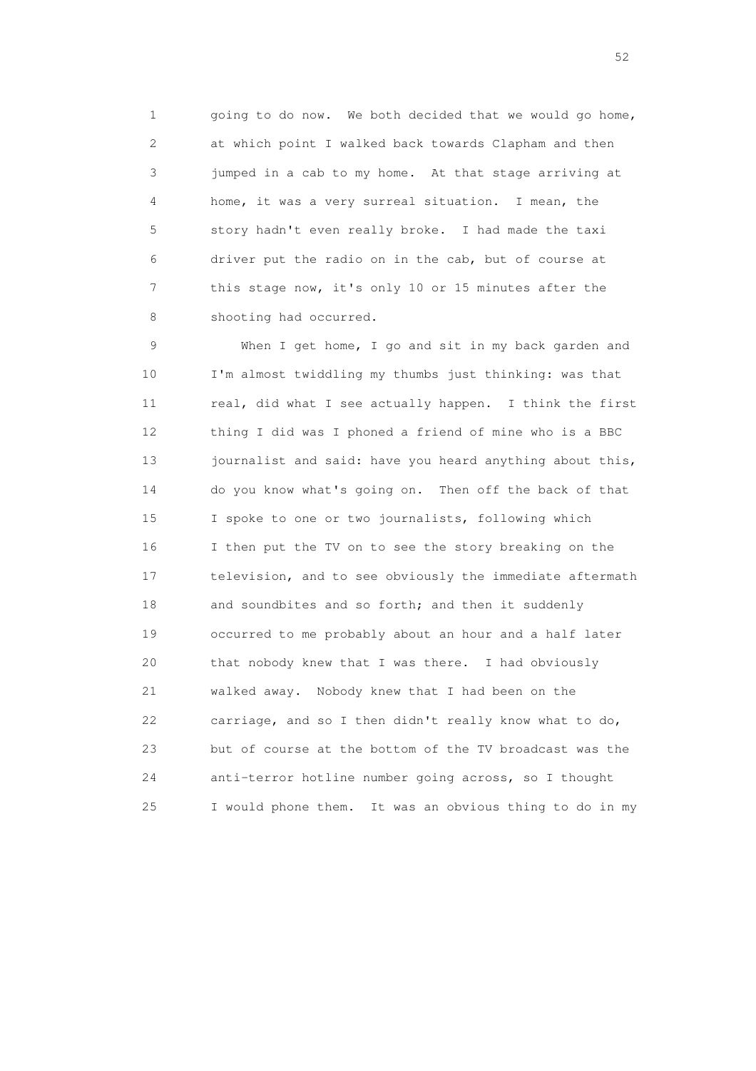going to do now. We both decided that we would go home, at which point I walked back towards Clapham and then jumped in a cab to my home. At that stage arriving at home, it was a very surreal situation. I mean, the story hadn't even really broke. I had made the taxi driver put the radio on in the cab, but of course at this stage now, it's only 10 or 15 minutes after the shooting had occurred.

When I get home, I go and sit in my back garden and I'm almost twiddling my thumbs just thinking: was that real, did what I see actually happen. I think the first thing I did was I phoned a friend of mine who is a BBC journalist and said: have you heard anything about this, do you know what's going on. Then off the back of that I spoke to one or two journalists, following which I then put the TV on to see the story breaking on the television, and to see obviously the immediate aftermath and soundbites and so forth; and then it suddenly occurred to me probably about an hour and a half later that nobody knew that I was there. I had obviously walked away. Nobody knew that I had been on the carriage, and so I then didn't really know what to do, but of course at the bottom of the TV broadcast was the anti-terror hotline number going across, so I thought I would phone them. It was an obvious thing to do in my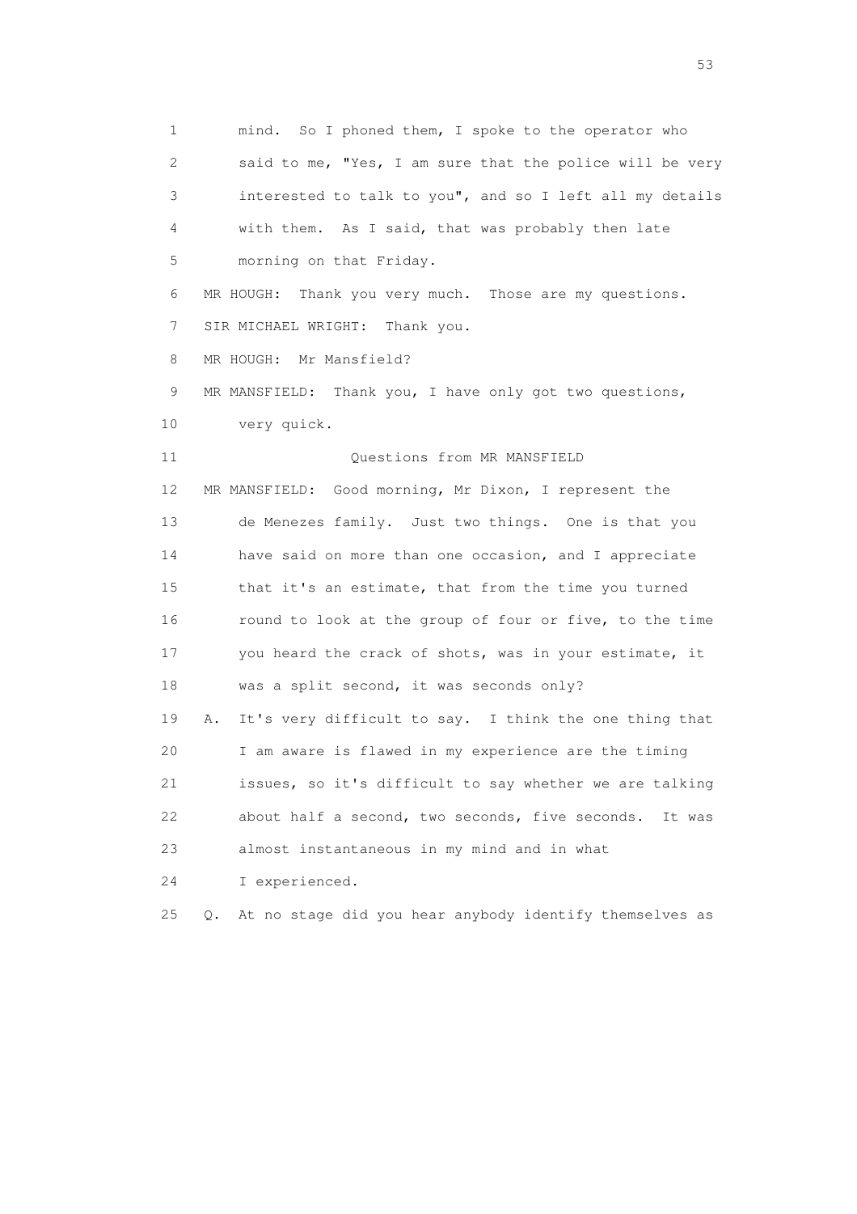1 mind. So I phoned them, I spoke to the operator who
2 said to me, "Yes, I am sure that the police will be very
3 interested to talk to you", and so I left all my details
4 with them. As I said, that was probably then late
5 morning on that Friday.
6 MR HOUGH: Thank you very much. Those are my questions.
7 SIR MICHAEL WRIGHT: Thank you.
8 MR HOUGH: Mr Mansfield?
9 MR MANSFIELD: Thank you, I have only got two questions,
10 very quick.
11 Questions from MR MANSFIELD
12 MR MANSFIELD: Good morning, Mr Dixon, I represent the
13 de Menezes family. Just two things. One is that you
14 have said on more than one occasion, and I appreciate
15 that it's an estimate, that from the time you turned
16 round to look at the group of four or five, to the time
17 you heard the crack of shots, was in your estimate, it
18 was a split second, it was seconds only?
19 A. It's very difficult to say. I think the one thing that
20 I am aware is flawed in my experience are the timing
21 issues, so it's difficult to say whether we are talking
22 about half a second, two seconds, five seconds. It was
23 almost instantaneous in my mind and in what
24 I experienced.
25 Q. At no stage did you hear anybody identify themselves as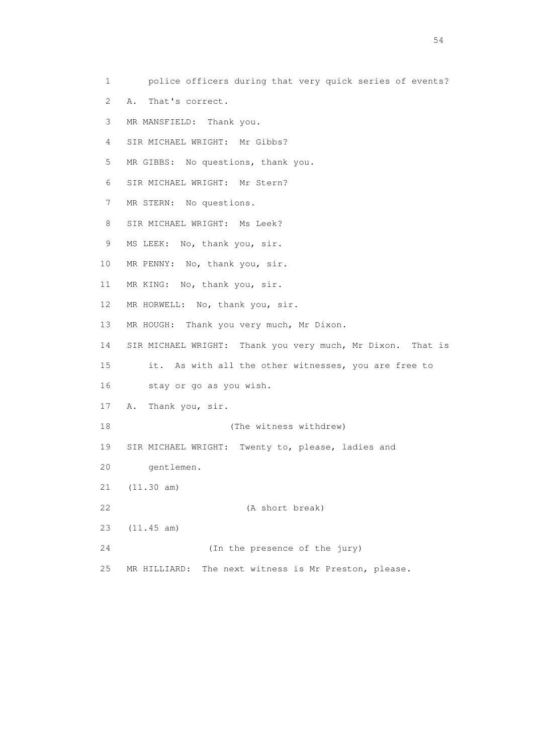police officers during that very quick series of events?

A. That's correct.

MR MANSFIELD: Thank you.

SIR MICHAEL WRIGHT: Mr Gibbs?

MR GIBBS: No questions, thank you.

SIR MICHAEL WRIGHT: Mr Stern?

MR STERN: No questions.

SIR MICHAEL WRIGHT: Ms Leek?

MS LEEK: No, thank you, sir.

MR PENNY: No, thank you, sir.

MR KING: No, thank you, sir.

MR HORWELL: No, thank you, sir.

MR HOUGH: Thank you very much, Mr Dixon.

SIR MICHAEL WRIGHT: Thank you very much, Mr Dixon. That is it. As with all the other witnesses, you are free to stay or go as you wish.

A. Thank you, sir.

(The witness withdrew)

SIR MICHAEL WRIGHT: Twenty to, please, ladies and gentlemen.

(11.30 am)

(A short break)

(11.45 am)

(In the presence of the jury)

MR HILLIARD: The next witness is Mr Preston, please.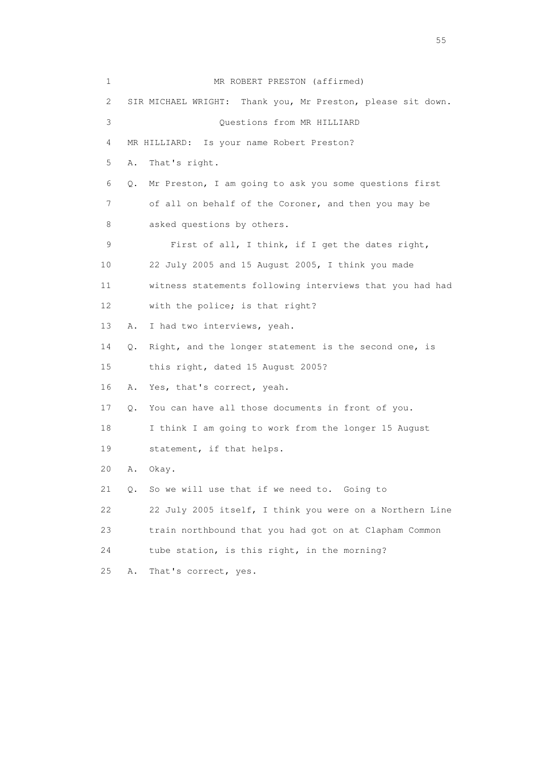MR ROBERT PRESTON (affirmed)

SIR MICHAEL WRIGHT: Thank you, Mr Preston, please sit down.

Questions from MR HILLIARD

MR HILLIARD: Is your name Robert Preston?

A. That's right.

Q. Mr Preston, I am going to ask you some questions first of all on behalf of the Coroner, and then you may be asked questions by others.

First of all, I think, if I get the dates right, 22 July 2005 and 15 August 2005, I think you made witness statements following interviews that you had had with the police; is that right?

A. I had two interviews, yeah.

Q. Right, and the longer statement is the second one, is this right, dated 15 August 2005?

A. Yes, that's correct, yeah.

Q. You can have all those documents in front of you. I think I am going to work from the longer 15 August statement, if that helps.

A. Okay.

Q. So we will use that if we need to. Going to 22 July 2005 itself, I think you were on a Northern Line train northbound that you had got on at Clapham Common tube station, is this right, in the morning?

A. That's correct, yes.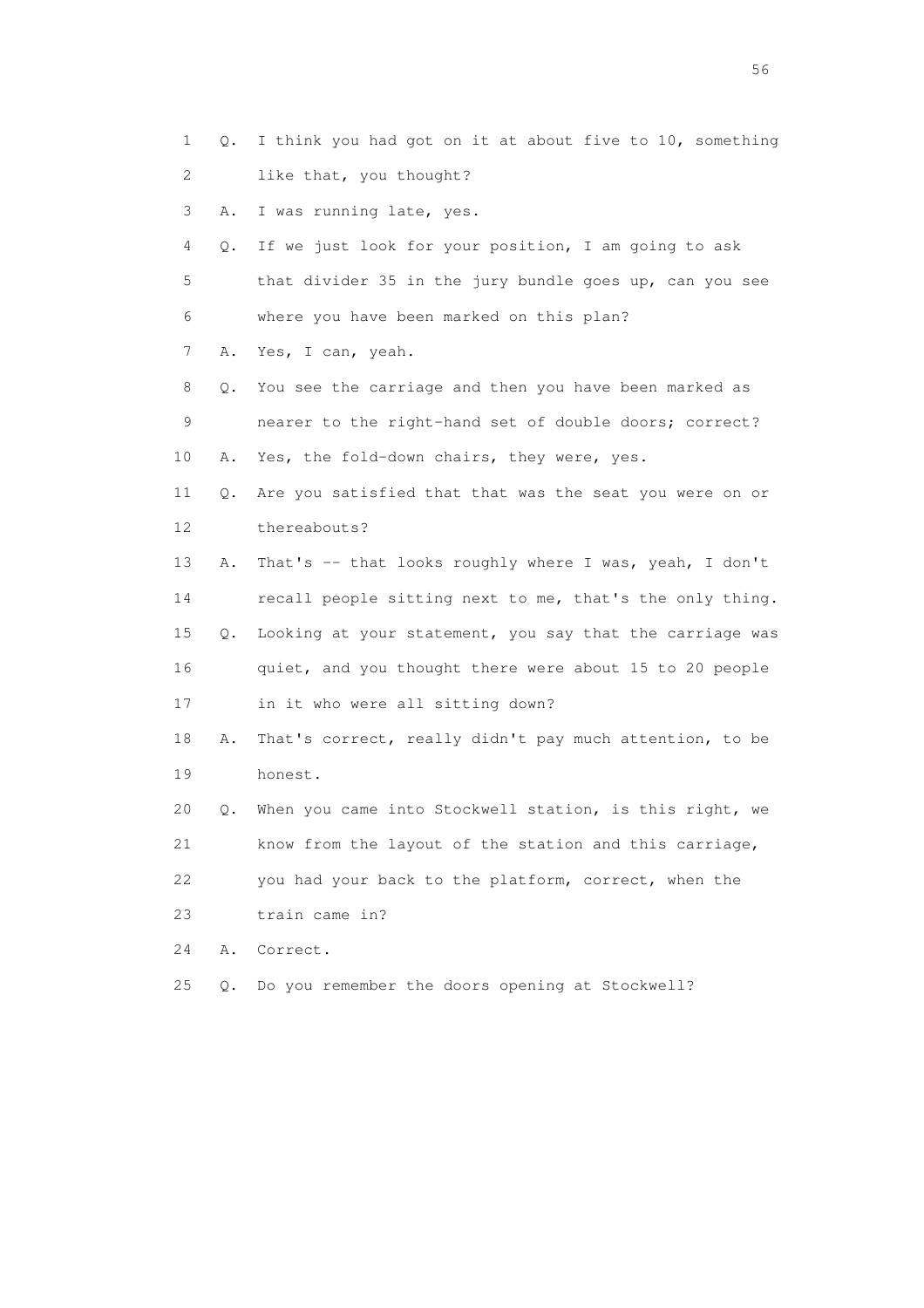1 Q. I think you had got on it at about five to 10, something
2 like that, you thought?
3 A. I was running late, yes.
4 Q. If we just look for your position, I am going to ask
5 that divider 35 in the jury bundle goes up, can you see
6 where you have been marked on this plan?
7 A. Yes, I can, yeah.
8 Q. You see the carriage and then you have been marked as
9 nearer to the right-hand set of double doors; correct?
10 A. Yes, the fold-down chairs, they were, yes.
11 Q. Are you satisfied that that was the seat you were on or
12 thereabouts?
13 A. That's -- that looks roughly where I was, yeah, I don't
14 recall people sitting next to me, that's the only thing.
15 Q. Looking at your statement, you say that the carriage was
16 quiet, and you thought there were about 15 to 20 people
17 in it who were all sitting down?
18 A. That's correct, really didn't pay much attention, to be
19 honest.
20 Q. When you came into Stockwell station, is this right, we
21 know from the layout of the station and this carriage,
22 you had your back to the platform, correct, when the
23 train came in?
24 A. Correct.
25 Q. Do you remember the doors opening at Stockwell?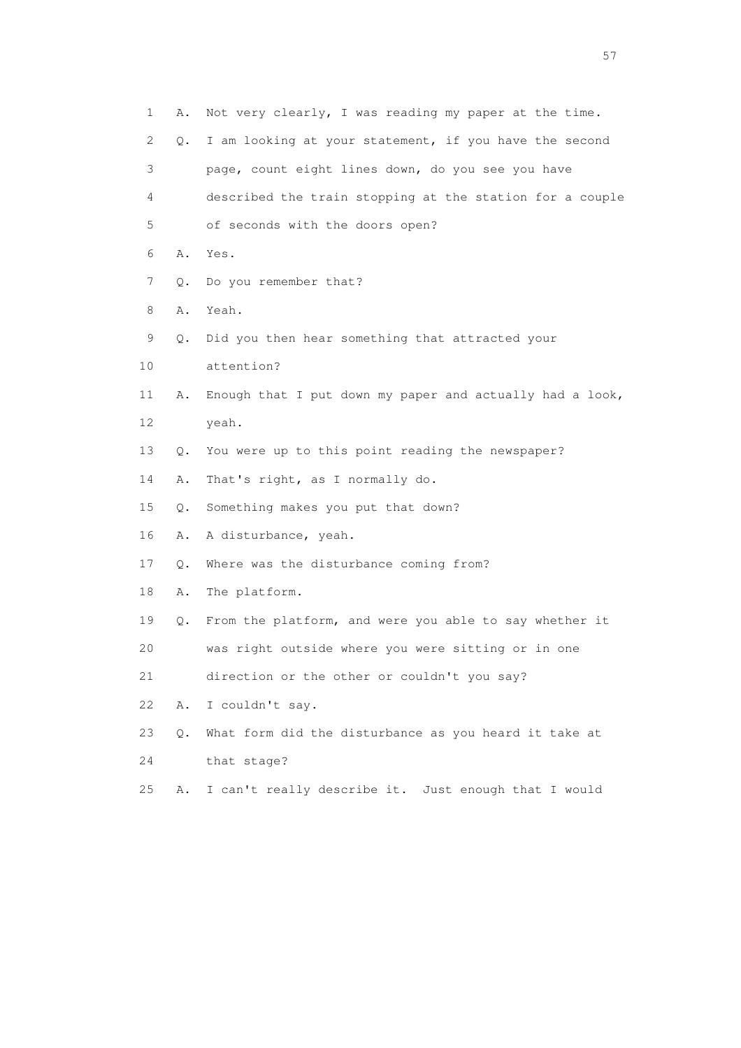1 A. Not very clearly, I was reading my paper at the time.

2 Q. I am looking at your statement, if you have the second

3 page, count eight lines down, do you see you have

4 described the train stopping at the station for a couple

5 of seconds with the doors open?

6 A. Yes.

7 Q. Do you remember that?

8 A. Yeah.

9 Q. Did you then hear something that attracted your

10 attention?

11 A. Enough that I put down my paper and actually had a look,

12 yeah.

13 Q. You were up to this point reading the newspaper?

14 A. That's right, as I normally do.

15 Q. Something makes you put that down?

16 A. A disturbance, yeah.

17 Q. Where was the disturbance coming from?

18 A. The platform.

19 Q. From the platform, and were you able to say whether it

20 was right outside where you were sitting or in one

21 direction or the other or couldn't you say?

22 A. I couldn't say.

23 Q. What form did the disturbance as you heard it take at

24 that stage?

25 A. I can't really describe it. Just enough that I would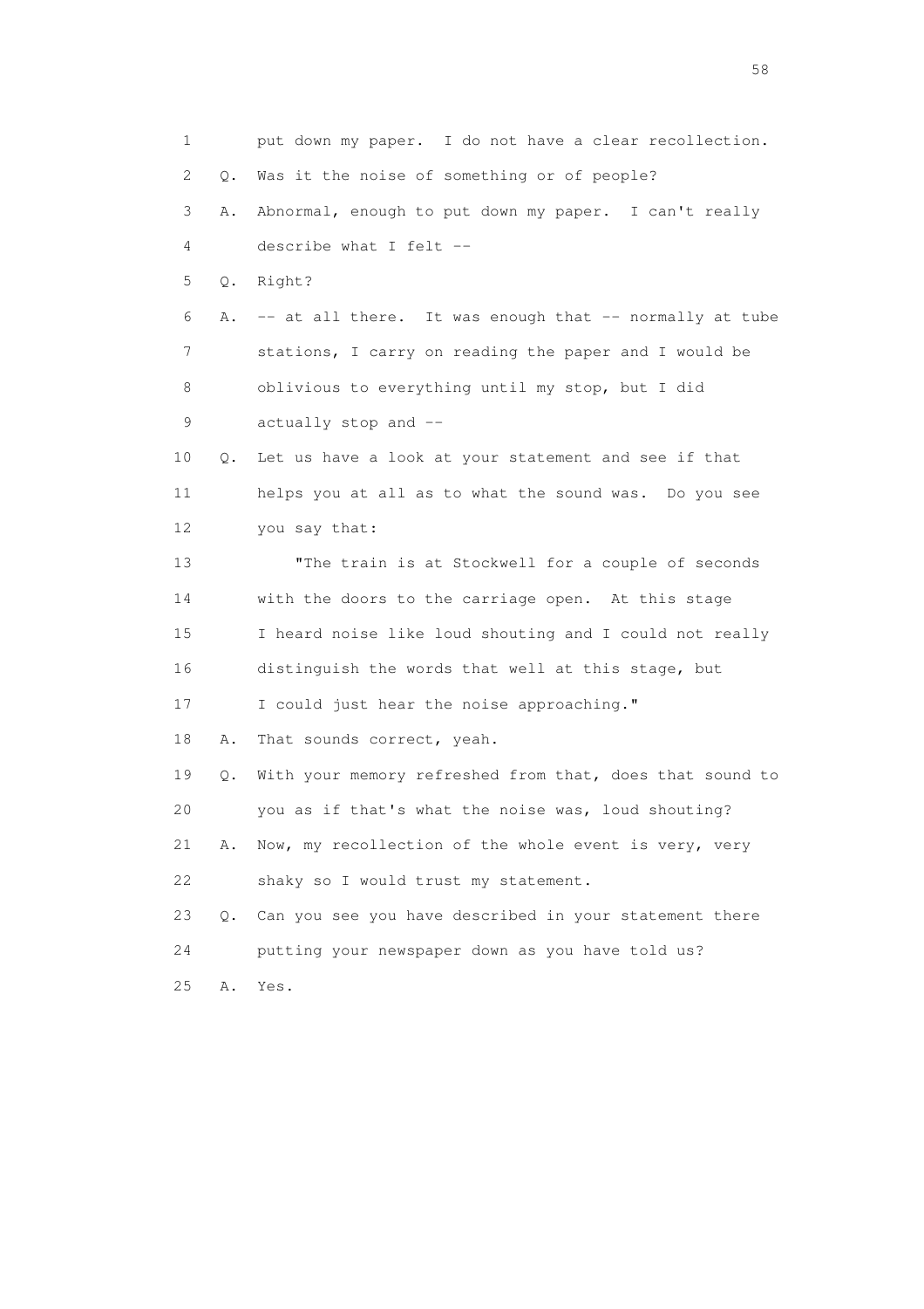1 put down my paper. I do not have a clear recollection.

2 Q. Was it the noise of something or of people?

3 A. Abnormal, enough to put down my paper. I can't really

4 describe what I felt --

5 Q. Right?

6 A. -- at all there. It was enough that -- normally at tube

7 stations, I carry on reading the paper and I would be

8 oblivious to everything until my stop, but I did

9 actually stop and --

10 Q. Let us have a look at your statement and see if that

11 helps you at all as to what the sound was. Do you see

12 you say that:

13 "The train is at Stockwell for a couple of seconds

14 with the doors to the carriage open. At this stage

15 I heard noise like loud shouting and I could not really

16 distinguish the words that well at this stage, but

17 I could just hear the noise approaching."

18 A. That sounds correct, yeah.

19 Q. With your memory refreshed from that, does that sound to

20 you as if that's what the noise was, loud shouting?

21 A. Now, my recollection of the whole event is very, very

22 shaky so I would trust my statement.

23 Q. Can you see you have described in your statement there

24 putting your newspaper down as you have told us?

25 A. Yes.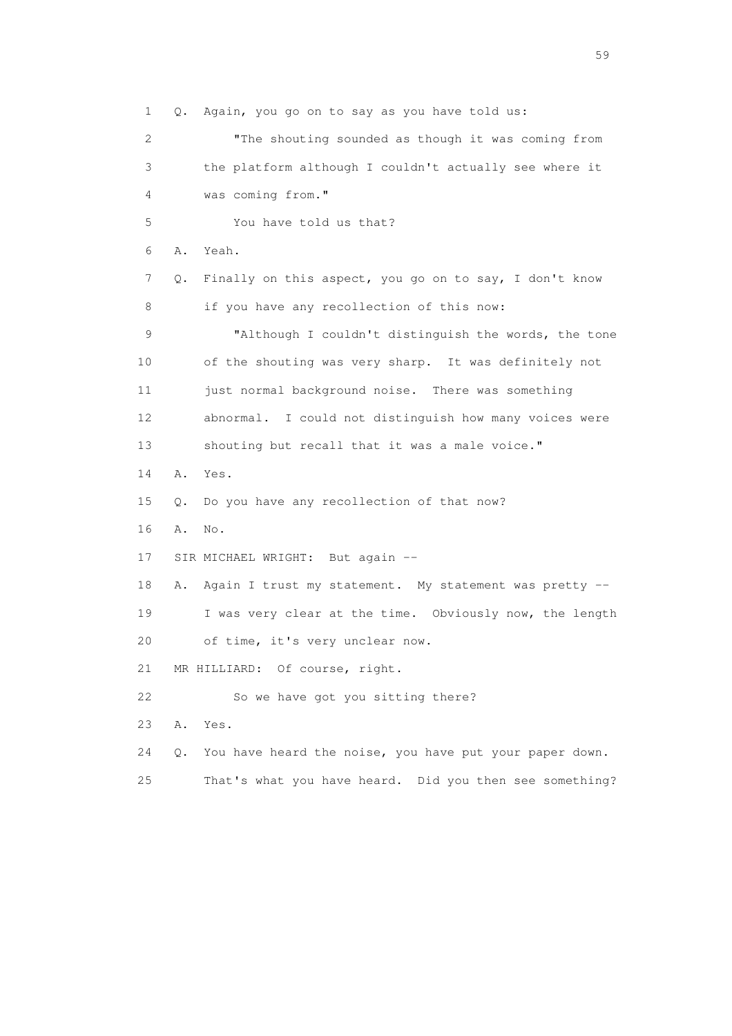1 Q. Again, you go on to say as you have told us:

2 "The shouting sounded as though it was coming from

3 the platform although I couldn't actually see where it

4 was coming from."

5 You have told us that?

6 A. Yeah.

7 Q. Finally on this aspect, you go on to say, I don't know

8 if you have any recollection of this now:

9 "Although I couldn't distinguish the words, the tone

10 of the shouting was very sharp. It was definitely not

11 just normal background noise. There was something

12 abnormal. I could not distinguish how many voices were

13 shouting but recall that it was a male voice."

14 A. Yes.

15 Q. Do you have any recollection of that now?

16 A. No.

17 SIR MICHAEL WRIGHT: But again --

18 A. Again I trust my statement. My statement was pretty --

19 I was very clear at the time. Obviously now, the length

20 of time, it's very unclear now.

21 MR HILLIARD: Of course, right.

22 So we have got you sitting there?

23 A. Yes.

24 Q. You have heard the noise, you have put your paper down.

25 That's what you have heard. Did you then see something?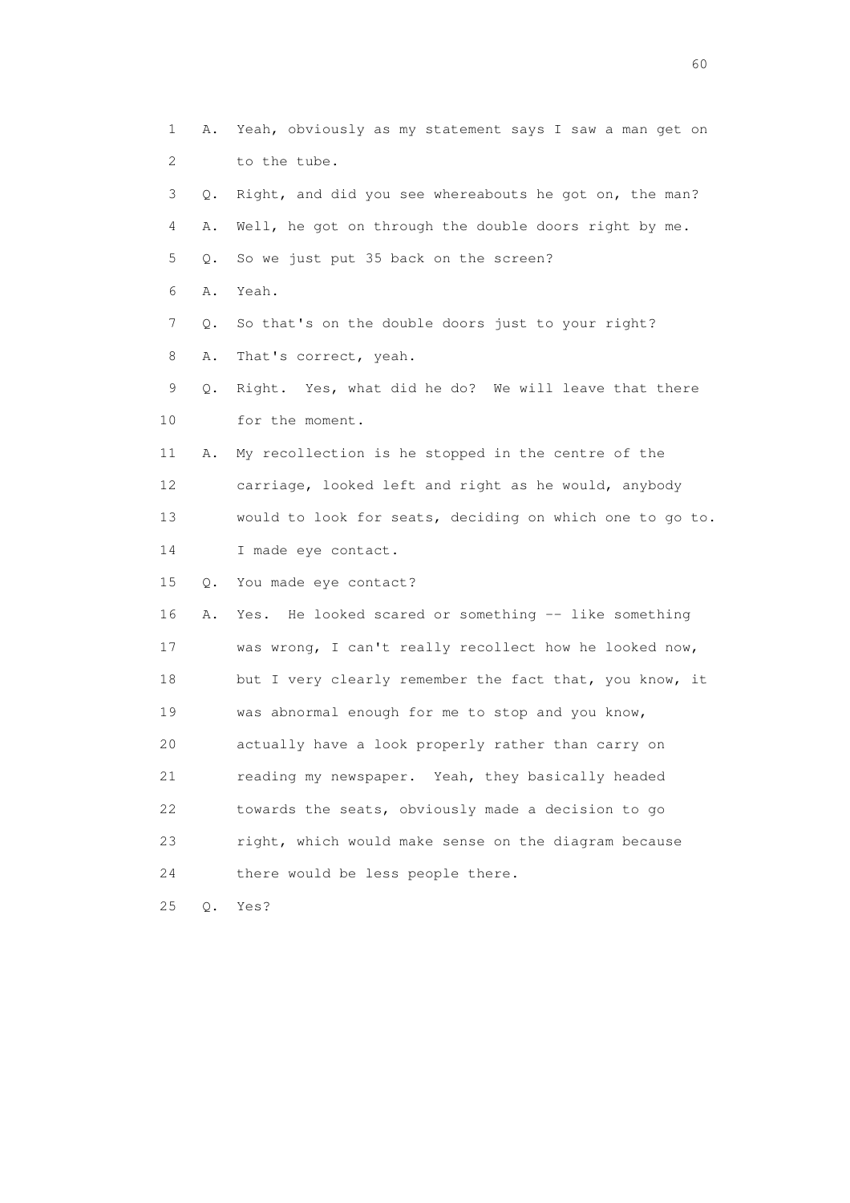1 A. Yeah, obviously as my statement says I saw a man get on
2 to the tube.
3 Q. Right, and did you see whereabouts he got on, the man?
4 A. Well, he got on through the double doors right by me.
5 Q. So we just put 35 back on the screen?
6 A. Yeah.
7 Q. So that's on the double doors just to your right?
8 A. That's correct, yeah.
9 Q. Right. Yes, what did he do? We will leave that there
10 for the moment.
11 A. My recollection is he stopped in the centre of the
12 carriage, looked left and right as he would, anybody
13 would to look for seats, deciding on which one to go to.
14 I made eye contact.
15 Q. You made eye contact?
16 A. Yes. He looked scared or something -- like something
17 was wrong, I can't really recollect how he looked now,
18 but I very clearly remember the fact that, you know, it
19 was abnormal enough for me to stop and you know,
20 actually have a look properly rather than carry on
21 reading my newspaper. Yeah, they basically headed
22 towards the seats, obviously made a decision to go
23 right, which would make sense on the diagram because
24 there would be less people there.
25 Q. Yes?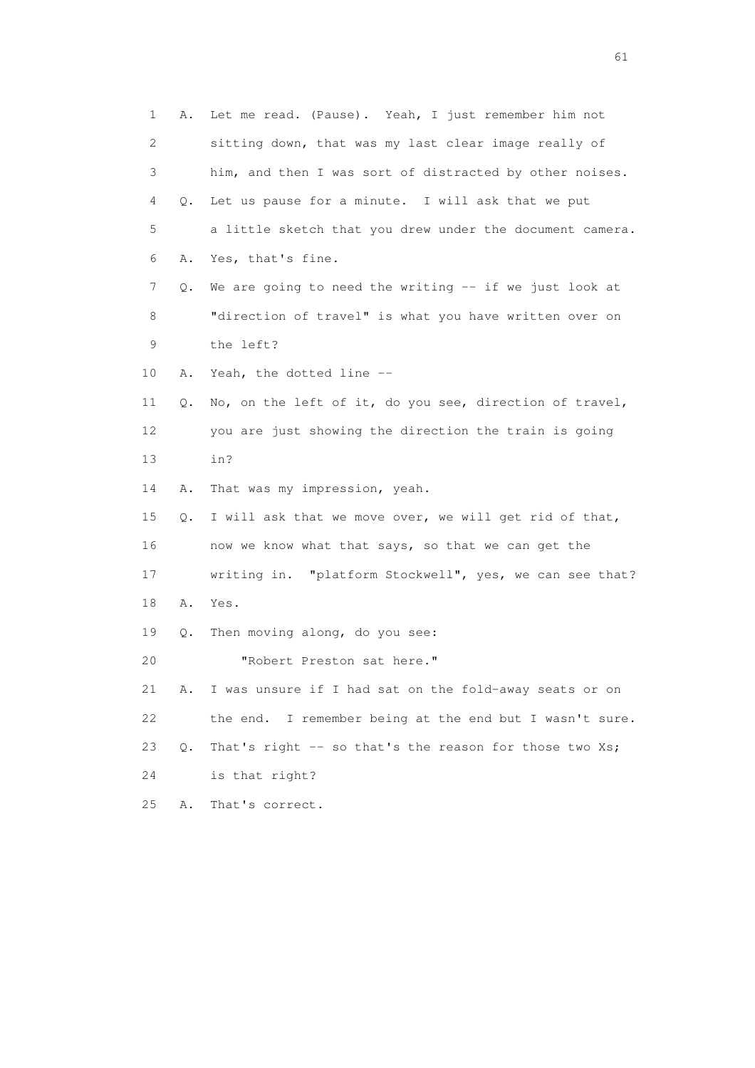1 A. Let me read. (Pause). Yeah, I just remember him not
2 sitting down, that was my last clear image really of
3 him, and then I was sort of distracted by other noises.
4 Q. Let us pause for a minute. I will ask that we put
5 a little sketch that you drew under the document camera.
6 A. Yes, that's fine.
7 Q. We are going to need the writing -- if we just look at
8 "direction of travel" is what you have written over on
9 the left?
10 A. Yeah, the dotted line --
11 Q. No, on the left of it, do you see, direction of travel,
12 you are just showing the direction the train is going
13 in?
14 A. That was my impression, yeah.
15 Q. I will ask that we move over, we will get rid of that,
16 now we know what that says, so that we can get the
17 writing in. "platform Stockwell", yes, we can see that?
18 A. Yes.
19 Q. Then moving along, do you see:
20 "Robert Preston sat here."
21 A. I was unsure if I had sat on the fold-away seats or on
22 the end. I remember being at the end but I wasn't sure.
23 Q. That's right -- so that's the reason for those two Xs;
24 is that right?
25 A. That's correct.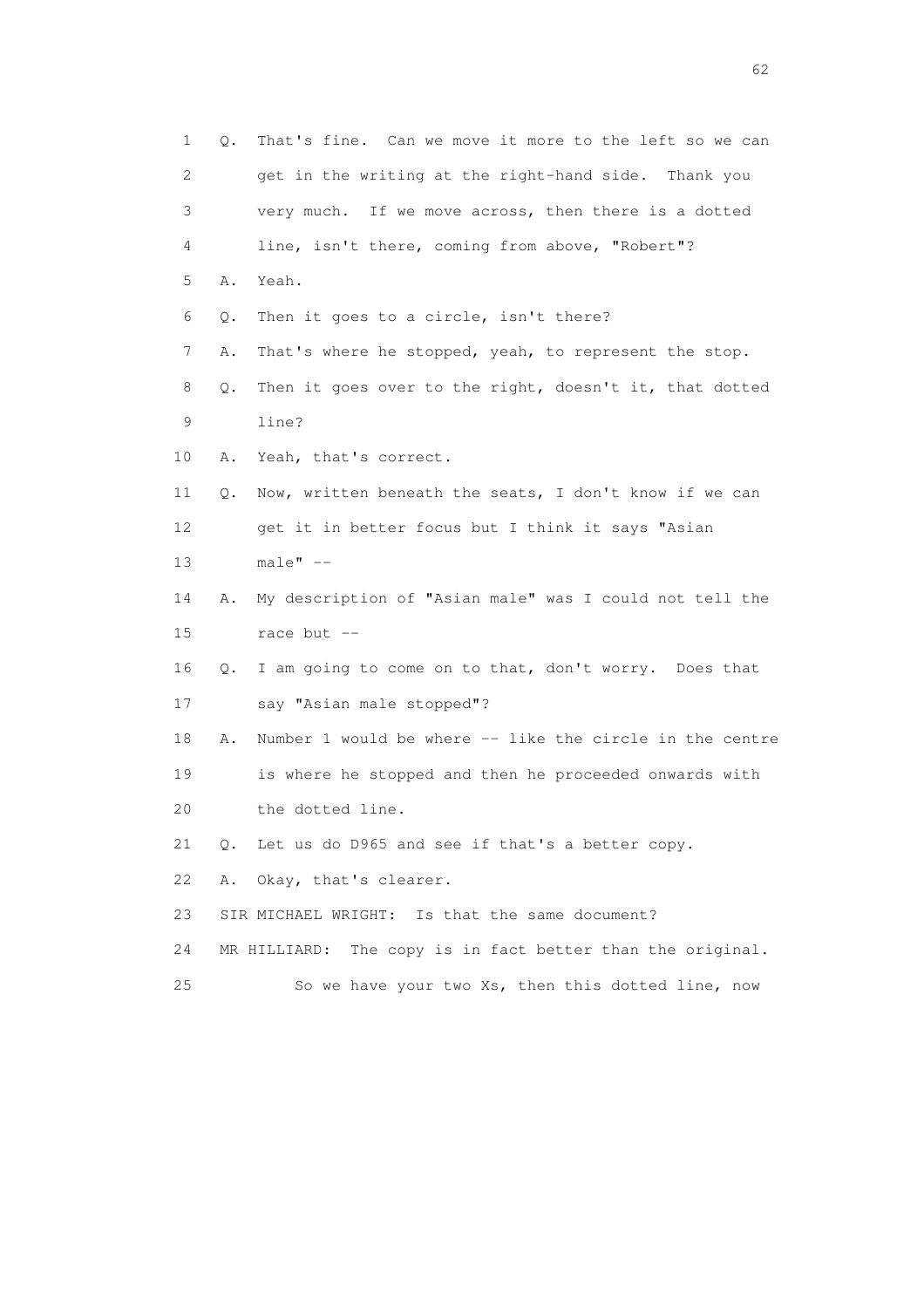1 Q. That's fine. Can we move it more to the left so we can
2 get in the writing at the right-hand side. Thank you
3 very much. If we move across, then there is a dotted
4 line, isn't there, coming from above, "Robert"?
5 A. Yeah.
6 Q. Then it goes to a circle, isn't there?
7 A. That's where he stopped, yeah, to represent the stop.
8 Q. Then it goes over to the right, doesn't it, that dotted
9 line?
10 A. Yeah, that's correct.
11 Q. Now, written beneath the seats, I don't know if we can
12 get it in better focus but I think it says "Asian
13 male" --
14 A. My description of "Asian male" was I could not tell the
15 race but --
16 Q. I am going to come on to that, don't worry. Does that
17 say "Asian male stopped"?
18 A. Number 1 would be where -- like the circle in the centre
19 is where he stopped and then he proceeded onwards with
20 the dotted line.
21 Q. Let us do D965 and see if that's a better copy.
22 A. Okay, that's clearer.
23 SIR MICHAEL WRIGHT: Is that the same document?
24 MR HILLIARD: The copy is in fact better than the original.
25 So we have your two Xs, then this dotted line, now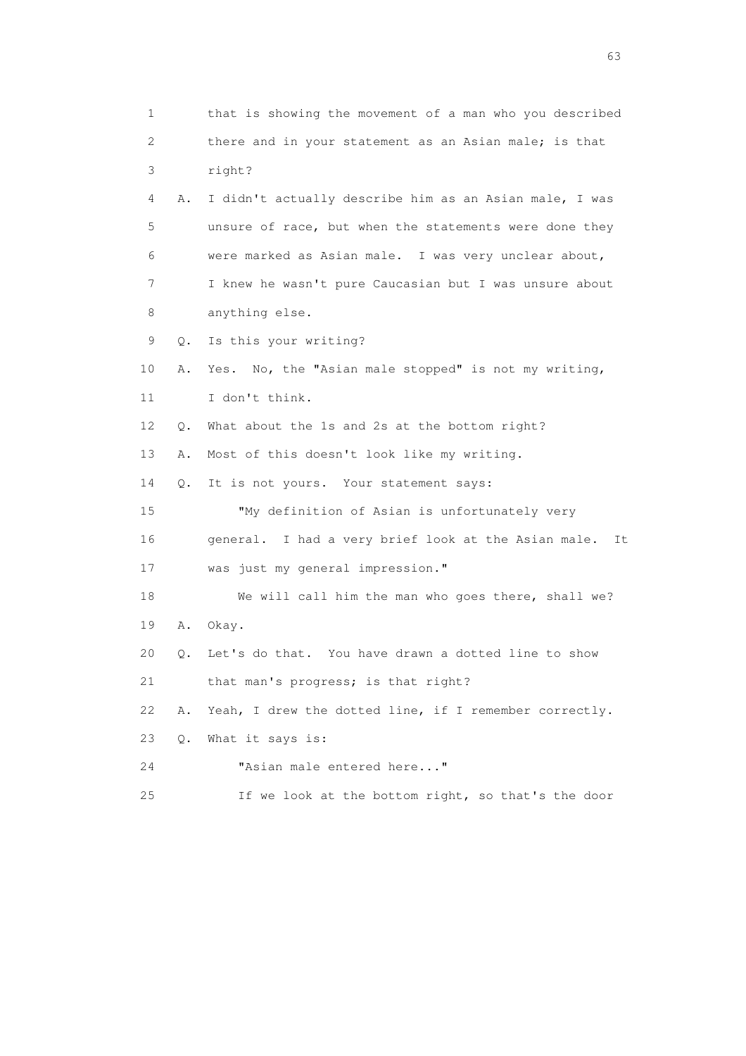1 that is showing the movement of a man who you described
2 there and in your statement as an Asian male; is that
3 right?
4 A. I didn't actually describe him as an Asian male, I was
5 unsure of race, but when the statements were done they
6 were marked as Asian male. I was very unclear about,
7 I knew he wasn't pure Caucasian but I was unsure about
8 anything else.
9 Q. Is this your writing?
10 A. Yes. No, the "Asian male stopped" is not my writing,
11 I don't think.
12 Q. What about the 1s and 2s at the bottom right?
13 A. Most of this doesn't look like my writing.
14 Q. It is not yours. Your statement says:
15 "My definition of Asian is unfortunately very
16 general. I had a very brief look at the Asian male. It
17 was just my general impression."
18 We will call him the man who goes there, shall we?
19 A. Okay.
20 Q. Let's do that. You have drawn a dotted line to show
21 that man's progress; is that right?
22 A. Yeah, I drew the dotted line, if I remember correctly.
23 Q. What it says is:
24 "Asian male entered here..."
25 If we look at the bottom right, so that's the door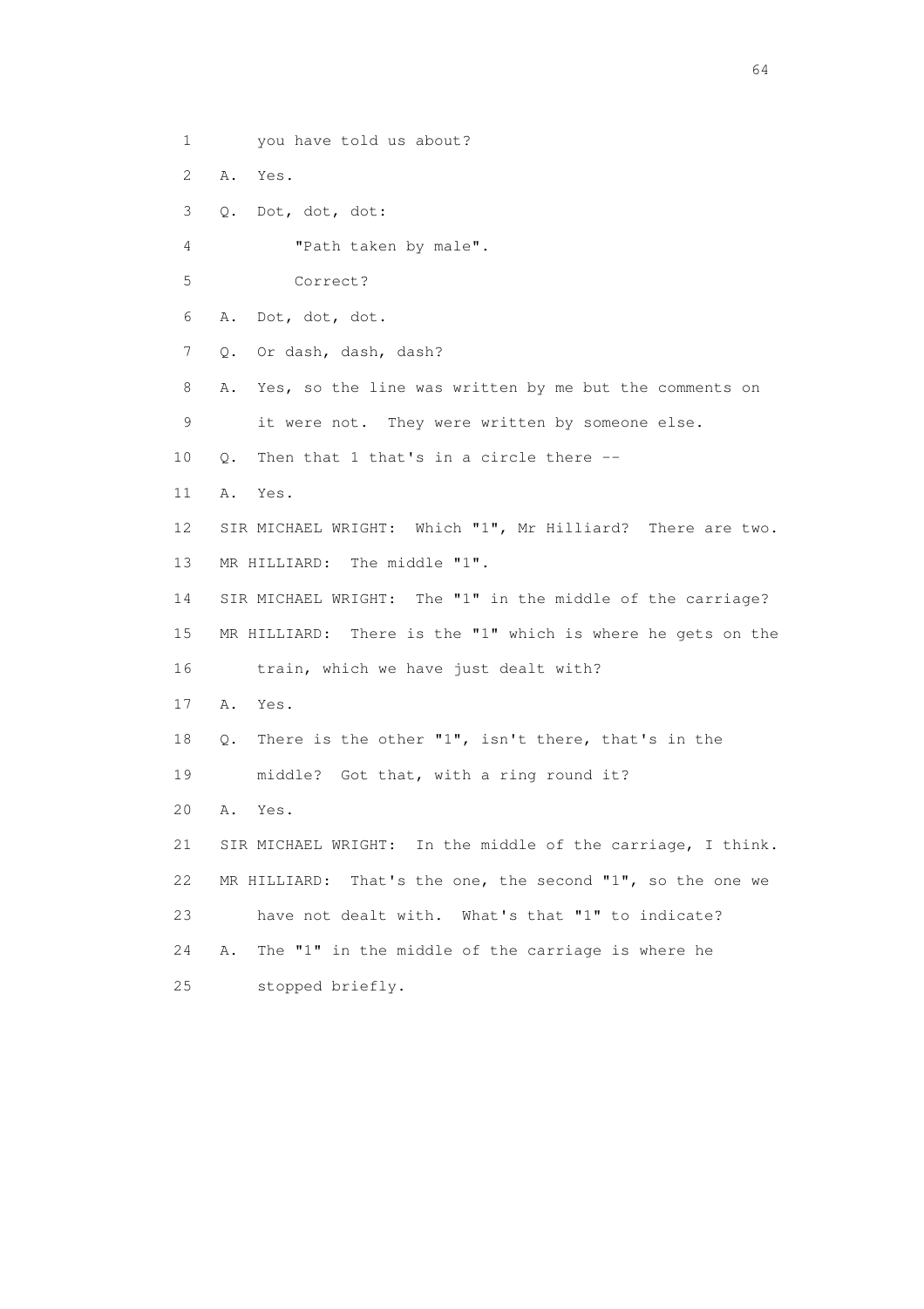1 you have told us about?

2 A. Yes.

3 Q. Dot, dot, dot:

4 "Path taken by male".

5 Correct?

6 A. Dot, dot, dot.

7 Q. Or dash, dash, dash?

8 A. Yes, so the line was written by me but the comments on

9 it were not. They were written by someone else.

10 Q. Then that 1 that's in a circle there --

11 A. Yes.

12 SIR MICHAEL WRIGHT: Which "1", Mr Hilliard? There are two.

13 MR HILLIARD: The middle "1".

14 SIR MICHAEL WRIGHT: The "1" in the middle of the carriage?

15 MR HILLIARD: There is the "1" which is where he gets on the

16 train, which we have just dealt with?

17 A. Yes.

18 Q. There is the other "1", isn't there, that's in the

19 middle? Got that, with a ring round it?

20 A. Yes.

21 SIR MICHAEL WRIGHT: In the middle of the carriage, I think.

22 MR HILLIARD: That's the one, the second "1", so the one we

23 have not dealt with. What's that "1" to indicate?

24 A. The "1" in the middle of the carriage is where he

25 stopped briefly.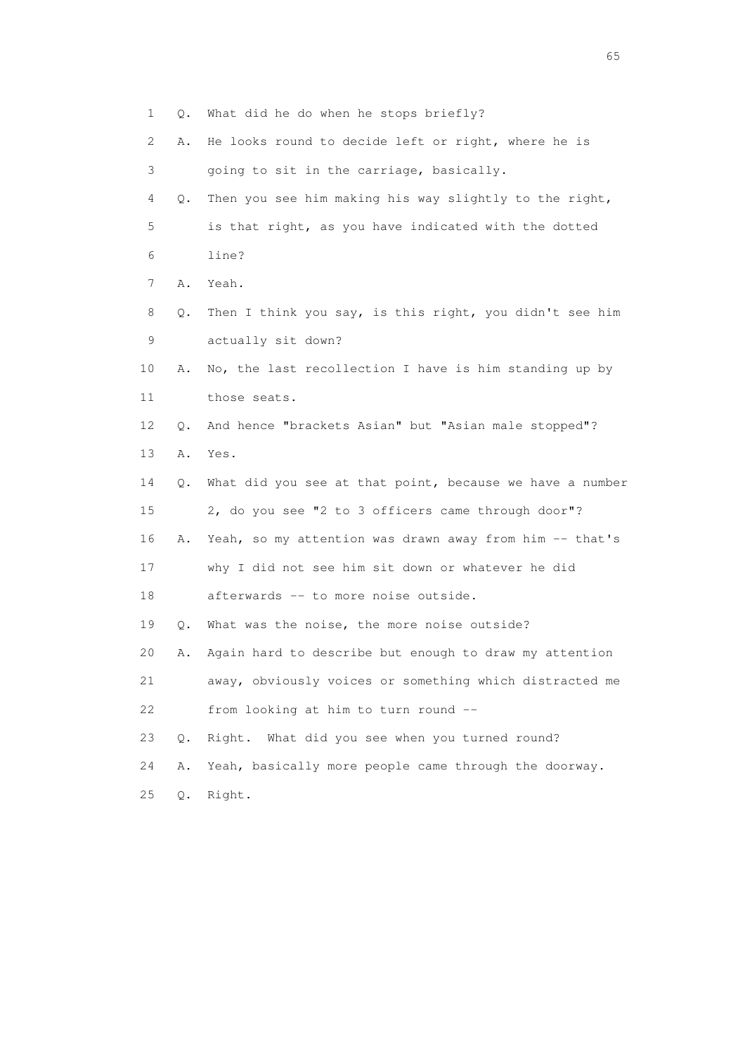1 Q. What did he do when he stops briefly?

2 A. He looks round to decide left or right, where he is

3 going to sit in the carriage, basically.

4 Q. Then you see him making his way slightly to the right,

5 is that right, as you have indicated with the dotted

6 line?

7 A. Yeah.

8 Q. Then I think you say, is this right, you didn't see him

9 actually sit down?

10 A. No, the last recollection I have is him standing up by

11 those seats.

12 Q. And hence "brackets Asian" but "Asian male stopped"?

13 A. Yes.

14 Q. What did you see at that point, because we have a number

15 2, do you see "2 to 3 officers came through door"?

16 A. Yeah, so my attention was drawn away from him -- that's

17 why I did not see him sit down or whatever he did

18 afterwards -- to more noise outside.

19 Q. What was the noise, the more noise outside?

20 A. Again hard to describe but enough to draw my attention

21 away, obviously voices or something which distracted me

22 from looking at him to turn round --

23 Q. Right. What did you see when you turned round?

24 A. Yeah, basically more people came through the doorway.

25 Q. Right.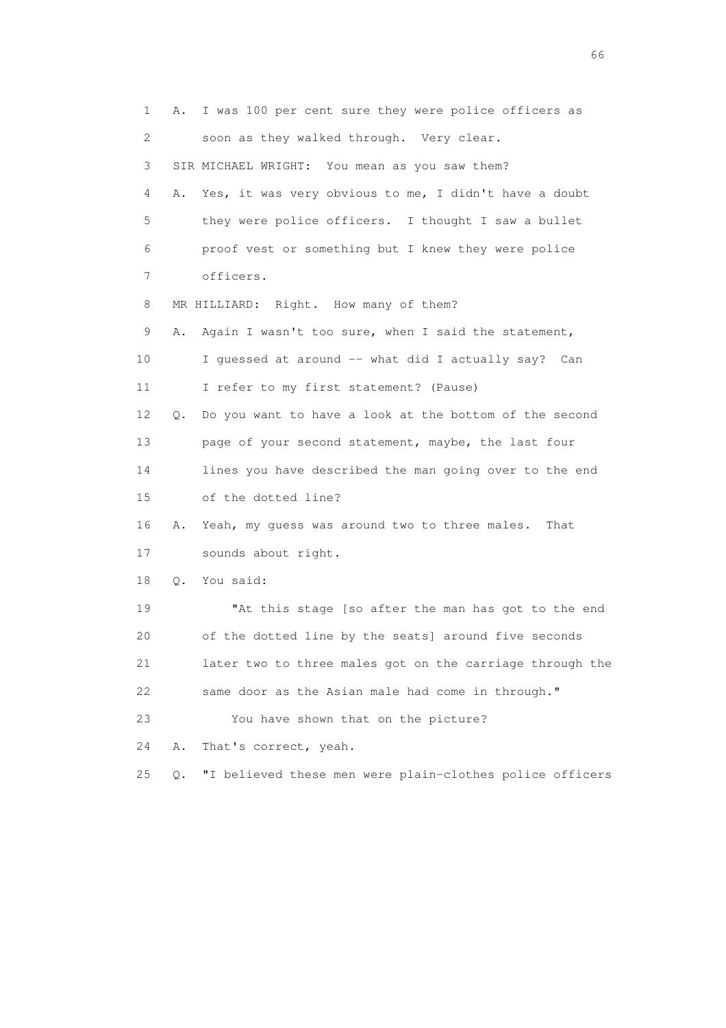1 A. I was 100 per cent sure they were police officers as
2 soon as they walked through. Very clear.
3 SIR MICHAEL WRIGHT: You mean as you saw them?
4 A. Yes, it was very obvious to me, I didn't have a doubt
5 they were police officers. I thought I saw a bullet
6 proof vest or something but I knew they were police
7 officers.
8 MR HILLIARD: Right. How many of them?
9 A. Again I wasn't too sure, when I said the statement,
10 I guessed at around -- what did I actually say? Can
11 I refer to my first statement? (Pause)
12 Q. Do you want to have a look at the bottom of the second
13 page of your second statement, maybe, the last four
14 lines you have described the man going over to the end
15 of the dotted line?
16 A. Yeah, my guess was around two to three males. That
17 sounds about right.
18 Q. You said:
19 "At this stage [so after the man has got to the end
20 of the dotted line by the seats] around five seconds
21 later two to three males got on the carriage through the
22 same door as the Asian male had come in through."
23 You have shown that on the picture?
24 A. That's correct, yeah.
25 Q. "I believed these men were plain-clothes police officers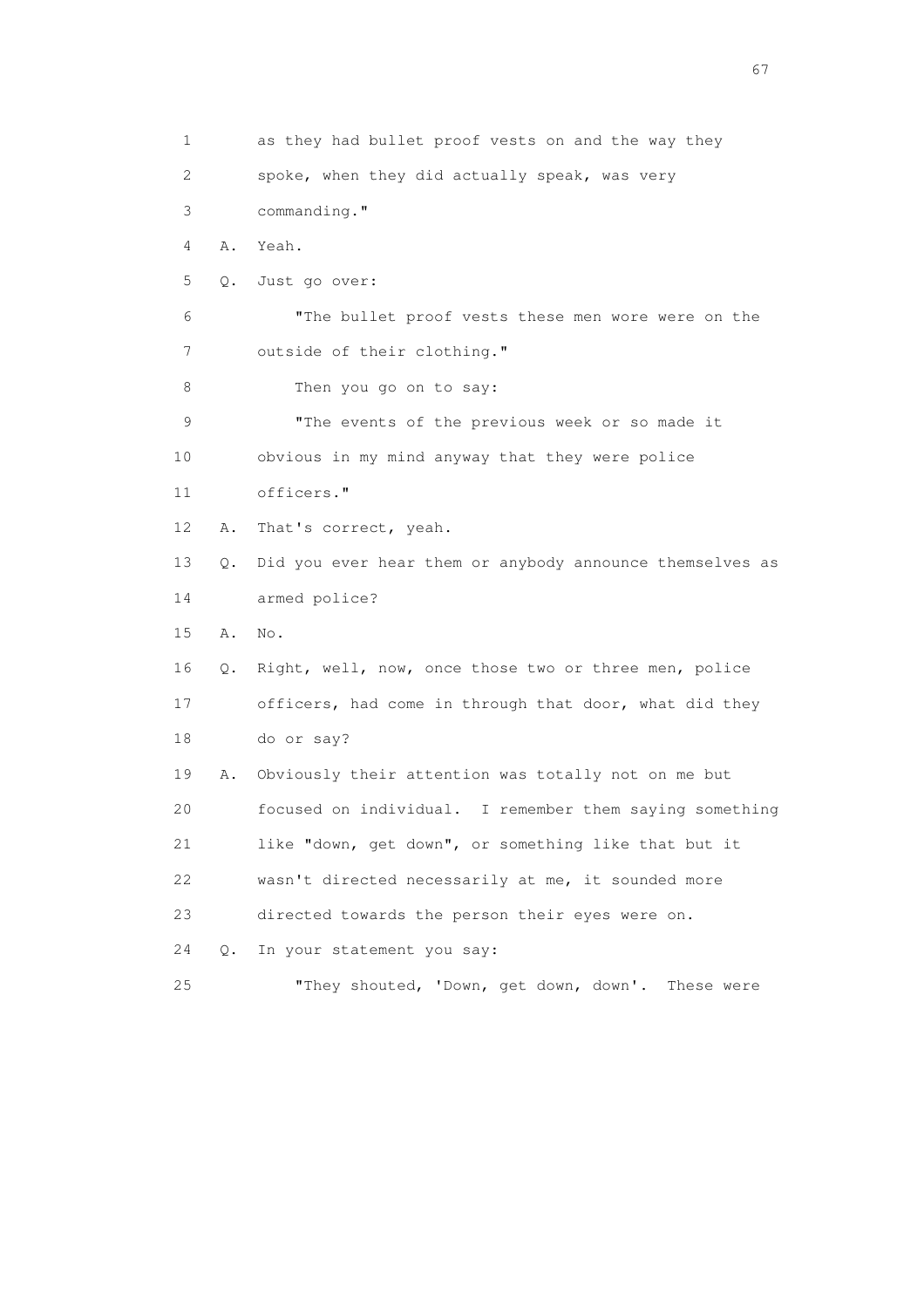1 as they had bullet proof vests on and the way they
2 spoke, when they did actually speak, was very
3 commanding."
4 A. Yeah.
5 Q. Just go over:
6 "The bullet proof vests these men wore were on the
7 outside of their clothing."
8 Then you go on to say:
9 "The events of the previous week or so made it
10 obvious in my mind anyway that they were police
11 officers."
12 A. That's correct, yeah.
13 Q. Did you ever hear them or anybody announce themselves as
14 armed police?
15 A. No.
16 Q. Right, well, now, once those two or three men, police
17 officers, had come in through that door, what did they
18 do or say?
19 A. Obviously their attention was totally not on me but
20 focused on individual. I remember them saying something
21 like "down, get down", or something like that but it
22 wasn't directed necessarily at me, it sounded more
23 directed towards the person their eyes were on.
24 Q. In your statement you say:
25 "They shouted, 'Down, get down, down'. These were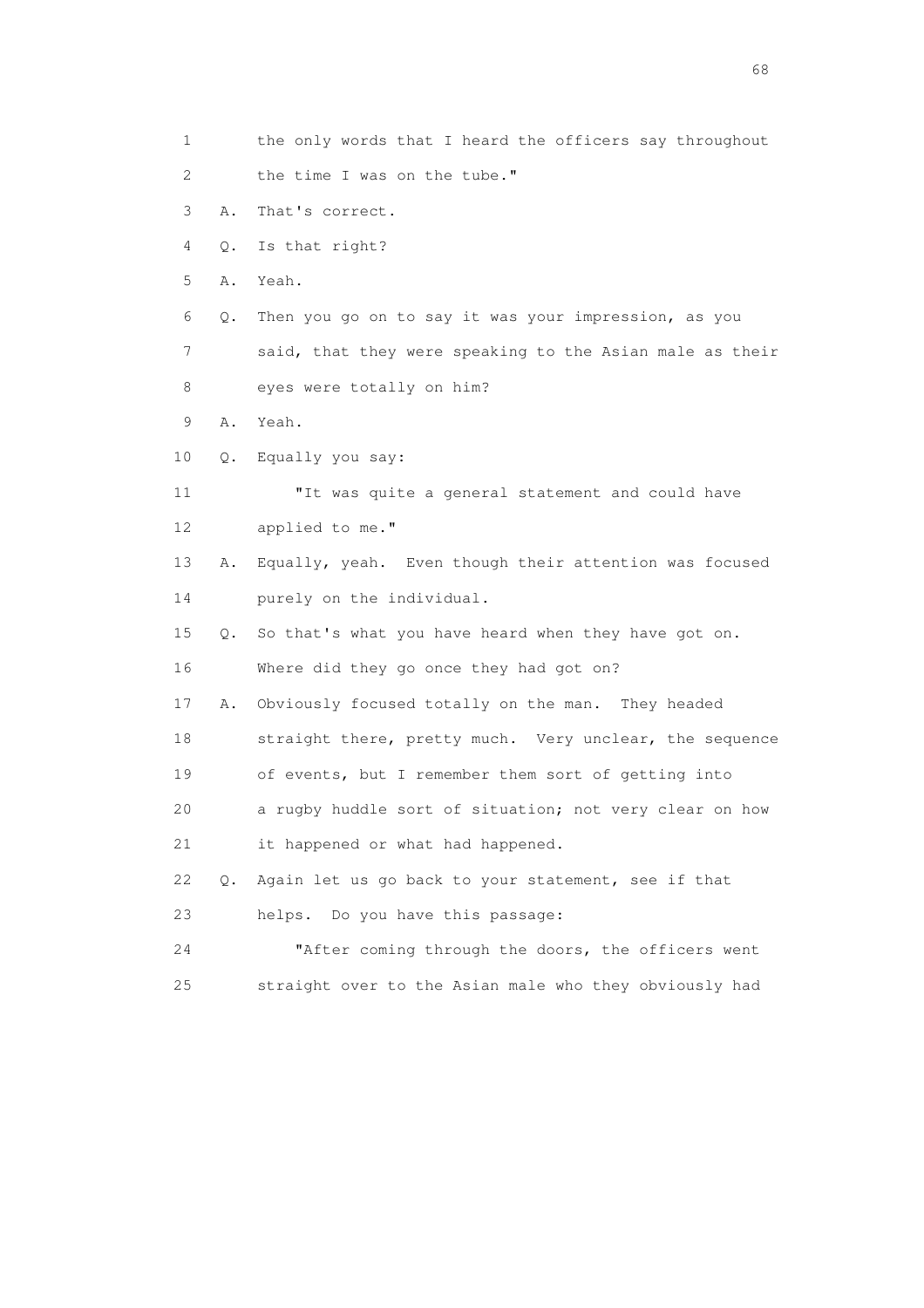1 the only words that I heard the officers say throughout
2 the time I was on the tube."
3 A. That's correct.
4 Q. Is that right?
5 A. Yeah.
6 Q. Then you go on to say it was your impression, as you
7 said, that they were speaking to the Asian male as their
8 eyes were totally on him?
9 A. Yeah.
10 Q. Equally you say:
11 "It was quite a general statement and could have
12 applied to me."
13 A. Equally, yeah. Even though their attention was focused
14 purely on the individual.
15 Q. So that's what you have heard when they have got on.
16 Where did they go once they had got on?
17 A. Obviously focused totally on the man. They headed
18 straight there, pretty much. Very unclear, the sequence
19 of events, but I remember them sort of getting into
20 a rugby huddle sort of situation; not very clear on how
21 it happened or what had happened.
22 Q. Again let us go back to your statement, see if that
23 helps. Do you have this passage:
24 "After coming through the doors, the officers went
25 straight over to the Asian male who they obviously had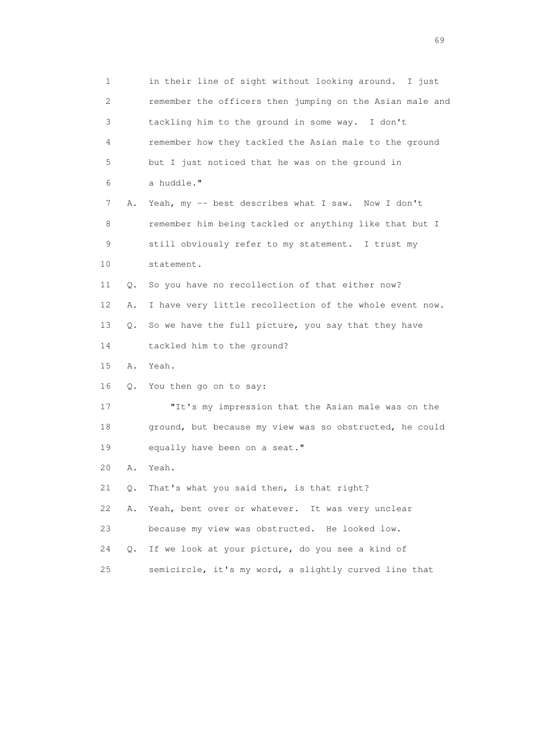1 in their line of sight without looking around. I just
2 remember the officers then jumping on the Asian male and
3 tackling him to the ground in some way. I don't
4 remember how they tackled the Asian male to the ground
5 but I just noticed that he was on the ground in
6 a huddle."

7 A. Yeah, my -- best describes what I saw. Now I don't
8 remember him being tackled or anything like that but I
9 still obviously refer to my statement. I trust my
10 statement.

11 Q. So you have no recollection of that either now?

12 A. I have very little recollection of the whole event now.

13 Q. So we have the full picture, you say that they have
14 tackled him to the ground?

15 A. Yeah.

16 Q. You then go on to say:

17 "It's my impression that the Asian male was on the
18 ground, but because my view was so obstructed, he could
19 equally have been on a seat."

20 A. Yeah.

21 Q. That's what you said then, is that right?

22 A. Yeah, bent over or whatever. It was very unclear
23 because my view was obstructed. He looked low.

24 Q. If we look at your picture, do you see a kind of
25 semicircle, it's my word, a slightly curved line that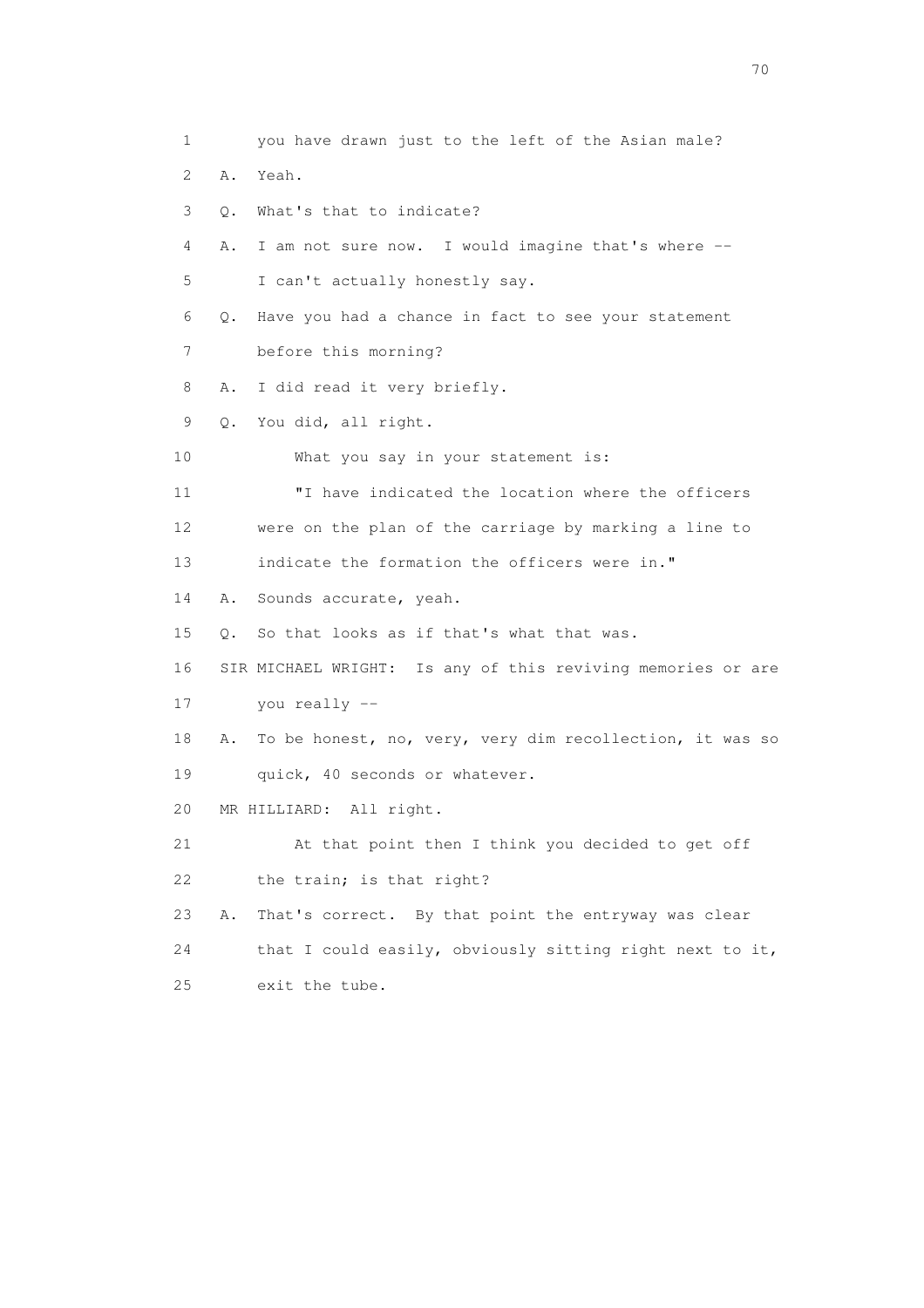1 you have drawn just to the left of the Asian male?

2 A. Yeah.

3 Q. What's that to indicate?

4 A. I am not sure now. I would imagine that's where --

5 I can't actually honestly say.

6 Q. Have you had a chance in fact to see your statement

7 before this morning?

8 A. I did read it very briefly.

9 Q. You did, all right.

10 What you say in your statement is:

11 "I have indicated the location where the officers

12 were on the plan of the carriage by marking a line to

13 indicate the formation the officers were in."

14 A. Sounds accurate, yeah.

15 Q. So that looks as if that's what that was.

16 SIR MICHAEL WRIGHT: Is any of this reviving memories or are

17 you really --

18 A. To be honest, no, very, very dim recollection, it was so

19 quick, 40 seconds or whatever.

20 MR HILLIARD: All right.

21 At that point then I think you decided to get off

22 the train; is that right?

23 A. That's correct. By that point the entryway was clear

24 that I could easily, obviously sitting right next to it,

25 exit the tube.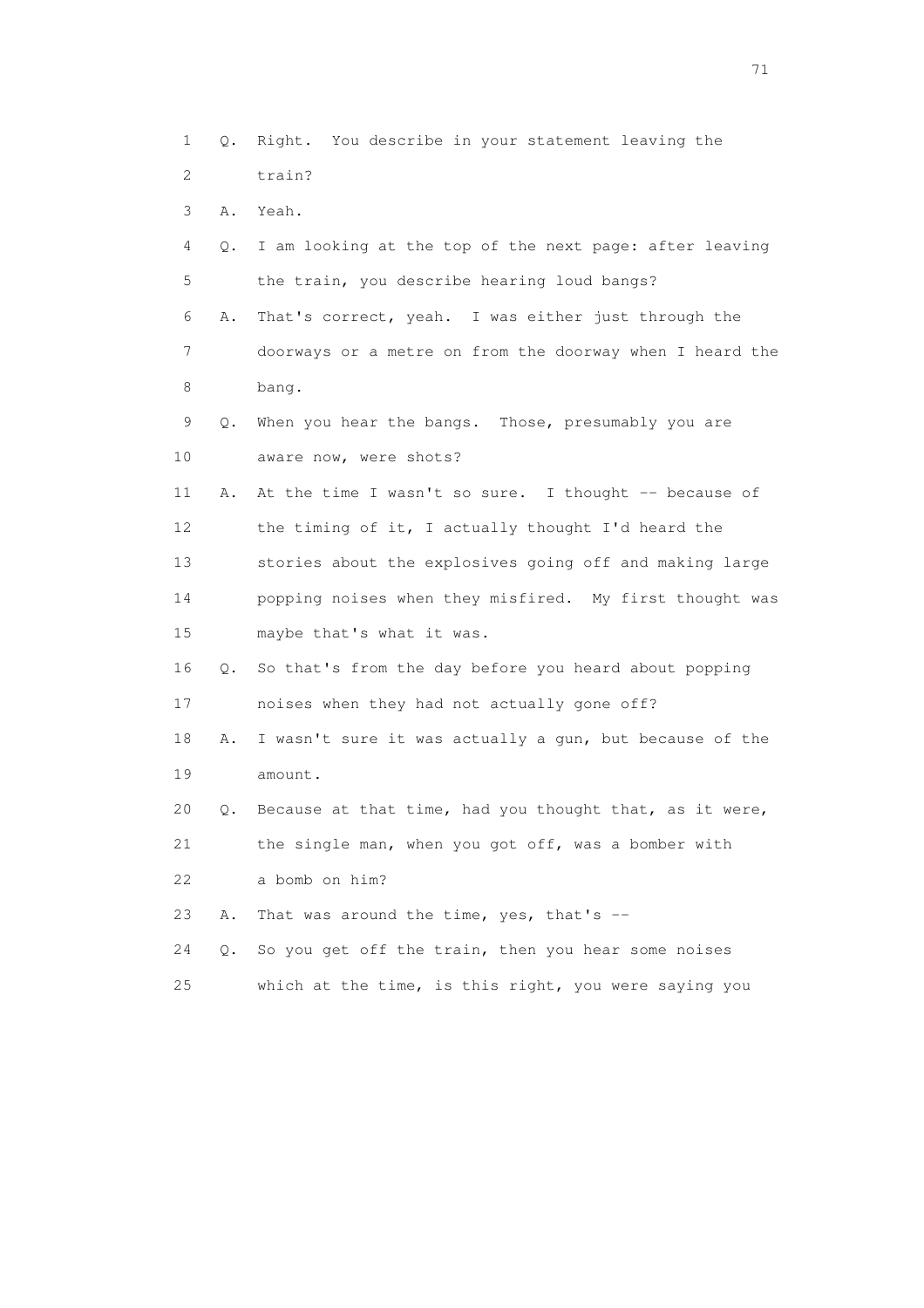1 Q. Right. You describe in your statement leaving the
2 train?
3 A. Yeah.
4 Q. I am looking at the top of the next page: after leaving
5 the train, you describe hearing loud bangs?
6 A. That's correct, yeah. I was either just through the
7 doorways or a metre on from the doorway when I heard the
8 bang.
9 Q. When you hear the bangs. Those, presumably you are
10 aware now, were shots?
11 A. At the time I wasn't so sure. I thought -- because of
12 the timing of it, I actually thought I'd heard the
13 stories about the explosives going off and making large
14 popping noises when they misfired. My first thought was
15 maybe that's what it was.
16 Q. So that's from the day before you heard about popping
17 noises when they had not actually gone off?
18 A. I wasn't sure it was actually a gun, but because of the
19 amount.
20 Q. Because at that time, had you thought that, as it were,
21 the single man, when you got off, was a bomber with
22 a bomb on him?
23 A. That was around the time, yes, that's --
24 Q. So you get off the train, then you hear some noises
25 which at the time, is this right, you were saying you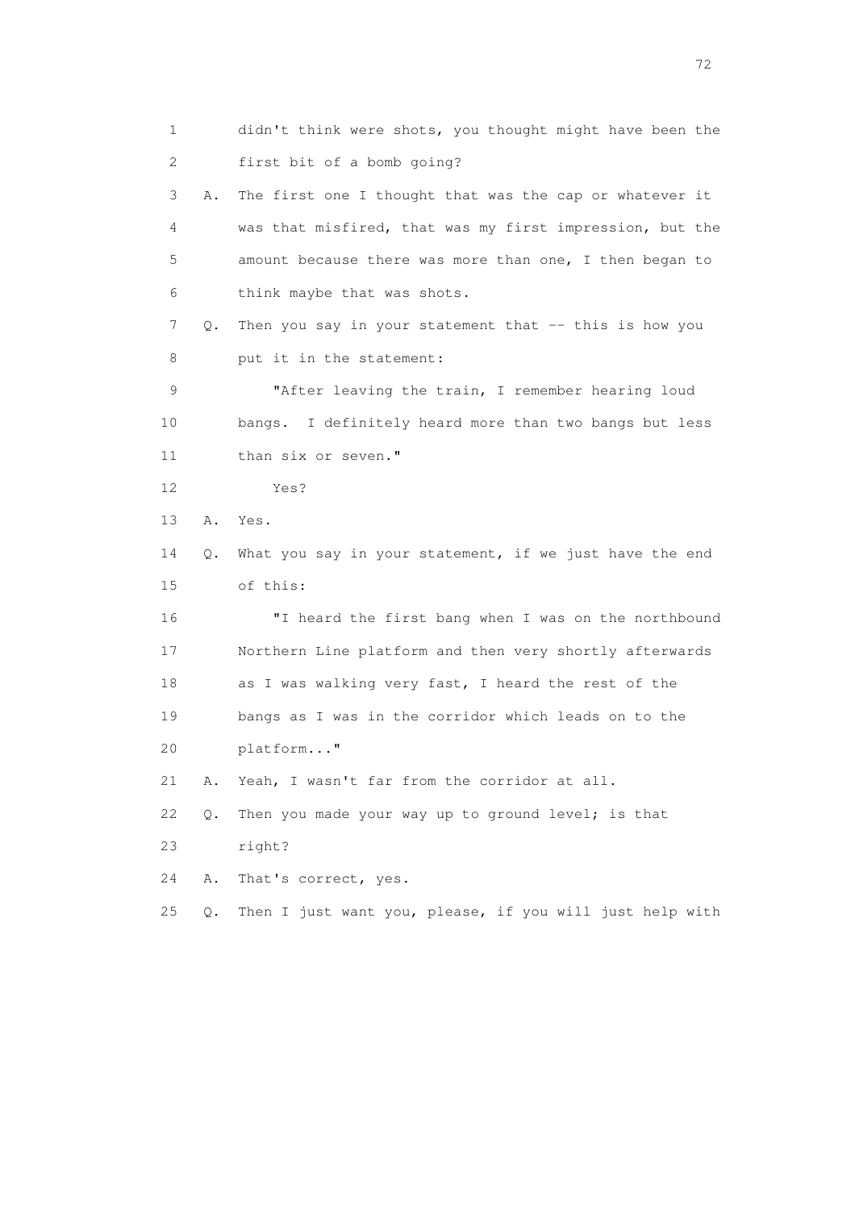1 didn't think were shots, you thought might have been the
2 first bit of a bomb going?
3 A. The first one I thought that was the cap or whatever it
4 was that misfired, that was my first impression, but the
5 amount because there was more than one, I then began to
6 think maybe that was shots.
7 Q. Then you say in your statement that -- this is how you
8 put it in the statement:
9 "After leaving the train, I remember hearing loud
10 bangs. I definitely heard more than two bangs but less
11 than six or seven."
12 Yes?
13 A. Yes.
14 Q. What you say in your statement, if we just have the end
15 of this:
16 "I heard the first bang when I was on the northbound
17 Northern Line platform and then very shortly afterwards
18 as I was walking very fast, I heard the rest of the
19 bangs as I was in the corridor which leads on to the
20 platform..."
21 A. Yeah, I wasn't far from the corridor at all.
22 Q. Then you made your way up to ground level; is that
23 right?
24 A. That's correct, yes.
25 Q. Then I just want you, please, if you will just help with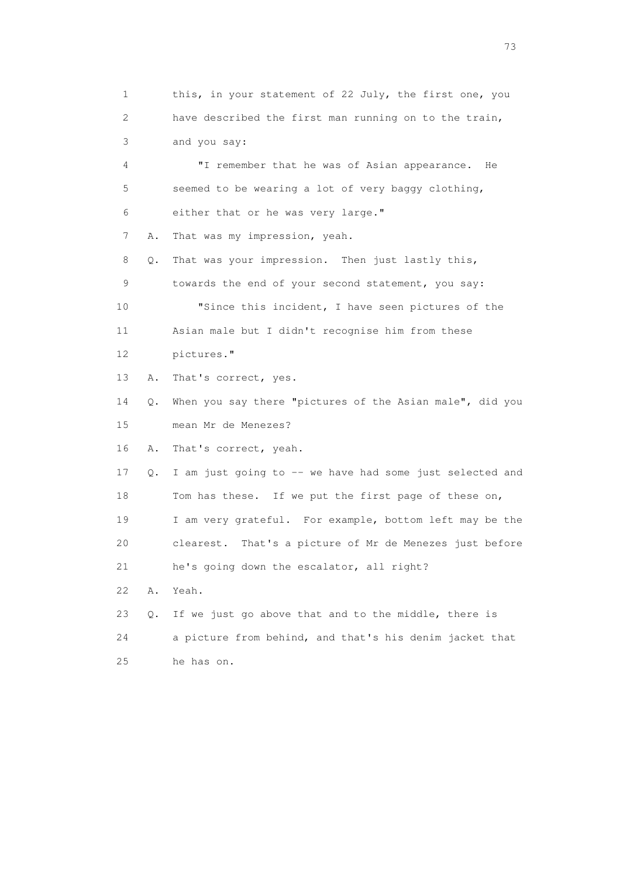1 this, in your statement of 22 July, the first one, you
2 have described the first man running on to the train,
3 and you say:

4 "I remember that he was of Asian appearance. He
5 seemed to be wearing a lot of very baggy clothing,
6 either that or he was very large."

7 A. That was my impression, yeah.

8 Q. That was your impression. Then just lastly this,
9 towards the end of your second statement, you say:

10 "Since this incident, I have seen pictures of the
11 Asian male but I didn't recognise him from these
12 pictures."

13 A. That's correct, yes.

14 Q. When you say there "pictures of the Asian male", did you
15 mean Mr de Menezes?

16 A. That's correct, yeah.

17 Q. I am just going to -- we have had some just selected and
18 Tom has these. If we put the first page of these on,
19 I am very grateful. For example, bottom left may be the
20 clearest. That's a picture of Mr de Menezes just before
21 he's going down the escalator, all right?

22 A. Yeah.

23 Q. If we just go above that and to the middle, there is
24 a picture from behind, and that's his denim jacket that
25 he has on.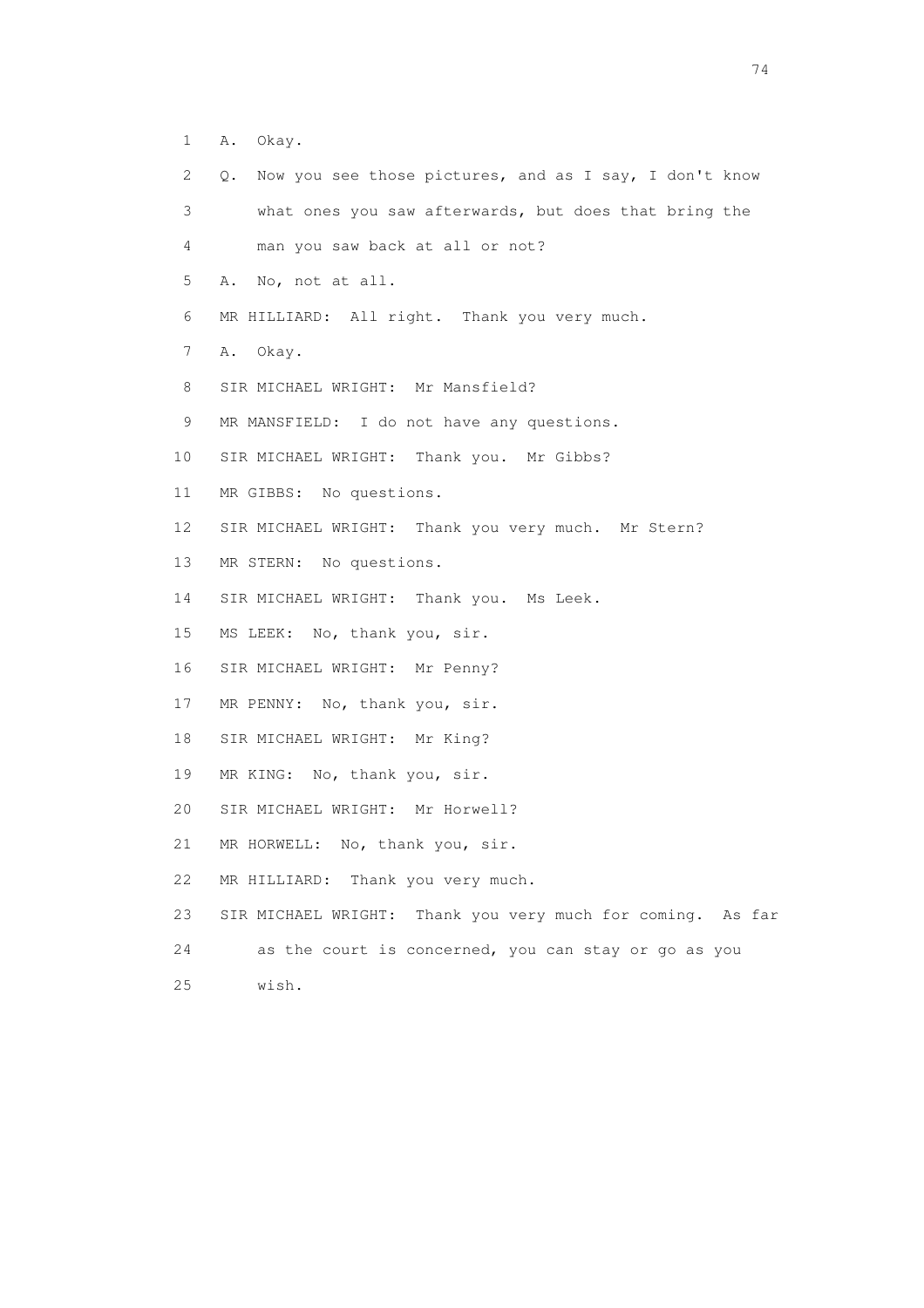1 A. Okay.

2 Q. Now you see those pictures, and as I say, I don't know

3 what ones you saw afterwards, but does that bring the

4 man you saw back at all or not?

5 A. No, not at all.

6 MR HILLIARD: All right. Thank you very much.

7 A. Okay.

8 SIR MICHAEL WRIGHT: Mr Mansfield?

9 MR MANSFIELD: I do not have any questions.

10 SIR MICHAEL WRIGHT: Thank you. Mr Gibbs?

11 MR GIBBS: No questions.

12 SIR MICHAEL WRIGHT: Thank you very much. Mr Stern?

13 MR STERN: No questions.

14 SIR MICHAEL WRIGHT: Thank you. Ms Leek.

15 MS LEEK: No, thank you, sir.

16 SIR MICHAEL WRIGHT: Mr Penny?

17 MR PENNY: No, thank you, sir.

18 SIR MICHAEL WRIGHT: Mr King?

19 MR KING: No, thank you, sir.

20 SIR MICHAEL WRIGHT: Mr Horwell?

21 MR HORWELL: No, thank you, sir.

22 MR HILLIARD: Thank you very much.

23 SIR MICHAEL WRIGHT: Thank you very much for coming. As far

24 as the court is concerned, you can stay or go as you

25 wish.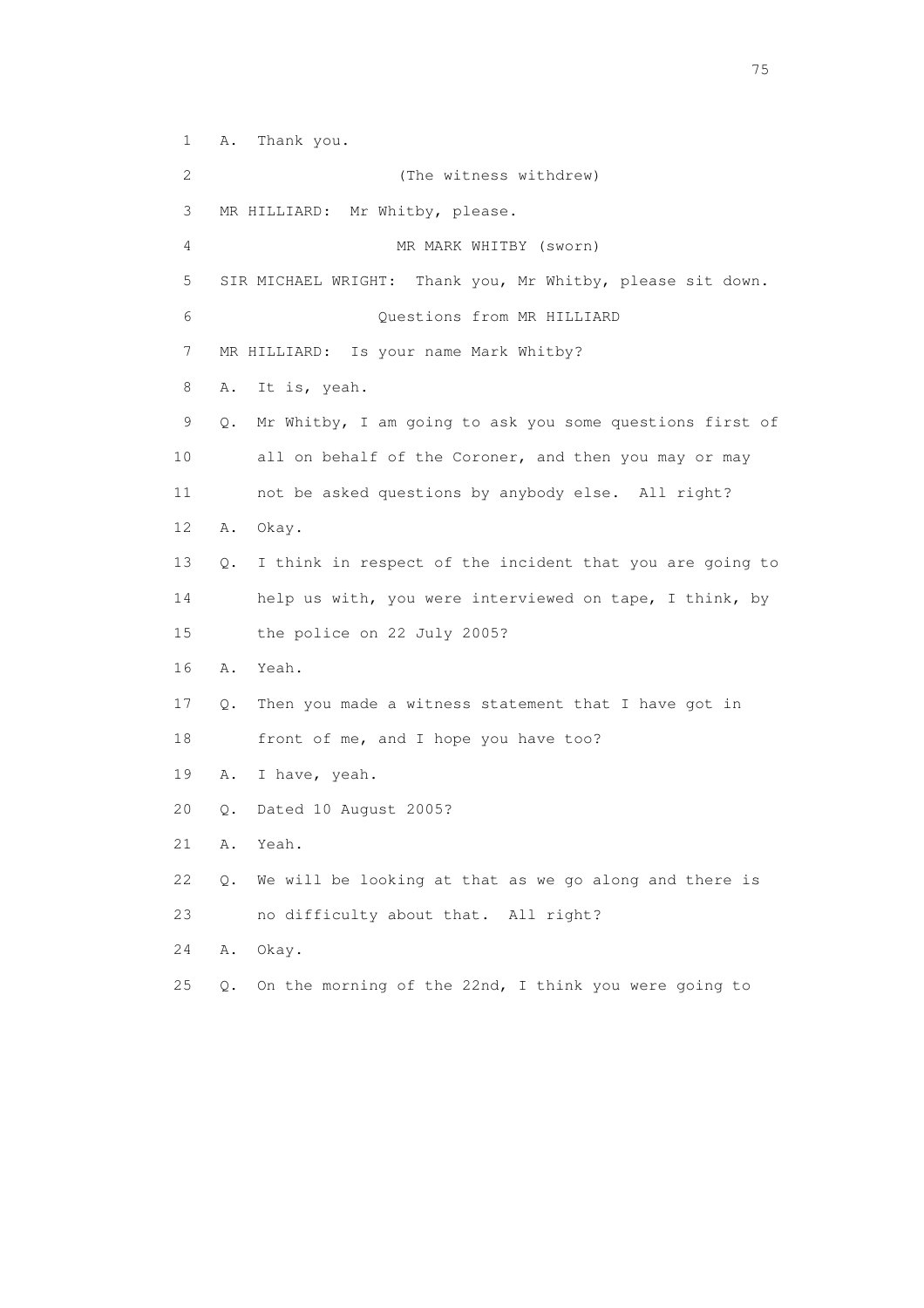1 A. Thank you.

2 (The witness withdrew)

3 MR HILLIARD: Mr Whitby, please.

4 MR MARK WHITBY (sworn)

5 SIR MICHAEL WRIGHT: Thank you, Mr Whitby, please sit down.

6 Questions from MR HILLIARD

7 MR HILLIARD: Is your name Mark Whitby?

8 A. It is, yeah.

9 Q. Mr Whitby, I am going to ask you some questions first of

10 all on behalf of the Coroner, and then you may or may

11 not be asked questions by anybody else. All right?

12 A. Okay.

13 Q. I think in respect of the incident that you are going to

14 help us with, you were interviewed on tape, I think, by

15 the police on 22 July 2005?

16 A. Yeah.

17 Q. Then you made a witness statement that I have got in

18 front of me, and I hope you have too?

19 A. I have, yeah.

20 Q. Dated 10 August 2005?

21 A. Yeah.

22 Q. We will be looking at that as we go along and there is

23 no difficulty about that. All right?

24 A. Okay.

25 Q. On the morning of the 22nd, I think you were going to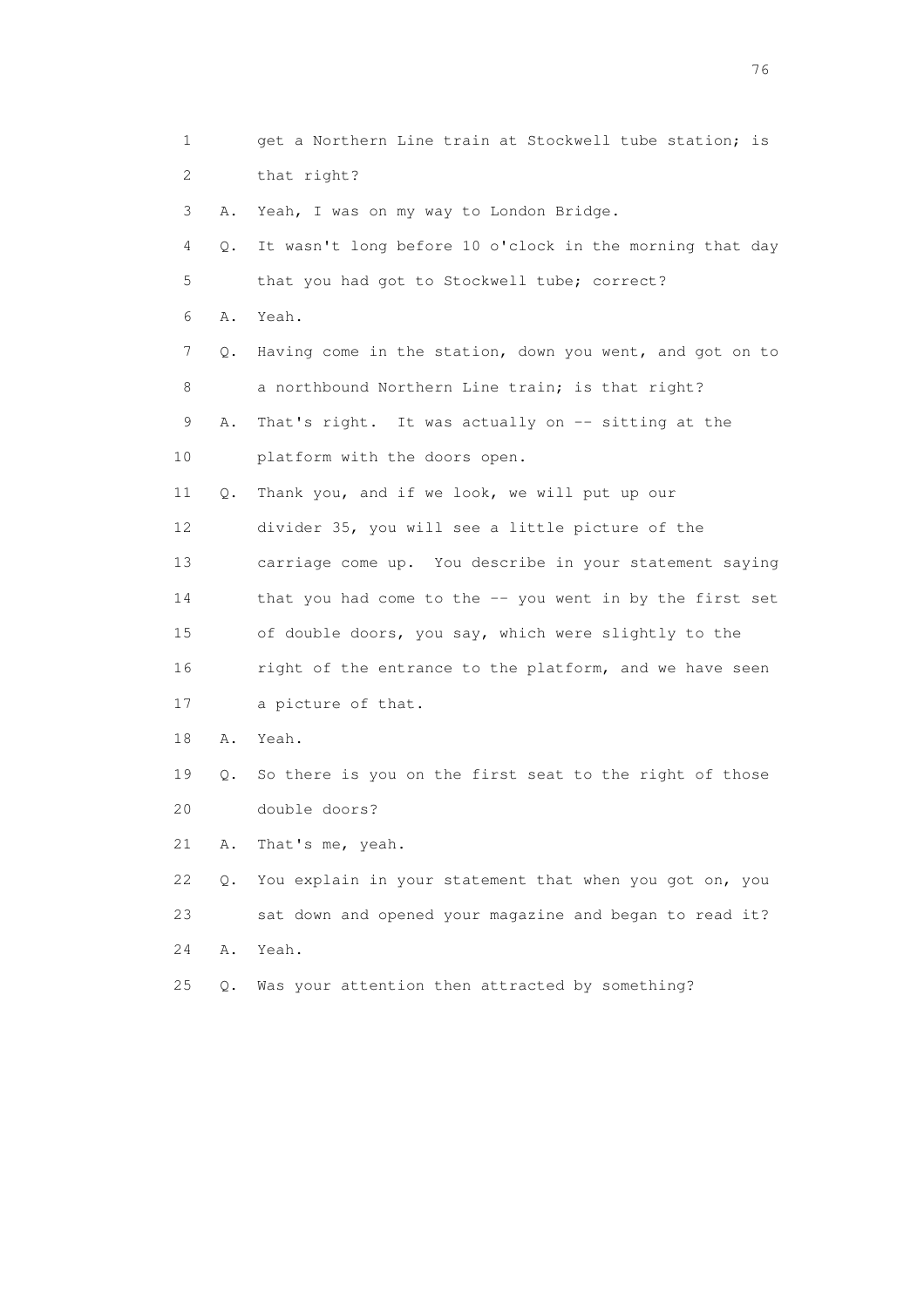1 get a Northern Line train at Stockwell tube station; is
2 that right?
3 A. Yeah, I was on my way to London Bridge.
4 Q. It wasn't long before 10 o'clock in the morning that day
5 that you had got to Stockwell tube; correct?
6 A. Yeah.
7 Q. Having come in the station, down you went, and got on to
8 a northbound Northern Line train; is that right?
9 A. That's right. It was actually on -- sitting at the
10 platform with the doors open.
11 Q. Thank you, and if we look, we will put up our
12 divider 35, you will see a little picture of the
13 carriage come up. You describe in your statement saying
14 that you had come to the -- you went in by the first set
15 of double doors, you say, which were slightly to the
16 right of the entrance to the platform, and we have seen
17 a picture of that.
18 A. Yeah.
19 Q. So there is you on the first seat to the right of those
20 double doors?
21 A. That's me, yeah.
22 Q. You explain in your statement that when you got on, you
23 sat down and opened your magazine and began to read it?
24 A. Yeah.
25 Q. Was your attention then attracted by something?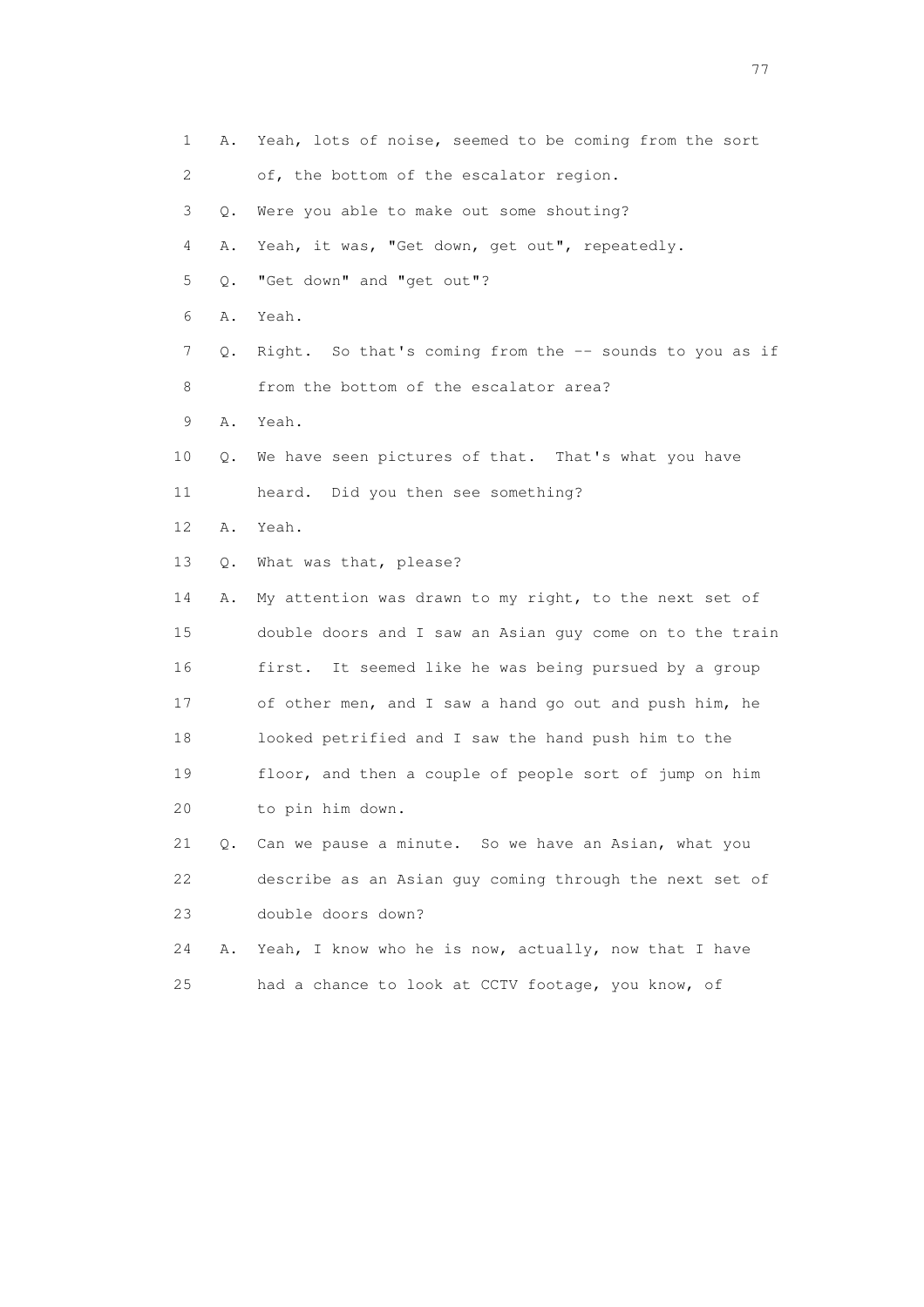1 A. Yeah, lots of noise, seemed to be coming from the sort
2 of, the bottom of the escalator region.
3 Q. Were you able to make out some shouting?
4 A. Yeah, it was, "Get down, get out", repeatedly.
5 Q. "Get down" and "get out"?
6 A. Yeah.
7 Q. Right. So that's coming from the -- sounds to you as if
8 from the bottom of the escalator area?
9 A. Yeah.
10 Q. We have seen pictures of that. That's what you have
11 heard. Did you then see something?
12 A. Yeah.
13 Q. What was that, please?
14 A. My attention was drawn to my right, to the next set of
15 double doors and I saw an Asian guy come on to the train
16 first. It seemed like he was being pursued by a group
17 of other men, and I saw a hand go out and push him, he
18 looked petrified and I saw the hand push him to the
19 floor, and then a couple of people sort of jump on him
20 to pin him down.
21 Q. Can we pause a minute. So we have an Asian, what you
22 describe as an Asian guy coming through the next set of
23 double doors down?
24 A. Yeah, I know who he is now, actually, now that I have
25 had a chance to look at CCTV footage, you know, of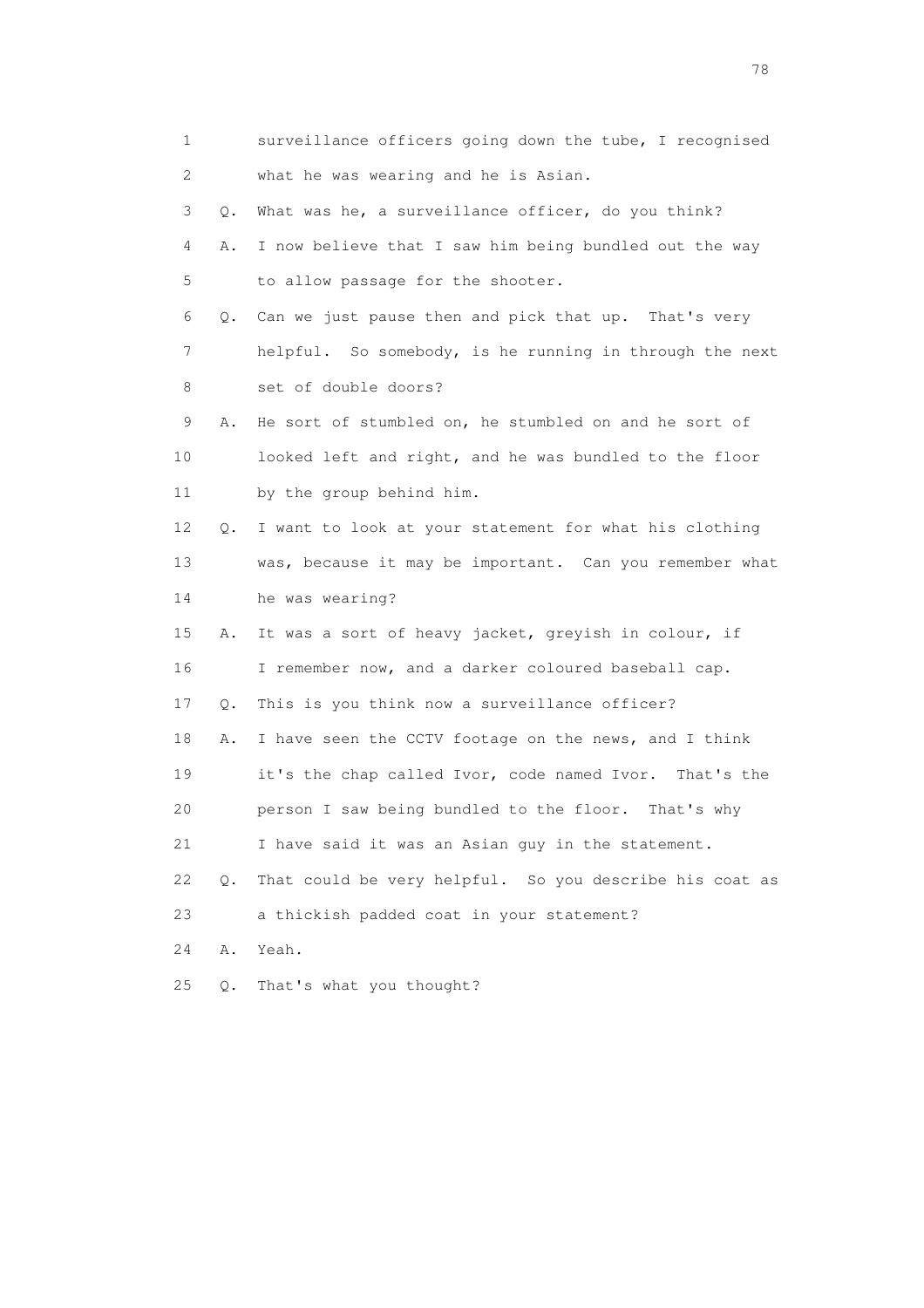1 surveillance officers going down the tube, I recognised
2 what he was wearing and he is Asian.
3 Q. What was he, a surveillance officer, do you think?
4 A. I now believe that I saw him being bundled out the way
5 to allow passage for the shooter.
6 Q. Can we just pause then and pick that up. That's very
7 helpful. So somebody, is he running in through the next
8 set of double doors?
9 A. He sort of stumbled on, he stumbled on and he sort of
10 looked left and right, and he was bundled to the floor
11 by the group behind him.
12 Q. I want to look at your statement for what his clothing
13 was, because it may be important. Can you remember what
14 he was wearing?
15 A. It was a sort of heavy jacket, greyish in colour, if
16 I remember now, and a darker coloured baseball cap.
17 Q. This is you think now a surveillance officer?
18 A. I have seen the CCTV footage on the news, and I think
19 it's the chap called Ivor, code named Ivor. That's the
20 person I saw being bundled to the floor. That's why
21 I have said it was an Asian guy in the statement.
22 Q. That could be very helpful. So you describe his coat as
23 a thickish padded coat in your statement?
24 A. Yeah.
25 Q. That's what you thought?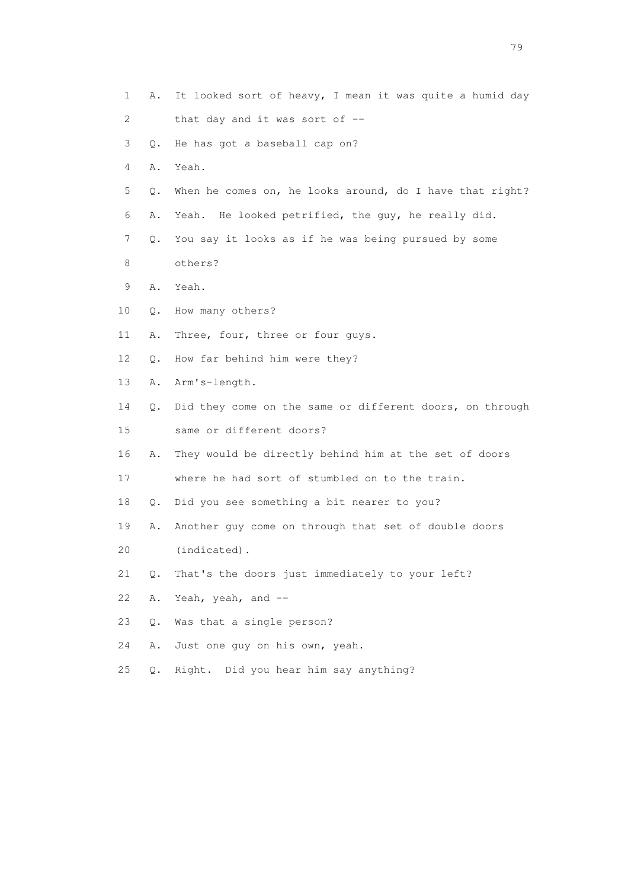1 A. It looked sort of heavy, I mean it was quite a humid day
2 that day and it was sort of --
3 Q. He has got a baseball cap on?
4 A. Yeah.
5 Q. When he comes on, he looks around, do I have that right?
6 A. Yeah. He looked petrified, the guy, he really did.
7 Q. You say it looks as if he was being pursued by some
8 others?
9 A. Yeah.
10 Q. How many others?
11 A. Three, four, three or four guys.
12 Q. How far behind him were they?
13 A. Arm's-length.
14 Q. Did they come on the same or different doors, on through
15 same or different doors?
16 A. They would be directly behind him at the set of doors
17 where he had sort of stumbled on to the train.
18 Q. Did you see something a bit nearer to you?
19 A. Another guy come on through that set of double doors
20 (indicated).
21 Q. That's the doors just immediately to your left?
22 A. Yeah, yeah, and --
23 Q. Was that a single person?
24 A. Just one guy on his own, yeah.
25 Q. Right. Did you hear him say anything?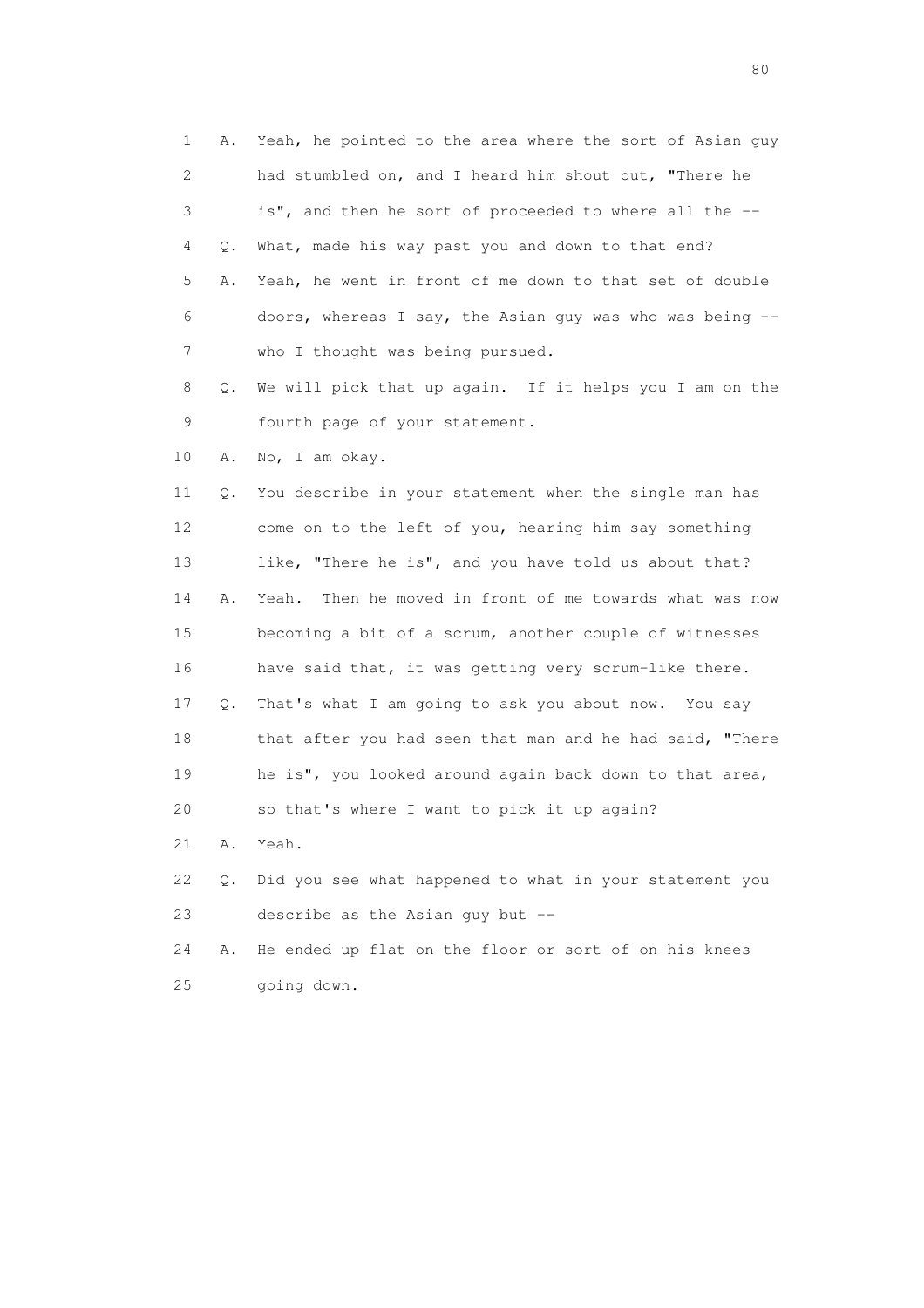1 A. Yeah, he pointed to the area where the sort of Asian guy
2 had stumbled on, and I heard him shout out, "There he
3 is", and then he sort of proceeded to where all the --
4 Q. What, made his way past you and down to that end?
5 A. Yeah, he went in front of me down to that set of double
6 doors, whereas I say, the Asian guy was who was being --
7 who I thought was being pursued.
8 Q. We will pick that up again. If it helps you I am on the
9 fourth page of your statement.
10 A. No, I am okay.
11 Q. You describe in your statement when the single man has
12 come on to the left of you, hearing him say something
13 like, "There he is", and you have told us about that?
14 A. Yeah. Then he moved in front of me towards what was now
15 becoming a bit of a scrum, another couple of witnesses
16 have said that, it was getting very scrum-like there.
17 Q. That's what I am going to ask you about now. You say
18 that after you had seen that man and he had said, "There
19 he is", you looked around again back down to that area,
20 so that's where I want to pick it up again?
21 A. Yeah.
22 Q. Did you see what happened to what in your statement you
23 describe as the Asian guy but --
24 A. He ended up flat on the floor or sort of on his knees
25 going down.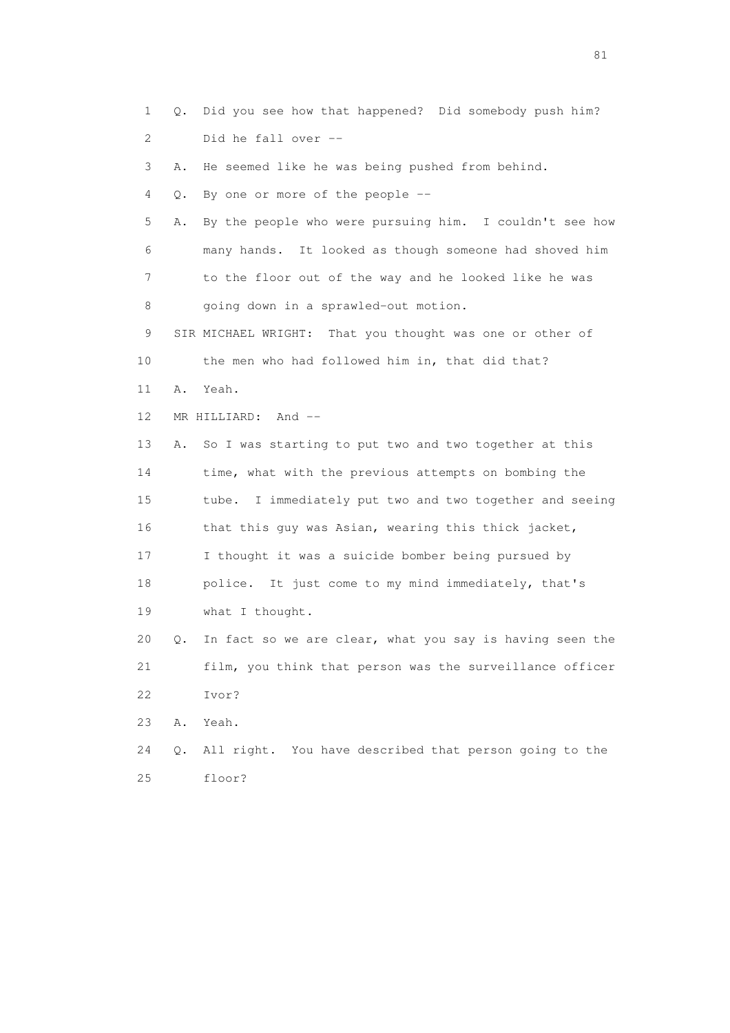1 Q. Did you see how that happened? Did somebody push him?
2 Did he fall over --
3 A. He seemed like he was being pushed from behind.
4 Q. By one or more of the people --
5 A. By the people who were pursuing him. I couldn't see how
6 many hands. It looked as though someone had shoved him
7 to the floor out of the way and he looked like he was
8 going down in a sprawled-out motion.
9 SIR MICHAEL WRIGHT: That you thought was one or other of
10 the men who had followed him in, that did that?
11 A. Yeah.
12 MR HILLIARD: And --
13 A. So I was starting to put two and two together at this
14 time, what with the previous attempts on bombing the
15 tube. I immediately put two and two together and seeing
16 that this guy was Asian, wearing this thick jacket,
17 I thought it was a suicide bomber being pursued by
18 police. It just come to my mind immediately, that's
19 what I thought.
20 Q. In fact so we are clear, what you say is having seen the
21 film, you think that person was the surveillance officer
22 Ivor?
23 A. Yeah.
24 Q. All right. You have described that person going to the
25 floor?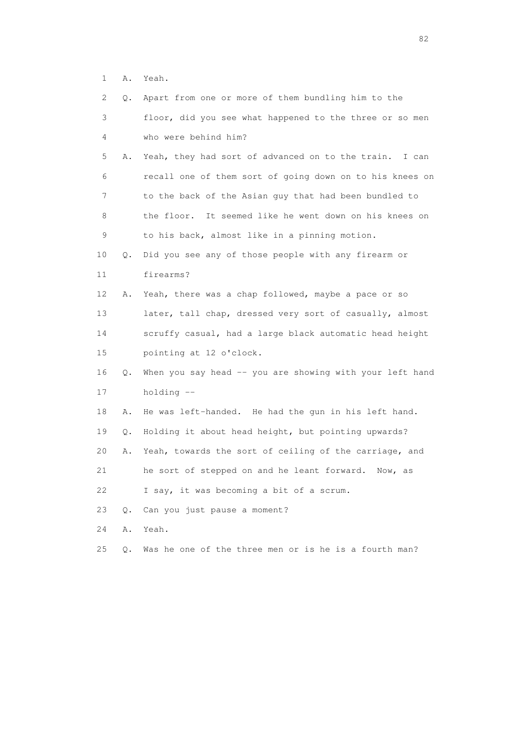1 A. Yeah.

2 Q. Apart from one or more of them bundling him to the

3 floor, did you see what happened to the three or so men

4 who were behind him?

5 A. Yeah, they had sort of advanced on to the train. I can

6 recall one of them sort of going down on to his knees on

7 to the back of the Asian guy that had been bundled to

8 the floor. It seemed like he went down on his knees on

9 to his back, almost like in a pinning motion.

10 Q. Did you see any of those people with any firearm or

11 firearms?

12 A. Yeah, there was a chap followed, maybe a pace or so

13 later, tall chap, dressed very sort of casually, almost

14 scruffy casual, had a large black automatic head height

15 pointing at 12 o'clock.

16 Q. When you say head -- you are showing with your left hand

17 holding --

18 A. He was left-handed. He had the gun in his left hand.

19 Q. Holding it about head height, but pointing upwards?

20 A. Yeah, towards the sort of ceiling of the carriage, and

21 he sort of stepped on and he leant forward. Now, as

22 I say, it was becoming a bit of a scrum.

23 Q. Can you just pause a moment?

24 A. Yeah.

25 Q. Was he one of the three men or is he is a fourth man?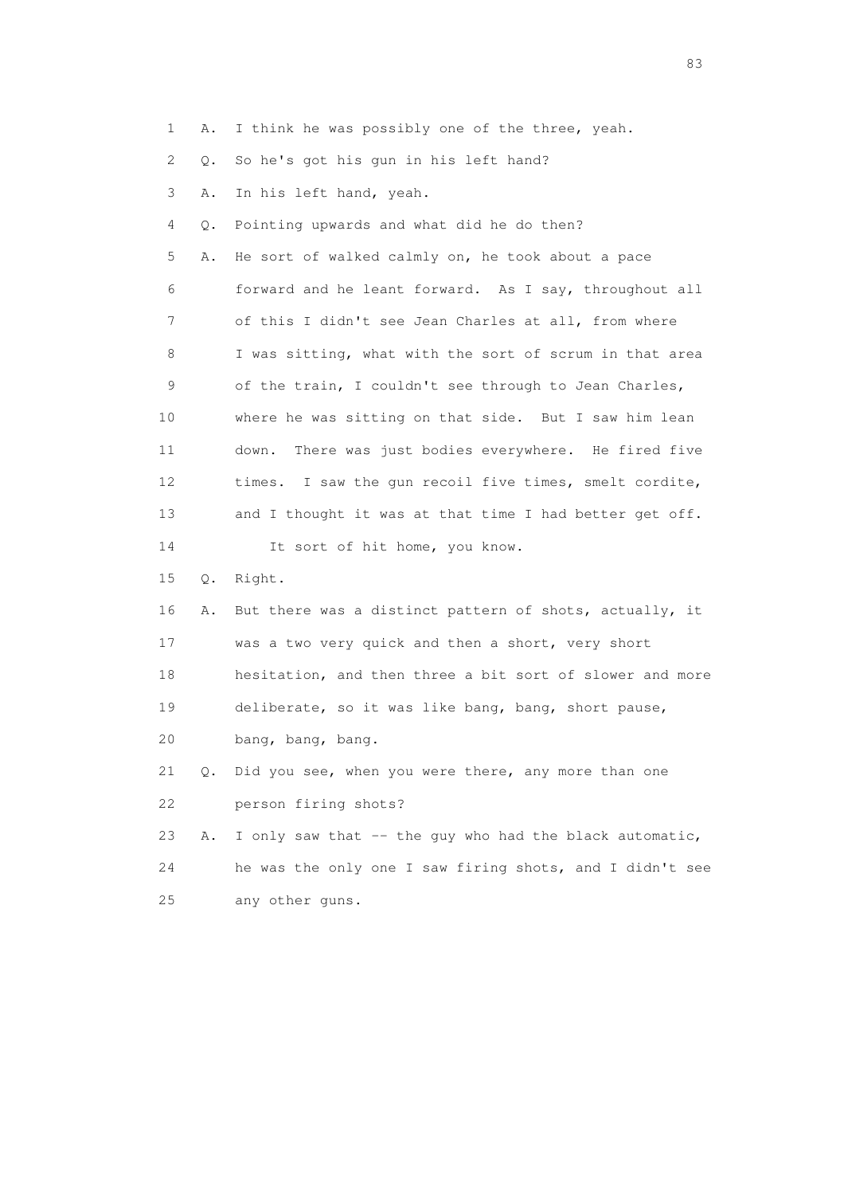1 A. I think he was possibly one of the three, yeah.

2 Q. So he's got his gun in his left hand?

3 A. In his left hand, yeah.

4 Q. Pointing upwards and what did he do then?

5 A. He sort of walked calmly on, he took about a pace

6 forward and he leant forward. As I say, throughout all

7 of this I didn't see Jean Charles at all, from where

8 I was sitting, what with the sort of scrum in that area

9 of the train, I couldn't see through to Jean Charles,

10 where he was sitting on that side. But I saw him lean

11 down. There was just bodies everywhere. He fired five

12 times. I saw the gun recoil five times, smelt cordite,

13 and I thought it was at that time I had better get off.

14 It sort of hit home, you know.

15 Q. Right.

16 A. But there was a distinct pattern of shots, actually, it

17 was a two very quick and then a short, very short

18 hesitation, and then three a bit sort of slower and more

19 deliberate, so it was like bang, bang, short pause,

20 bang, bang, bang.

21 Q. Did you see, when you were there, any more than one

22 person firing shots?

23 A. I only saw that -- the guy who had the black automatic,

24 he was the only one I saw firing shots, and I didn't see

25 any other guns.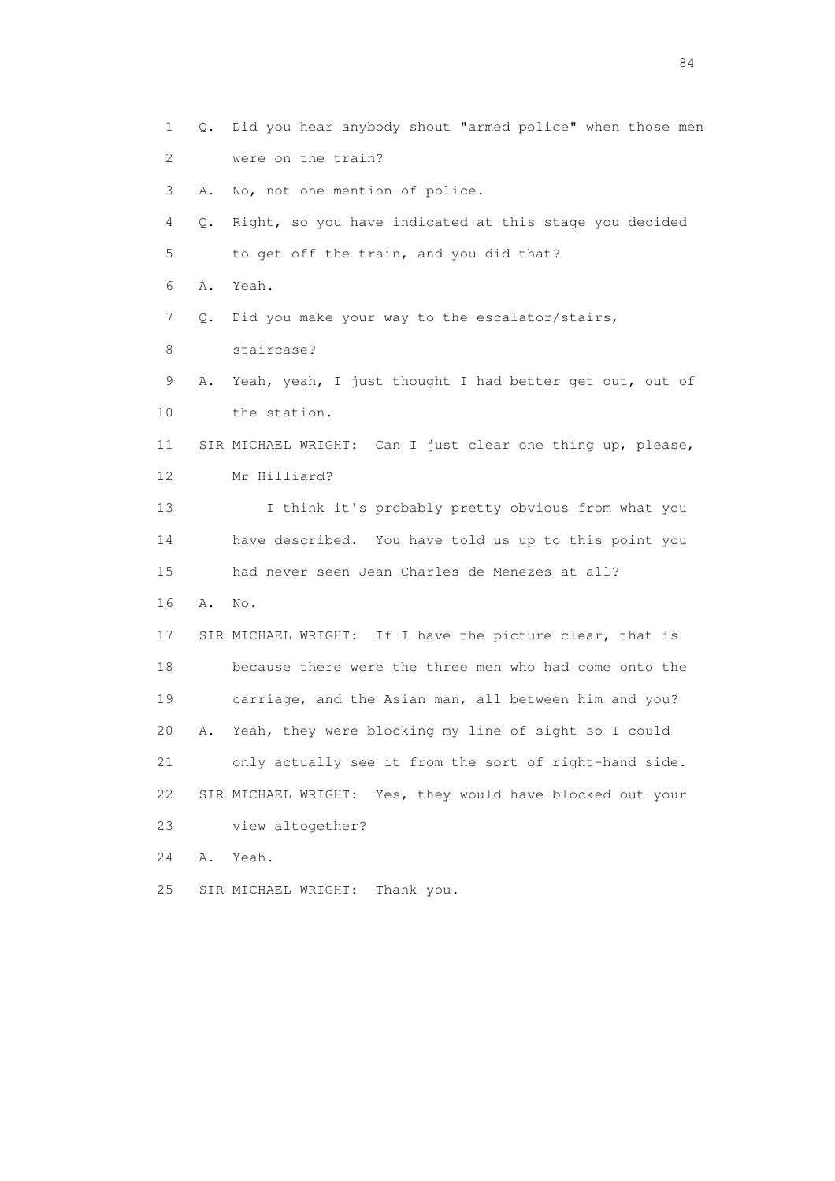1 Q. Did you hear anybody shout "armed police" when those men
2 were on the train?
3 A. No, not one mention of police.
4 Q. Right, so you have indicated at this stage you decided
5 to get off the train, and you did that?
6 A. Yeah.
7 Q. Did you make your way to the escalator/stairs,
8 staircase?
9 A. Yeah, yeah, I just thought I had better get out, out of
10 the station.
11 SIR MICHAEL WRIGHT: Can I just clear one thing up, please,
12 Mr Hilliard?
13 I think it's probably pretty obvious from what you
14 have described. You have told us up to this point you
15 had never seen Jean Charles de Menezes at all?
16 A. No.
17 SIR MICHAEL WRIGHT: If I have the picture clear, that is
18 because there were the three men who had come onto the
19 carriage, and the Asian man, all between him and you?
20 A. Yeah, they were blocking my line of sight so I could
21 only actually see it from the sort of right-hand side.
22 SIR MICHAEL WRIGHT: Yes, they would have blocked out your
23 view altogether?
24 A. Yeah.
25 SIR MICHAEL WRIGHT: Thank you.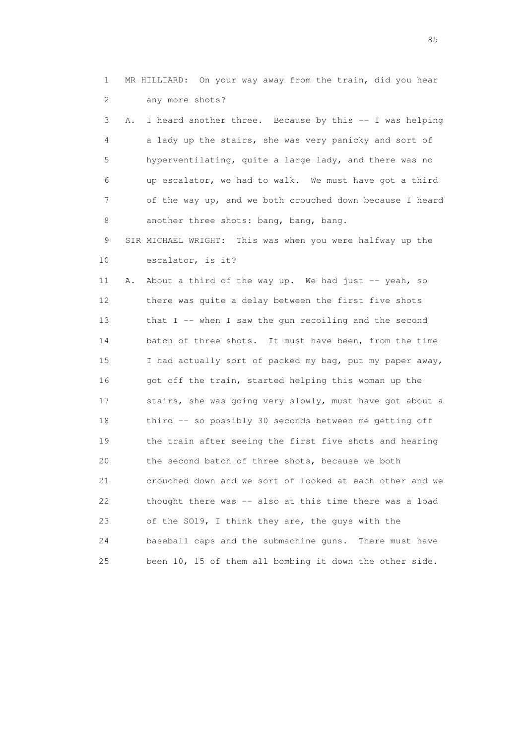1 MR HILLIARD: On your way away from the train, did you hear
2 any more shots?
3 A. I heard another three. Because by this -- I was helping
4 a lady up the stairs, she was very panicky and sort of
5 hyperventilating, quite a large lady, and there was no
6 up escalator, we had to walk. We must have got a third
7 of the way up, and we both crouched down because I heard
8 another three shots: bang, bang, bang.
9 SIR MICHAEL WRIGHT: This was when you were halfway up the
10 escalator, is it?
11 A. About a third of the way up. We had just -- yeah, so
12 there was quite a delay between the first five shots
13 that I -- when I saw the gun recoiling and the second
14 batch of three shots. It must have been, from the time
15 I had actually sort of packed my bag, put my paper away,
16 got off the train, started helping this woman up the
17 stairs, she was going very slowly, must have got about a
18 third -- so possibly 30 seconds between me getting off
19 the train after seeing the first five shots and hearing
20 the second batch of three shots, because we both
21 crouched down and we sort of looked at each other and we
22 thought there was -- also at this time there was a load
23 of the SO19, I think they are, the guys with the
24 baseball caps and the submachine guns. There must have
25 been 10, 15 of them all bombing it down the other side.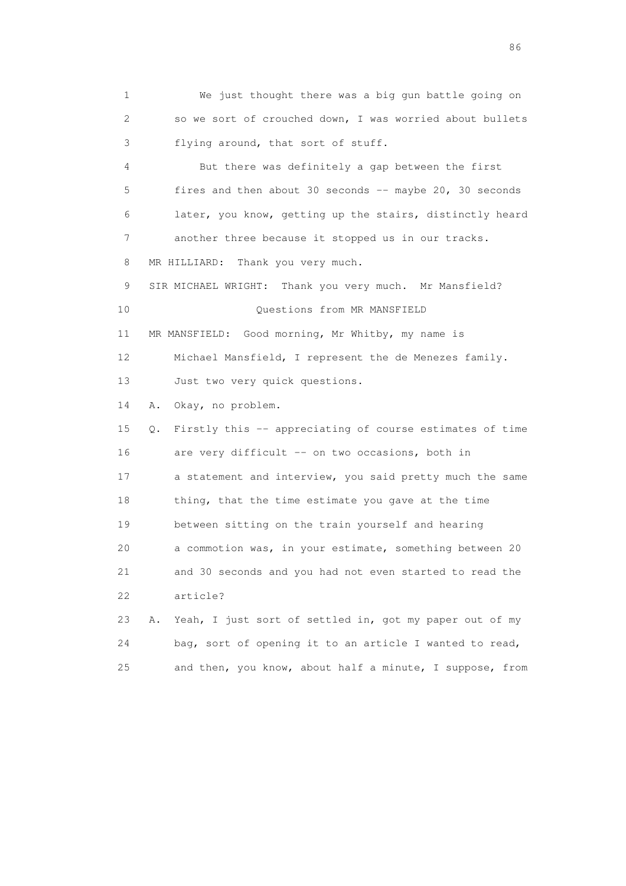1 We just thought there was a big gun battle going on
2 so we sort of crouched down, I was worried about bullets
3 flying around, that sort of stuff.
4 But there was definitely a gap between the first
5 fires and then about 30 seconds -- maybe 20, 30 seconds
6 later, you know, getting up the stairs, distinctly heard
7 another three because it stopped us in our tracks.
8 MR HILLIARD: Thank you very much.
9 SIR MICHAEL WRIGHT: Thank you very much. Mr Mansfield?
10 Questions from MR MANSFIELD
11 MR MANSFIELD: Good morning, Mr Whitby, my name is
12 Michael Mansfield, I represent the de Menezes family.
13 Just two very quick questions.
14 A. Okay, no problem.
15 Q. Firstly this -- appreciating of course estimates of time
16 are very difficult -- on two occasions, both in
17 a statement and interview, you said pretty much the same
18 thing, that the time estimate you gave at the time
19 between sitting on the train yourself and hearing
20 a commotion was, in your estimate, something between 20
21 and 30 seconds and you had not even started to read the
22 article?
23 A. Yeah, I just sort of settled in, got my paper out of my
24 bag, sort of opening it to an article I wanted to read,
25 and then, you know, about half a minute, I suppose, from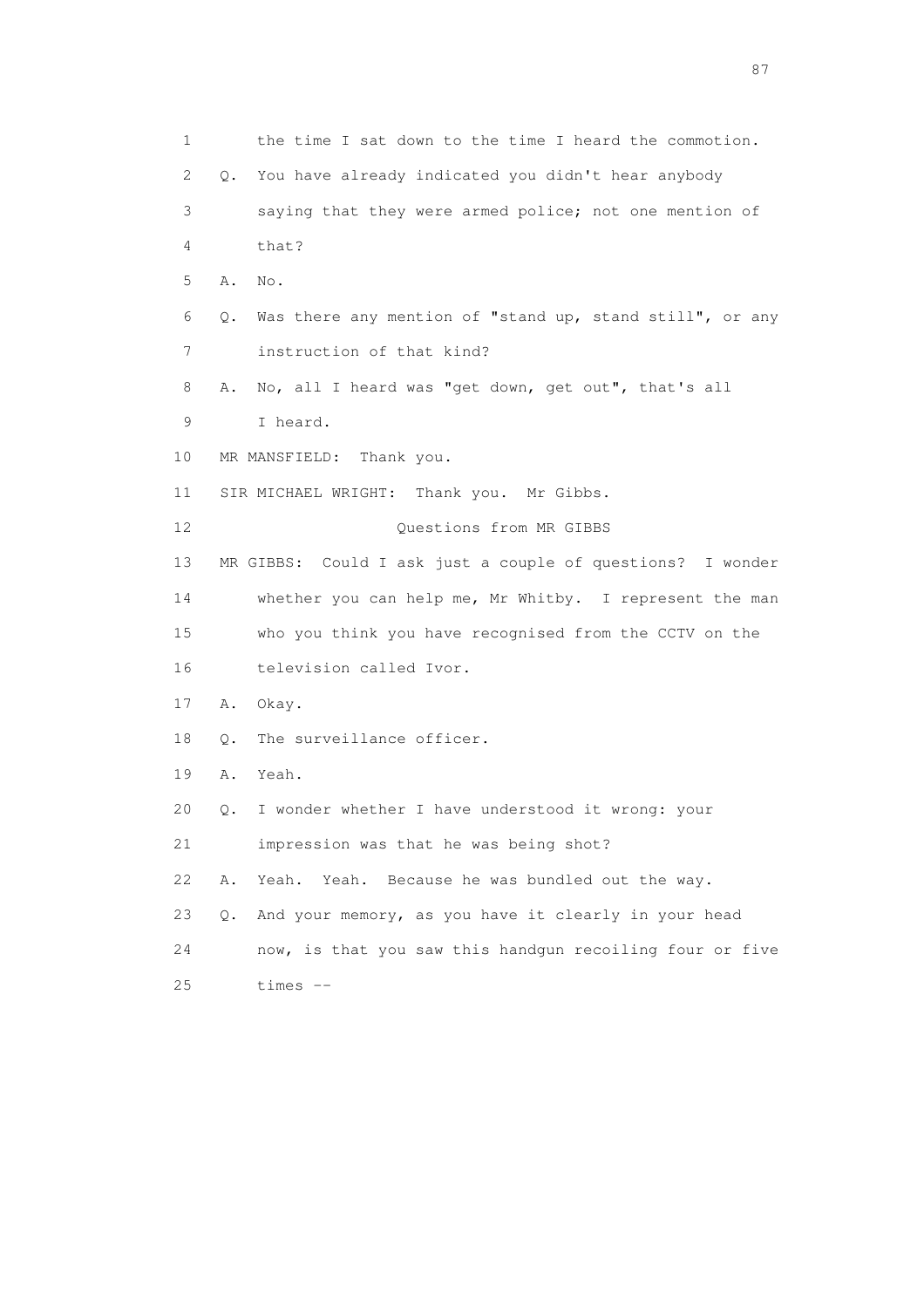1 the time I sat down to the time I heard the commotion.

2 Q. You have already indicated you didn't hear anybody

3 saying that they were armed police; not one mention of

4 that?

5 A. No.

6 Q. Was there any mention of "stand up, stand still", or any

7 instruction of that kind?

8 A. No, all I heard was "get down, get out", that's all

9 I heard.

10 MR MANSFIELD: Thank you.

11 SIR MICHAEL WRIGHT: Thank you. Mr Gibbs.

12 Questions from MR GIBBS

13 MR GIBBS: Could I ask just a couple of questions? I wonder

14 whether you can help me, Mr Whitby. I represent the man

15 who you think you have recognised from the CCTV on the

16 television called Ivor.

17 A. Okay.

18 Q. The surveillance officer.

19 A. Yeah.

20 Q. I wonder whether I have understood it wrong: your

21 impression was that he was being shot?

22 A. Yeah. Yeah. Because he was bundled out the way.

23 Q. And your memory, as you have it clearly in your head

24 now, is that you saw this handgun recoiling four or five

25 times --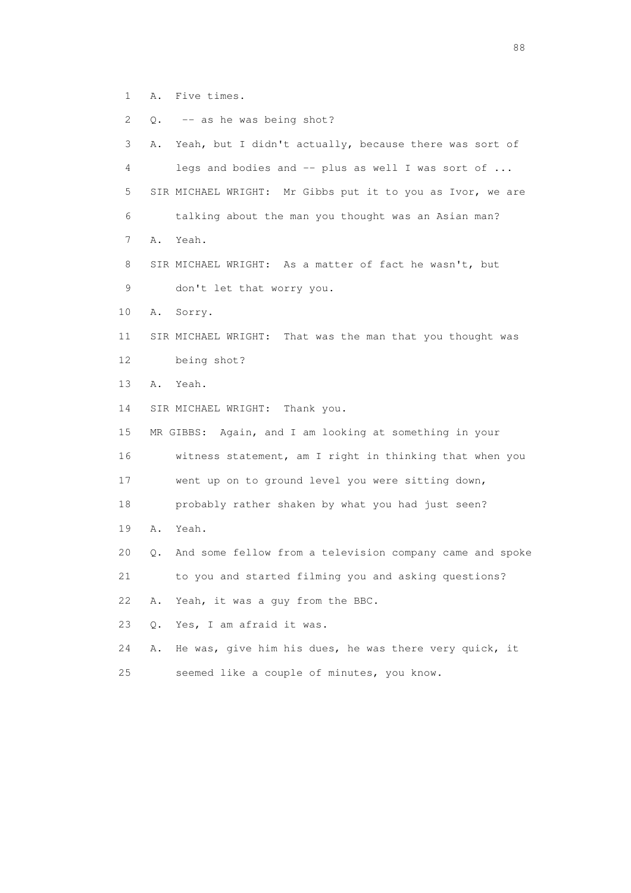1 A. Five times.

2 Q. -- as he was being shot?

3 A. Yeah, but I didn't actually, because there was sort of

4 legs and bodies and -- plus as well I was sort of ...

5 SIR MICHAEL WRIGHT: Mr Gibbs put it to you as Ivor, we are

6 talking about the man you thought was an Asian man?

7 A. Yeah.

8 SIR MICHAEL WRIGHT: As a matter of fact he wasn't, but

9 don't let that worry you.

10 A. Sorry.

11 SIR MICHAEL WRIGHT: That was the man that you thought was

12 being shot?

13 A. Yeah.

14 SIR MICHAEL WRIGHT: Thank you.

15 MR GIBBS: Again, and I am looking at something in your

16 witness statement, am I right in thinking that when you

17 went up on to ground level you were sitting down,

18 probably rather shaken by what you had just seen?

19 A. Yeah.

20 Q. And some fellow from a television company came and spoke

21 to you and started filming you and asking questions?

22 A. Yeah, it was a guy from the BBC.

23 Q. Yes, I am afraid it was.

24 A. He was, give him his dues, he was there very quick, it

25 seemed like a couple of minutes, you know.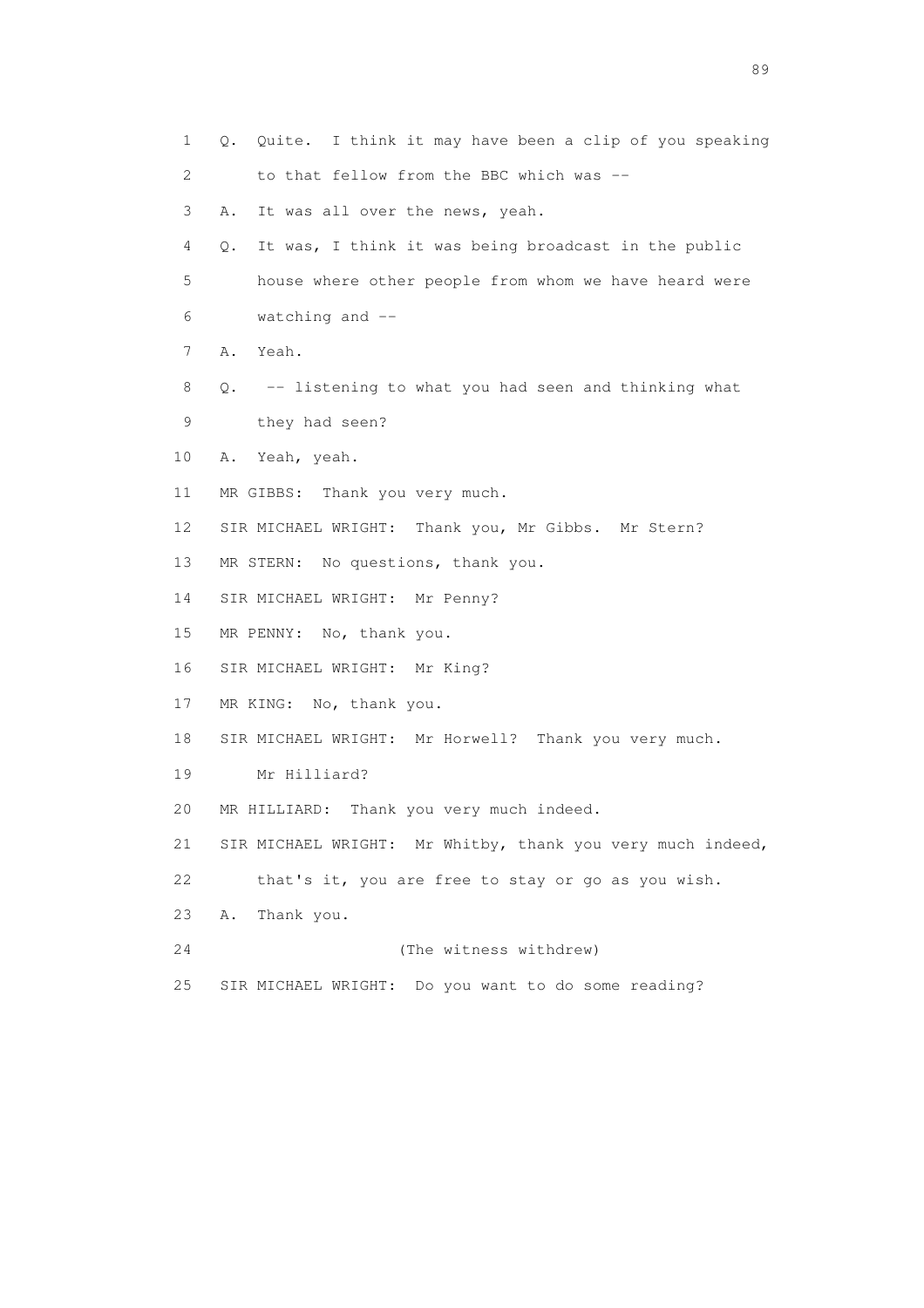1 Q. Quite. I think it may have been a clip of you speaking
2 to that fellow from the BBC which was --
3 A. It was all over the news, yeah.
4 Q. It was, I think it was being broadcast in the public
5 house where other people from whom we have heard were
6 watching and --
7 A. Yeah.
8 Q. -- listening to what you had seen and thinking what
9 they had seen?
10 A. Yeah, yeah.
11 MR GIBBS: Thank you very much.
12 SIR MICHAEL WRIGHT: Thank you, Mr Gibbs. Mr Stern?
13 MR STERN: No questions, thank you.
14 SIR MICHAEL WRIGHT: Mr Penny?
15 MR PENNY: No, thank you.
16 SIR MICHAEL WRIGHT: Mr King?
17 MR KING: No, thank you.
18 SIR MICHAEL WRIGHT: Mr Horwell? Thank you very much.
19 Mr Hilliard?
20 MR HILLIARD: Thank you very much indeed.
21 SIR MICHAEL WRIGHT: Mr Whitby, thank you very much indeed,
22 that's it, you are free to stay or go as you wish.
23 A. Thank you.
24 (The witness withdrew)
25 SIR MICHAEL WRIGHT: Do you want to do some reading?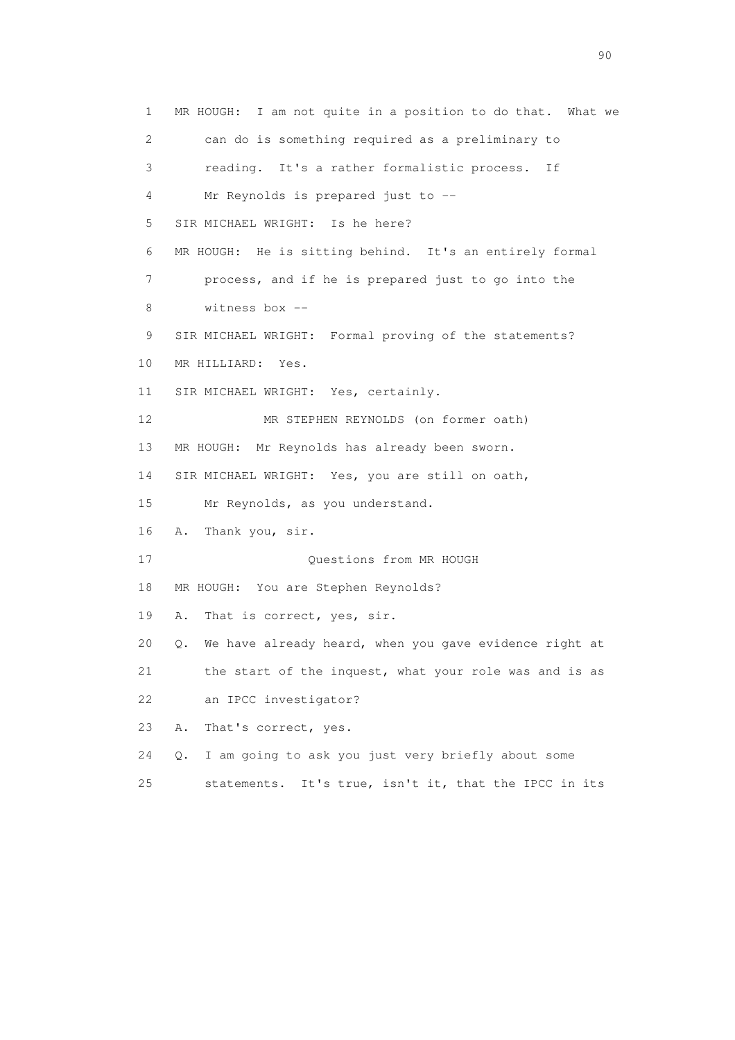1 MR HOUGH: I am not quite in a position to do that. What we
2 can do is something required as a preliminary to
3 reading. It's a rather formalistic process. If
4 Mr Reynolds is prepared just to --
5 SIR MICHAEL WRIGHT: Is he here?
6 MR HOUGH: He is sitting behind. It's an entirely formal
7 process, and if he is prepared just to go into the
8 witness box --
9 SIR MICHAEL WRIGHT: Formal proving of the statements?
10 MR HILLIARD: Yes.
11 SIR MICHAEL WRIGHT: Yes, certainly.
12 MR STEPHEN REYNOLDS (on former oath)
13 MR HOUGH: Mr Reynolds has already been sworn.
14 SIR MICHAEL WRIGHT: Yes, you are still on oath,
15 Mr Reynolds, as you understand.
16 A. Thank you, sir.
17 Questions from MR HOUGH
18 MR HOUGH: You are Stephen Reynolds?
19 A. That is correct, yes, sir.
20 Q. We have already heard, when you gave evidence right at
21 the start of the inquest, what your role was and is as
22 an IPCC investigator?
23 A. That's correct, yes.
24 Q. I am going to ask you just very briefly about some
25 statements. It's true, isn't it, that the IPCC in its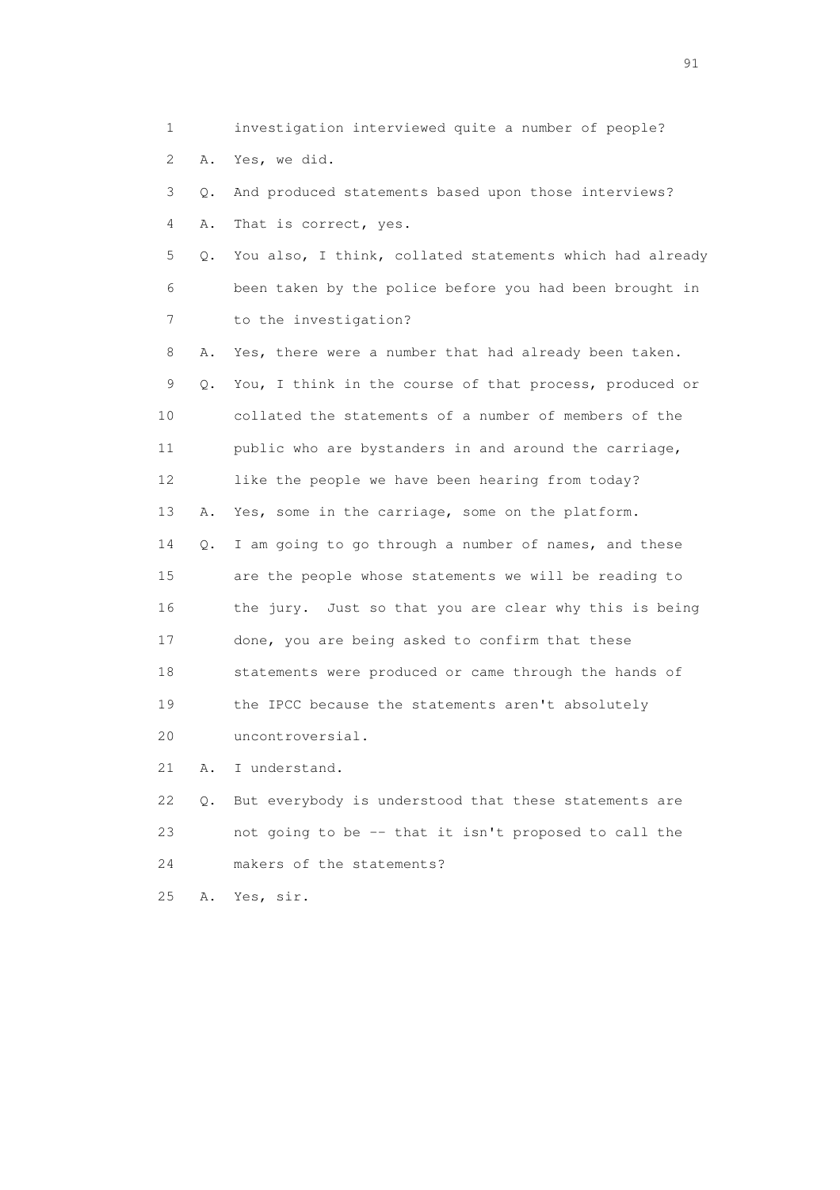1 investigation interviewed quite a number of people?

2 A. Yes, we did.

3 Q. And produced statements based upon those interviews?

4 A. That is correct, yes.

5 Q. You also, I think, collated statements which had already

6 been taken by the police before you had been brought in

7 to the investigation?

8 A. Yes, there were a number that had already been taken.

9 Q. You, I think in the course of that process, produced or

10 collated the statements of a number of members of the

11 public who are bystanders in and around the carriage,

12 like the people we have been hearing from today?

13 A. Yes, some in the carriage, some on the platform.

14 Q. I am going to go through a number of names, and these

15 are the people whose statements we will be reading to

16 the jury. Just so that you are clear why this is being

17 done, you are being asked to confirm that these

18 statements were produced or came through the hands of

19 the IPCC because the statements aren't absolutely

20 uncontroversial.

21 A. I understand.

22 Q. But everybody is understood that these statements are

23 not going to be -- that it isn't proposed to call the

24 makers of the statements?

25 A. Yes, sir.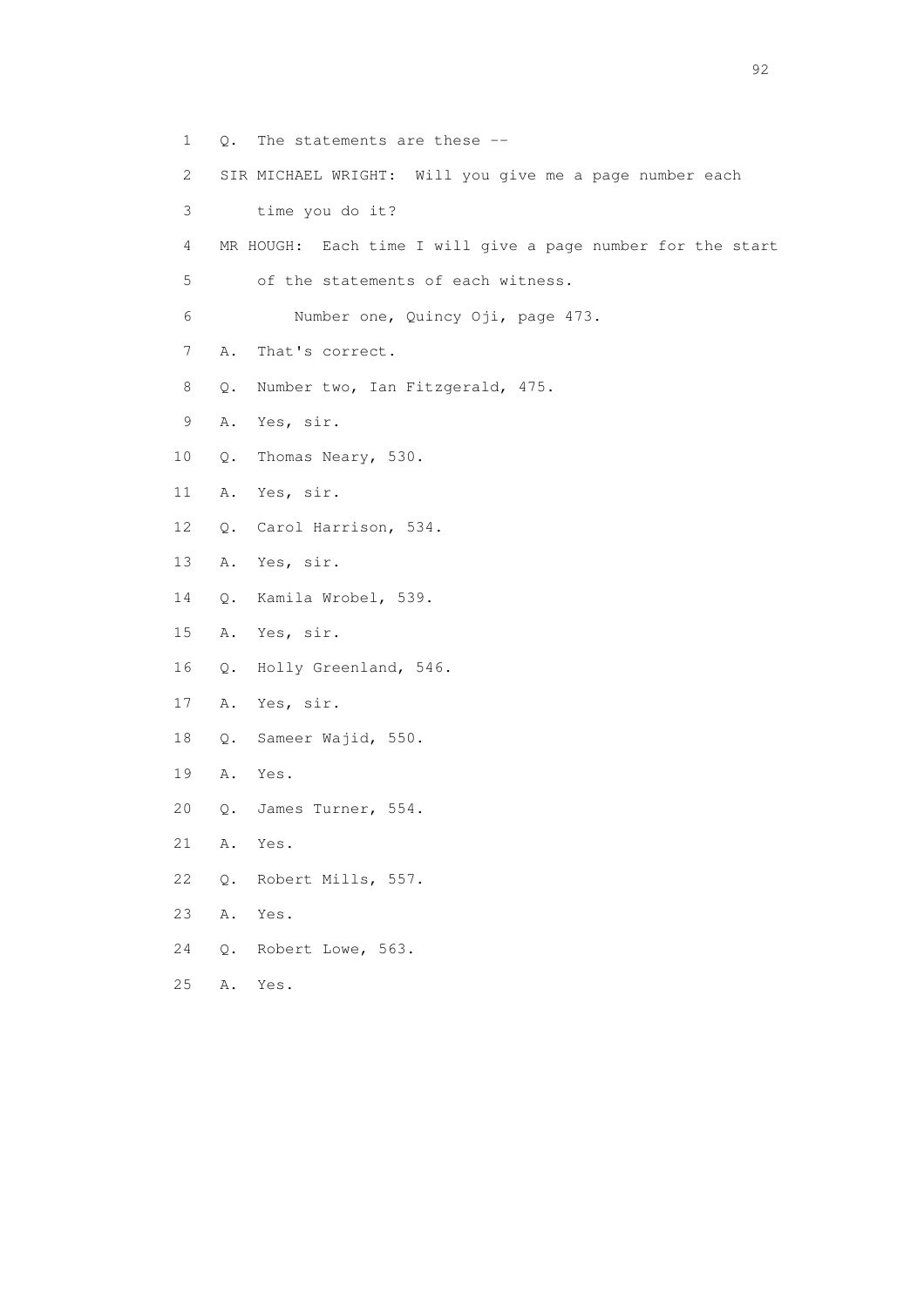1 Q. The statements are these --

2 SIR MICHAEL WRIGHT: Will you give me a page number each

3 time you do it?

4 MR HOUGH: Each time I will give a page number for the start

5 of the statements of each witness.

6 Number one, Quincy Oji, page 473.

7 A. That's correct.

8 Q. Number two, Ian Fitzgerald, 475.

9 A. Yes, sir.

10 Q. Thomas Neary, 530.

11 A. Yes, sir.

12 Q. Carol Harrison, 534.

13 A. Yes, sir.

14 Q. Kamila Wrobel, 539.

15 A. Yes, sir.

16 Q. Holly Greenland, 546.

17 A. Yes, sir.

18 Q. Sameer Wajid, 550.

19 A. Yes.

20 Q. James Turner, 554.

21 A. Yes.

22 Q. Robert Mills, 557.

23 A. Yes.

24 Q. Robert Lowe, 563.

25 A. Yes.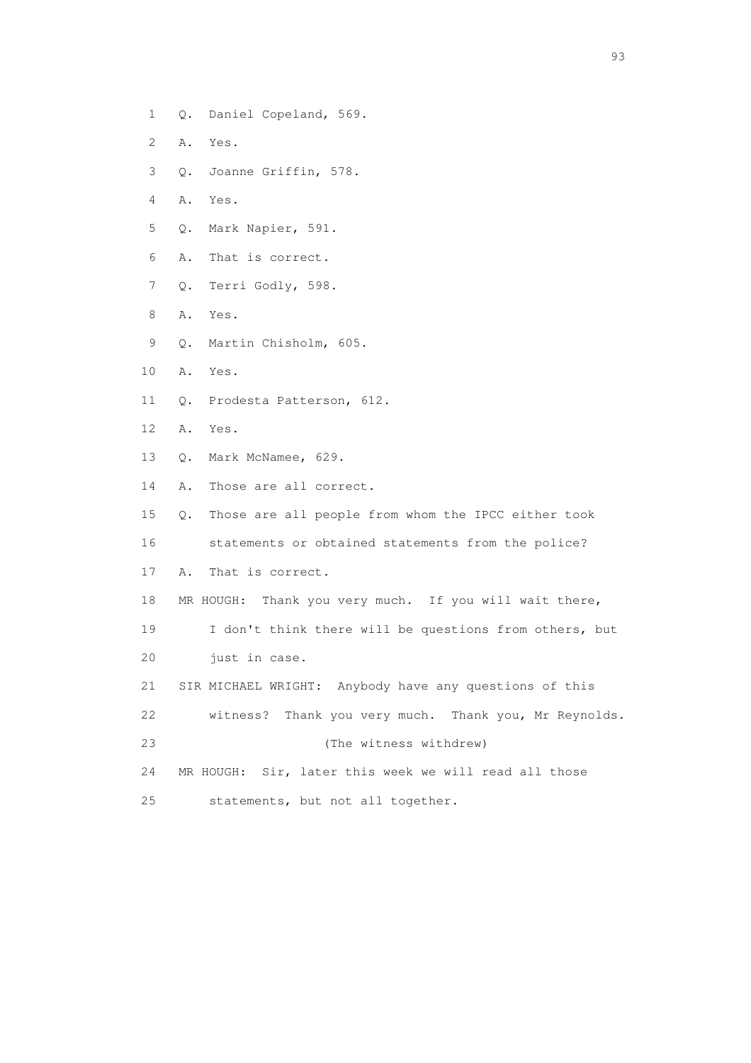1 Q. Daniel Copeland, 569.

2 A. Yes.

3 Q. Joanne Griffin, 578.

4 A. Yes.

5 Q. Mark Napier, 591.

6 A. That is correct.

7 Q. Terri Godly, 598.

8 A. Yes.

9 Q. Martin Chisholm, 605.

10 A. Yes.

11 Q. Prodesta Patterson, 612.

12 A. Yes.

13 Q. Mark McNamee, 629.

14 A. Those are all correct.

15 Q. Those are all people from whom the IPCC either took

16 statements or obtained statements from the police?

17 A. That is correct.

18 MR HOUGH: Thank you very much. If you will wait there,

19 I don't think there will be questions from others, but

20 just in case.

21 SIR MICHAEL WRIGHT: Anybody have any questions of this

22 witness? Thank you very much. Thank you, Mr Reynolds.

23 (The witness withdrew)

24 MR HOUGH: Sir, later this week we will read all those

25 statements, but not all together.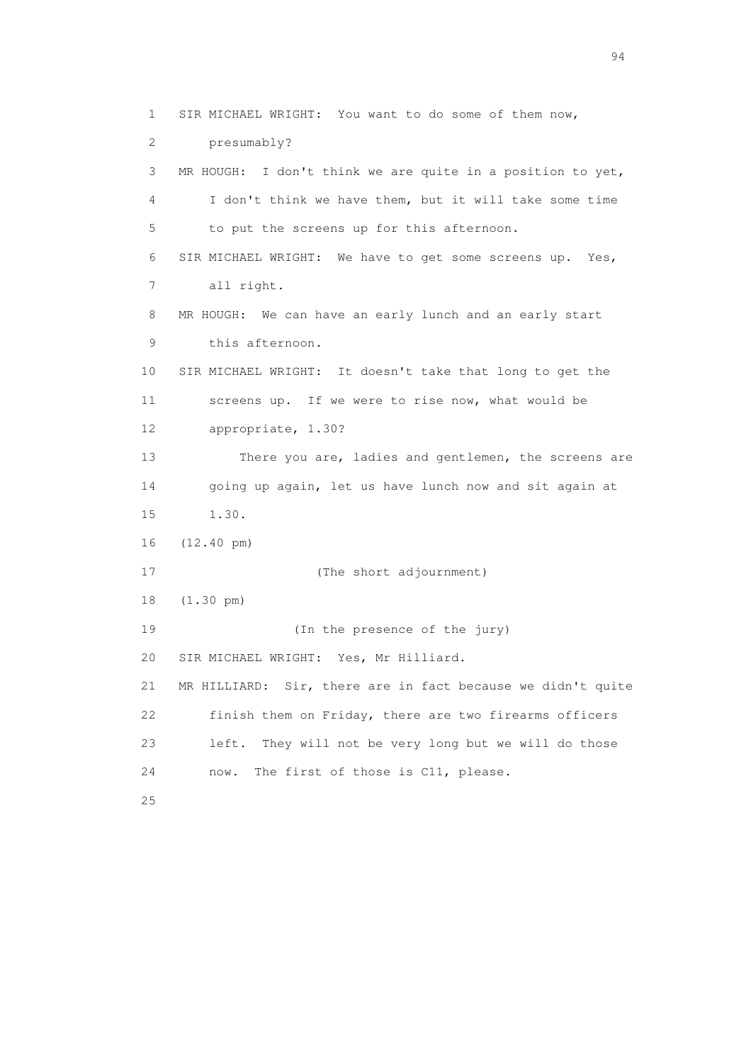1 SIR MICHAEL WRIGHT: You want to do some of them now,
2 presumably?
3 MR HOUGH: I don't think we are quite in a position to yet,
4 I don't think we have them, but it will take some time
5 to put the screens up for this afternoon.
6 SIR MICHAEL WRIGHT: We have to get some screens up. Yes,
7 all right.
8 MR HOUGH: We can have an early lunch and an early start
9 this afternoon.
10 SIR MICHAEL WRIGHT: It doesn't take that long to get the
11 screens up. If we were to rise now, what would be
12 appropriate, 1.30?
13 There you are, ladies and gentlemen, the screens are
14 going up again, let us have lunch now and sit again at
15 1.30.
16 (12.40 pm)
17 (The short adjournment)
18 (1.30 pm)
19 (In the presence of the jury)
20 SIR MICHAEL WRIGHT: Yes, Mr Hilliard.
21 MR HILLIARD: Sir, there are in fact because we didn't quite
22 finish them on Friday, there are two firearms officers
23 left. They will not be very long but we will do those
24 now. The first of those is C11, please.
25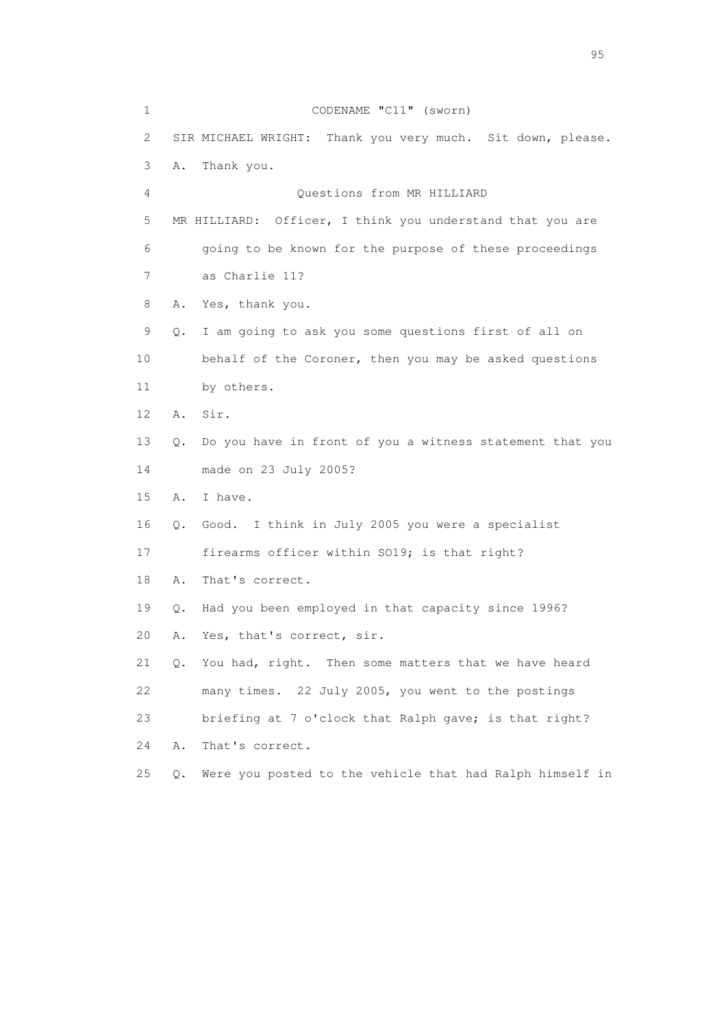1 CODENAME "C11" (sworn)

2 SIR MICHAEL WRIGHT: Thank you very much. Sit down, please.

3 A. Thank you.

4 Questions from MR HILLIARD

5 MR HILLIARD: Officer, I think you understand that you are

6 going to be known for the purpose of these proceedings

7 as Charlie 11?

8 A. Yes, thank you.

9 Q. I am going to ask you some questions first of all on

10 behalf of the Coroner, then you may be asked questions

11 by others.

12 A. Sir.

13 Q. Do you have in front of you a witness statement that you

14 made on 23 July 2005?

15 A. I have.

16 Q. Good. I think in July 2005 you were a specialist

17 firearms officer within SO19; is that right?

18 A. That's correct.

19 Q. Had you been employed in that capacity since 1996?

20 A. Yes, that's correct, sir.

21 Q. You had, right. Then some matters that we have heard

22 many times. 22 July 2005, you went to the postings

23 briefing at 7 o'clock that Ralph gave; is that right?

24 A. That's correct.

25 Q. Were you posted to the vehicle that had Ralph himself in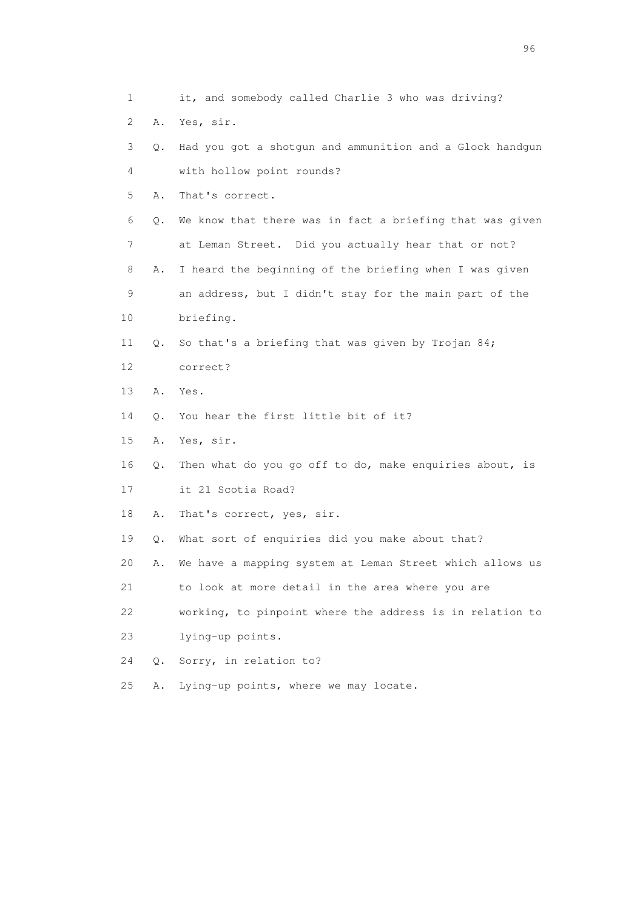1 it, and somebody called Charlie 3 who was driving?

2 A. Yes, sir.

3 Q. Had you got a shotgun and ammunition and a Glock handgun

4 with hollow point rounds?

5 A. That's correct.

6 Q. We know that there was in fact a briefing that was given

7 at Leman Street. Did you actually hear that or not?

8 A. I heard the beginning of the briefing when I was given

9 an address, but I didn't stay for the main part of the

10 briefing.

11 Q. So that's a briefing that was given by Trojan 84;

12 correct?

13 A. Yes.

14 Q. You hear the first little bit of it?

15 A. Yes, sir.

16 Q. Then what do you go off to do, make enquiries about, is

17 it 21 Scotia Road?

18 A. That's correct, yes, sir.

19 Q. What sort of enquiries did you make about that?

20 A. We have a mapping system at Leman Street which allows us

21 to look at more detail in the area where you are

22 working, to pinpoint where the address is in relation to

23 lying-up points.

24 Q. Sorry, in relation to?

25 A. Lying-up points, where we may locate.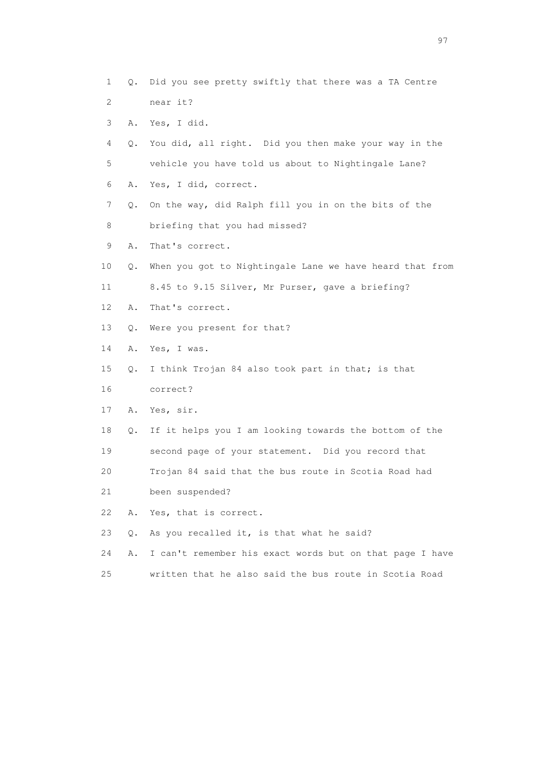1 Q. Did you see pretty swiftly that there was a TA Centre
2 near it?
3 A. Yes, I did.
4 Q. You did, all right. Did you then make your way in the
5 vehicle you have told us about to Nightingale Lane?
6 A. Yes, I did, correct.
7 Q. On the way, did Ralph fill you in on the bits of the
8 briefing that you had missed?
9 A. That's correct.
10 Q. When you got to Nightingale Lane we have heard that from
11 8.45 to 9.15 Silver, Mr Purser, gave a briefing?
12 A. That's correct.
13 Q. Were you present for that?
14 A. Yes, I was.
15 Q. I think Trojan 84 also took part in that; is that
16 correct?
17 A. Yes, sir.
18 Q. If it helps you I am looking towards the bottom of the
19 second page of your statement. Did you record that
20 Trojan 84 said that the bus route in Scotia Road had
21 been suspended?
22 A. Yes, that is correct.
23 Q. As you recalled it, is that what he said?
24 A. I can't remember his exact words but on that page I have
25 written that he also said the bus route in Scotia Road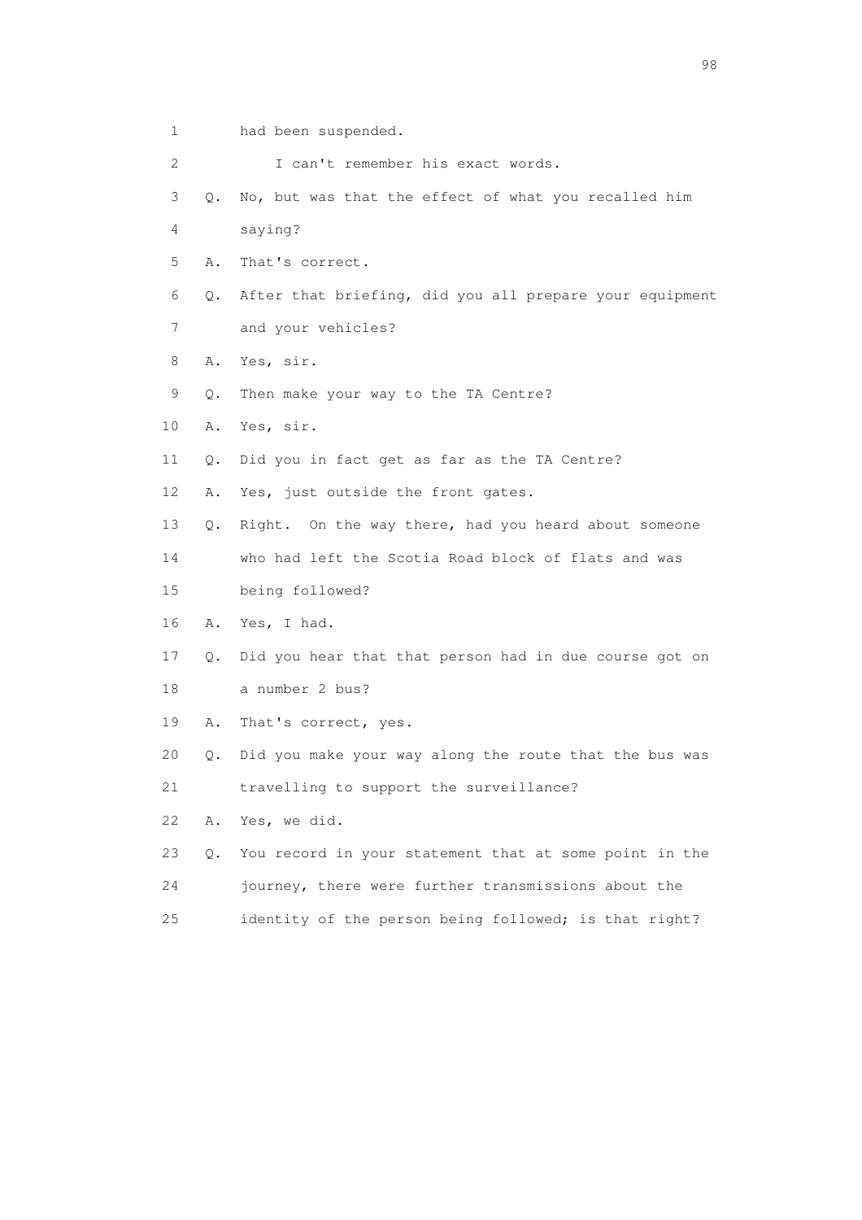1 had been suspended.

2 I can't remember his exact words.

3 Q. No, but was that the effect of what you recalled him

4 saying?

5 A. That's correct.

6 Q. After that briefing, did you all prepare your equipment

7 and your vehicles?

8 A. Yes, sir.

9 Q. Then make your way to the TA Centre?

10 A. Yes, sir.

11 Q. Did you in fact get as far as the TA Centre?

12 A. Yes, just outside the front gates.

13 Q. Right. On the way there, had you heard about someone

14 who had left the Scotia Road block of flats and was

15 being followed?

16 A. Yes, I had.

17 Q. Did you hear that that person had in due course got on

18 a number 2 bus?

19 A. That's correct, yes.

20 Q. Did you make your way along the route that the bus was

21 travelling to support the surveillance?

22 A. Yes, we did.

23 Q. You record in your statement that at some point in the

24 journey, there were further transmissions about the

25 identity of the person being followed; is that right?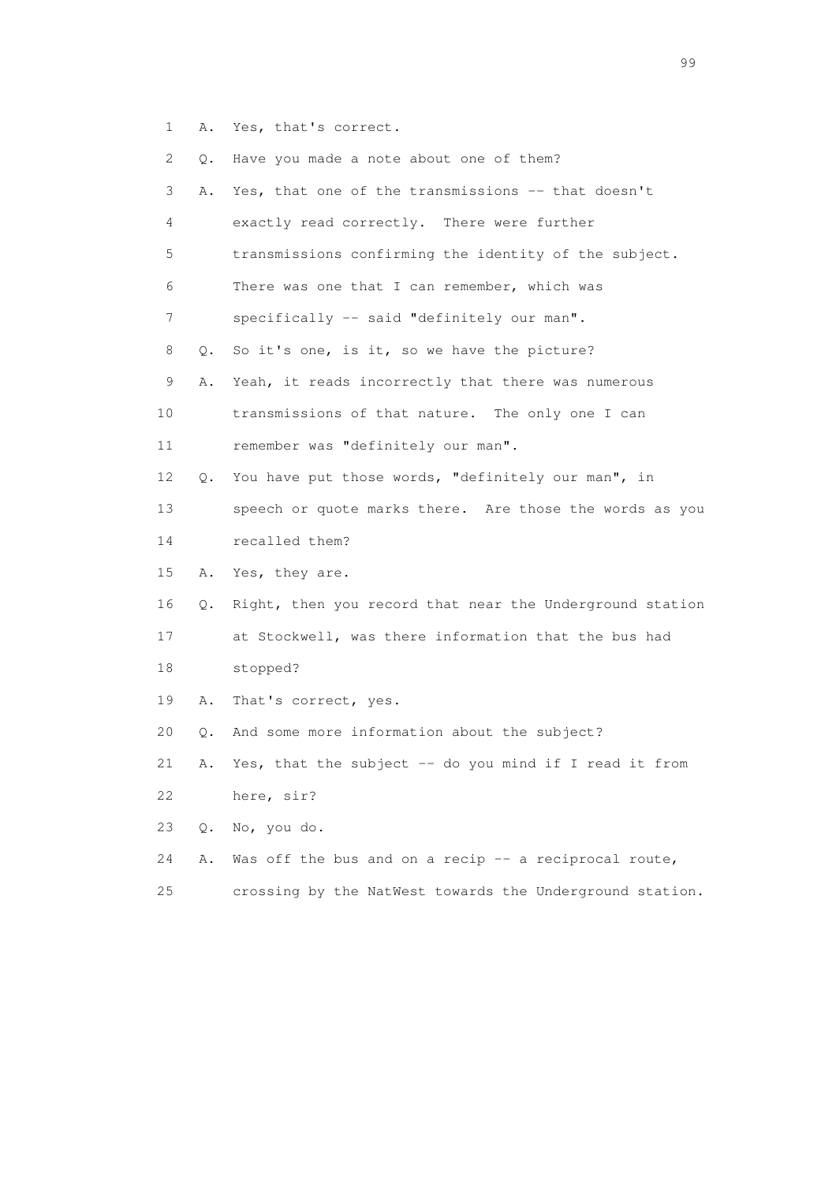1 A. Yes, that's correct.

2 Q. Have you made a note about one of them?

3 A. Yes, that one of the transmissions -- that doesn't

4 exactly read correctly. There were further

5 transmissions confirming the identity of the subject.

6 There was one that I can remember, which was

7 specifically -- said "definitely our man".

8 Q. So it's one, is it, so we have the picture?

9 A. Yeah, it reads incorrectly that there was numerous

10 transmissions of that nature. The only one I can

11 remember was "definitely our man".

12 Q. You have put those words, "definitely our man", in

13 speech or quote marks there. Are those the words as you

14 recalled them?

15 A. Yes, they are.

16 Q. Right, then you record that near the Underground station

17 at Stockwell, was there information that the bus had

18 stopped?

19 A. That's correct, yes.

20 Q. And some more information about the subject?

21 A. Yes, that the subject -- do you mind if I read it from

22 here, sir?

23 Q. No, you do.

24 A. Was off the bus and on a recip -- a reciprocal route,

25 crossing by the NatWest towards the Underground station.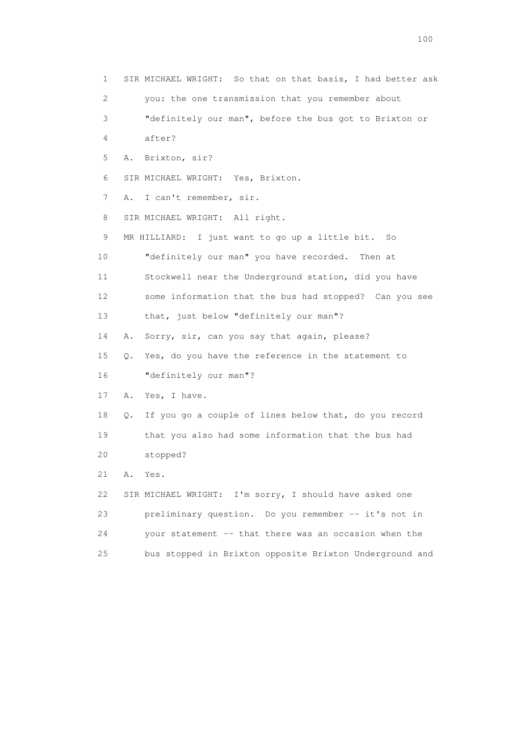1 SIR MICHAEL WRIGHT: So that on that basis, I had better ask
2 you: the one transmission that you remember about
3 "definitely our man", before the bus got to Brixton or
4 after?
5 A. Brixton, sir?
6 SIR MICHAEL WRIGHT: Yes, Brixton.
7 A. I can't remember, sir.
8 SIR MICHAEL WRIGHT: All right.
9 MR HILLIARD: I just want to go up a little bit. So
10 "definitely our man" you have recorded. Then at
11 Stockwell near the Underground station, did you have
12 some information that the bus had stopped? Can you see
13 that, just below "definitely our man"?
14 A. Sorry, sir, can you say that again, please?
15 Q. Yes, do you have the reference in the statement to
16 "definitely our man"?
17 A. Yes, I have.
18 Q. If you go a couple of lines below that, do you record
19 that you also had some information that the bus had
20 stopped?
21 A. Yes.
22 SIR MICHAEL WRIGHT: I'm sorry, I should have asked one
23 preliminary question. Do you remember -- it's not in
24 your statement -- that there was an occasion when the
25 bus stopped in Brixton opposite Brixton Underground and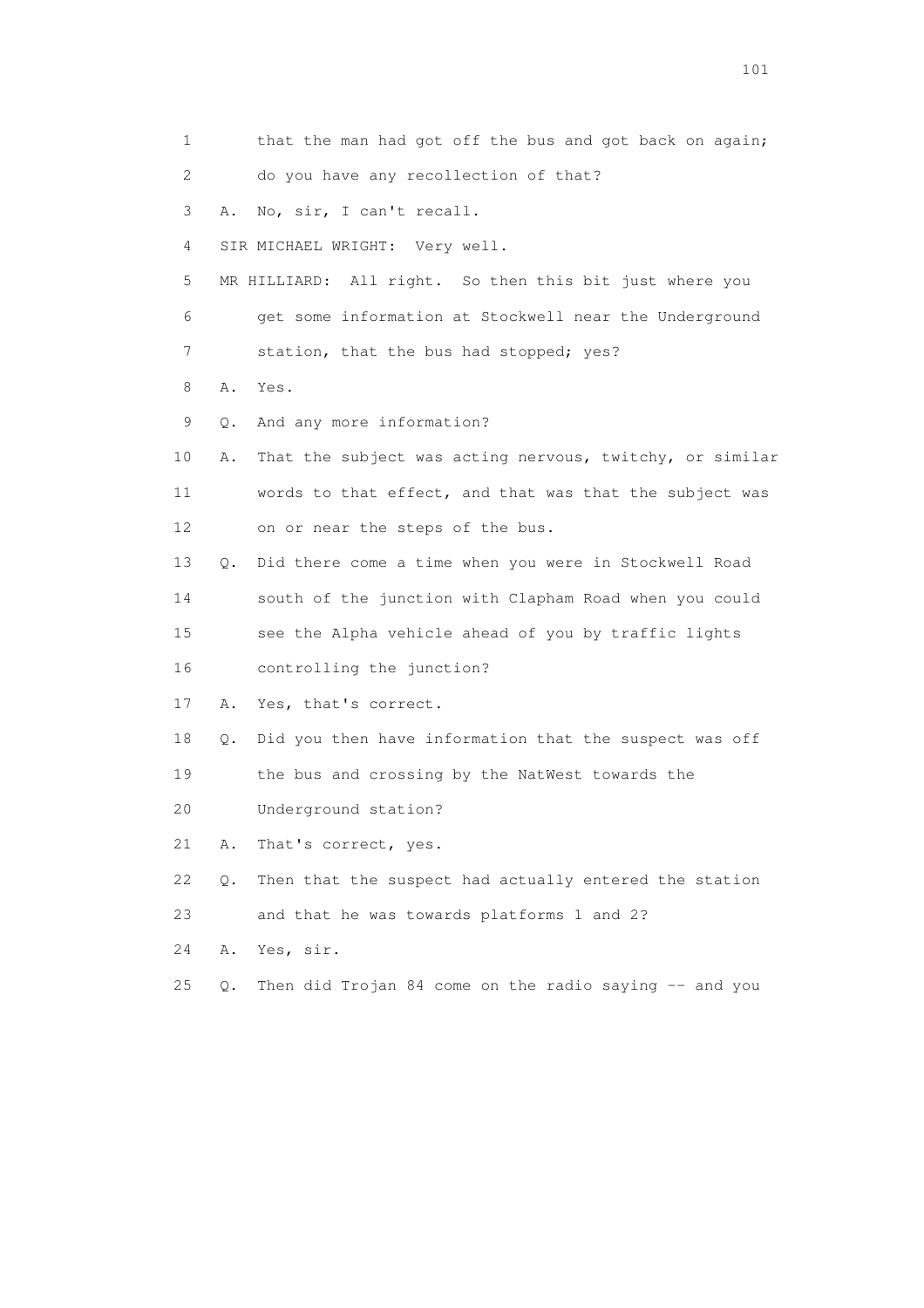1 that the man had got off the bus and got back on again;
2 do you have any recollection of that?
3 A. No, sir, I can't recall.
4 SIR MICHAEL WRIGHT: Very well.
5 MR HILLIARD: All right. So then this bit just where you
6 get some information at Stockwell near the Underground
7 station, that the bus had stopped; yes?
8 A. Yes.
9 Q. And any more information?
10 A. That the subject was acting nervous, twitchy, or similar
11 words to that effect, and that was that the subject was
12 on or near the steps of the bus.
13 Q. Did there come a time when you were in Stockwell Road
14 south of the junction with Clapham Road when you could
15 see the Alpha vehicle ahead of you by traffic lights
16 controlling the junction?
17 A. Yes, that's correct.
18 Q. Did you then have information that the suspect was off
19 the bus and crossing by the NatWest towards the
20 Underground station?
21 A. That's correct, yes.
22 Q. Then that the suspect had actually entered the station
23 and that he was towards platforms 1 and 2?
24 A. Yes, sir.
25 Q. Then did Trojan 84 come on the radio saying -- and you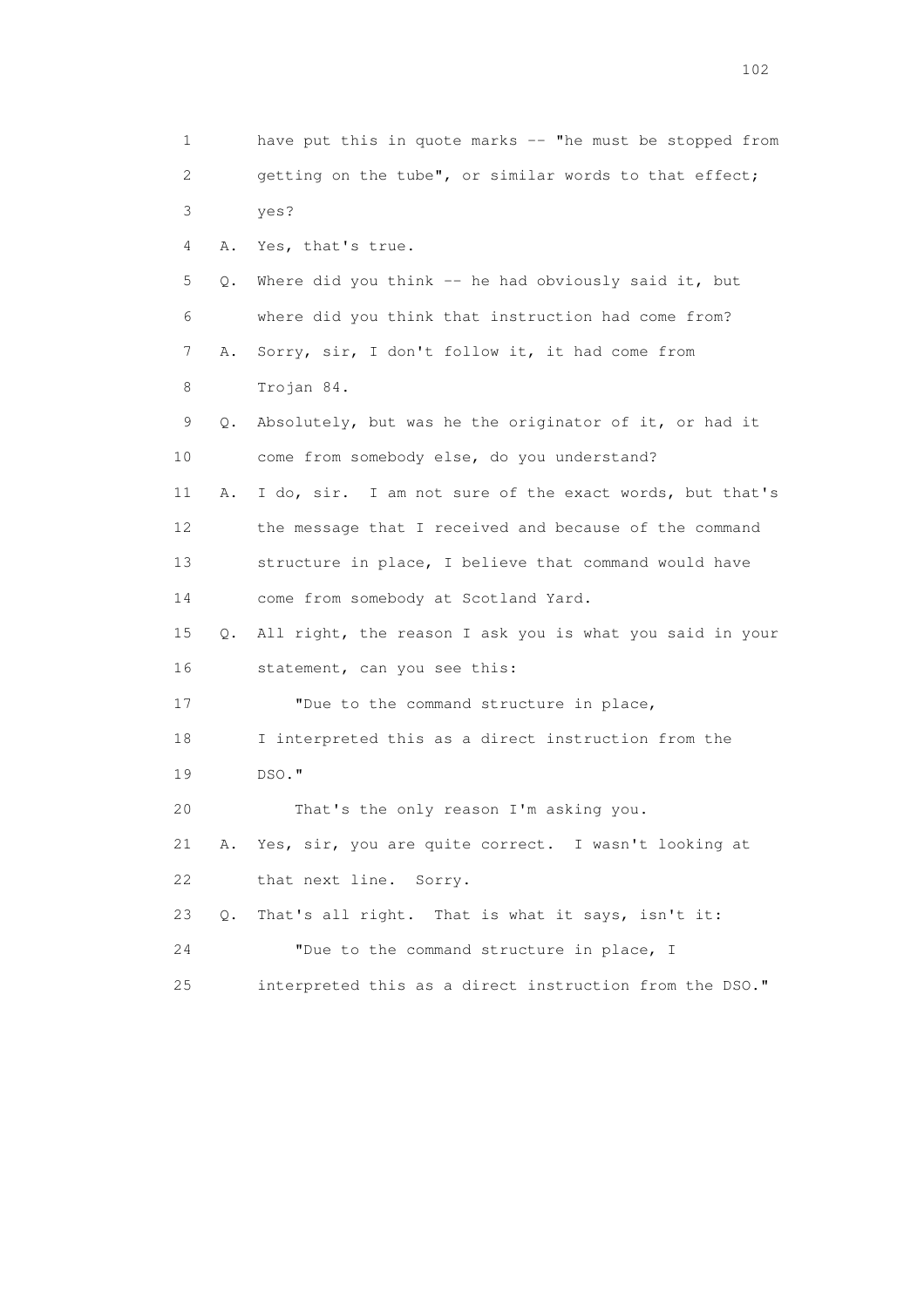1 have put this in quote marks -- "he must be stopped from
2 getting on the tube", or similar words to that effect;
3 yes?

4 A. Yes, that's true.

5 Q. Where did you think -- he had obviously said it, but
6 where did you think that instruction had come from?

7 A. Sorry, sir, I don't follow it, it had come from
8 Trojan 84.

9 Q. Absolutely, but was he the originator of it, or had it
10 come from somebody else, do you understand?

11 A. I do, sir. I am not sure of the exact words, but that's
12 the message that I received and because of the command
13 structure in place, I believe that command would have
14 come from somebody at Scotland Yard.

15 Q. All right, the reason I ask you is what you said in your
16 statement, can you see this:

17 "Due to the command structure in place,
18 I interpreted this as a direct instruction from the
19 DSO."

20 That's the only reason I'm asking you.

21 A. Yes, sir, you are quite correct. I wasn't looking at
22 that next line. Sorry.

23 Q. That's all right. That is what it says, isn't it:

24 "Due to the command structure in place, I
25 interpreted this as a direct instruction from the DSO."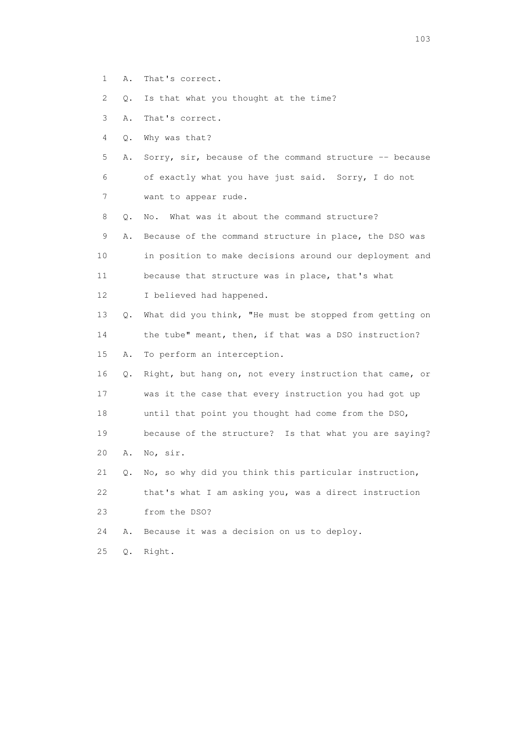1 A. That's correct.

2 Q. Is that what you thought at the time?

3 A. That's correct.

4 Q. Why was that?

5 A. Sorry, sir, because of the command structure -- because

6 of exactly what you have just said. Sorry, I do not

7 want to appear rude.

8 Q. No. What was it about the command structure?

9 A. Because of the command structure in place, the DSO was

10 in position to make decisions around our deployment and

11 because that structure was in place, that's what

12 I believed had happened.

13 Q. What did you think, "He must be stopped from getting on

14 the tube" meant, then, if that was a DSO instruction?

15 A. To perform an interception.

16 Q. Right, but hang on, not every instruction that came, or

17 was it the case that every instruction you had got up

18 until that point you thought had come from the DSO,

19 because of the structure? Is that what you are saying?

20 A. No, sir.

21 Q. No, so why did you think this particular instruction,

22 that's what I am asking you, was a direct instruction

23 from the DSO?

24 A. Because it was a decision on us to deploy.

25 Q. Right.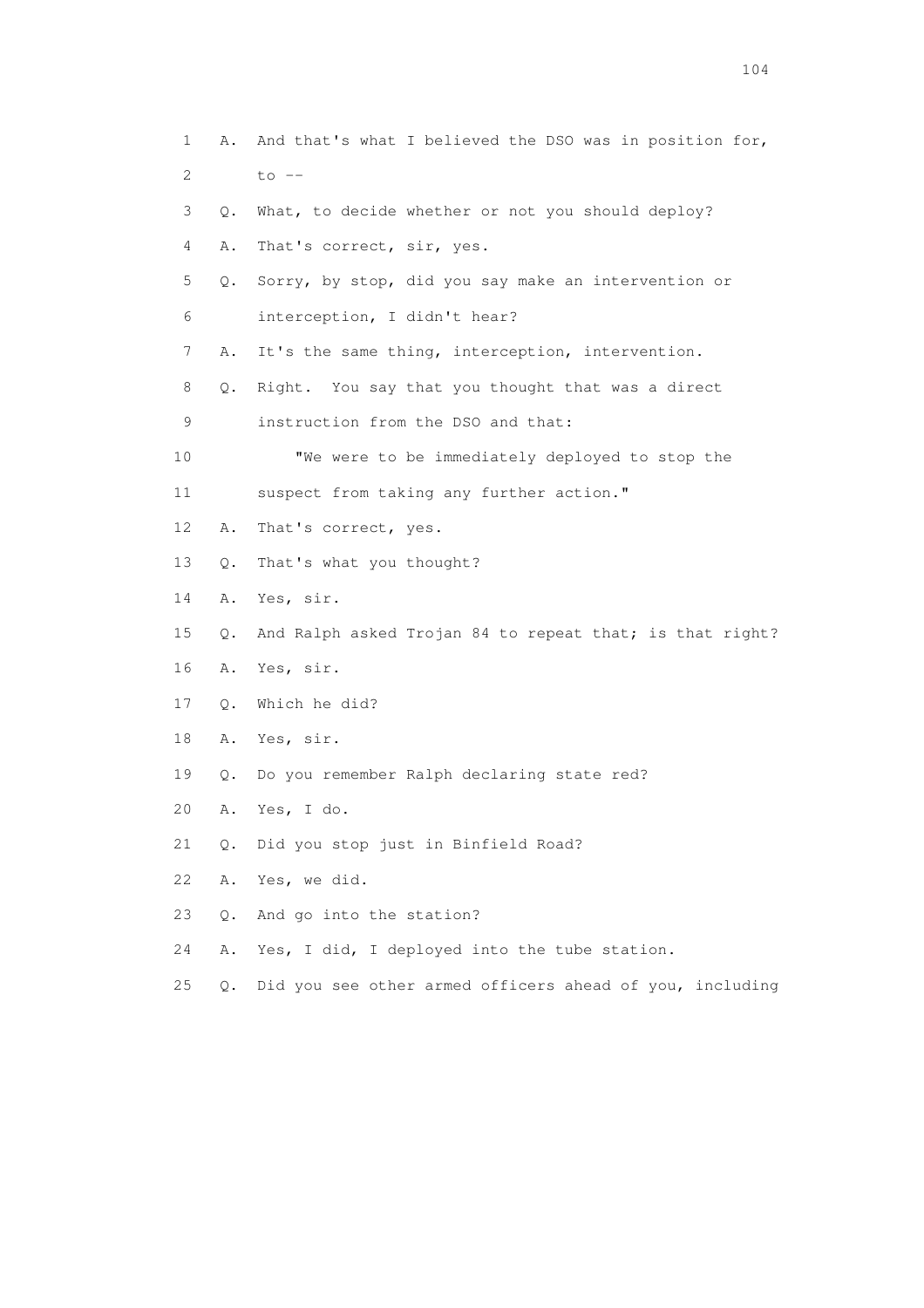1 A. And that's what I believed the DSO was in position for,
2 to --
3 Q. What, to decide whether or not you should deploy?
4 A. That's correct, sir, yes.
5 Q. Sorry, by stop, did you say make an intervention or
6 interception, I didn't hear?
7 A. It's the same thing, interception, intervention.
8 Q. Right. You say that you thought that was a direct
9 instruction from the DSO and that:
10 "We were to be immediately deployed to stop the
11 suspect from taking any further action."
12 A. That's correct, yes.
13 Q. That's what you thought?
14 A. Yes, sir.
15 Q. And Ralph asked Trojan 84 to repeat that; is that right?
16 A. Yes, sir.
17 Q. Which he did?
18 A. Yes, sir.
19 Q. Do you remember Ralph declaring state red?
20 A. Yes, I do.
21 Q. Did you stop just in Binfield Road?
22 A. Yes, we did.
23 Q. And go into the station?
24 A. Yes, I did, I deployed into the tube station.
25 Q. Did you see other armed officers ahead of you, including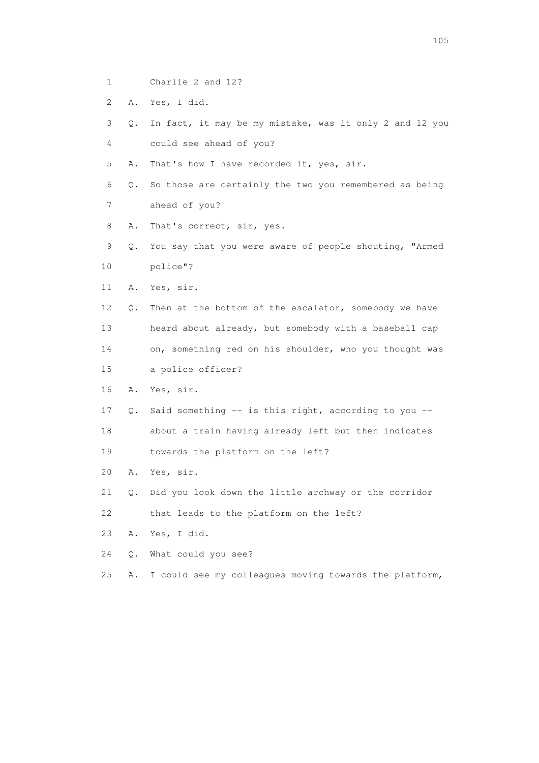1        Charlie 2 and 12?

2    A.  Yes, I did.

3    Q.  In fact, it may be my mistake, was it only 2 and 12 you

4        could see ahead of you?

5    A.  That's how I have recorded it, yes, sir.

6    Q.  So those are certainly the two you remembered as being

7        ahead of you?

8    A.  That's correct, sir, yes.

9    Q.  You say that you were aware of people shouting, "Armed

10       police"?

11   A.  Yes, sir.

12   Q.  Then at the bottom of the escalator, somebody we have

13       heard about already, but somebody with a baseball cap

14       on, something red on his shoulder, who you thought was

15       a police officer?

16   A.  Yes, sir.

17   Q.  Said something -- is this right, according to you --

18       about a train having already left but then indicates

19       towards the platform on the left?

20   A.  Yes, sir.

21   Q.  Did you look down the little archway or the corridor

22       that leads to the platform on the left?

23   A.  Yes, I did.

24   Q.  What could you see?

25   A.  I could see my colleagues moving towards the platform,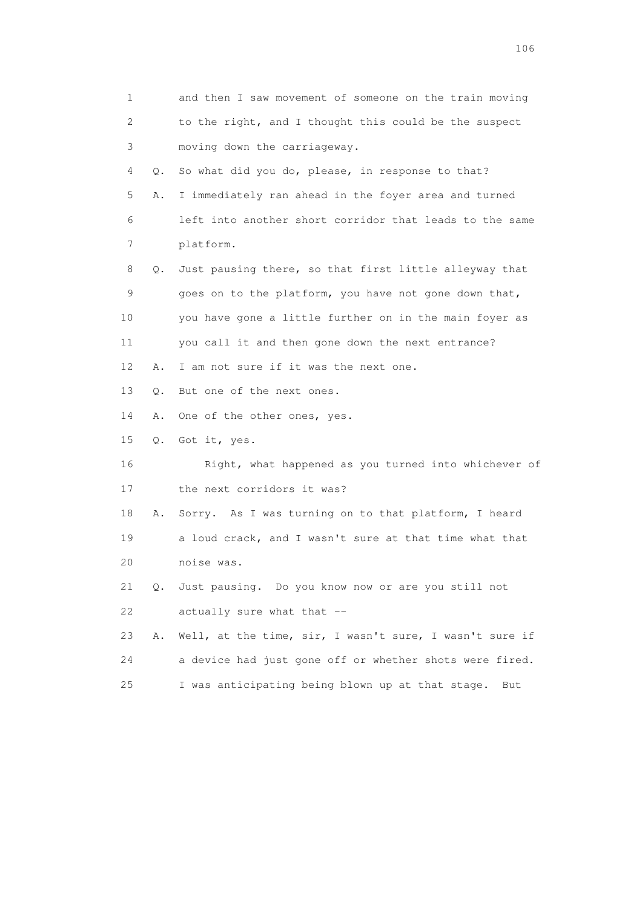1 and then I saw movement of someone on the train moving
2 to the right, and I thought this could be the suspect
3 moving down the carriageway.
4 Q. So what did you do, please, in response to that?
5 A. I immediately ran ahead in the foyer area and turned
6 left into another short corridor that leads to the same
7 platform.
8 Q. Just pausing there, so that first little alleyway that
9 goes on to the platform, you have not gone down that,
10 you have gone a little further on in the main foyer as
11 you call it and then gone down the next entrance?
12 A. I am not sure if it was the next one.
13 Q. But one of the next ones.
14 A. One of the other ones, yes.
15 Q. Got it, yes.
16 Right, what happened as you turned into whichever of
17 the next corridors it was?
18 A. Sorry. As I was turning on to that platform, I heard
19 a loud crack, and I wasn't sure at that time what that
20 noise was.
21 Q. Just pausing. Do you know now or are you still not
22 actually sure what that --
23 A. Well, at the time, sir, I wasn't sure, I wasn't sure if
24 a device had just gone off or whether shots were fired.
25 I was anticipating being blown up at that stage. But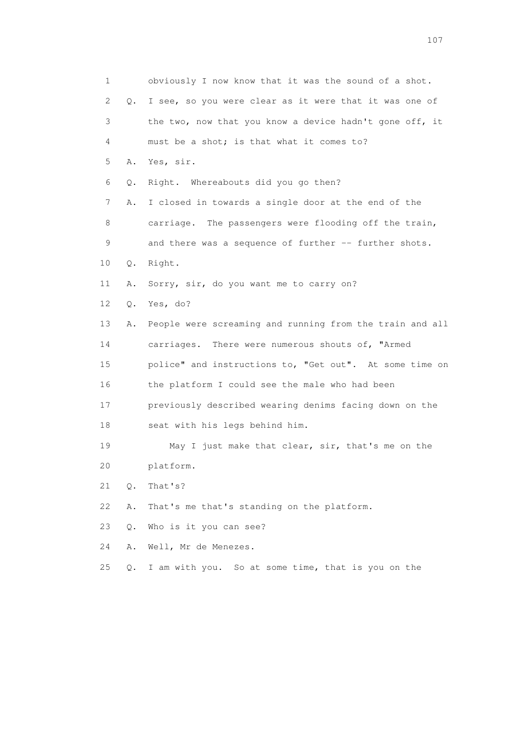1 obviously I now know that it was the sound of a shot.

2 Q. I see, so you were clear as it were that it was one of

3 the two, now that you know a device hadn't gone off, it

4 must be a shot; is that what it comes to?

5 A. Yes, sir.

6 Q. Right. Whereabouts did you go then?

7 A. I closed in towards a single door at the end of the

8 carriage. The passengers were flooding off the train,

9 and there was a sequence of further -- further shots.

10 Q. Right.

11 A. Sorry, sir, do you want me to carry on?

12 Q. Yes, do?

13 A. People were screaming and running from the train and all

14 carriages. There were numerous shouts of, "Armed

15 police" and instructions to, "Get out". At some time on

16 the platform I could see the male who had been

17 previously described wearing denims facing down on the

18 seat with his legs behind him.

19 May I just make that clear, sir, that's me on the

20 platform.

21 Q. That's?

22 A. That's me that's standing on the platform.

23 Q. Who is it you can see?

24 A. Well, Mr de Menezes.

25 Q. I am with you. So at some time, that is you on the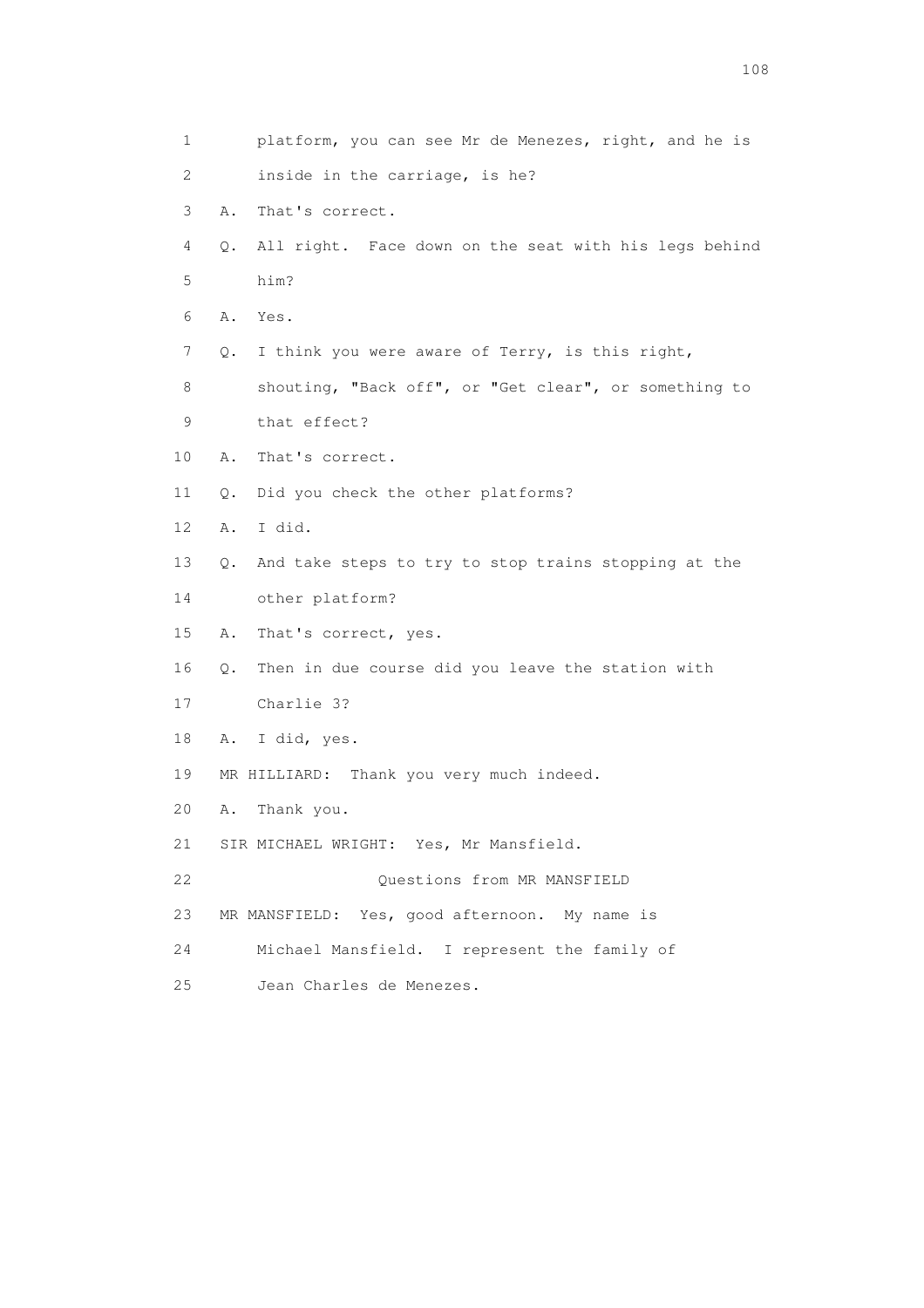1 platform, you can see Mr de Menezes, right, and he is
2 inside in the carriage, is he?
3 A. That's correct.
4 Q. All right. Face down on the seat with his legs behind
5 him?
6 A. Yes.
7 Q. I think you were aware of Terry, is this right,
8 shouting, "Back off", or "Get clear", or something to
9 that effect?
10 A. That's correct.
11 Q. Did you check the other platforms?
12 A. I did.
13 Q. And take steps to try to stop trains stopping at the
14 other platform?
15 A. That's correct, yes.
16 Q. Then in due course did you leave the station with
17 Charlie 3?
18 A. I did, yes.
19 MR HILLIARD: Thank you very much indeed.
20 A. Thank you.
21 SIR MICHAEL WRIGHT: Yes, Mr Mansfield.
22 Questions from MR MANSFIELD
23 MR MANSFIELD: Yes, good afternoon. My name is
24 Michael Mansfield. I represent the family of
25 Jean Charles de Menezes.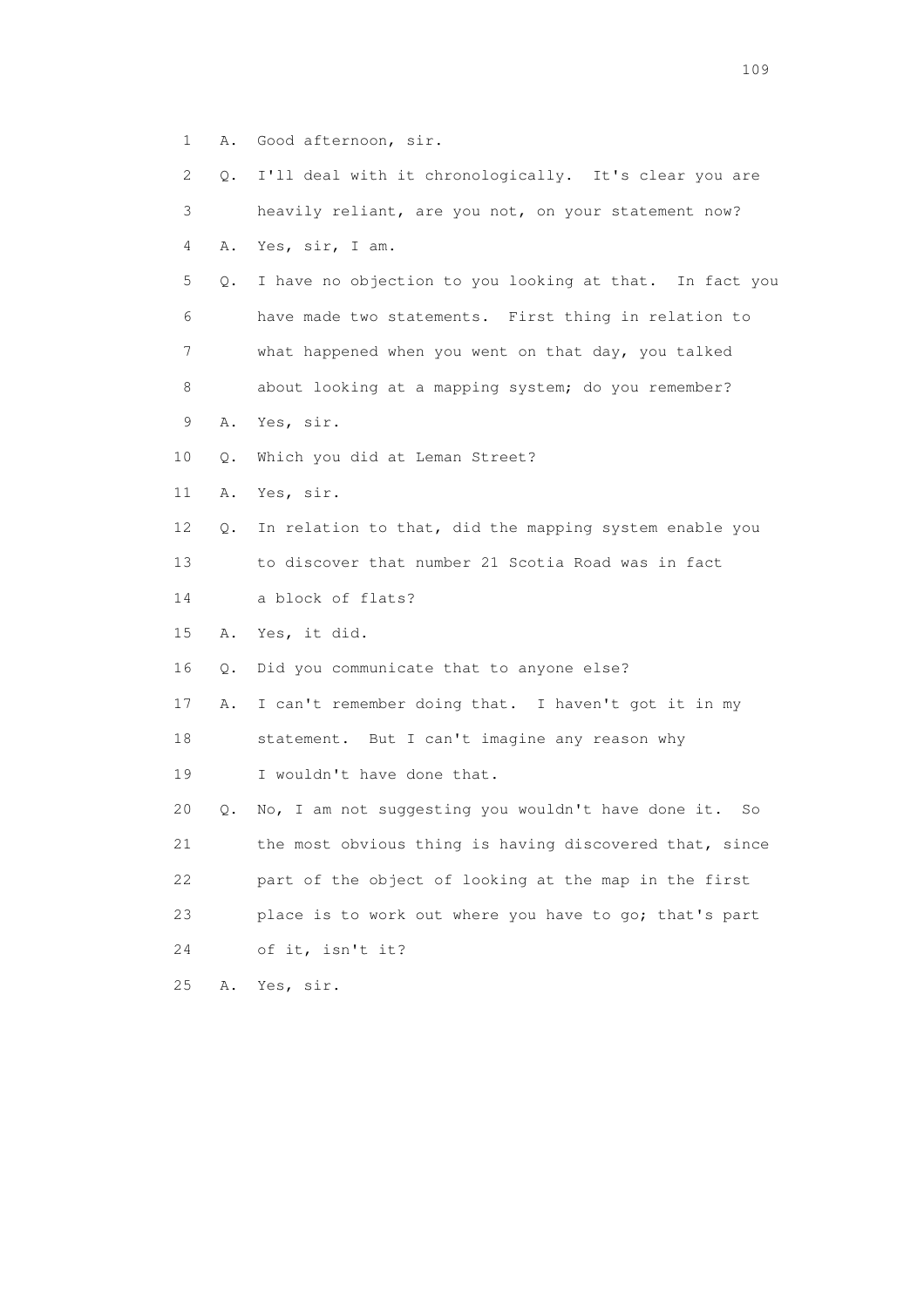1 A. Good afternoon, sir.

2 Q. I'll deal with it chronologically. It's clear you are

3 heavily reliant, are you not, on your statement now?

4 A. Yes, sir, I am.

5 Q. I have no objection to you looking at that. In fact you

6 have made two statements. First thing in relation to

7 what happened when you went on that day, you talked

8 about looking at a mapping system; do you remember?

9 A. Yes, sir.

10 Q. Which you did at Leman Street?

11 A. Yes, sir.

12 Q. In relation to that, did the mapping system enable you

13 to discover that number 21 Scotia Road was in fact

14 a block of flats?

15 A. Yes, it did.

16 Q. Did you communicate that to anyone else?

17 A. I can't remember doing that. I haven't got it in my

18 statement. But I can't imagine any reason why

19 I wouldn't have done that.

20 Q. No, I am not suggesting you wouldn't have done it. So

21 the most obvious thing is having discovered that, since

22 part of the object of looking at the map in the first

23 place is to work out where you have to go; that's part

24 of it, isn't it?

25 A. Yes, sir.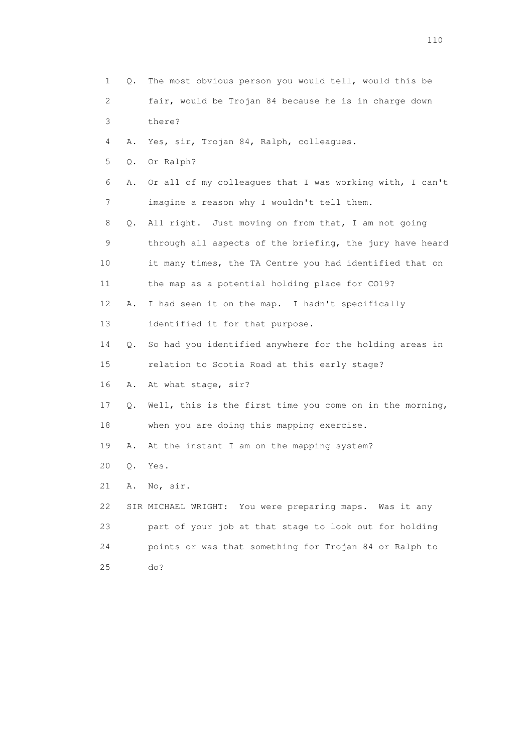1 Q. The most obvious person you would tell, would this be
2 fair, would be Trojan 84 because he is in charge down
3 there?
4 A. Yes, sir, Trojan 84, Ralph, colleagues.
5 Q. Or Ralph?
6 A. Or all of my colleagues that I was working with, I can't
7 imagine a reason why I wouldn't tell them.
8 Q. All right. Just moving on from that, I am not going
9 through all aspects of the briefing, the jury have heard
10 it many times, the TA Centre you had identified that on
11 the map as a potential holding place for CO19?
12 A. I had seen it on the map. I hadn't specifically
13 identified it for that purpose.
14 Q. So had you identified anywhere for the holding areas in
15 relation to Scotia Road at this early stage?
16 A. At what stage, sir?
17 Q. Well, this is the first time you come on in the morning,
18 when you are doing this mapping exercise.
19 A. At the instant I am on the mapping system?
20 Q. Yes.
21 A. No, sir.
22 SIR MICHAEL WRIGHT: You were preparing maps. Was it any
23 part of your job at that stage to look out for holding
24 points or was that something for Trojan 84 or Ralph to
25 do?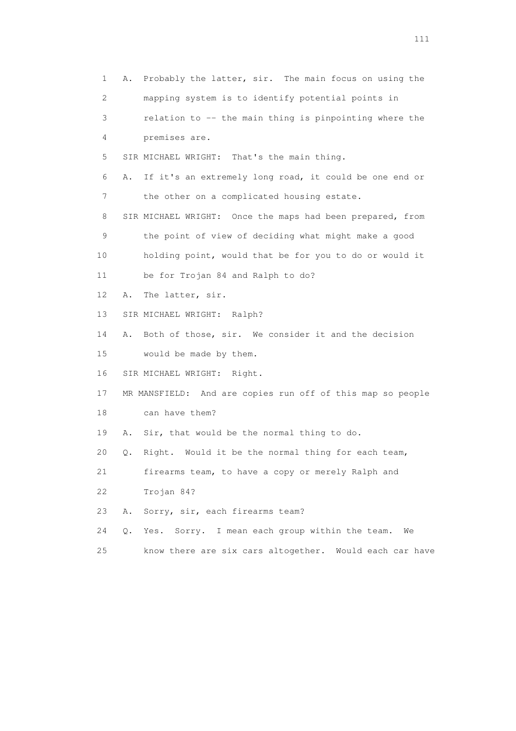1 A. Probably the latter, sir. The main focus on using the
2 mapping system is to identify potential points in
3 relation to -- the main thing is pinpointing where the
4 premises are.
5 SIR MICHAEL WRIGHT: That's the main thing.
6 A. If it's an extremely long road, it could be one end or
7 the other on a complicated housing estate.
8 SIR MICHAEL WRIGHT: Once the maps had been prepared, from
9 the point of view of deciding what might make a good
10 holding point, would that be for you to do or would it
11 be for Trojan 84 and Ralph to do?
12 A. The latter, sir.
13 SIR MICHAEL WRIGHT: Ralph?
14 A. Both of those, sir. We consider it and the decision
15 would be made by them.
16 SIR MICHAEL WRIGHT: Right.
17 MR MANSFIELD: And are copies run off of this map so people
18 can have them?
19 A. Sir, that would be the normal thing to do.
20 Q. Right. Would it be the normal thing for each team,
21 firearms team, to have a copy or merely Ralph and
22 Trojan 84?
23 A. Sorry, sir, each firearms team?
24 Q. Yes. Sorry. I mean each group within the team. We
25 know there are six cars altogether. Would each car have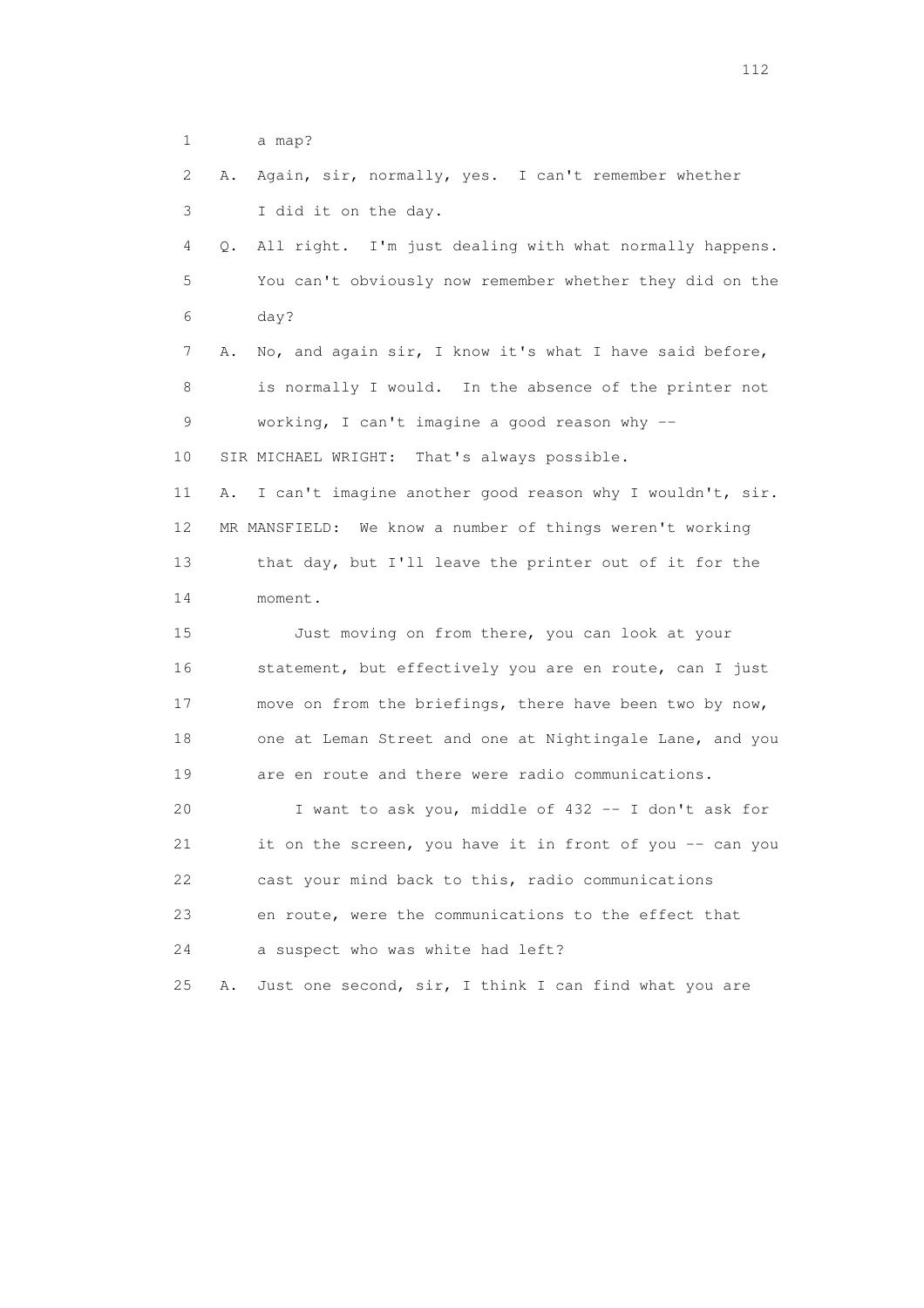1 a map?

2 A. Again, sir, normally, yes. I can't remember whether

3 I did it on the day.

4 Q. All right. I'm just dealing with what normally happens.

5 You can't obviously now remember whether they did on the

6 day?

7 A. No, and again sir, I know it's what I have said before,

8 is normally I would. In the absence of the printer not

9 working, I can't imagine a good reason why --

10 SIR MICHAEL WRIGHT: That's always possible.

11 A. I can't imagine another good reason why I wouldn't, sir.

12 MR MANSFIELD: We know a number of things weren't working

13 that day, but I'll leave the printer out of it for the

14 moment.

15 Just moving on from there, you can look at your

16 statement, but effectively you are en route, can I just

17 move on from the briefings, there have been two by now,

18 one at Leman Street and one at Nightingale Lane, and you

19 are en route and there were radio communications.

20 I want to ask you, middle of 432 -- I don't ask for

21 it on the screen, you have it in front of you -- can you

22 cast your mind back to this, radio communications

23 en route, were the communications to the effect that

24 a suspect who was white had left?

25 A. Just one second, sir, I think I can find what you are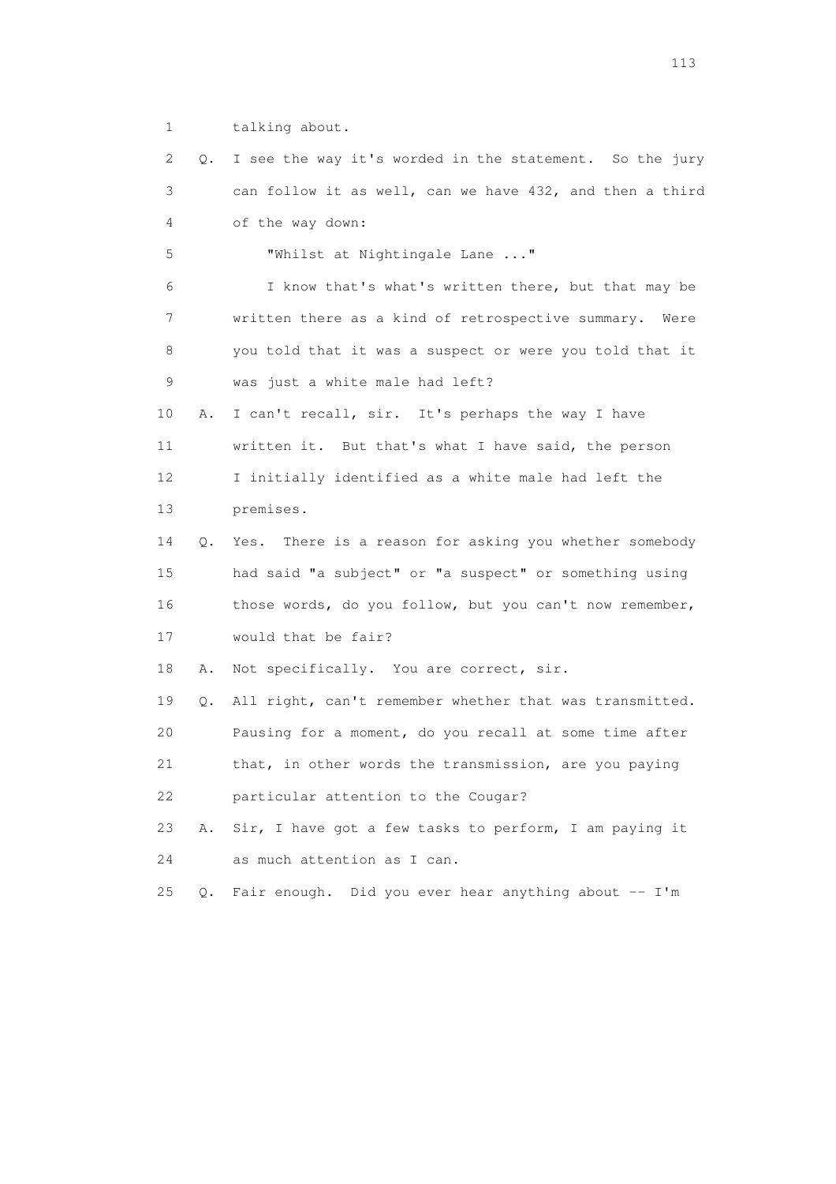1 talking about.

2 Q. I see the way it's worded in the statement. So the jury

3 can follow it as well, can we have 432, and then a third

4 of the way down:

5 "Whilst at Nightingale Lane ..."

6 I know that's what's written there, but that may be

7 written there as a kind of retrospective summary. Were

8 you told that it was a suspect or were you told that it

9 was just a white male had left?

10 A. I can't recall, sir. It's perhaps the way I have

11 written it. But that's what I have said, the person

12 I initially identified as a white male had left the

13 premises.

14 Q. Yes. There is a reason for asking you whether somebody

15 had said "a subject" or "a suspect" or something using

16 those words, do you follow, but you can't now remember,

17 would that be fair?

18 A. Not specifically. You are correct, sir.

19 Q. All right, can't remember whether that was transmitted.

20 Pausing for a moment, do you recall at some time after

21 that, in other words the transmission, are you paying

22 particular attention to the Cougar?

23 A. Sir, I have got a few tasks to perform, I am paying it

24 as much attention as I can.

25 Q. Fair enough. Did you ever hear anything about -- I'm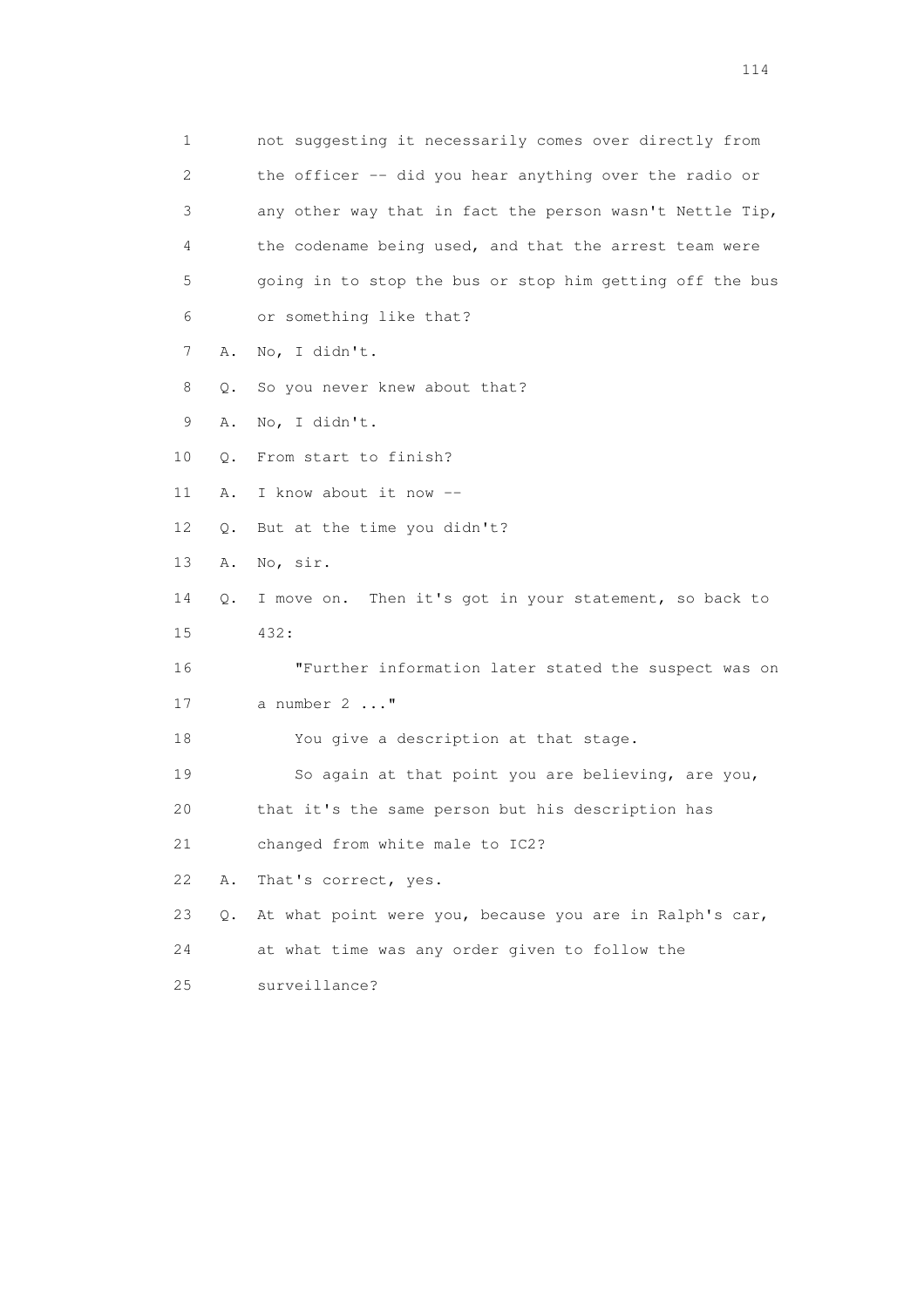1 not suggesting it necessarily comes over directly from
2 the officer -- did you hear anything over the radio or
3 any other way that in fact the person wasn't Nettle Tip,
4 the codename being used, and that the arrest team were
5 going in to stop the bus or stop him getting off the bus
6 or something like that?
7 A. No, I didn't.
8 Q. So you never knew about that?
9 A. No, I didn't.
10 Q. From start to finish?
11 A. I know about it now --
12 Q. But at the time you didn't?
13 A. No, sir.
14 Q. I move on. Then it's got in your statement, so back to
15 432:
16 "Further information later stated the suspect was on
17 a number 2 ..."
18 You give a description at that stage.
19 So again at that point you are believing, are you,
20 that it's the same person but his description has
21 changed from white male to IC2?
22 A. That's correct, yes.
23 Q. At what point were you, because you are in Ralph's car,
24 at what time was any order given to follow the
25 surveillance?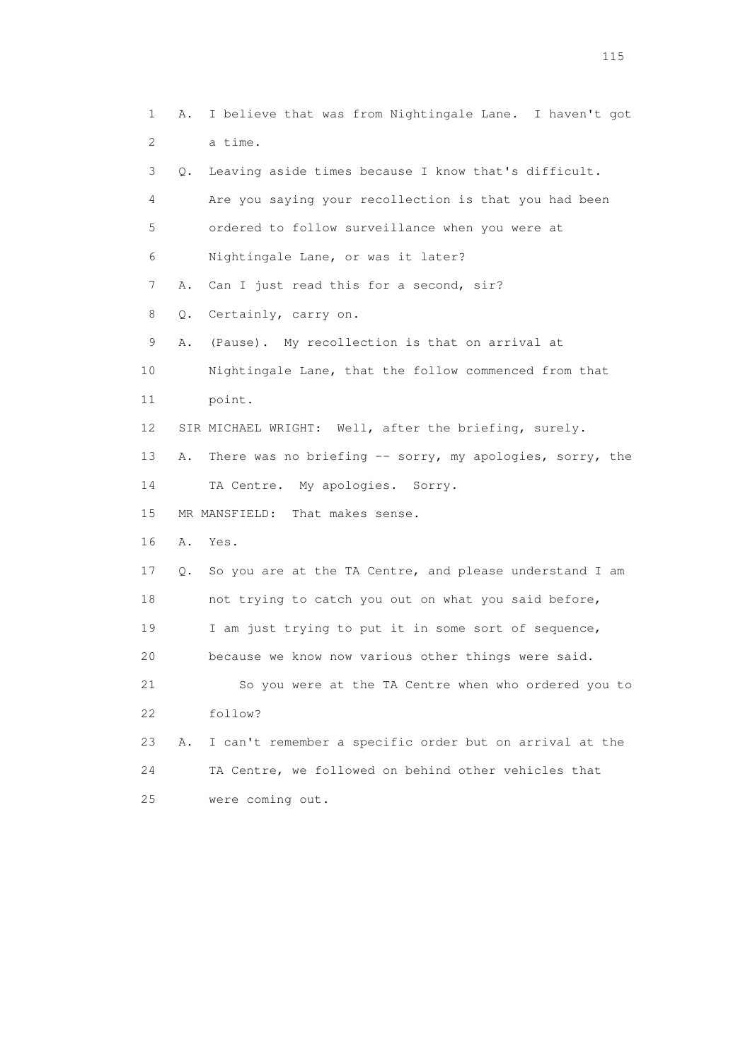1 A. I believe that was from Nightingale Lane. I haven't got
2 a time.
3 Q. Leaving aside times because I know that's difficult.
4 Are you saying your recollection is that you had been
5 ordered to follow surveillance when you were at
6 Nightingale Lane, or was it later?
7 A. Can I just read this for a second, sir?
8 Q. Certainly, carry on.
9 A. (Pause). My recollection is that on arrival at
10 Nightingale Lane, that the follow commenced from that
11 point.
12 SIR MICHAEL WRIGHT: Well, after the briefing, surely.
13 A. There was no briefing -- sorry, my apologies, sorry, the
14 TA Centre. My apologies. Sorry.
15 MR MANSFIELD: That makes sense.
16 A. Yes.
17 Q. So you are at the TA Centre, and please understand I am
18 not trying to catch you out on what you said before,
19 I am just trying to put it in some sort of sequence,
20 because we know now various other things were said.
21 So you were at the TA Centre when who ordered you to
22 follow?
23 A. I can't remember a specific order but on arrival at the
24 TA Centre, we followed on behind other vehicles that
25 were coming out.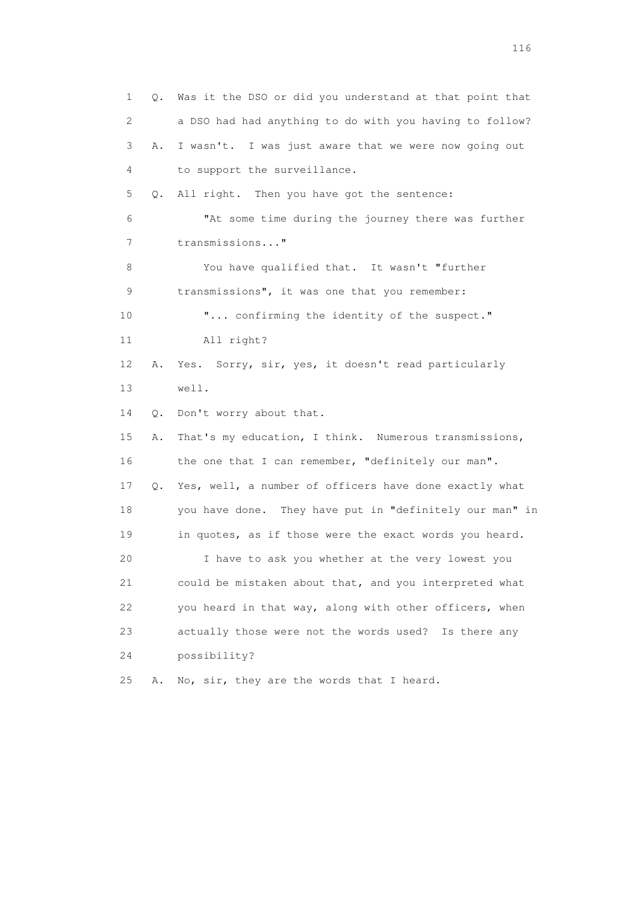1 Q. Was it the DSO or did you understand at that point that
2 a DSO had had anything to do with you having to follow?
3 A. I wasn't. I was just aware that we were now going out
4 to support the surveillance.
5 Q. All right. Then you have got the sentence:
6 "At some time during the journey there was further
7 transmissions..."
8 You have qualified that. It wasn't "further
9 transmissions", it was one that you remember:
10 "... confirming the identity of the suspect."
11 All right?
12 A. Yes. Sorry, sir, yes, it doesn't read particularly
13 well.
14 Q. Don't worry about that.
15 A. That's my education, I think. Numerous transmissions,
16 the one that I can remember, "definitely our man".
17 Q. Yes, well, a number of officers have done exactly what
18 you have done. They have put in "definitely our man" in
19 in quotes, as if those were the exact words you heard.
20 I have to ask you whether at the very lowest you
21 could be mistaken about that, and you interpreted what
22 you heard in that way, along with other officers, when
23 actually those were not the words used? Is there any
24 possibility?
25 A. No, sir, they are the words that I heard.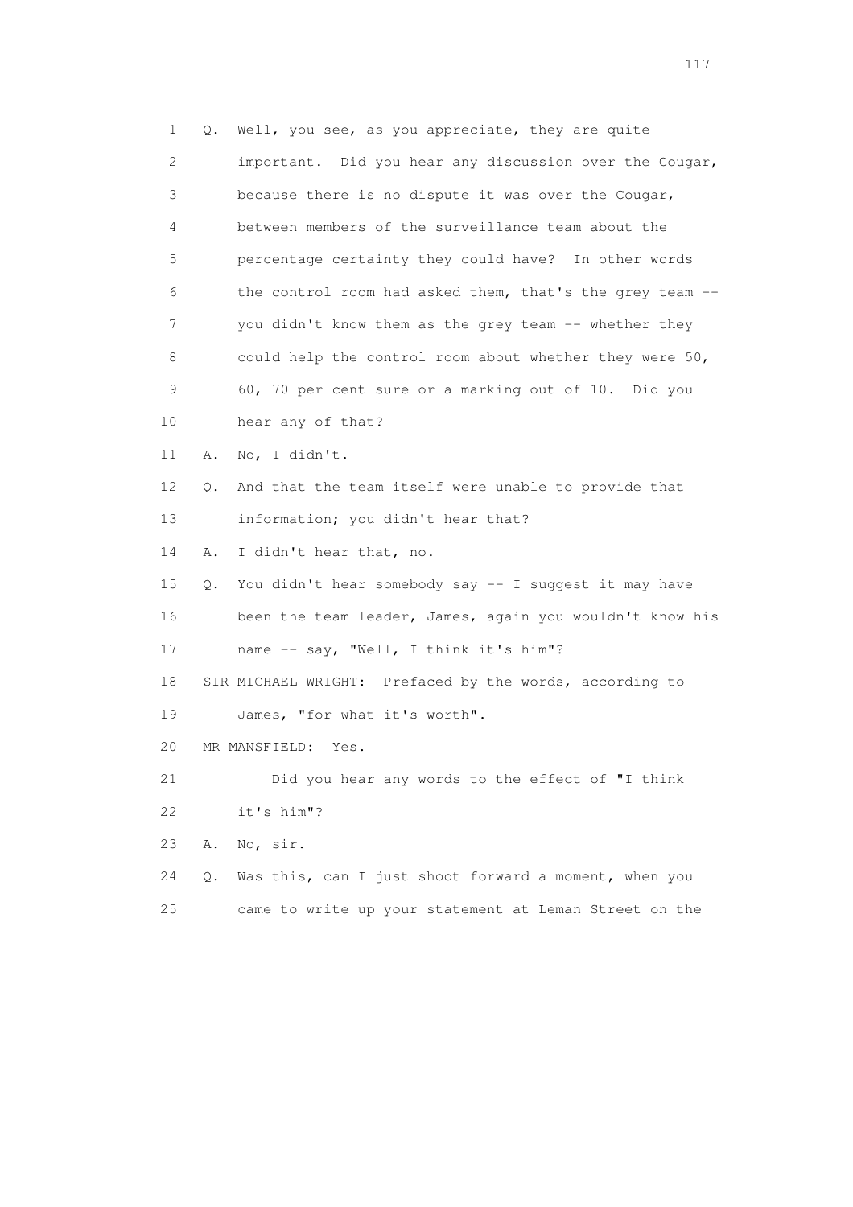1 Q. Well, you see, as you appreciate, they are quite
2 important. Did you hear any discussion over the Cougar,
3 because there is no dispute it was over the Cougar,
4 between members of the surveillance team about the
5 percentage certainty they could have? In other words
6 the control room had asked them, that's the grey team --
7 you didn't know them as the grey team -- whether they
8 could help the control room about whether they were 50,
9 60, 70 per cent sure or a marking out of 10. Did you
10 hear any of that?
11 A. No, I didn't.
12 Q. And that the team itself were unable to provide that
13 information; you didn't hear that?
14 A. I didn't hear that, no.
15 Q. You didn't hear somebody say -- I suggest it may have
16 been the team leader, James, again you wouldn't know his
17 name -- say, "Well, I think it's him"?
18 SIR MICHAEL WRIGHT: Prefaced by the words, according to
19 James, "for what it's worth".
20 MR MANSFIELD: Yes.
21 Did you hear any words to the effect of "I think
22 it's him"?
23 A. No, sir.
24 Q. Was this, can I just shoot forward a moment, when you
25 came to write up your statement at Leman Street on the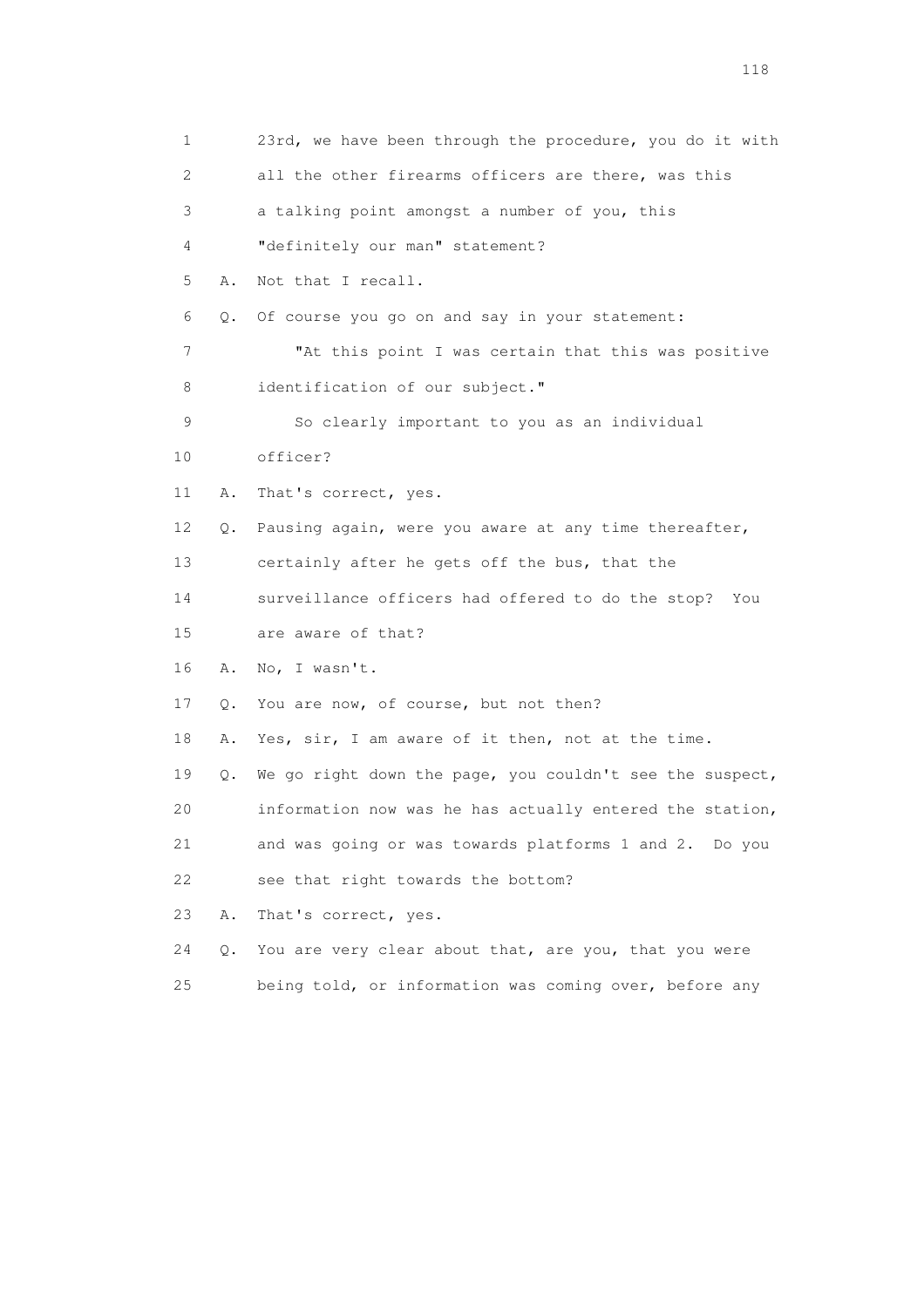1 23rd, we have been through the procedure, you do it with
2 all the other firearms officers are there, was this
3 a talking point amongst a number of you, this
4 "definitely our man" statement?
5 A. Not that I recall.
6 Q. Of course you go on and say in your statement:
7 "At this point I was certain that this was positive
8 identification of our subject."
9 So clearly important to you as an individual
10 officer?
11 A. That's correct, yes.
12 Q. Pausing again, were you aware at any time thereafter,
13 certainly after he gets off the bus, that the
14 surveillance officers had offered to do the stop? You
15 are aware of that?
16 A. No, I wasn't.
17 Q. You are now, of course, but not then?
18 A. Yes, sir, I am aware of it then, not at the time.
19 Q. We go right down the page, you couldn't see the suspect,
20 information now was he has actually entered the station,
21 and was going or was towards platforms 1 and 2. Do you
22 see that right towards the bottom?
23 A. That's correct, yes.
24 Q. You are very clear about that, are you, that you were
25 being told, or information was coming over, before any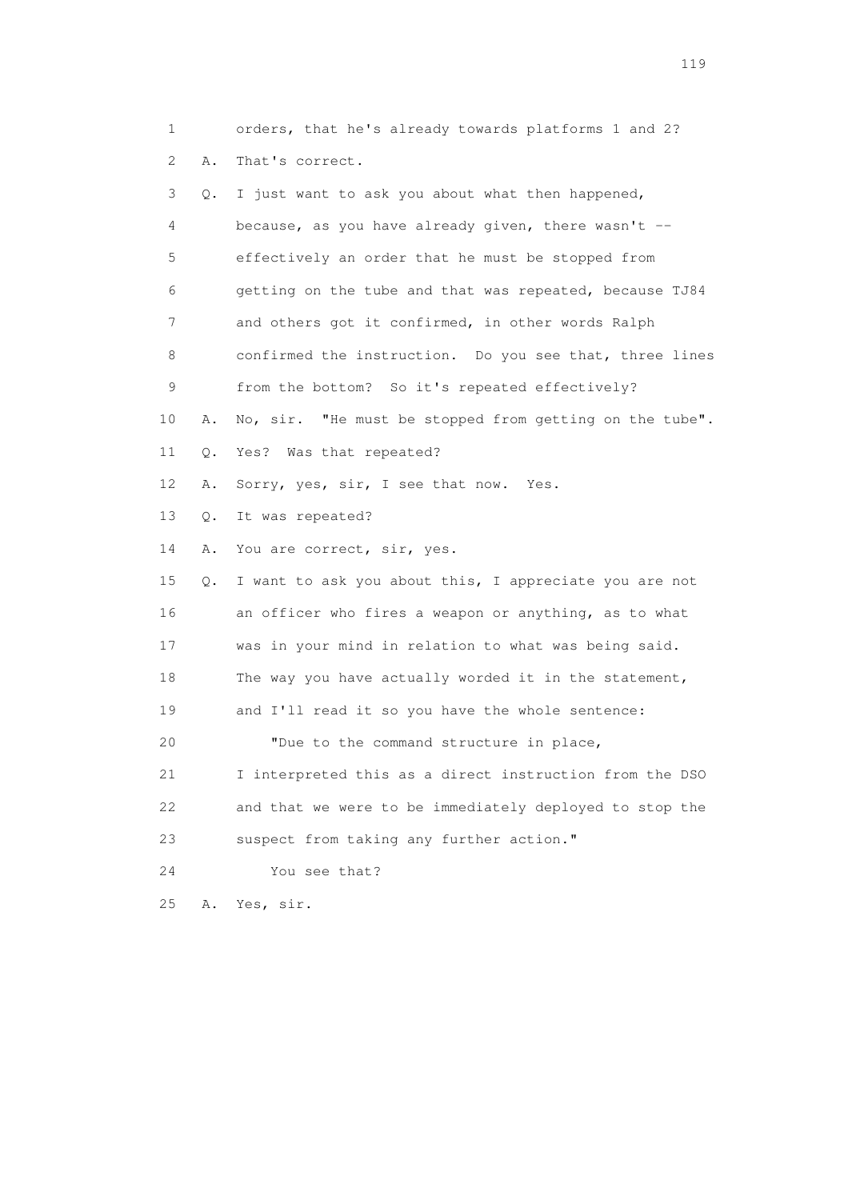1 orders, that he's already towards platforms 1 and 2?

2 A. That's correct.

3 Q. I just want to ask you about what then happened,

4 because, as you have already given, there wasn't --

5 effectively an order that he must be stopped from

6 getting on the tube and that was repeated, because TJ84

7 and others got it confirmed, in other words Ralph

8 confirmed the instruction. Do you see that, three lines

9 from the bottom? So it's repeated effectively?

10 A. No, sir. "He must be stopped from getting on the tube".

11 Q. Yes? Was that repeated?

12 A. Sorry, yes, sir, I see that now. Yes.

13 Q. It was repeated?

14 A. You are correct, sir, yes.

15 Q. I want to ask you about this, I appreciate you are not

16 an officer who fires a weapon or anything, as to what

17 was in your mind in relation to what was being said.

18 The way you have actually worded it in the statement,

19 and I'll read it so you have the whole sentence:

20 "Due to the command structure in place,

21 I interpreted this as a direct instruction from the DSO

22 and that we were to be immediately deployed to stop the

23 suspect from taking any further action."

24 You see that?

25 A. Yes, sir.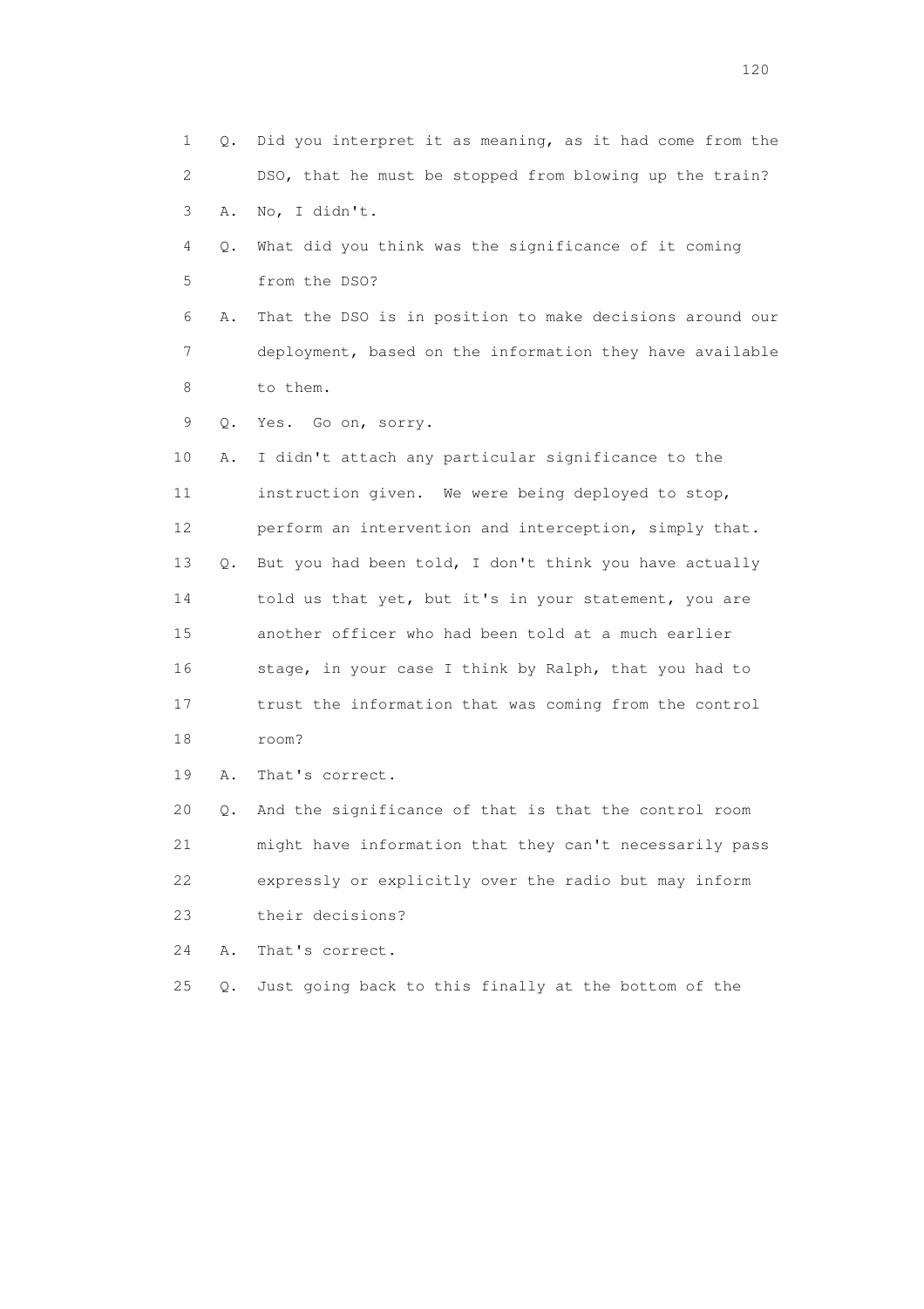1 Q. Did you interpret it as meaning, as it had come from the
2 DSO, that he must be stopped from blowing up the train?
3 A. No, I didn't.
4 Q. What did you think was the significance of it coming
5 from the DSO?
6 A. That the DSO is in position to make decisions around our
7 deployment, based on the information they have available
8 to them.
9 Q. Yes. Go on, sorry.
10 A. I didn't attach any particular significance to the
11 instruction given. We were being deployed to stop,
12 perform an intervention and interception, simply that.
13 Q. But you had been told, I don't think you have actually
14 told us that yet, but it's in your statement, you are
15 another officer who had been told at a much earlier
16 stage, in your case I think by Ralph, that you had to
17 trust the information that was coming from the control
18 room?
19 A. That's correct.
20 Q. And the significance of that is that the control room
21 might have information that they can't necessarily pass
22 expressly or explicitly over the radio but may inform
23 their decisions?
24 A. That's correct.
25 Q. Just going back to this finally at the bottom of the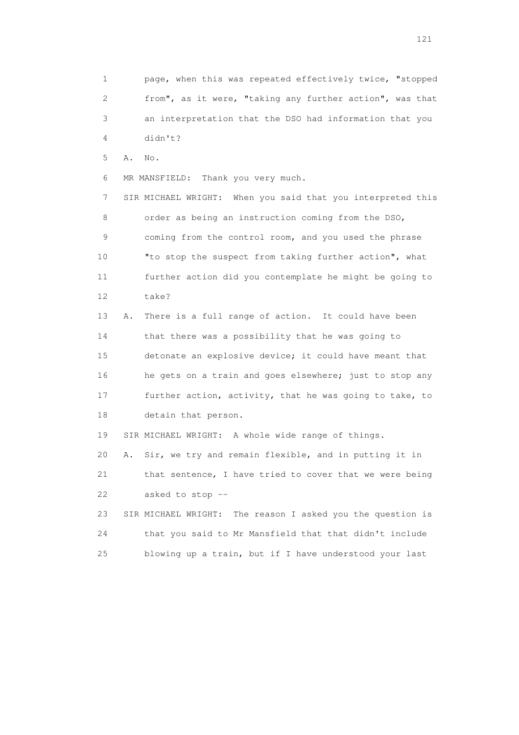1 page, when this was repeated effectively twice, "stopped
2 from", as it were, "taking any further action", was that
3 an interpretation that the DSO had information that you
4 didn't?

5 A. No.

6 MR MANSFIELD: Thank you very much.

7 SIR MICHAEL WRIGHT: When you said that you interpreted this
8 order as being an instruction coming from the DSO,
9 coming from the control room, and you used the phrase
10 "to stop the suspect from taking further action", what
11 further action did you contemplate he might be going to
12 take?

13 A. There is a full range of action. It could have been
14 that there was a possibility that he was going to
15 detonate an explosive device; it could have meant that
16 he gets on a train and goes elsewhere; just to stop any
17 further action, activity, that he was going to take, to
18 detain that person.

19 SIR MICHAEL WRIGHT: A whole wide range of things.

20 A. Sir, we try and remain flexible, and in putting it in
21 that sentence, I have tried to cover that we were being
22 asked to stop --

23 SIR MICHAEL WRIGHT: The reason I asked you the question is
24 that you said to Mr Mansfield that that didn't include
25 blowing up a train, but if I have understood your last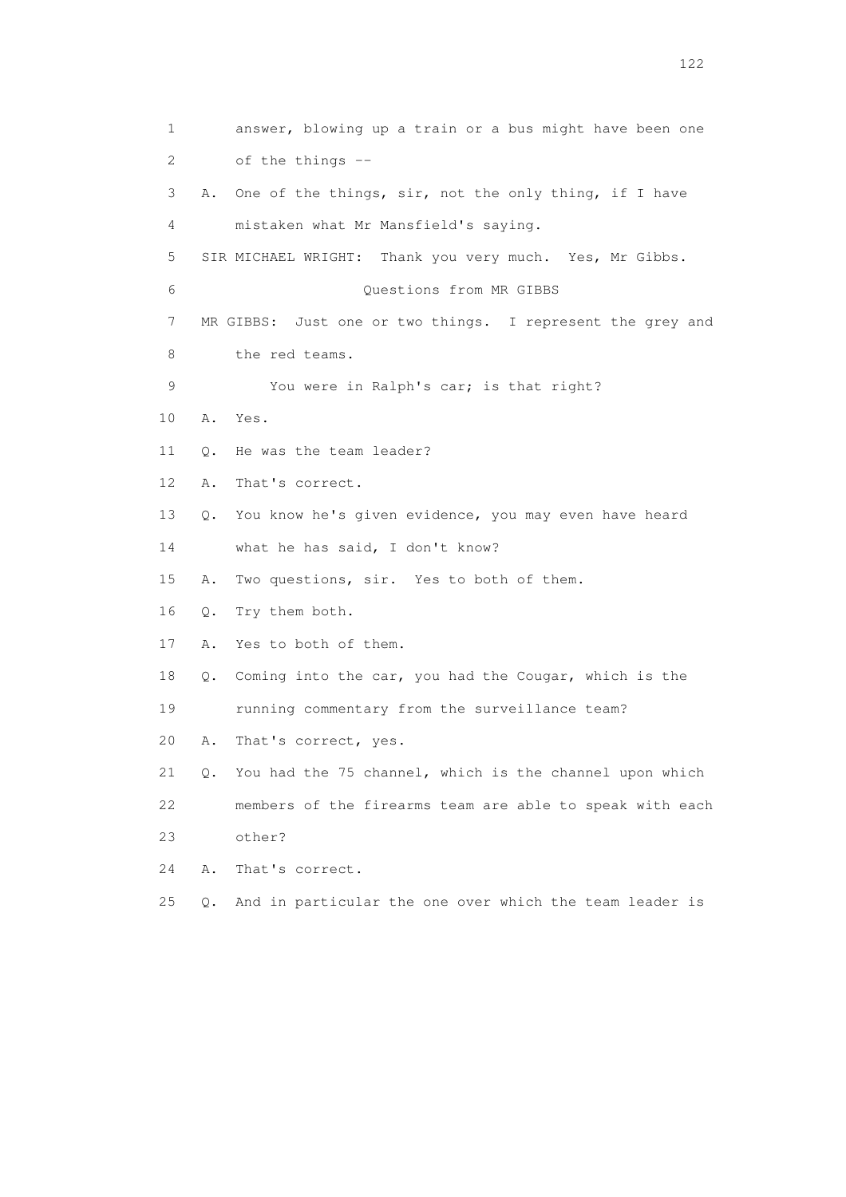1 answer, blowing up a train or a bus might have been one
2 of the things --
3 A. One of the things, sir, not the only thing, if I have
4 mistaken what Mr Mansfield's saying.
5 SIR MICHAEL WRIGHT: Thank you very much. Yes, Mr Gibbs.
6 Questions from MR GIBBS
7 MR GIBBS: Just one or two things. I represent the grey and
8 the red teams.
9 You were in Ralph's car; is that right?
10 A. Yes.
11 Q. He was the team leader?
12 A. That's correct.
13 Q. You know he's given evidence, you may even have heard
14 what he has said, I don't know?
15 A. Two questions, sir. Yes to both of them.
16 Q. Try them both.
17 A. Yes to both of them.
18 Q. Coming into the car, you had the Cougar, which is the
19 running commentary from the surveillance team?
20 A. That's correct, yes.
21 Q. You had the 75 channel, which is the channel upon which
22 members of the firearms team are able to speak with each
23 other?
24 A. That's correct.
25 Q. And in particular the one over which the team leader is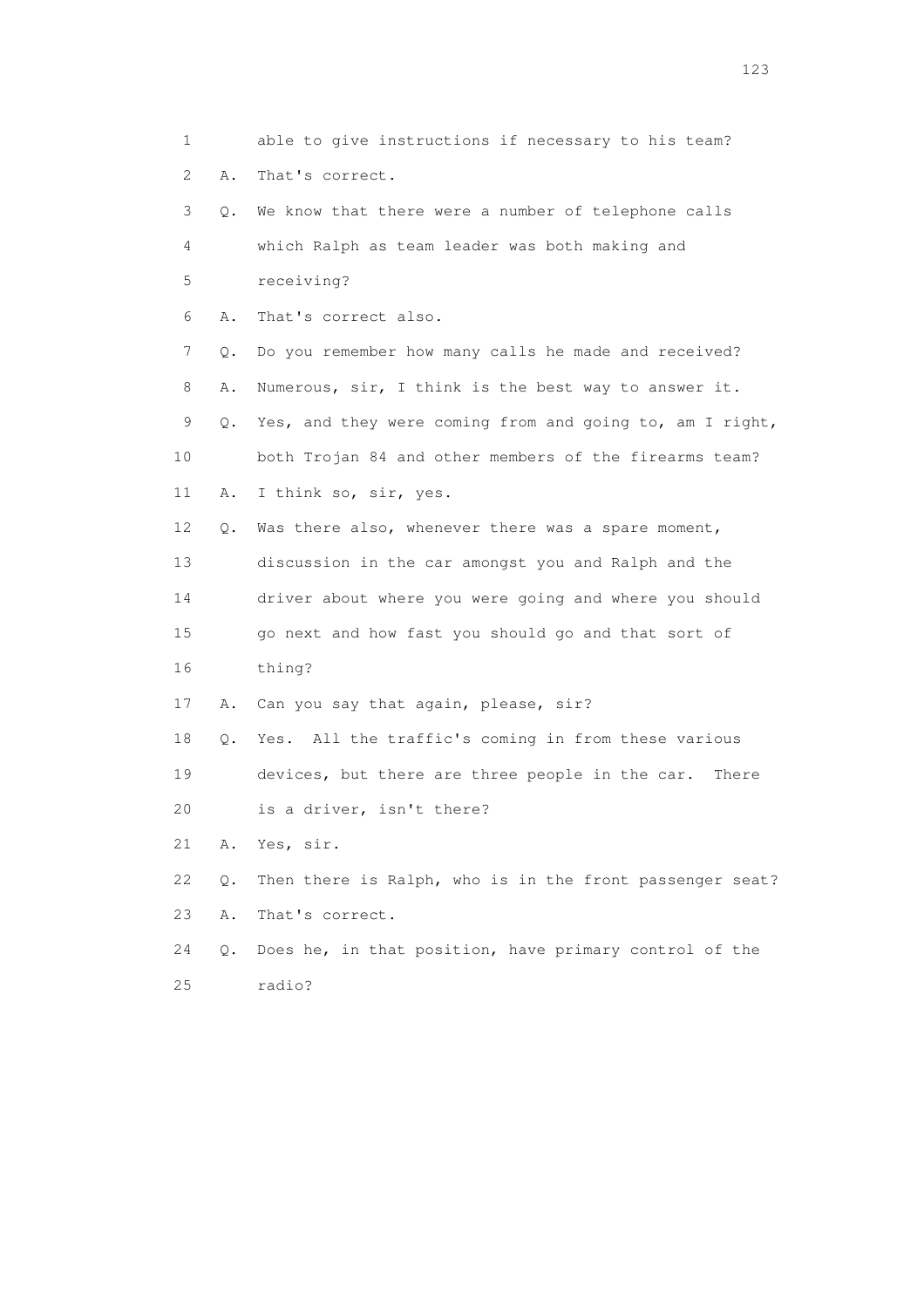1 able to give instructions if necessary to his team?

2 A. That's correct.

3 Q. We know that there were a number of telephone calls

4 which Ralph as team leader was both making and

5 receiving?

6 A. That's correct also.

7 Q. Do you remember how many calls he made and received?

8 A. Numerous, sir, I think is the best way to answer it.

9 Q. Yes, and they were coming from and going to, am I right,

10 both Trojan 84 and other members of the firearms team?

11 A. I think so, sir, yes.

12 Q. Was there also, whenever there was a spare moment,

13 discussion in the car amongst you and Ralph and the

14 driver about where you were going and where you should

15 go next and how fast you should go and that sort of

16 thing?

17 A. Can you say that again, please, sir?

18 Q. Yes. All the traffic's coming in from these various

19 devices, but there are three people in the car. There

20 is a driver, isn't there?

21 A. Yes, sir.

22 Q. Then there is Ralph, who is in the front passenger seat?

23 A. That's correct.

24 Q. Does he, in that position, have primary control of the

25 radio?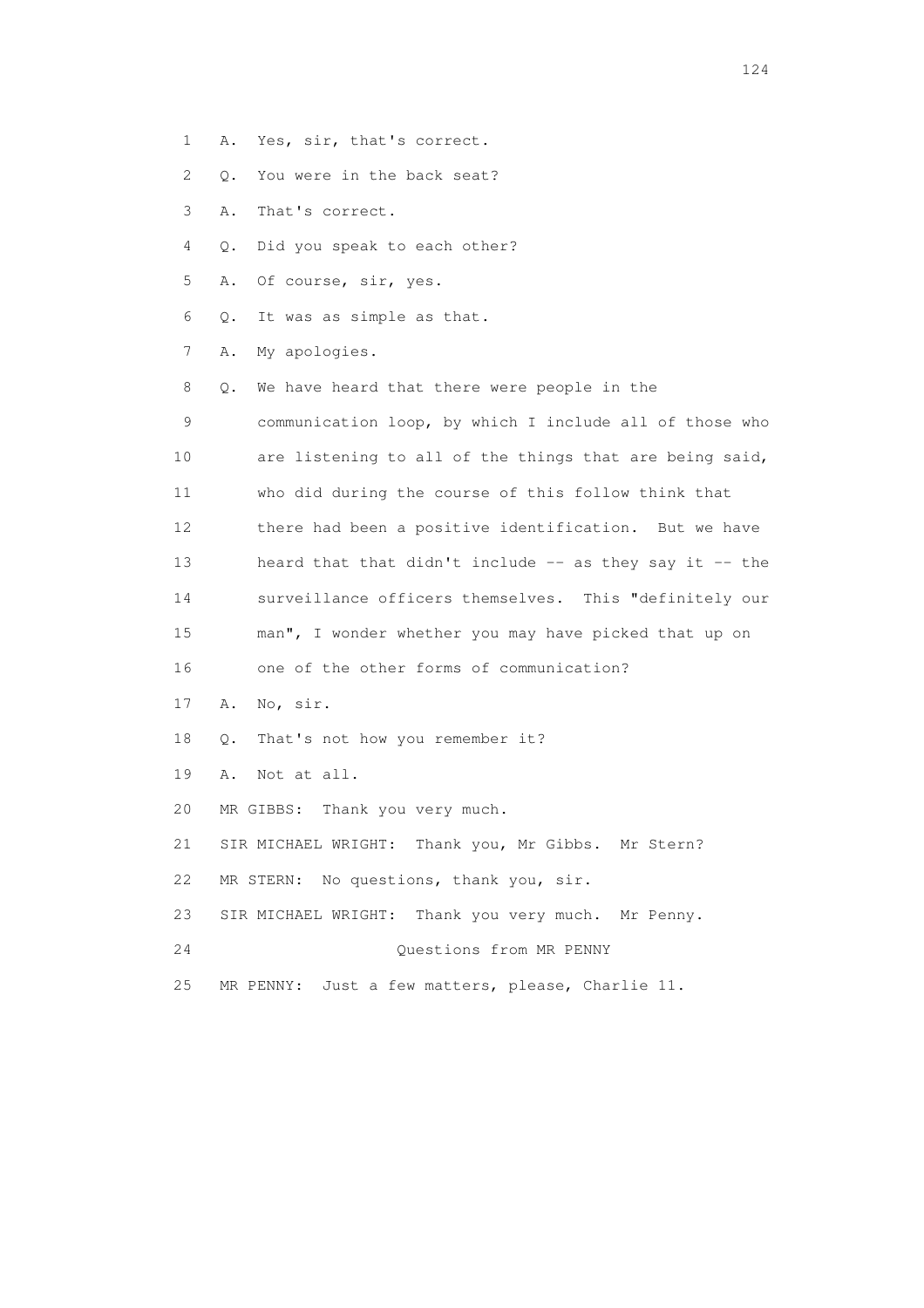1 A. Yes, sir, that's correct.

2 Q. You were in the back seat?

3 A. That's correct.

4 Q. Did you speak to each other?

5 A. Of course, sir, yes.

6 Q. It was as simple as that.

7 A. My apologies.

8 Q. We have heard that there were people in the
9 communication loop, by which I include all of those who
10 are listening to all of the things that are being said,
11 who did during the course of this follow think that
12 there had been a positive identification. But we have
13 heard that that didn't include -- as they say it -- the
14 surveillance officers themselves. This "definitely our
15 man", I wonder whether you may have picked that up on
16 one of the other forms of communication?

17 A. No, sir.

18 Q. That's not how you remember it?

19 A. Not at all.

20 MR GIBBS: Thank you very much.

21 SIR MICHAEL WRIGHT: Thank you, Mr Gibbs. Mr Stern?

22 MR STERN: No questions, thank you, sir.

23 SIR MICHAEL WRIGHT: Thank you very much. Mr Penny.

24 Questions from MR PENNY

25 MR PENNY: Just a few matters, please, Charlie 11.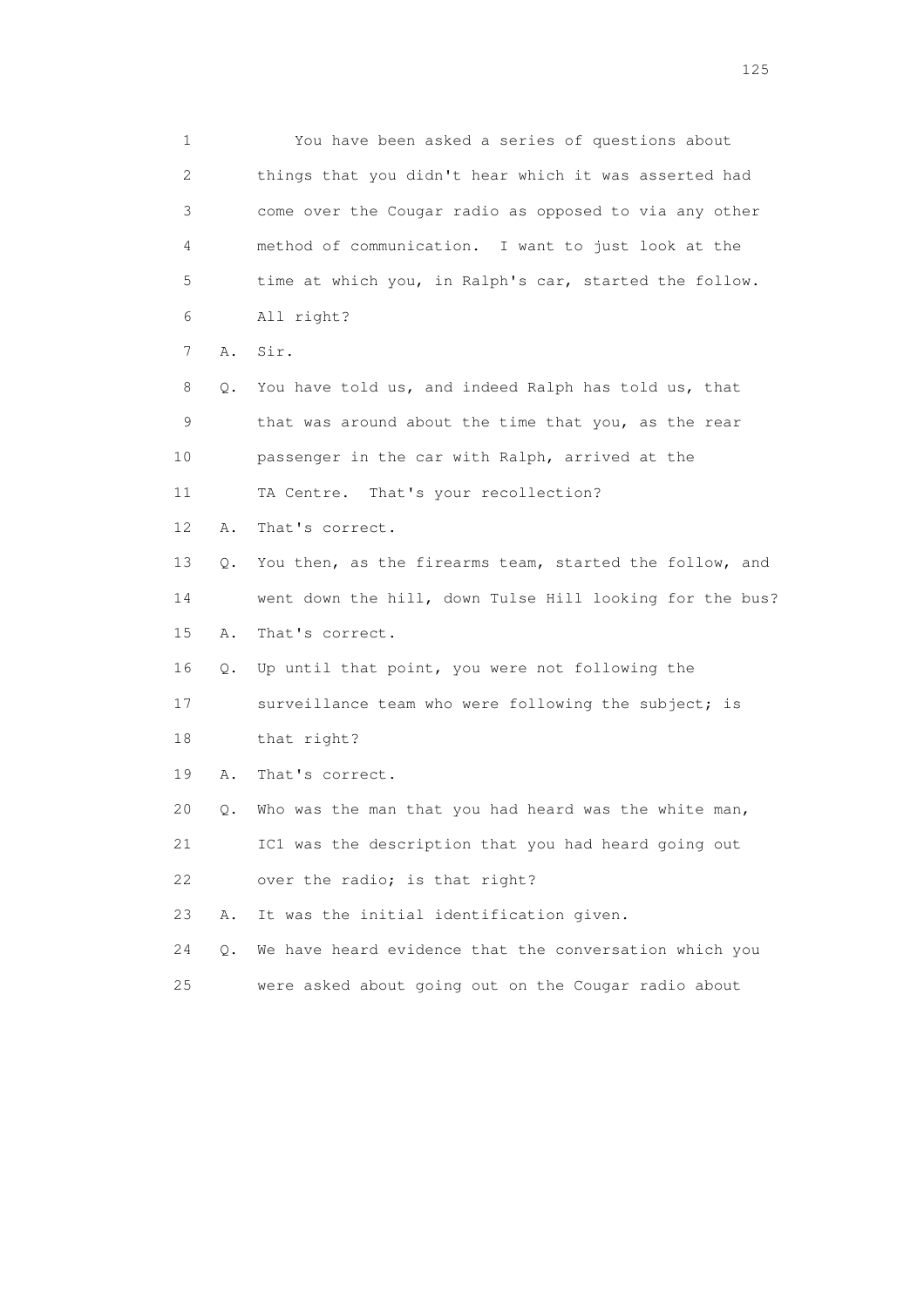1 You have been asked a series of questions about
2 things that you didn't hear which it was asserted had
3 come over the Cougar radio as opposed to via any other
4 method of communication. I want to just look at the
5 time at which you, in Ralph's car, started the follow.
6 All right?

7 A. Sir.

8 Q. You have told us, and indeed Ralph has told us, that
9 that was around about the time that you, as the rear
10 passenger in the car with Ralph, arrived at the
11 TA Centre. That's your recollection?

12 A. That's correct.

13 Q. You then, as the firearms team, started the follow, and
14 went down the hill, down Tulse Hill looking for the bus?

15 A. That's correct.

16 Q. Up until that point, you were not following the
17 surveillance team who were following the subject; is
18 that right?

19 A. That's correct.

20 Q. Who was the man that you had heard was the white man,
21 IC1 was the description that you had heard going out
22 over the radio; is that right?

23 A. It was the initial identification given.

24 Q. We have heard evidence that the conversation which you
25 were asked about going out on the Cougar radio about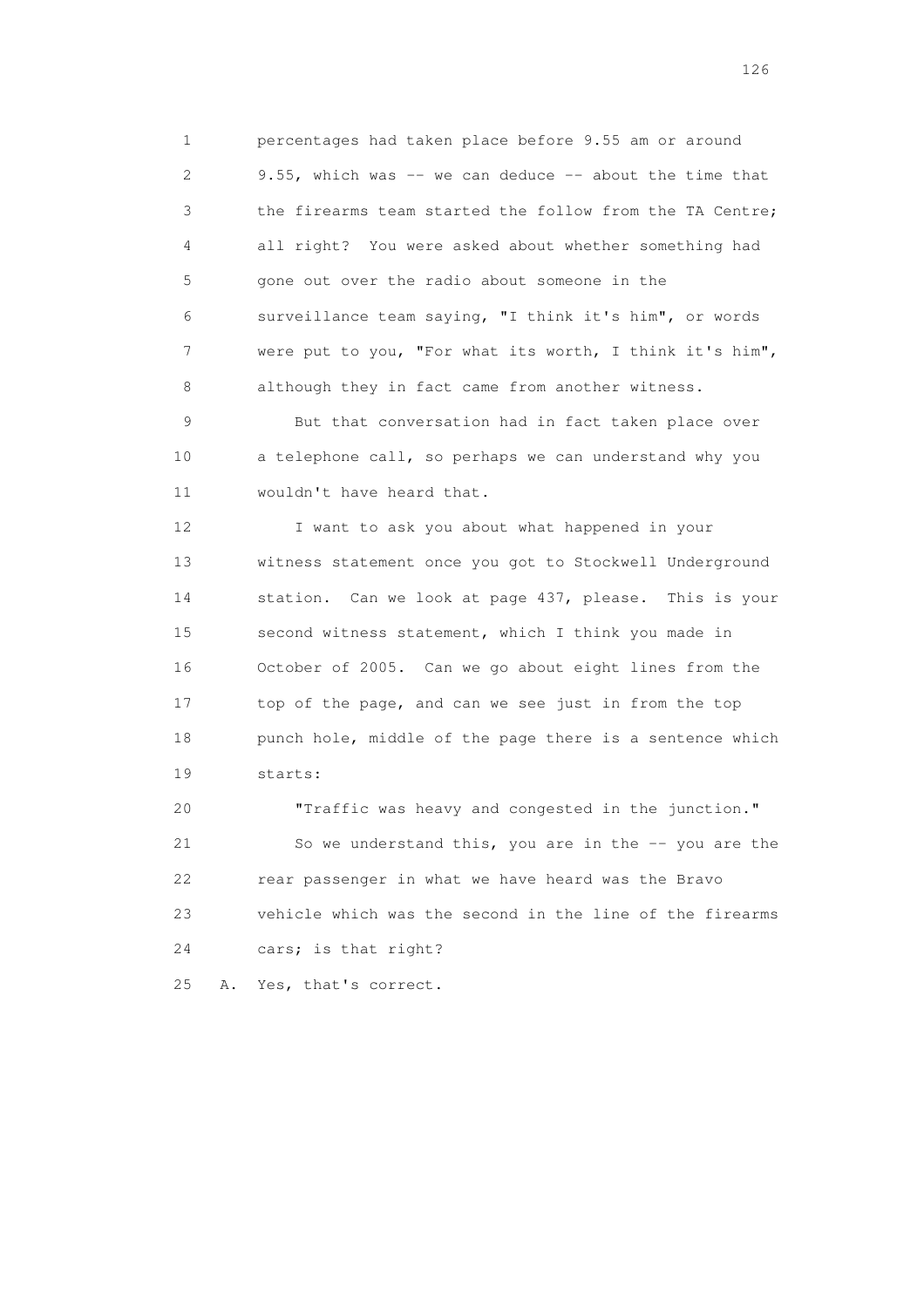1 percentages had taken place before 9.55 am or around
2 9.55, which was -- we can deduce -- about the time that
3 the firearms team started the follow from the TA Centre;
4 all right? You were asked about whether something had
5 gone out over the radio about someone in the
6 surveillance team saying, "I think it's him", or words
7 were put to you, "For what its worth, I think it's him",
8 although they in fact came from another witness.

9 But that conversation had in fact taken place over
10 a telephone call, so perhaps we can understand why you
11 wouldn't have heard that.

12 I want to ask you about what happened in your
13 witness statement once you got to Stockwell Underground
14 station. Can we look at page 437, please. This is your
15 second witness statement, which I think you made in
16 October of 2005. Can we go about eight lines from the
17 top of the page, and can we see just in from the top
18 punch hole, middle of the page there is a sentence which
19 starts:

20 "Traffic was heavy and congested in the junction."

21 So we understand this, you are in the -- you are the
22 rear passenger in what we have heard was the Bravo
23 vehicle which was the second in the line of the firearms
24 cars; is that right?

25 A. Yes, that's correct.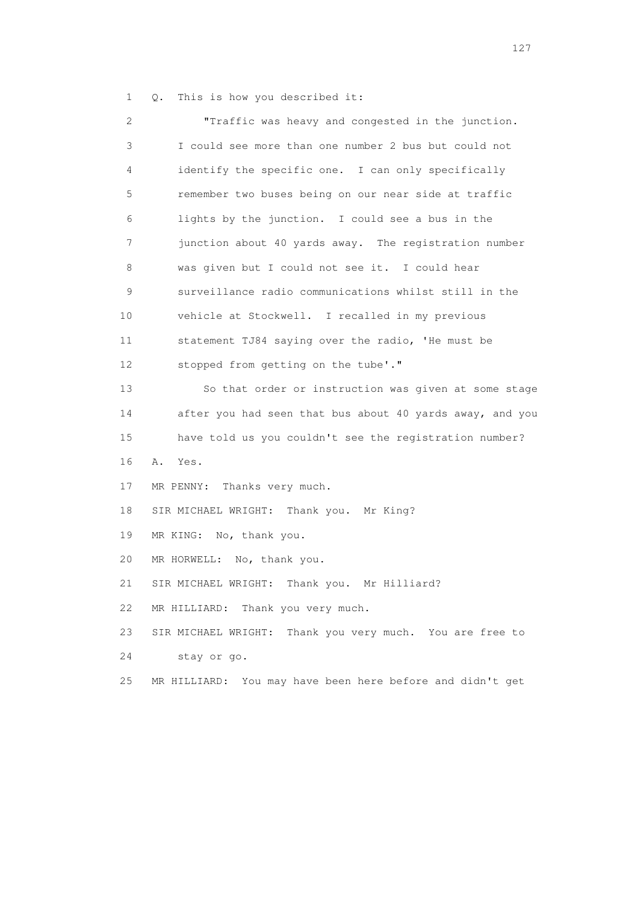1 Q. This is how you described it:

2 "Traffic was heavy and congested in the junction.
3 I could see more than one number 2 bus but could not
4 identify the specific one. I can only specifically
5 remember two buses being on our near side at traffic
6 lights by the junction. I could see a bus in the
7 junction about 40 yards away. The registration number
8 was given but I could not see it. I could hear
9 surveillance radio communications whilst still in the
10 vehicle at Stockwell. I recalled in my previous
11 statement TJ84 saying over the radio, 'He must be
12 stopped from getting on the tube'."

13 So that order or instruction was given at some stage
14 after you had seen that bus about 40 yards away, and you
15 have told us you couldn't see the registration number?

16 A. Yes.

17 MR PENNY: Thanks very much.

18 SIR MICHAEL WRIGHT: Thank you. Mr King?

19 MR KING: No, thank you.

20 MR HORWELL: No, thank you.

21 SIR MICHAEL WRIGHT: Thank you. Mr Hilliard?

22 MR HILLIARD: Thank you very much.

23 SIR MICHAEL WRIGHT: Thank you very much. You are free to
24 stay or go.

25 MR HILLIARD: You may have been here before and didn't get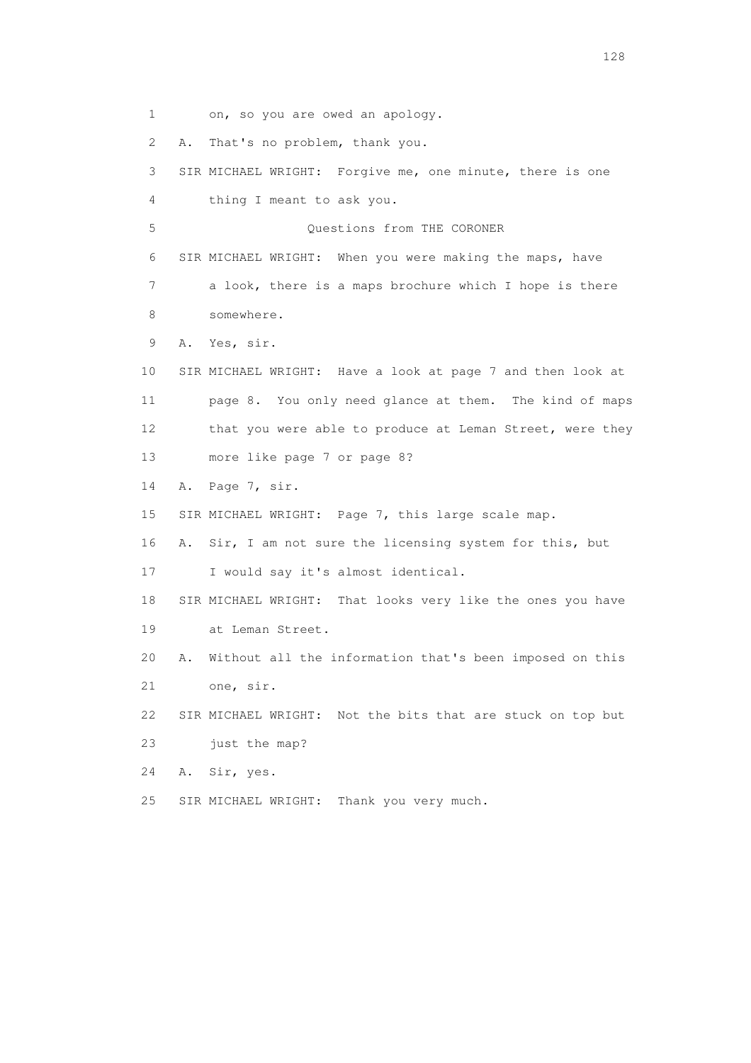1 on, so you are owed an apology.

2 A. That's no problem, thank you.

3 SIR MICHAEL WRIGHT: Forgive me, one minute, there is one

4 thing I meant to ask you.

5 Questions from THE CORONER

6 SIR MICHAEL WRIGHT: When you were making the maps, have

7 a look, there is a maps brochure which I hope is there

8 somewhere.

9 A. Yes, sir.

10 SIR MICHAEL WRIGHT: Have a look at page 7 and then look at

11 page 8. You only need glance at them. The kind of maps

12 that you were able to produce at Leman Street, were they

13 more like page 7 or page 8?

14 A. Page 7, sir.

15 SIR MICHAEL WRIGHT: Page 7, this large scale map.

16 A. Sir, I am not sure the licensing system for this, but

17 I would say it's almost identical.

18 SIR MICHAEL WRIGHT: That looks very like the ones you have

19 at Leman Street.

20 A. Without all the information that's been imposed on this

21 one, sir.

22 SIR MICHAEL WRIGHT: Not the bits that are stuck on top but

23 just the map?

24 A. Sir, yes.

25 SIR MICHAEL WRIGHT: Thank you very much.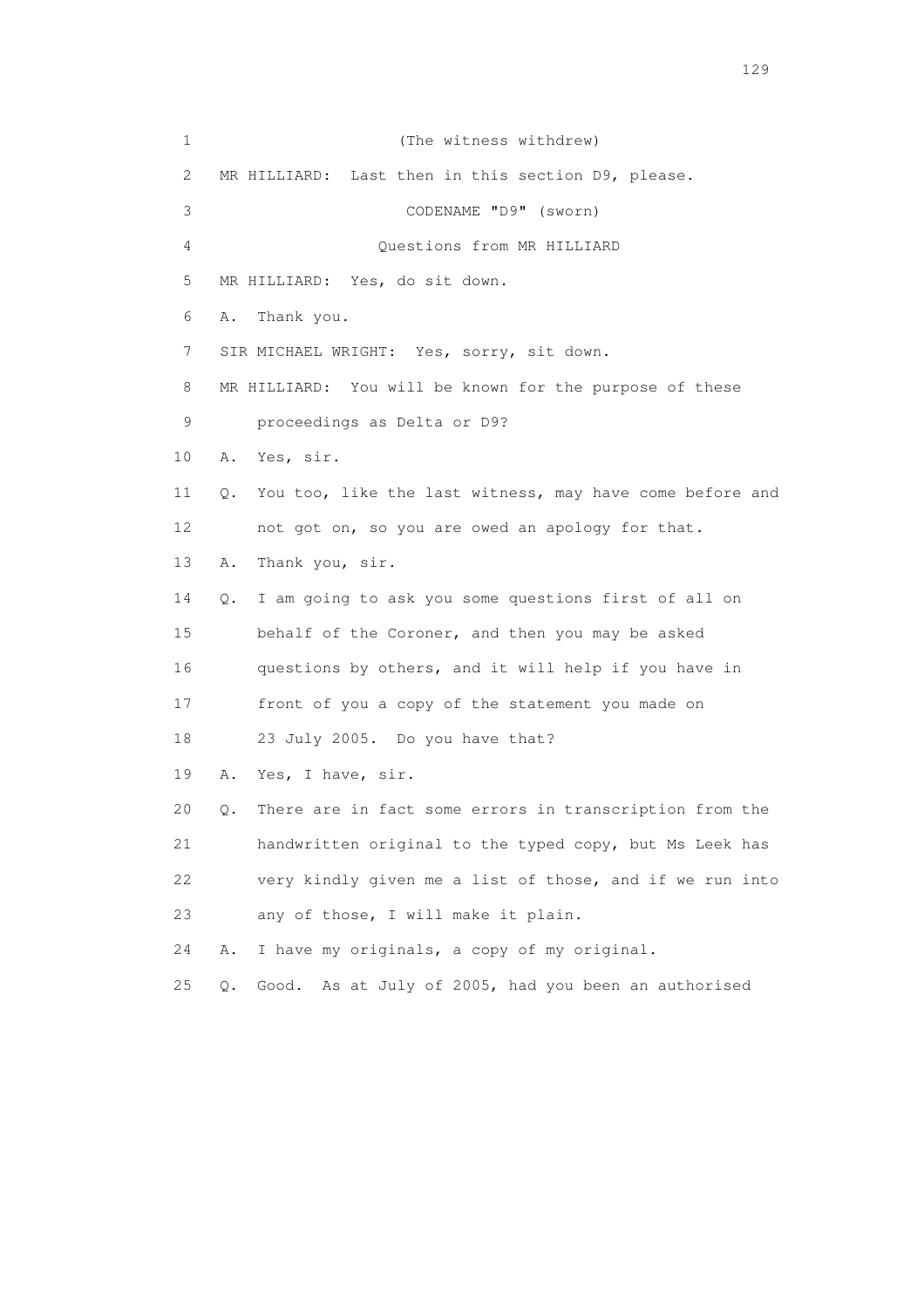1 (The witness withdrew)

2 MR HILLIARD: Last then in this section D9, please.

3 CODENAME "D9" (sworn)

4 Questions from MR HILLIARD

5 MR HILLIARD: Yes, do sit down.

6 A. Thank you.

7 SIR MICHAEL WRIGHT: Yes, sorry, sit down.

8 MR HILLIARD: You will be known for the purpose of these

9 proceedings as Delta or D9?

10 A. Yes, sir.

11 Q. You too, like the last witness, may have come before and

12 not got on, so you are owed an apology for that.

13 A. Thank you, sir.

14 Q. I am going to ask you some questions first of all on

15 behalf of the Coroner, and then you may be asked

16 questions by others, and it will help if you have in

17 front of you a copy of the statement you made on

18 23 July 2005. Do you have that?

19 A. Yes, I have, sir.

20 Q. There are in fact some errors in transcription from the

21 handwritten original to the typed copy, but Ms Leek has

22 very kindly given me a list of those, and if we run into

23 any of those, I will make it plain.

24 A. I have my originals, a copy of my original.

25 Q. Good. As at July of 2005, had you been an authorised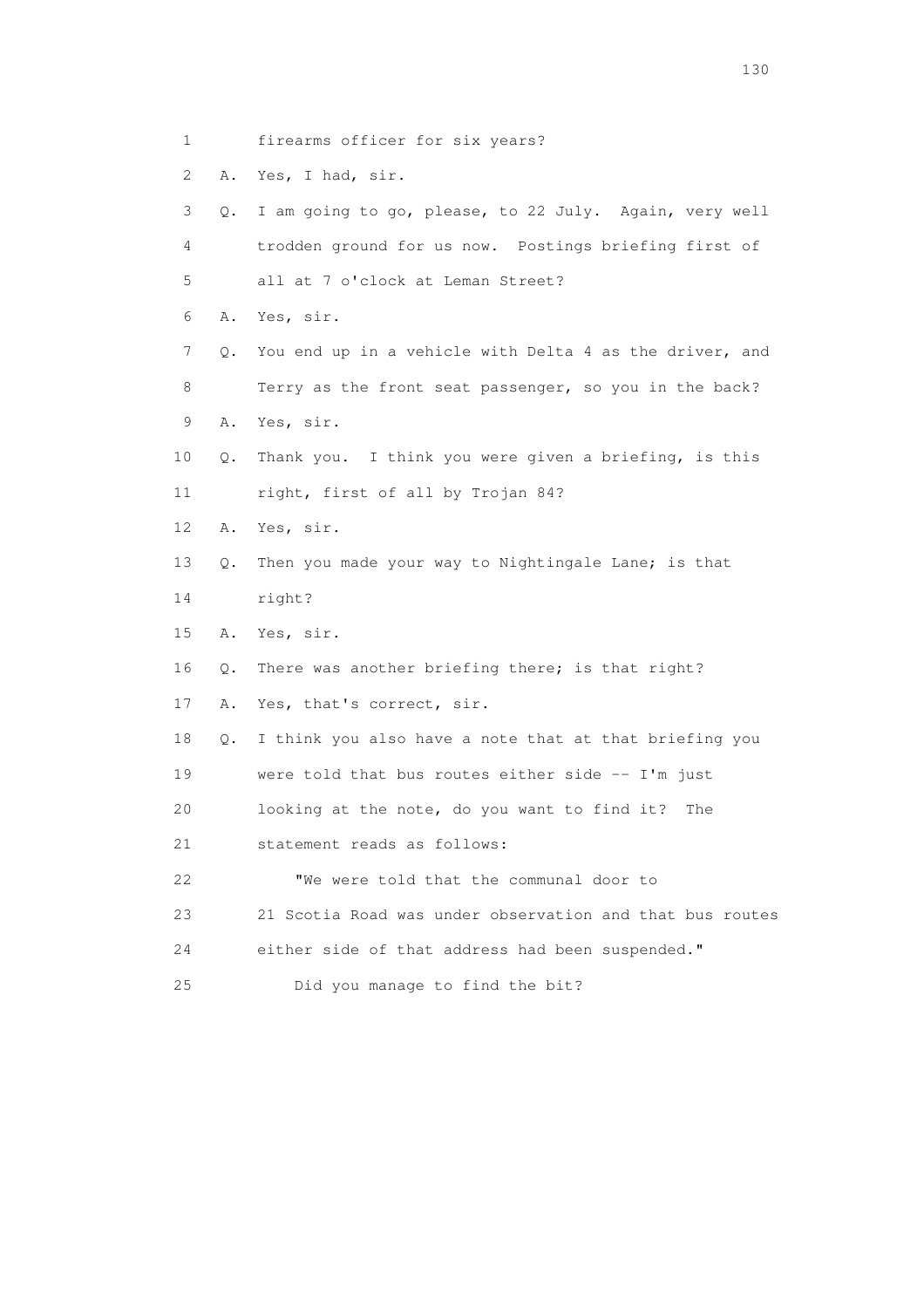1 firearms officer for six years?

2 A. Yes, I had, sir.

3 Q. I am going to go, please, to 22 July. Again, very well

4 trodden ground for us now. Postings briefing first of

5 all at 7 o'clock at Leman Street?

6 A. Yes, sir.

7 Q. You end up in a vehicle with Delta 4 as the driver, and

8 Terry as the front seat passenger, so you in the back?

9 A. Yes, sir.

10 Q. Thank you. I think you were given a briefing, is this

11 right, first of all by Trojan 84?

12 A. Yes, sir.

13 Q. Then you made your way to Nightingale Lane; is that

14 right?

15 A. Yes, sir.

16 Q. There was another briefing there; is that right?

17 A. Yes, that's correct, sir.

18 Q. I think you also have a note that at that briefing you

19 were told that bus routes either side -- I'm just

20 looking at the note, do you want to find it? The

21 statement reads as follows:

22 "We were told that the communal door to

23 21 Scotia Road was under observation and that bus routes

24 either side of that address had been suspended."

25 Did you manage to find the bit?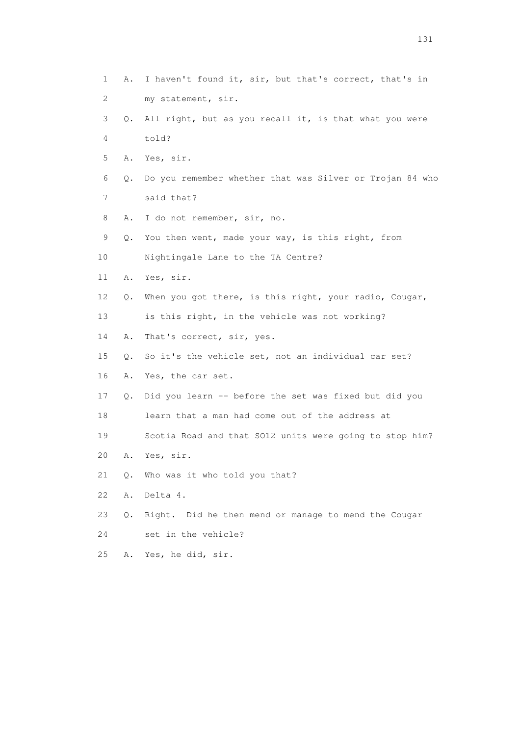1 A. I haven't found it, sir, but that's correct, that's in
2 my statement, sir.
3 Q. All right, but as you recall it, is that what you were
4 told?
5 A. Yes, sir.
6 Q. Do you remember whether that was Silver or Trojan 84 who
7 said that?
8 A. I do not remember, sir, no.
9 Q. You then went, made your way, is this right, from
10 Nightingale Lane to the TA Centre?
11 A. Yes, sir.
12 Q. When you got there, is this right, your radio, Cougar,
13 is this right, in the vehicle was not working?
14 A. That's correct, sir, yes.
15 Q. So it's the vehicle set, not an individual car set?
16 A. Yes, the car set.
17 Q. Did you learn -- before the set was fixed but did you
18 learn that a man had come out of the address at
19 Scotia Road and that SO12 units were going to stop him?
20 A. Yes, sir.
21 Q. Who was it who told you that?
22 A. Delta 4.
23 Q. Right. Did he then mend or manage to mend the Cougar
24 set in the vehicle?
25 A. Yes, he did, sir.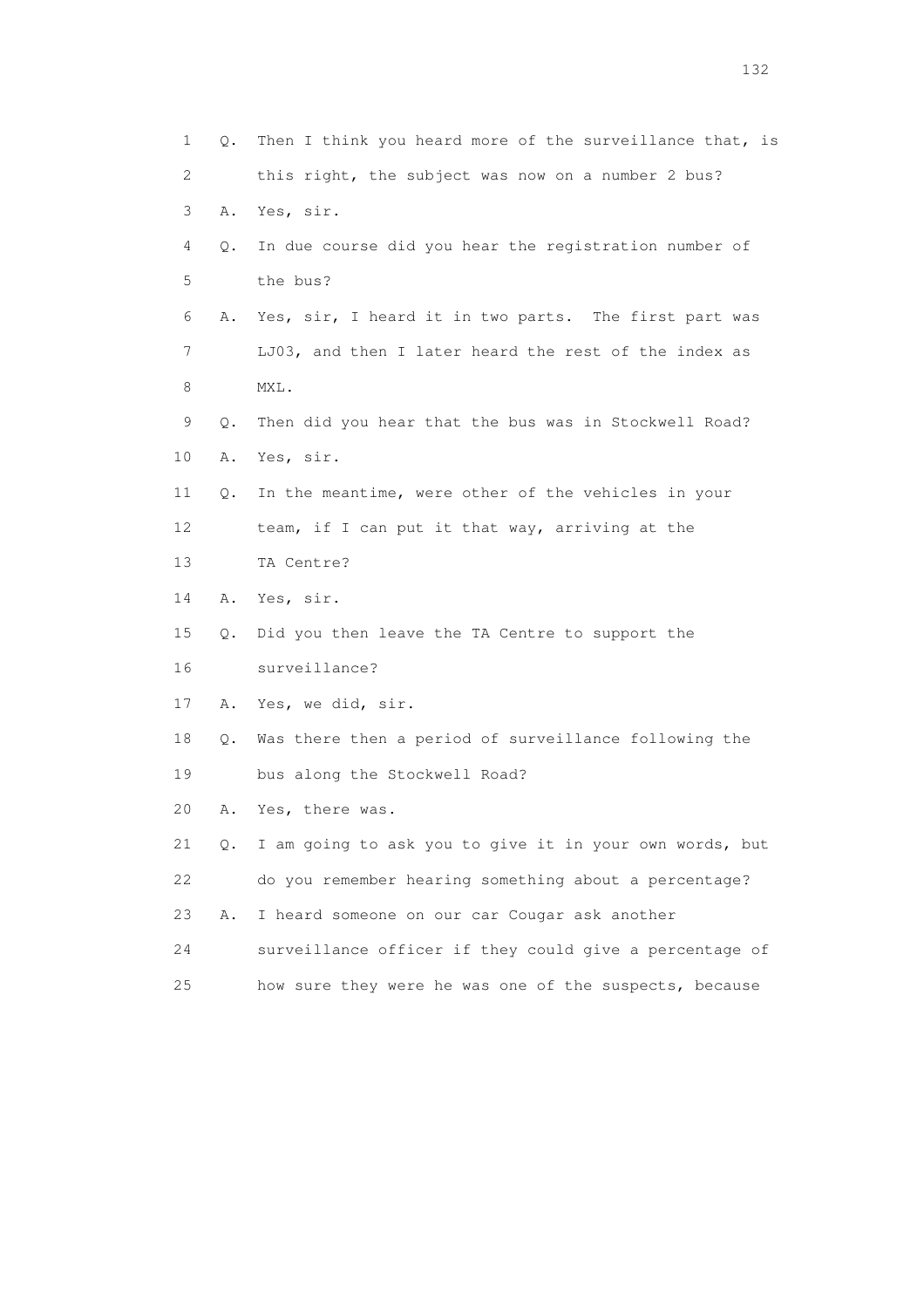1 Q. Then I think you heard more of the surveillance that, is
2 this right, the subject was now on a number 2 bus?
3 A. Yes, sir.
4 Q. In due course did you hear the registration number of
5 the bus?
6 A. Yes, sir, I heard it in two parts. The first part was
7 LJ03, and then I later heard the rest of the index as
8 MXL.
9 Q. Then did you hear that the bus was in Stockwell Road?
10 A. Yes, sir.
11 Q. In the meantime, were other of the vehicles in your
12 team, if I can put it that way, arriving at the
13 TA Centre?
14 A. Yes, sir.
15 Q. Did you then leave the TA Centre to support the
16 surveillance?
17 A. Yes, we did, sir.
18 Q. Was there then a period of surveillance following the
19 bus along the Stockwell Road?
20 A. Yes, there was.
21 Q. I am going to ask you to give it in your own words, but
22 do you remember hearing something about a percentage?
23 A. I heard someone on our car Cougar ask another
24 surveillance officer if they could give a percentage of
25 how sure they were he was one of the suspects, because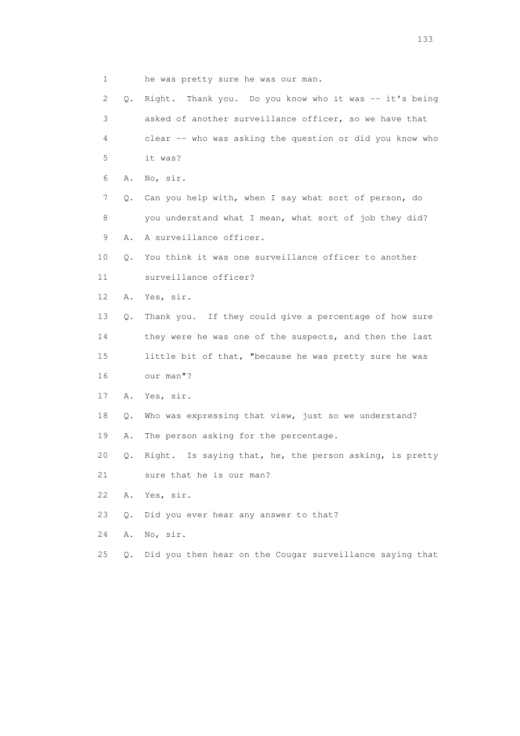1 he was pretty sure he was our man.

2 Q. Right. Thank you. Do you know who it was -- it's being

3 asked of another surveillance officer, so we have that

4 clear -- who was asking the question or did you know who

5 it was?

6 A. No, sir.

7 Q. Can you help with, when I say what sort of person, do

8 you understand what I mean, what sort of job they did?

9 A. A surveillance officer.

10 Q. You think it was one surveillance officer to another

11 surveillance officer?

12 A. Yes, sir.

13 Q. Thank you. If they could give a percentage of how sure

14 they were he was one of the suspects, and then the last

15 little bit of that, "because he was pretty sure he was

16 our man"?

17 A. Yes, sir.

18 Q. Who was expressing that view, just so we understand?

19 A. The person asking for the percentage.

20 Q. Right. Is saying that, he, the person asking, is pretty

21 sure that he is our man?

22 A. Yes, sir.

23 Q. Did you ever hear any answer to that?

24 A. No, sir.

25 Q. Did you then hear on the Cougar surveillance saying that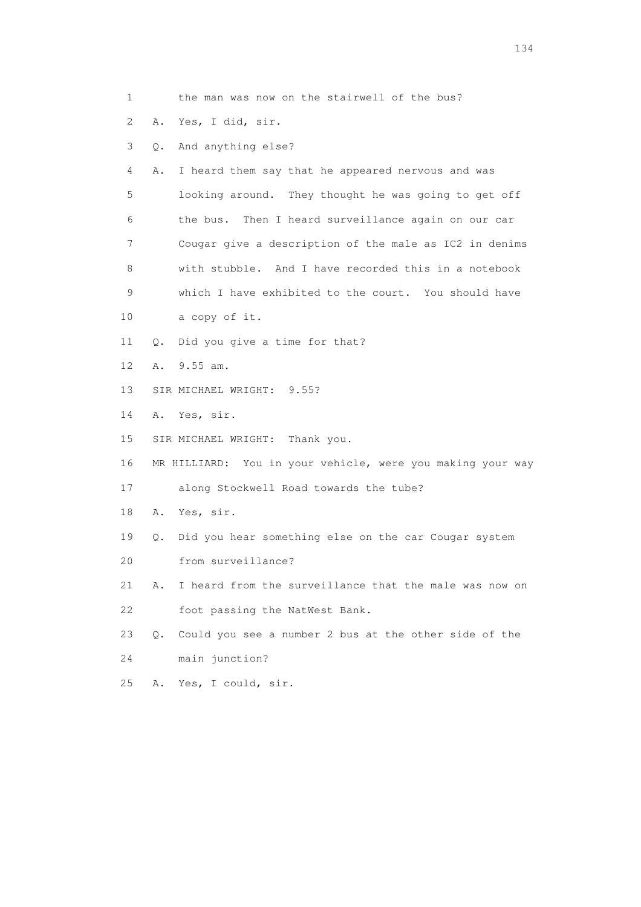1 the man was now on the stairwell of the bus?

2 A. Yes, I did, sir.

3 Q. And anything else?

4 A. I heard them say that he appeared nervous and was

5 looking around. They thought he was going to get off

6 the bus. Then I heard surveillance again on our car

7 Cougar give a description of the male as IC2 in denims

8 with stubble. And I have recorded this in a notebook

9 which I have exhibited to the court. You should have

10 a copy of it.

11 Q. Did you give a time for that?

12 A. 9.55 am.

13 SIR MICHAEL WRIGHT: 9.55?

14 A. Yes, sir.

15 SIR MICHAEL WRIGHT: Thank you.

16 MR HILLIARD: You in your vehicle, were you making your way

17 along Stockwell Road towards the tube?

18 A. Yes, sir.

19 Q. Did you hear something else on the car Cougar system

20 from surveillance?

21 A. I heard from the surveillance that the male was now on

22 foot passing the NatWest Bank.

23 Q. Could you see a number 2 bus at the other side of the

24 main junction?

25 A. Yes, I could, sir.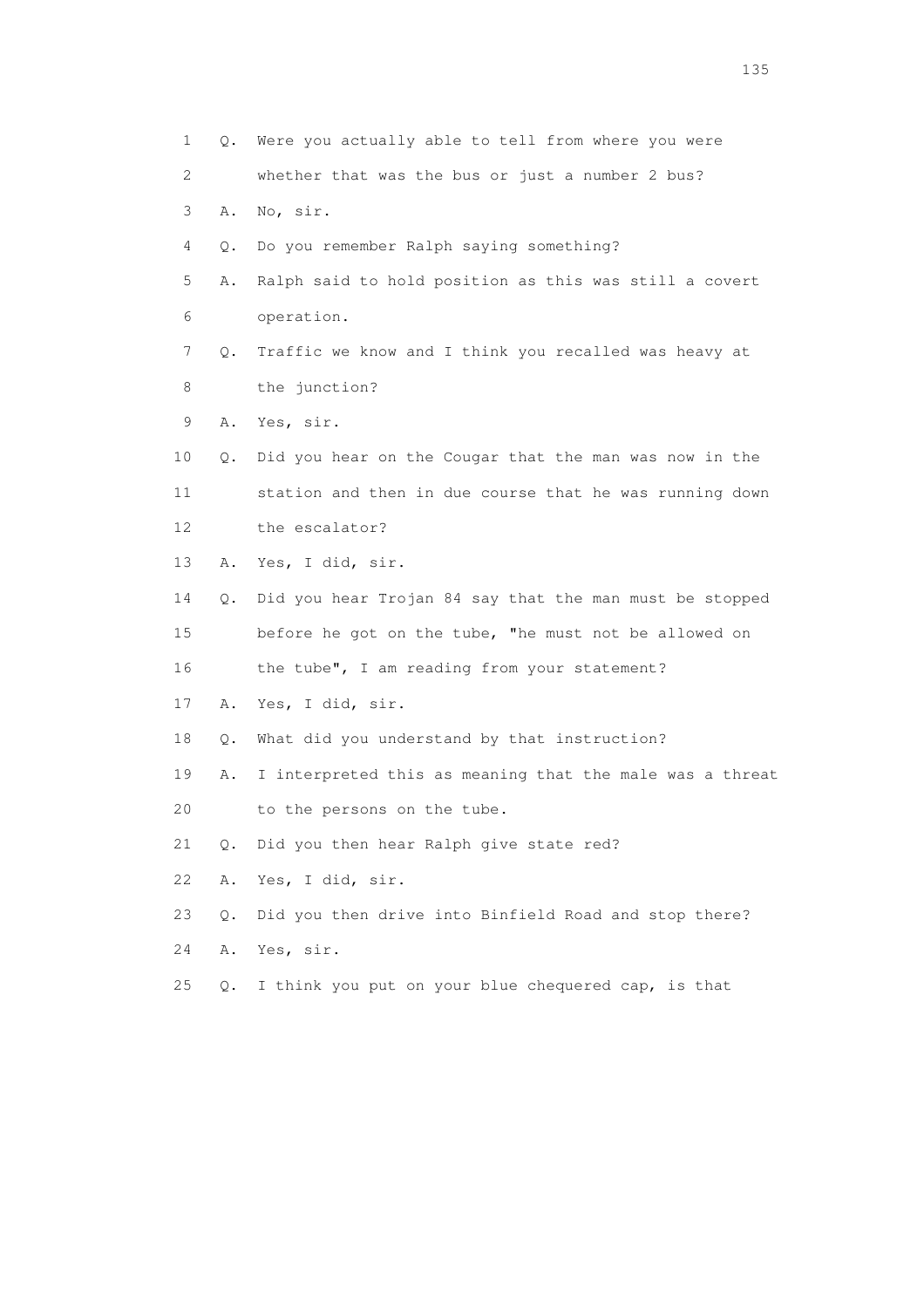1 Q. Were you actually able to tell from where you were
2 whether that was the bus or just a number 2 bus?
3 A. No, sir.
4 Q. Do you remember Ralph saying something?
5 A. Ralph said to hold position as this was still a covert
6 operation.
7 Q. Traffic we know and I think you recalled was heavy at
8 the junction?
9 A. Yes, sir.
10 Q. Did you hear on the Cougar that the man was now in the
11 station and then in due course that he was running down
12 the escalator?
13 A. Yes, I did, sir.
14 Q. Did you hear Trojan 84 say that the man must be stopped
15 before he got on the tube, "he must not be allowed on
16 the tube", I am reading from your statement?
17 A. Yes, I did, sir.
18 Q. What did you understand by that instruction?
19 A. I interpreted this as meaning that the male was a threat
20 to the persons on the tube.
21 Q. Did you then hear Ralph give state red?
22 A. Yes, I did, sir.
23 Q. Did you then drive into Binfield Road and stop there?
24 A. Yes, sir.
25 Q. I think you put on your blue chequered cap, is that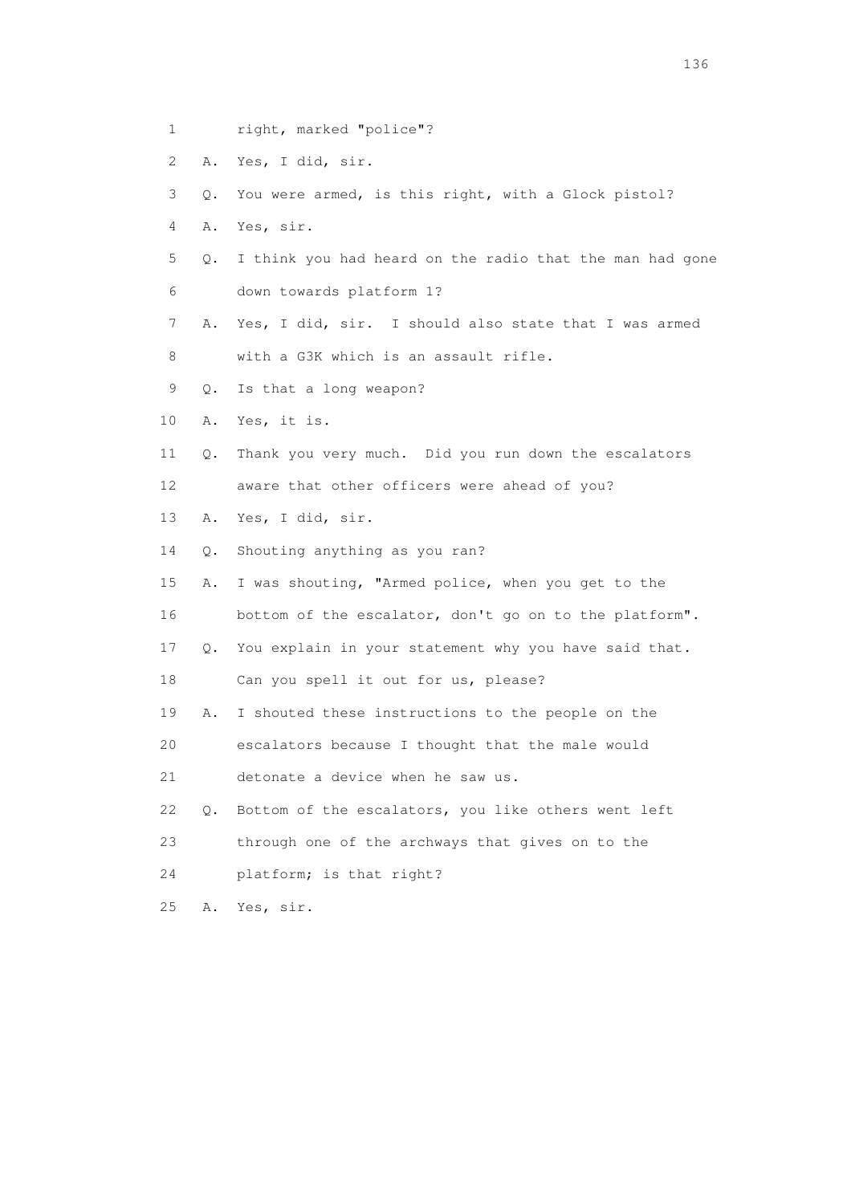1        right, marked "police"?

2    A.  Yes, I did, sir.

3    Q.  You were armed, is this right, with a Glock pistol?

4    A.  Yes, sir.

5    Q.  I think you had heard on the radio that the man had gone

6        down towards platform 1?

7    A.  Yes, I did, sir.  I should also state that I was armed

8        with a G3K which is an assault rifle.

9    Q.  Is that a long weapon?

10   A.  Yes, it is.

11   Q.  Thank you very much.  Did you run down the escalators

12       aware that other officers were ahead of you?

13   A.  Yes, I did, sir.

14   Q.  Shouting anything as you ran?

15   A.  I was shouting, "Armed police, when you get to the

16       bottom of the escalator, don't go on to the platform".

17   Q.  You explain in your statement why you have said that.

18       Can you spell it out for us, please?

19   A.  I shouted these instructions to the people on the

20       escalators because I thought that the male would

21       detonate a device when he saw us.

22   Q.  Bottom of the escalators, you like others went left

23       through one of the archways that gives on to the

24       platform; is that right?

25   A.  Yes, sir.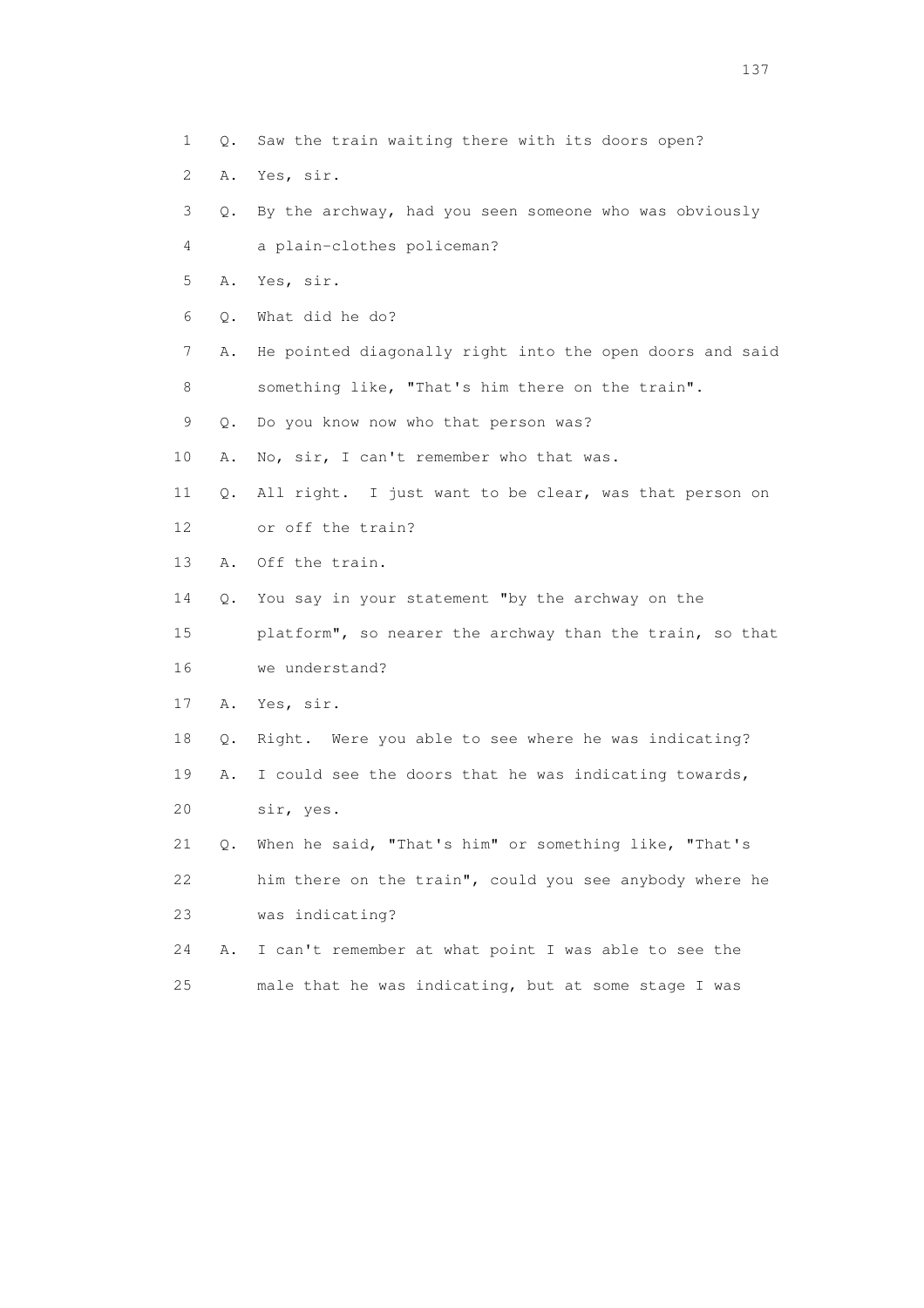1 Q. Saw the train waiting there with its doors open?

2 A. Yes, sir.

3 Q. By the archway, had you seen someone who was obviously

4 a plain-clothes policeman?

5 A. Yes, sir.

6 Q. What did he do?

7 A. He pointed diagonally right into the open doors and said

8 something like, "That's him there on the train".

9 Q. Do you know now who that person was?

10 A. No, sir, I can't remember who that was.

11 Q. All right. I just want to be clear, was that person on

12 or off the train?

13 A. Off the train.

14 Q. You say in your statement "by the archway on the

15 platform", so nearer the archway than the train, so that

16 we understand?

17 A. Yes, sir.

18 Q. Right. Were you able to see where he was indicating?

19 A. I could see the doors that he was indicating towards,

20 sir, yes.

21 Q. When he said, "That's him" or something like, "That's

22 him there on the train", could you see anybody where he

23 was indicating?

24 A. I can't remember at what point I was able to see the

25 male that he was indicating, but at some stage I was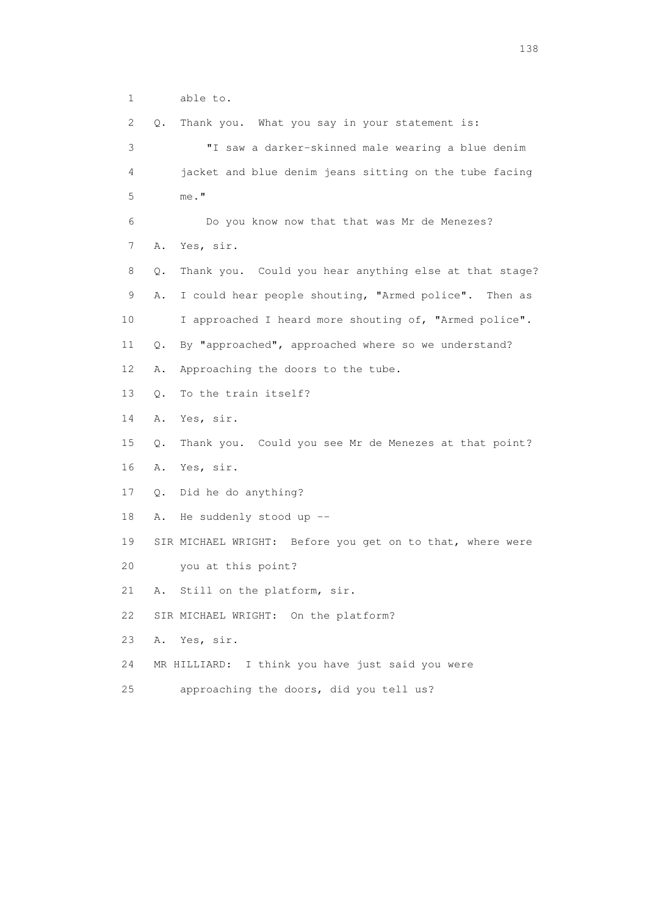1 able to.

2 Q. Thank you. What you say in your statement is:

3 "I saw a darker-skinned male wearing a blue denim

4 jacket and blue denim jeans sitting on the tube facing

5 me."

6 Do you know now that that was Mr de Menezes?

7 A. Yes, sir.

8 Q. Thank you. Could you hear anything else at that stage?

9 A. I could hear people shouting, "Armed police". Then as

10 I approached I heard more shouting of, "Armed police".

11 Q. By "approached", approached where so we understand?

12 A. Approaching the doors to the tube.

13 Q. To the train itself?

14 A. Yes, sir.

15 Q. Thank you. Could you see Mr de Menezes at that point?

16 A. Yes, sir.

17 Q. Did he do anything?

18 A. He suddenly stood up --

19 SIR MICHAEL WRIGHT: Before you get on to that, where were

20 you at this point?

21 A. Still on the platform, sir.

22 SIR MICHAEL WRIGHT: On the platform?

23 A. Yes, sir.

24 MR HILLIARD: I think you have just said you were

25 approaching the doors, did you tell us?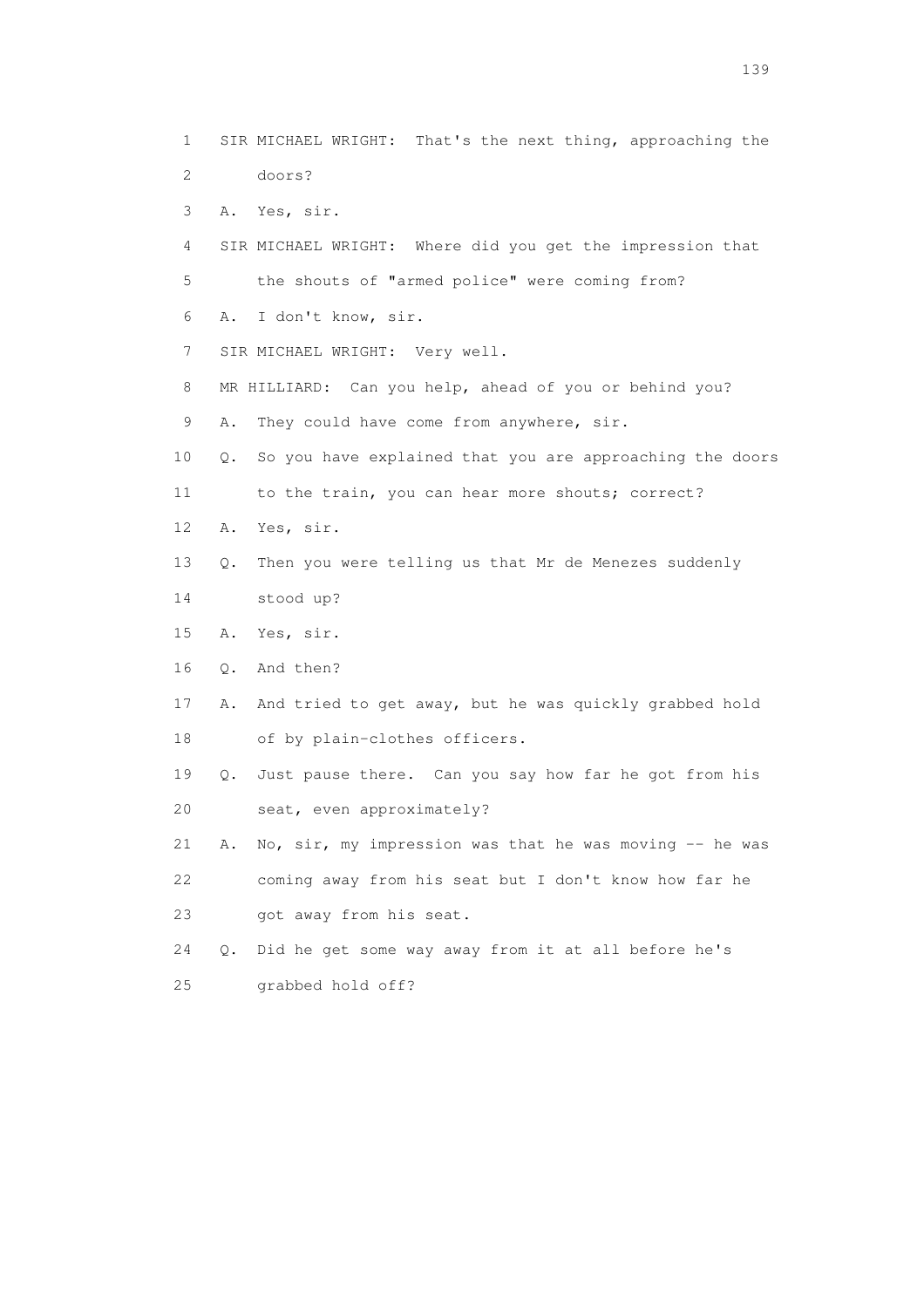1 SIR MICHAEL WRIGHT: That's the next thing, approaching the
2 doors?
3 A. Yes, sir.
4 SIR MICHAEL WRIGHT: Where did you get the impression that
5 the shouts of "armed police" were coming from?
6 A. I don't know, sir.
7 SIR MICHAEL WRIGHT: Very well.
8 MR HILLIARD: Can you help, ahead of you or behind you?
9 A. They could have come from anywhere, sir.
10 Q. So you have explained that you are approaching the doors
11 to the train, you can hear more shouts; correct?
12 A. Yes, sir.
13 Q. Then you were telling us that Mr de Menezes suddenly
14 stood up?
15 A. Yes, sir.
16 Q. And then?
17 A. And tried to get away, but he was quickly grabbed hold
18 of by plain-clothes officers.
19 Q. Just pause there. Can you say how far he got from his
20 seat, even approximately?
21 A. No, sir, my impression was that he was moving -- he was
22 coming away from his seat but I don't know how far he
23 got away from his seat.
24 Q. Did he get some way away from it at all before he's
25 grabbed hold off?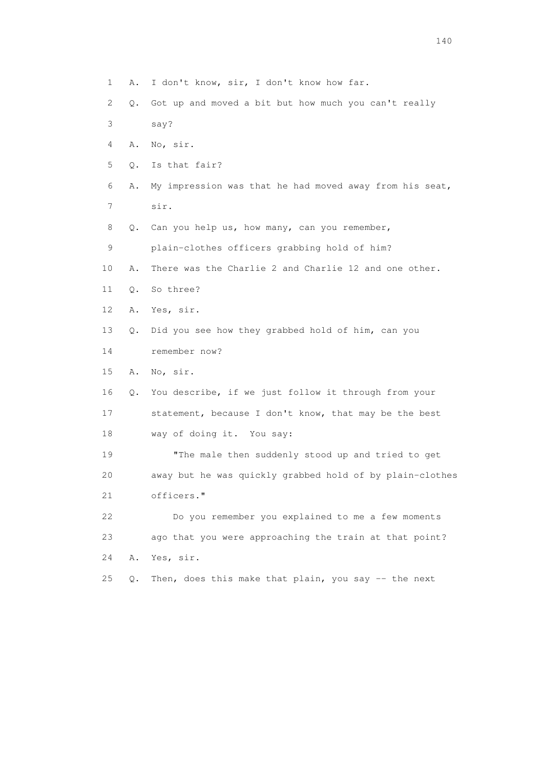1 A. I don't know, sir, I don't know how far.

2 Q. Got up and moved a bit but how much you can't really

3 say?

4 A. No, sir.

5 Q. Is that fair?

6 A. My impression was that he had moved away from his seat,

7 sir.

8 Q. Can you help us, how many, can you remember,

9 plain-clothes officers grabbing hold of him?

10 A. There was the Charlie 2 and Charlie 12 and one other.

11 Q. So three?

12 A. Yes, sir.

13 Q. Did you see how they grabbed hold of him, can you

14 remember now?

15 A. No, sir.

16 Q. You describe, if we just follow it through from your

17 statement, because I don't know, that may be the best

18 way of doing it. You say:

19 "The male then suddenly stood up and tried to get

20 away but he was quickly grabbed hold of by plain-clothes

21 officers."

22 Do you remember you explained to me a few moments

23 ago that you were approaching the train at that point?

24 A. Yes, sir.

25 Q. Then, does this make that plain, you say -- the next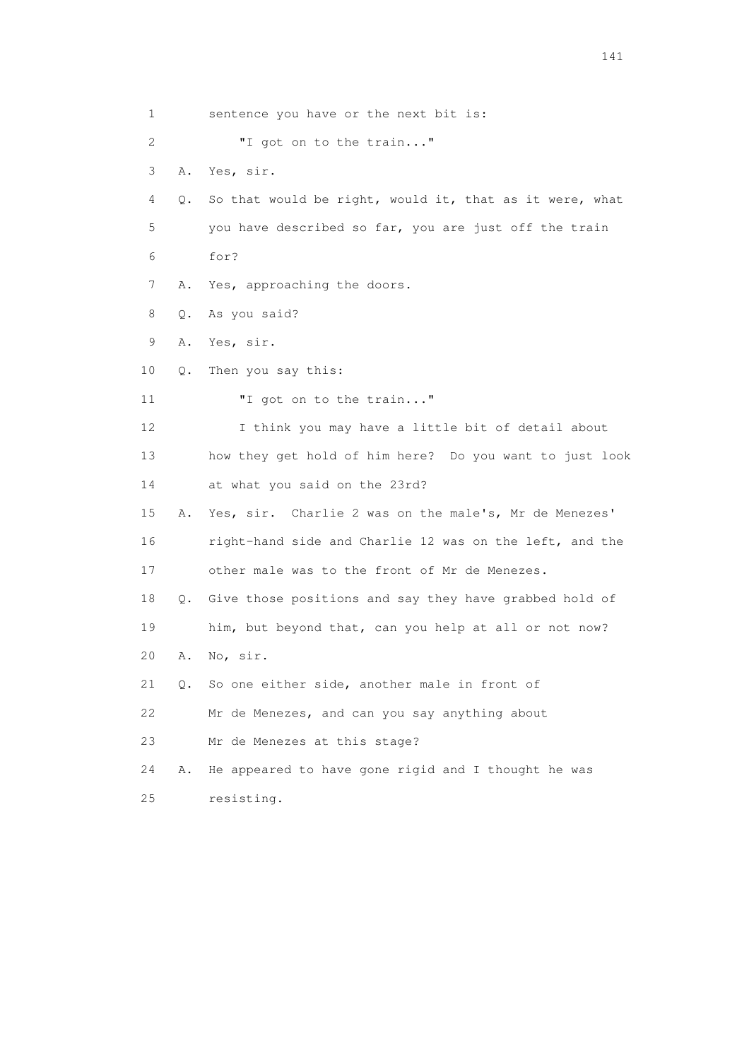1 sentence you have or the next bit is:

2 "I got on to the train..."

3 A. Yes, sir.

4 Q. So that would be right, would it, that as it were, what

5 you have described so far, you are just off the train

6 for?

7 A. Yes, approaching the doors.

8 Q. As you said?

9 A. Yes, sir.

10 Q. Then you say this:

11 "I got on to the train..."

12 I think you may have a little bit of detail about

13 how they get hold of him here? Do you want to just look

14 at what you said on the 23rd?

15 A. Yes, sir. Charlie 2 was on the male's, Mr de Menezes'

16 right-hand side and Charlie 12 was on the left, and the

17 other male was to the front of Mr de Menezes.

18 Q. Give those positions and say they have grabbed hold of

19 him, but beyond that, can you help at all or not now?

20 A. No, sir.

21 Q. So one either side, another male in front of

22 Mr de Menezes, and can you say anything about

23 Mr de Menezes at this stage?

24 A. He appeared to have gone rigid and I thought he was

25 resisting.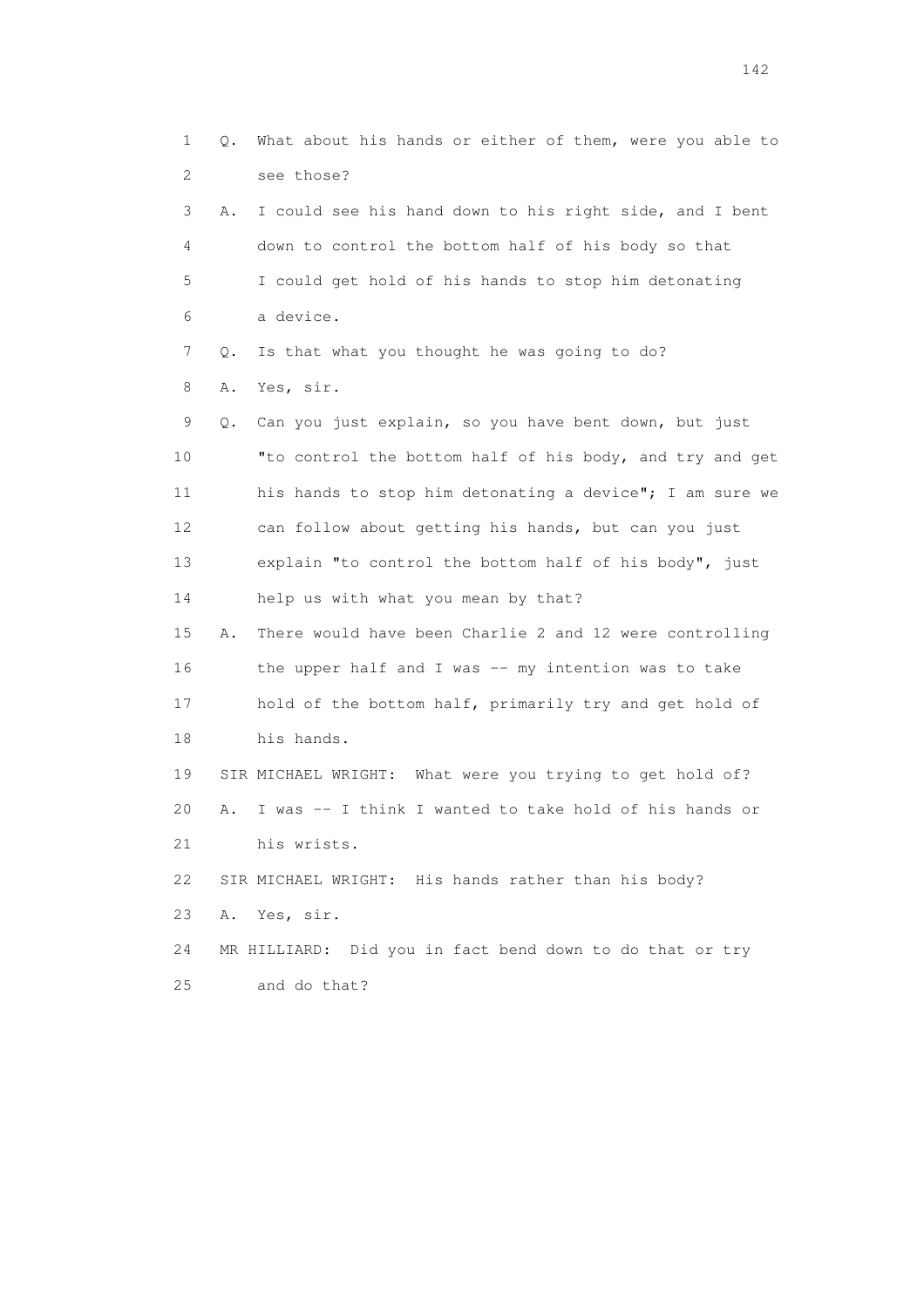1 Q. What about his hands or either of them, were you able to
2 see those?
3 A. I could see his hand down to his right side, and I bent
4 down to control the bottom half of his body so that
5 I could get hold of his hands to stop him detonating
6 a device.
7 Q. Is that what you thought he was going to do?
8 A. Yes, sir.
9 Q. Can you just explain, so you have bent down, but just
10 "to control the bottom half of his body, and try and get
11 his hands to stop him detonating a device"; I am sure we
12 can follow about getting his hands, but can you just
13 explain "to control the bottom half of his body", just
14 help us with what you mean by that?
15 A. There would have been Charlie 2 and 12 were controlling
16 the upper half and I was -- my intention was to take
17 hold of the bottom half, primarily try and get hold of
18 his hands.
19 SIR MICHAEL WRIGHT: What were you trying to get hold of?
20 A. I was -- I think I wanted to take hold of his hands or
21 his wrists.
22 SIR MICHAEL WRIGHT: His hands rather than his body?
23 A. Yes, sir.
24 MR HILLIARD: Did you in fact bend down to do that or try
25 and do that?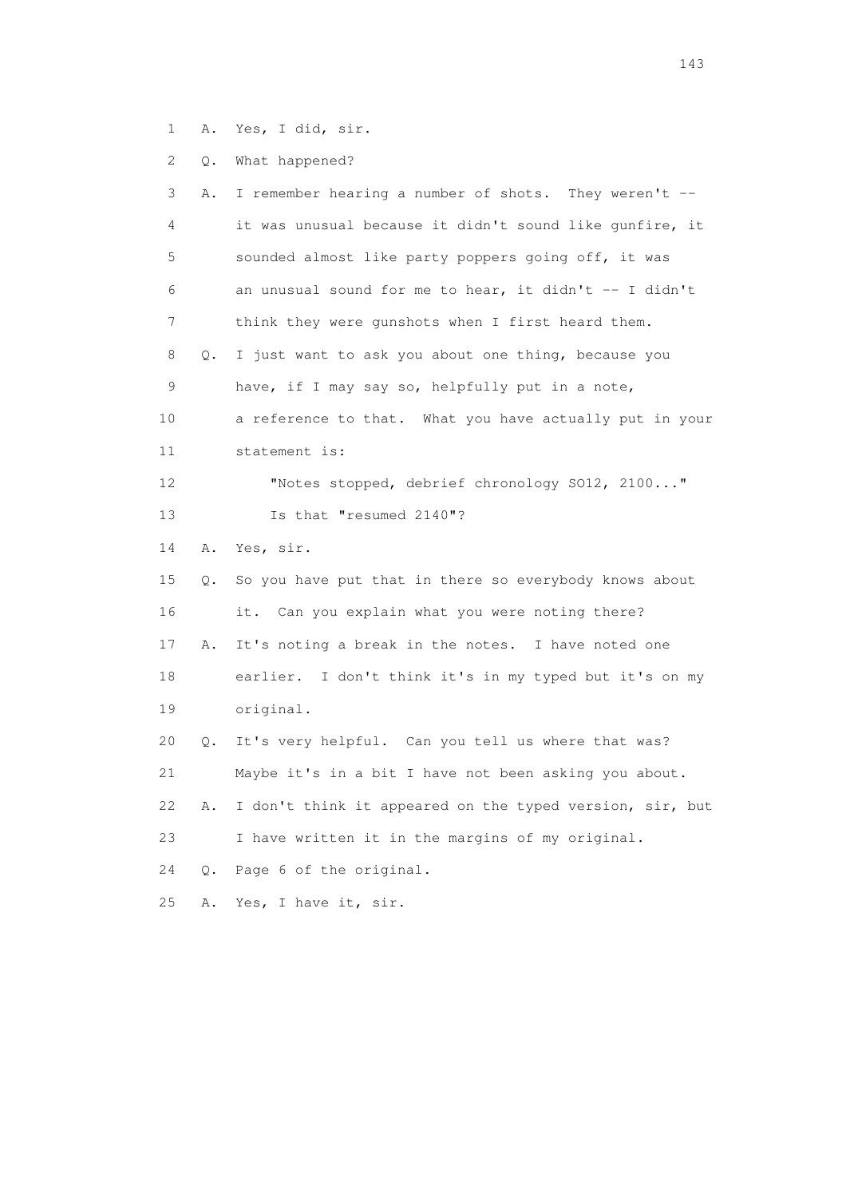1 A. Yes, I did, sir.

2 Q. What happened?

3 A. I remember hearing a number of shots. They weren't --

4 it was unusual because it didn't sound like gunfire, it

5 sounded almost like party poppers going off, it was

6 an unusual sound for me to hear, it didn't -- I didn't

7 think they were gunshots when I first heard them.

8 Q. I just want to ask you about one thing, because you

9 have, if I may say so, helpfully put in a note,

10 a reference to that. What you have actually put in your

11 statement is:

12 "Notes stopped, debrief chronology SO12, 2100..."

13 Is that "resumed 2140"?

14 A. Yes, sir.

15 Q. So you have put that in there so everybody knows about

16 it. Can you explain what you were noting there?

17 A. It's noting a break in the notes. I have noted one

18 earlier. I don't think it's in my typed but it's on my

19 original.

20 Q. It's very helpful. Can you tell us where that was?

21 Maybe it's in a bit I have not been asking you about.

22 A. I don't think it appeared on the typed version, sir, but

23 I have written it in the margins of my original.

24 Q. Page 6 of the original.

25 A. Yes, I have it, sir.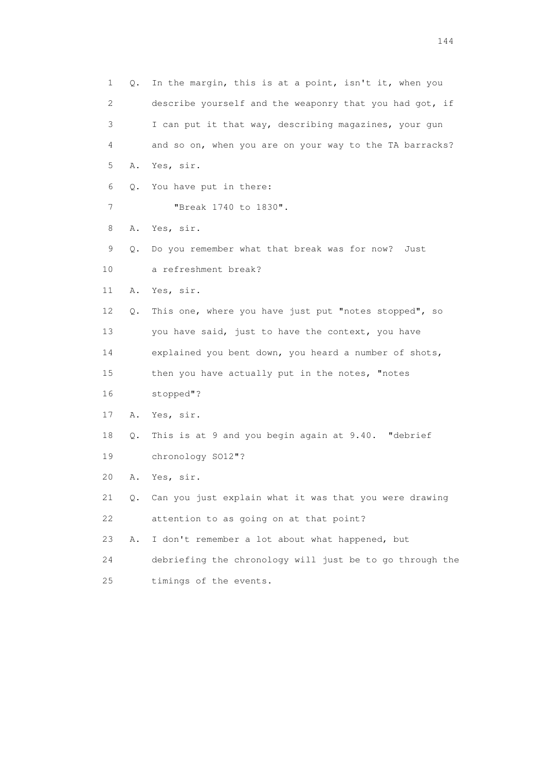1 Q. In the margin, this is at a point, isn't it, when you
2 describe yourself and the weaponry that you had got, if
3 I can put it that way, describing magazines, your gun
4 and so on, when you are on your way to the TA barracks?
5 A. Yes, sir.
6 Q. You have put in there:
7 "Break 1740 to 1830".
8 A. Yes, sir.
9 Q. Do you remember what that break was for now? Just
10 a refreshment break?
11 A. Yes, sir.
12 Q. This one, where you have just put "notes stopped", so
13 you have said, just to have the context, you have
14 explained you bent down, you heard a number of shots,
15 then you have actually put in the notes, "notes
16 stopped"?
17 A. Yes, sir.
18 Q. This is at 9 and you begin again at 9.40. "debrief
19 chronology SO12"?
20 A. Yes, sir.
21 Q. Can you just explain what it was that you were drawing
22 attention to as going on at that point?
23 A. I don't remember a lot about what happened, but
24 debriefing the chronology will just be to go through the
25 timings of the events.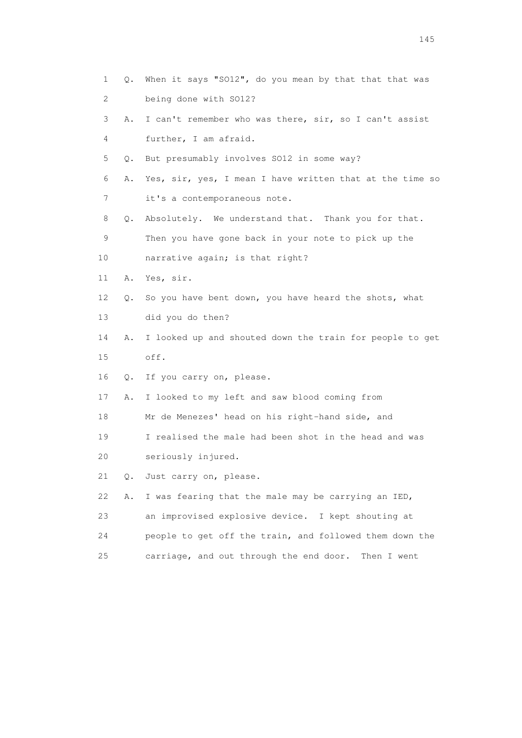1 Q. When it says "SO12", do you mean by that that that was
2 being done with SO12?
3 A. I can't remember who was there, sir, so I can't assist
4 further, I am afraid.
5 Q. But presumably involves SO12 in some way?
6 A. Yes, sir, yes, I mean I have written that at the time so
7 it's a contemporaneous note.
8 Q. Absolutely. We understand that. Thank you for that.
9 Then you have gone back in your note to pick up the
10 narrative again; is that right?
11 A. Yes, sir.
12 Q. So you have bent down, you have heard the shots, what
13 did you do then?
14 A. I looked up and shouted down the train for people to get
15 off.
16 Q. If you carry on, please.
17 A. I looked to my left and saw blood coming from
18 Mr de Menezes' head on his right-hand side, and
19 I realised the male had been shot in the head and was
20 seriously injured.
21 Q. Just carry on, please.
22 A. I was fearing that the male may be carrying an IED,
23 an improvised explosive device. I kept shouting at
24 people to get off the train, and followed them down the
25 carriage, and out through the end door. Then I went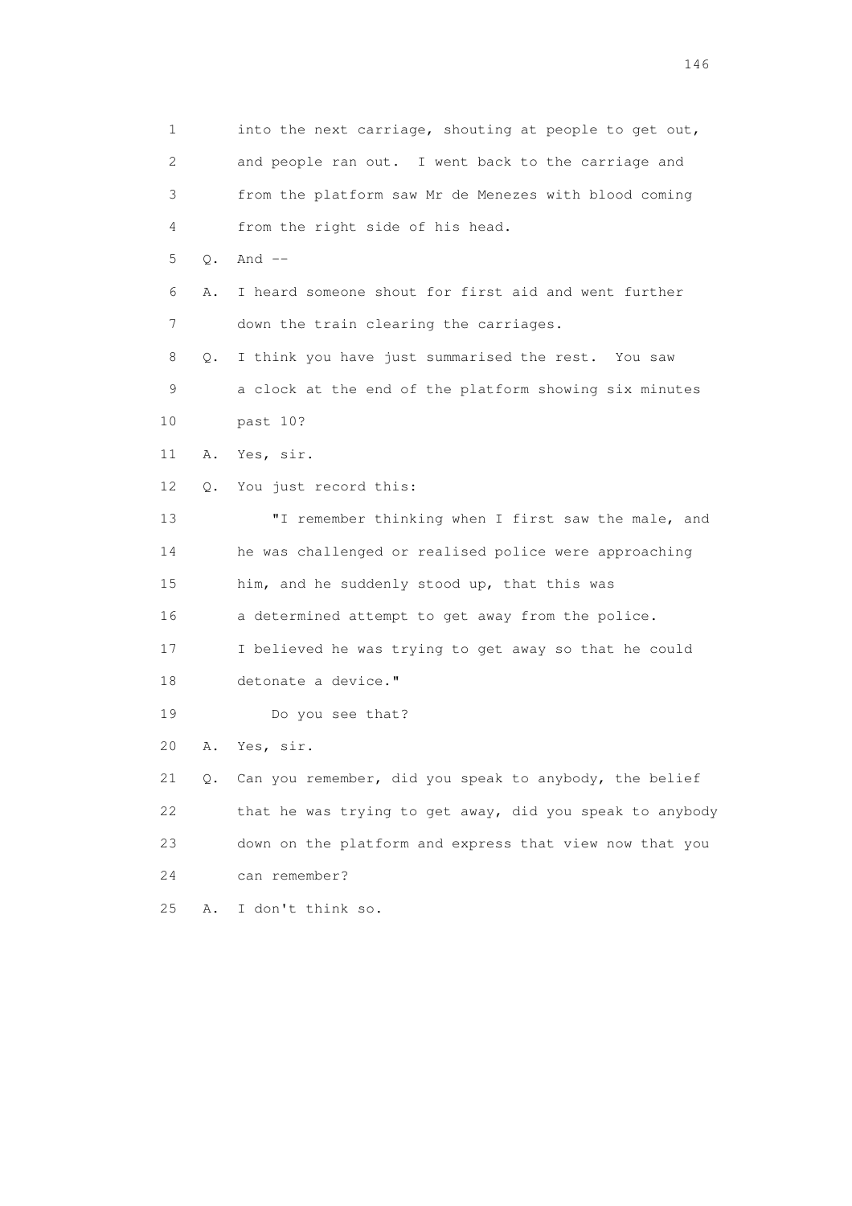1 into the next carriage, shouting at people to get out,

2 and people ran out. I went back to the carriage and

3 from the platform saw Mr de Menezes with blood coming

4 from the right side of his head.

5 Q. And --

6 A. I heard someone shout for first aid and went further

7 down the train clearing the carriages.

8 Q. I think you have just summarised the rest. You saw

9 a clock at the end of the platform showing six minutes

10 past 10?

11 A. Yes, sir.

12 Q. You just record this:

13 "I remember thinking when I first saw the male, and

14 he was challenged or realised police were approaching

15 him, and he suddenly stood up, that this was

16 a determined attempt to get away from the police.

17 I believed he was trying to get away so that he could

18 detonate a device."

19 Do you see that?

20 A. Yes, sir.

21 Q. Can you remember, did you speak to anybody, the belief

22 that he was trying to get away, did you speak to anybody

23 down on the platform and express that view now that you

24 can remember?

25 A. I don't think so.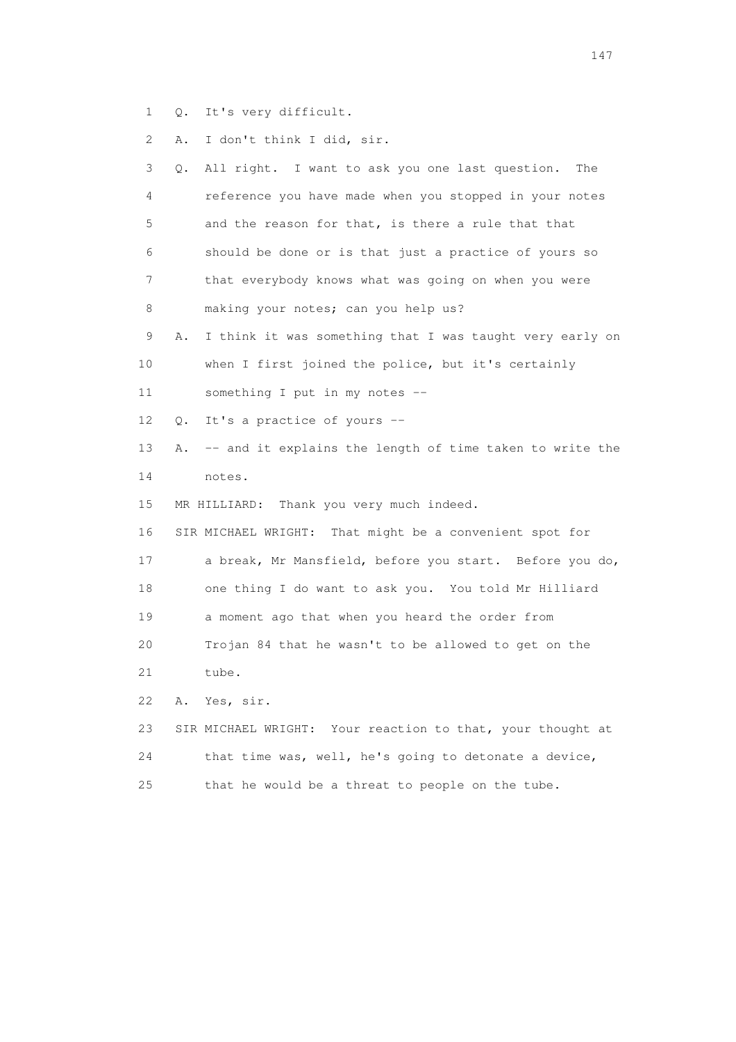1 Q. It's very difficult.

2 A. I don't think I did, sir.

3 Q. All right. I want to ask you one last question. The

4 reference you have made when you stopped in your notes

5 and the reason for that, is there a rule that that

6 should be done or is that just a practice of yours so

7 that everybody knows what was going on when you were

8 making your notes; can you help us?

9 A. I think it was something that I was taught very early on

10 when I first joined the police, but it's certainly

11 something I put in my notes --

12 Q. It's a practice of yours --

13 A. -- and it explains the length of time taken to write the

14 notes.

15 MR HILLIARD: Thank you very much indeed.

16 SIR MICHAEL WRIGHT: That might be a convenient spot for

17 a break, Mr Mansfield, before you start. Before you do,

18 one thing I do want to ask you. You told Mr Hilliard

19 a moment ago that when you heard the order from

20 Trojan 84 that he wasn't to be allowed to get on the

21 tube.

22 A. Yes, sir.

23 SIR MICHAEL WRIGHT: Your reaction to that, your thought at

24 that time was, well, he's going to detonate a device,

25 that he would be a threat to people on the tube.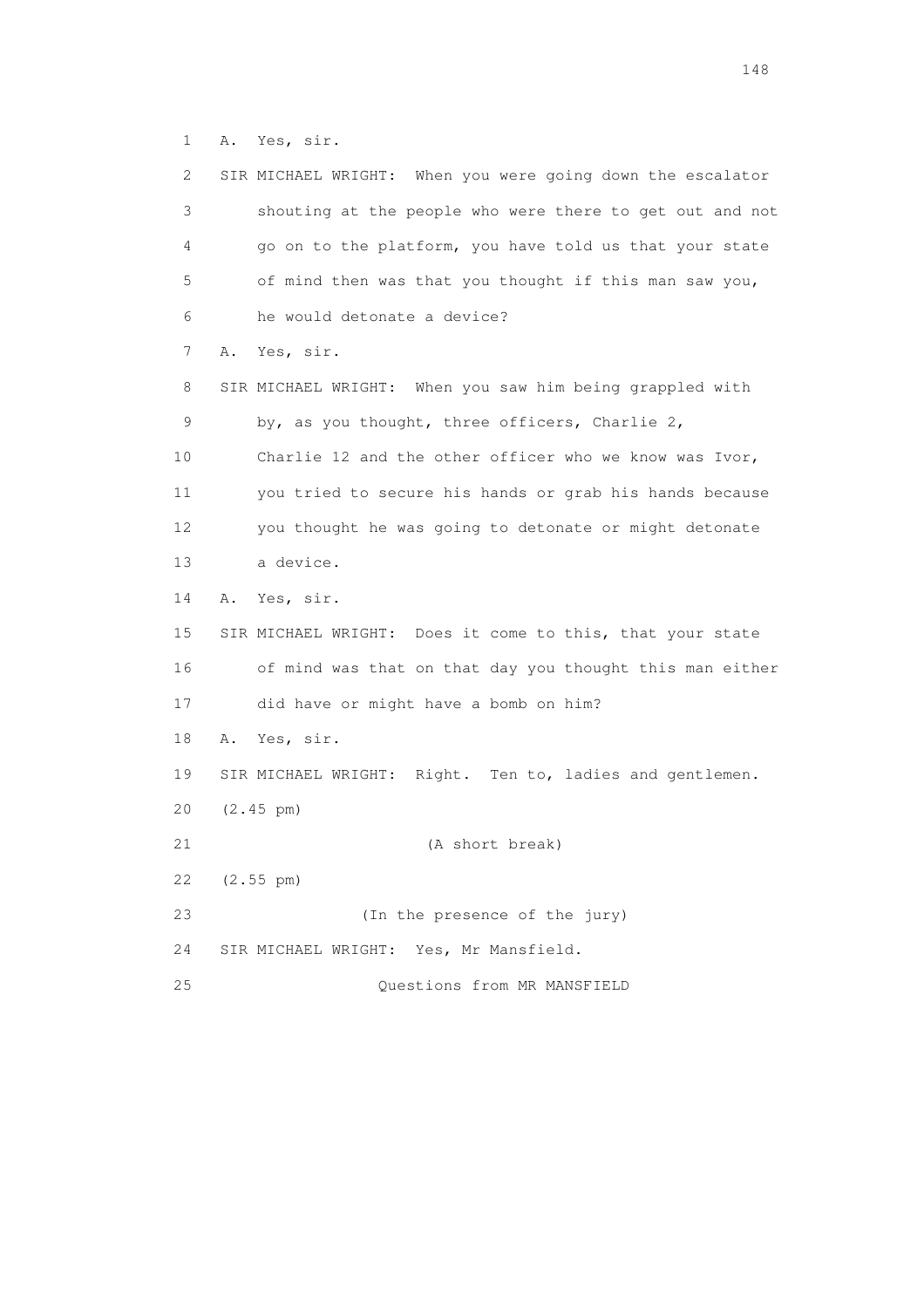1 A. Yes, sir.

2 SIR MICHAEL WRIGHT: When you were going down the escalator

3 shouting at the people who were there to get out and not

4 go on to the platform, you have told us that your state

5 of mind then was that you thought if this man saw you,

6 he would detonate a device?

7 A. Yes, sir.

8 SIR MICHAEL WRIGHT: When you saw him being grappled with

9 by, as you thought, three officers, Charlie 2,

10 Charlie 12 and the other officer who we know was Ivor,

11 you tried to secure his hands or grab his hands because

12 you thought he was going to detonate or might detonate

13 a device.

14 A. Yes, sir.

15 SIR MICHAEL WRIGHT: Does it come to this, that your state

16 of mind was that on that day you thought this man either

17 did have or might have a bomb on him?

18 A. Yes, sir.

19 SIR MICHAEL WRIGHT: Right. Ten to, ladies and gentlemen.

20 (2.45 pm)

21 (A short break)

22 (2.55 pm)

23 (In the presence of the jury)

24 SIR MICHAEL WRIGHT: Yes, Mr Mansfield.

25 Questions from MR MANSFIELD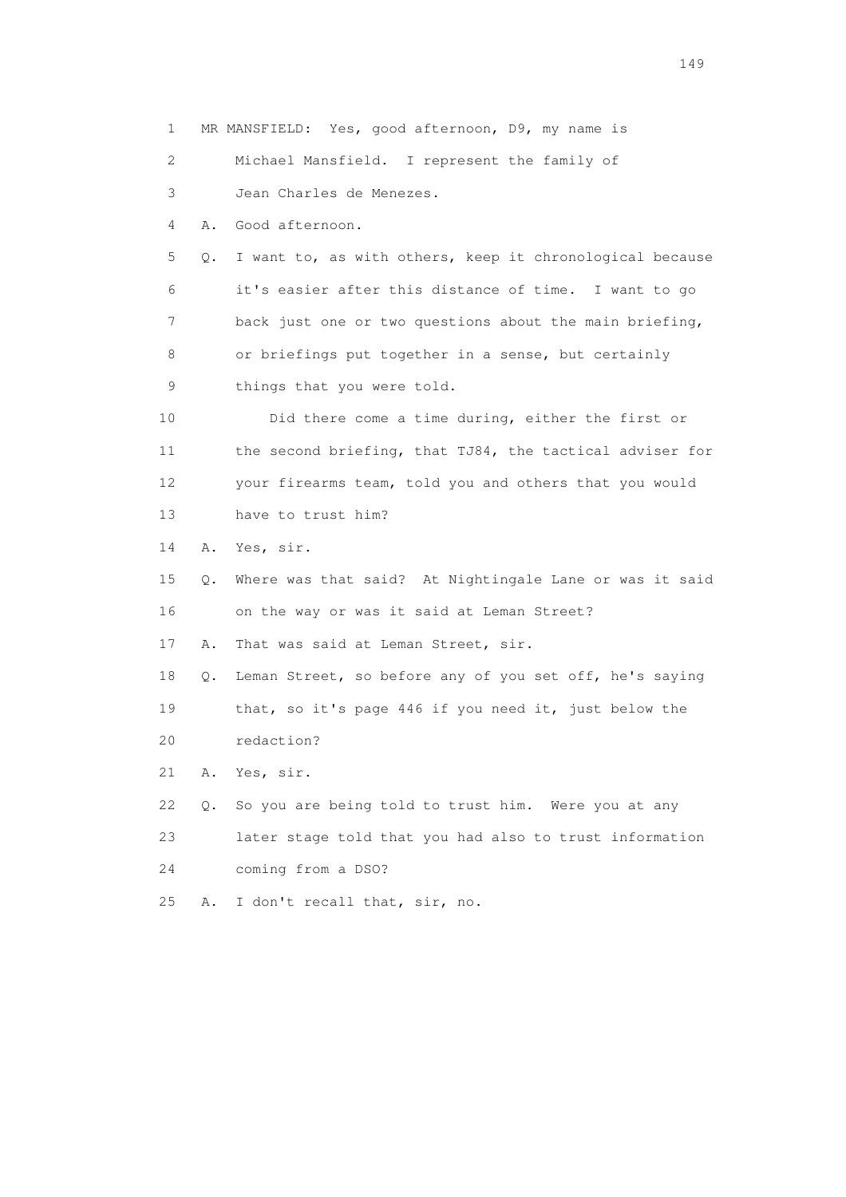1 MR MANSFIELD: Yes, good afternoon, D9, my name is
2 Michael Mansfield. I represent the family of
3 Jean Charles de Menezes.
4 A. Good afternoon.
5 Q. I want to, as with others, keep it chronological because
6 it's easier after this distance of time. I want to go
7 back just one or two questions about the main briefing,
8 or briefings put together in a sense, but certainly
9 things that you were told.
10 Did there come a time during, either the first or
11 the second briefing, that TJ84, the tactical adviser for
12 your firearms team, told you and others that you would
13 have to trust him?
14 A. Yes, sir.
15 Q. Where was that said? At Nightingale Lane or was it said
16 on the way or was it said at Leman Street?
17 A. That was said at Leman Street, sir.
18 Q. Leman Street, so before any of you set off, he's saying
19 that, so it's page 446 if you need it, just below the
20 redaction?
21 A. Yes, sir.
22 Q. So you are being told to trust him. Were you at any
23 later stage told that you had also to trust information
24 coming from a DSO?
25 A. I don't recall that, sir, no.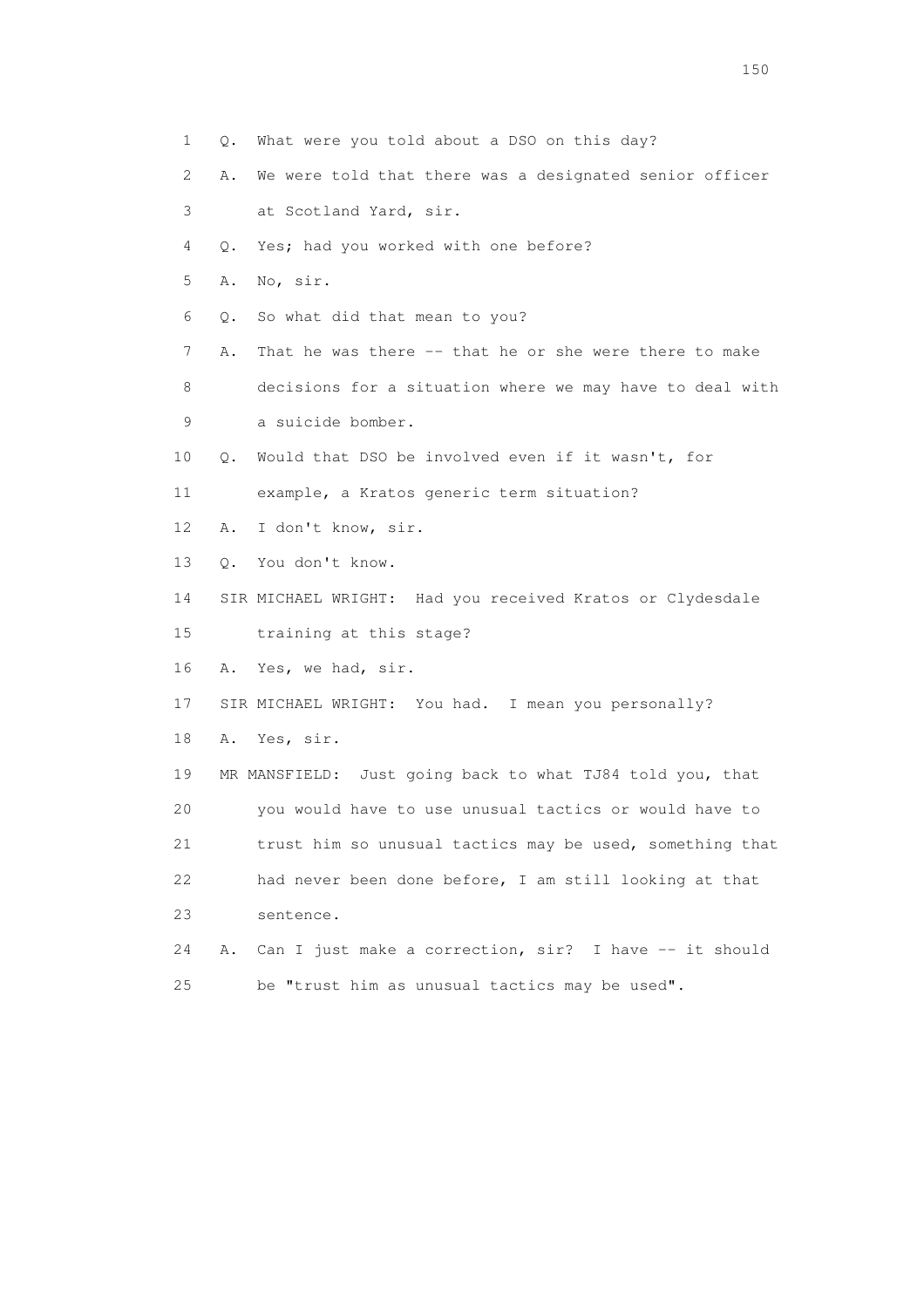1 Q. What were you told about a DSO on this day?

2 A. We were told that there was a designated senior officer

3 at Scotland Yard, sir.

4 Q. Yes; had you worked with one before?

5 A. No, sir.

6 Q. So what did that mean to you?

7 A. That he was there -- that he or she were there to make

8 decisions for a situation where we may have to deal with

9 a suicide bomber.

10 Q. Would that DSO be involved even if it wasn't, for

11 example, a Kratos generic term situation?

12 A. I don't know, sir.

13 Q. You don't know.

14 SIR MICHAEL WRIGHT: Had you received Kratos or Clydesdale

15 training at this stage?

16 A. Yes, we had, sir.

17 SIR MICHAEL WRIGHT: You had. I mean you personally?

18 A. Yes, sir.

19 MR MANSFIELD: Just going back to what TJ84 told you, that

20 you would have to use unusual tactics or would have to

21 trust him so unusual tactics may be used, something that

22 had never been done before, I am still looking at that

23 sentence.

24 A. Can I just make a correction, sir? I have -- it should

25 be "trust him as unusual tactics may be used".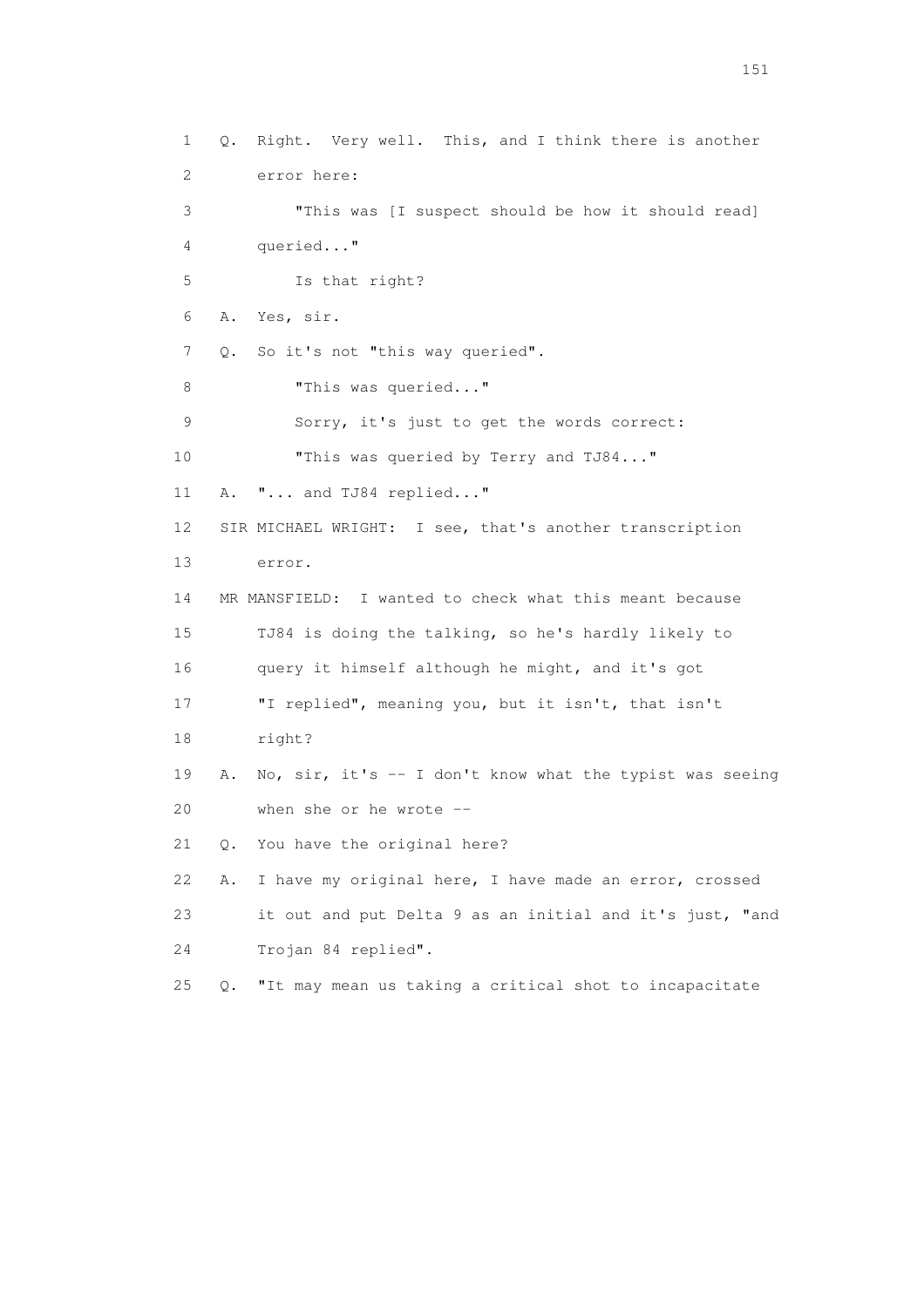1 Q. Right. Very well. This, and I think there is another
2 error here:
3 "This was [I suspect should be how it should read]
4 queried..."
5 Is that right?
6 A. Yes, sir.
7 Q. So it's not "this way queried".
8 "This was queried..."
9 Sorry, it's just to get the words correct:
10 "This was queried by Terry and TJ84..."
11 A. "... and TJ84 replied..."
12 SIR MICHAEL WRIGHT: I see, that's another transcription
13 error.
14 MR MANSFIELD: I wanted to check what this meant because
15 TJ84 is doing the talking, so he's hardly likely to
16 query it himself although he might, and it's got
17 "I replied", meaning you, but it isn't, that isn't
18 right?
19 A. No, sir, it's -- I don't know what the typist was seeing
20 when she or he wrote --
21 Q. You have the original here?
22 A. I have my original here, I have made an error, crossed
23 it out and put Delta 9 as an initial and it's just, "and
24 Trojan 84 replied".
25 Q. "It may mean us taking a critical shot to incapacitate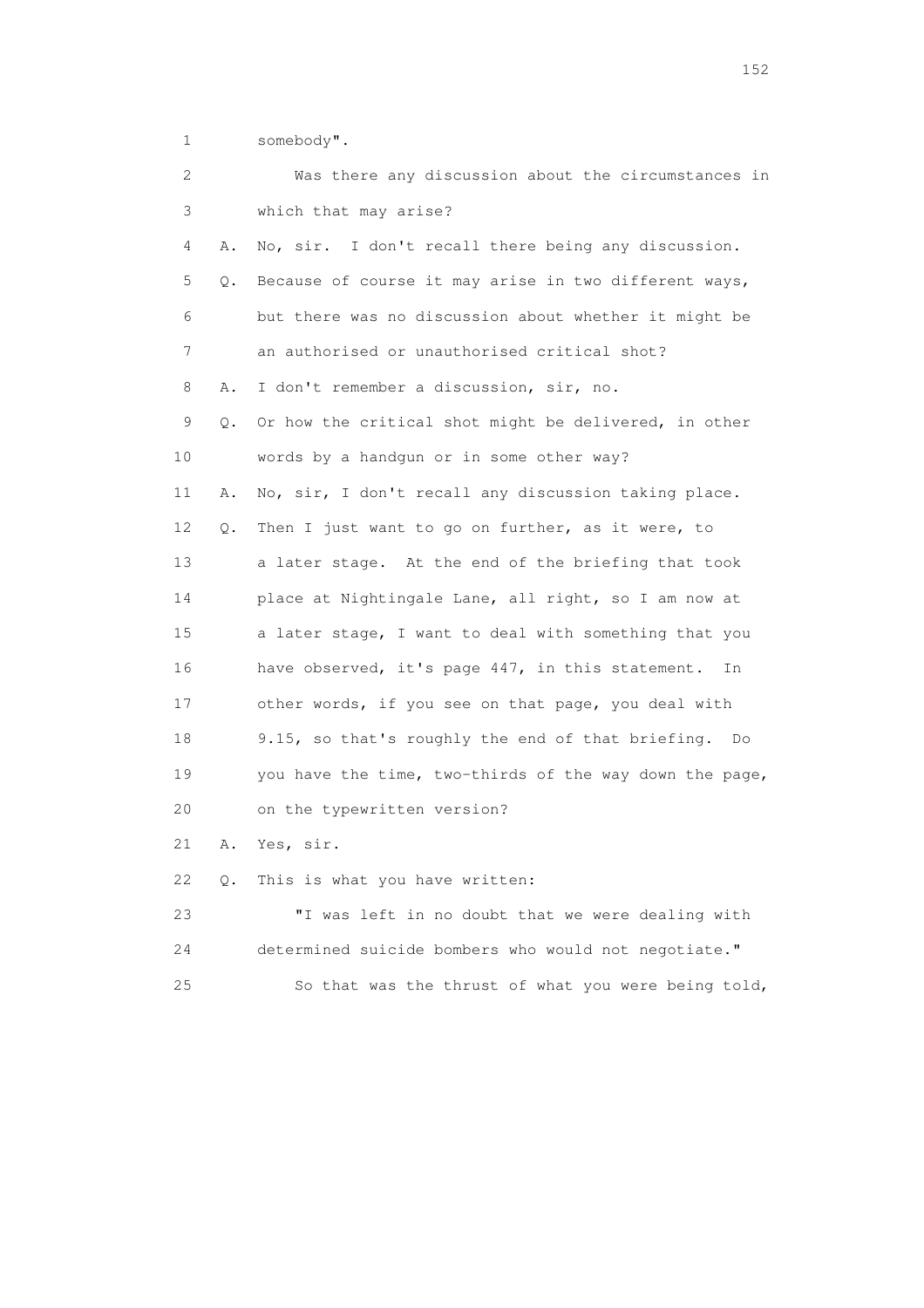1 somebody".

2 Was there any discussion about the circumstances in

3 which that may arise?

4 A. No, sir. I don't recall there being any discussion.

5 Q. Because of course it may arise in two different ways,

6 but there was no discussion about whether it might be

7 an authorised or unauthorised critical shot?

8 A. I don't remember a discussion, sir, no.

9 Q. Or how the critical shot might be delivered, in other

10 words by a handgun or in some other way?

11 A. No, sir, I don't recall any discussion taking place.

12 Q. Then I just want to go on further, as it were, to

13 a later stage. At the end of the briefing that took

14 place at Nightingale Lane, all right, so I am now at

15 a later stage, I want to deal with something that you

16 have observed, it's page 447, in this statement. In

17 other words, if you see on that page, you deal with

18 9.15, so that's roughly the end of that briefing. Do

19 you have the time, two-thirds of the way down the page,

20 on the typewritten version?

21 A. Yes, sir.

22 Q. This is what you have written:

23 "I was left in no doubt that we were dealing with

24 determined suicide bombers who would not negotiate."

25 So that was the thrust of what you were being told,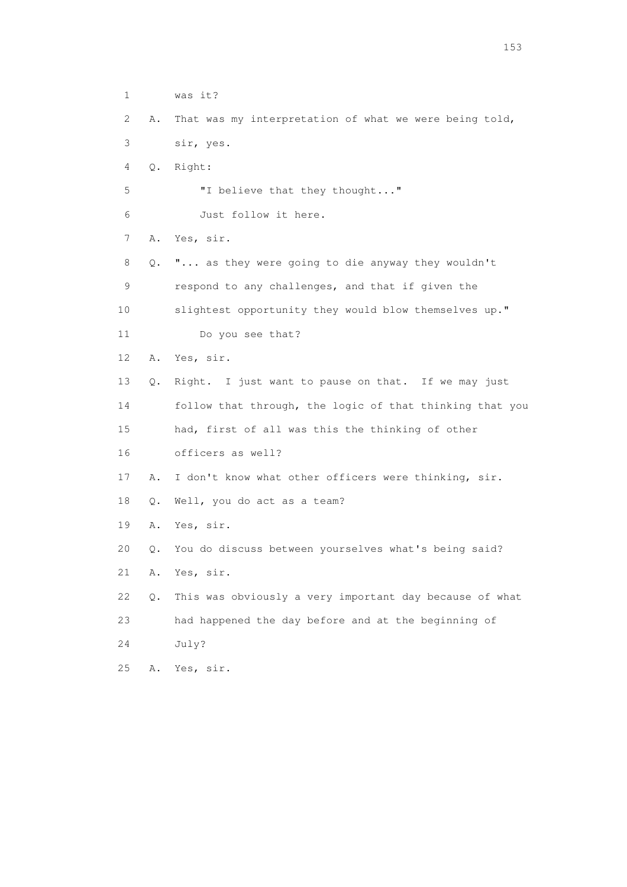1 was it?

2 A. That was my interpretation of what we were being told,

3 sir, yes.

4 Q. Right:

5 "I believe that they thought..."

6 Just follow it here.

7 A. Yes, sir.

8 Q. "... as they were going to die anyway they wouldn't

9 respond to any challenges, and that if given the

10 slightest opportunity they would blow themselves up."

11 Do you see that?

12 A. Yes, sir.

13 Q. Right. I just want to pause on that. If we may just

14 follow that through, the logic of that thinking that you

15 had, first of all was this the thinking of other

16 officers as well?

17 A. I don't know what other officers were thinking, sir.

18 Q. Well, you do act as a team?

19 A. Yes, sir.

20 Q. You do discuss between yourselves what's being said?

21 A. Yes, sir.

22 Q. This was obviously a very important day because of what

23 had happened the day before and at the beginning of

24 July?

25 A. Yes, sir.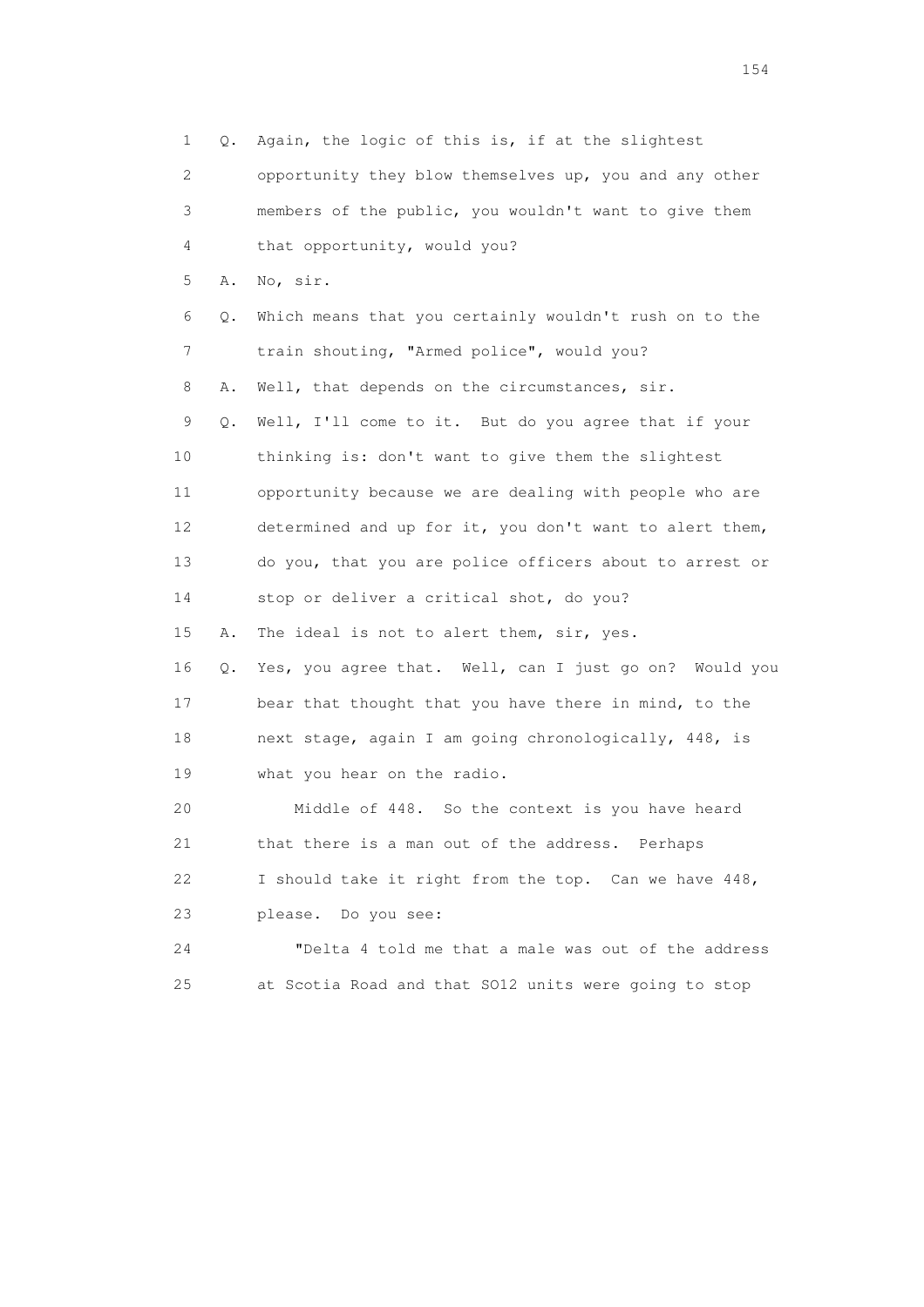1 Q. Again, the logic of this is, if at the slightest
2 opportunity they blow themselves up, you and any other
3 members of the public, you wouldn't want to give them
4 that opportunity, would you?
5 A. No, sir.
6 Q. Which means that you certainly wouldn't rush on to the
7 train shouting, "Armed police", would you?
8 A. Well, that depends on the circumstances, sir.
9 Q. Well, I'll come to it. But do you agree that if your
10 thinking is: don't want to give them the slightest
11 opportunity because we are dealing with people who are
12 determined and up for it, you don't want to alert them,
13 do you, that you are police officers about to arrest or
14 stop or deliver a critical shot, do you?
15 A. The ideal is not to alert them, sir, yes.
16 Q. Yes, you agree that. Well, can I just go on? Would you
17 bear that thought that you have there in mind, to the
18 next stage, again I am going chronologically, 448, is
19 what you hear on the radio.
20 Middle of 448. So the context is you have heard
21 that there is a man out of the address. Perhaps
22 I should take it right from the top. Can we have 448,
23 please. Do you see:
24 "Delta 4 told me that a male was out of the address
25 at Scotia Road and that SO12 units were going to stop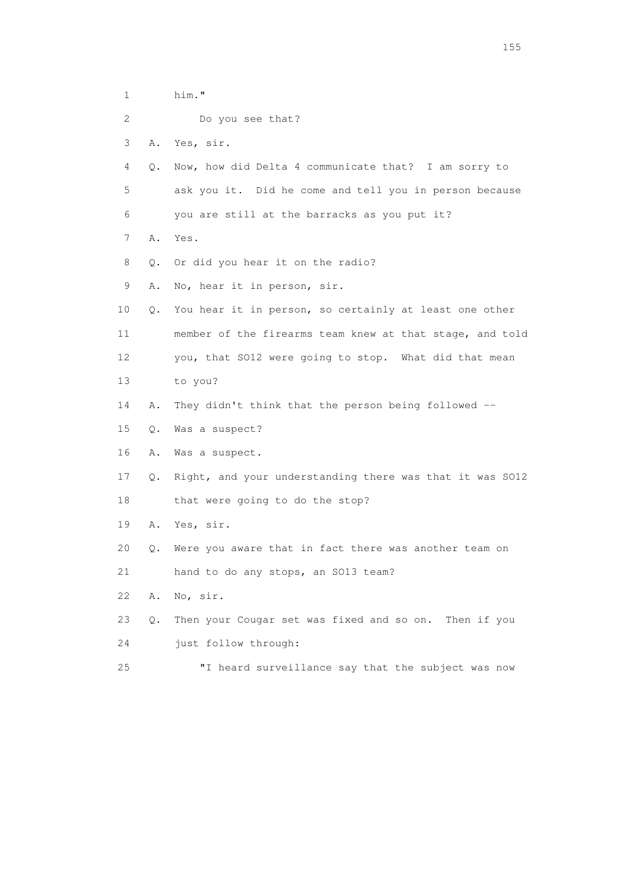1 him."

2 Do you see that?

3 A. Yes, sir.

4 Q. Now, how did Delta 4 communicate that? I am sorry to

5 ask you it. Did he come and tell you in person because

6 you are still at the barracks as you put it?

7 A. Yes.

8 Q. Or did you hear it on the radio?

9 A. No, hear it in person, sir.

10 Q. You hear it in person, so certainly at least one other

11 member of the firearms team knew at that stage, and told

12 you, that SO12 were going to stop. What did that mean

13 to you?

14 A. They didn't think that the person being followed --

15 Q. Was a suspect?

16 A. Was a suspect.

17 Q. Right, and your understanding there was that it was SO12

18 that were going to do the stop?

19 A. Yes, sir.

20 Q. Were you aware that in fact there was another team on

21 hand to do any stops, an SO13 team?

22 A. No, sir.

23 Q. Then your Cougar set was fixed and so on. Then if you

24 just follow through:

25 "I heard surveillance say that the subject was now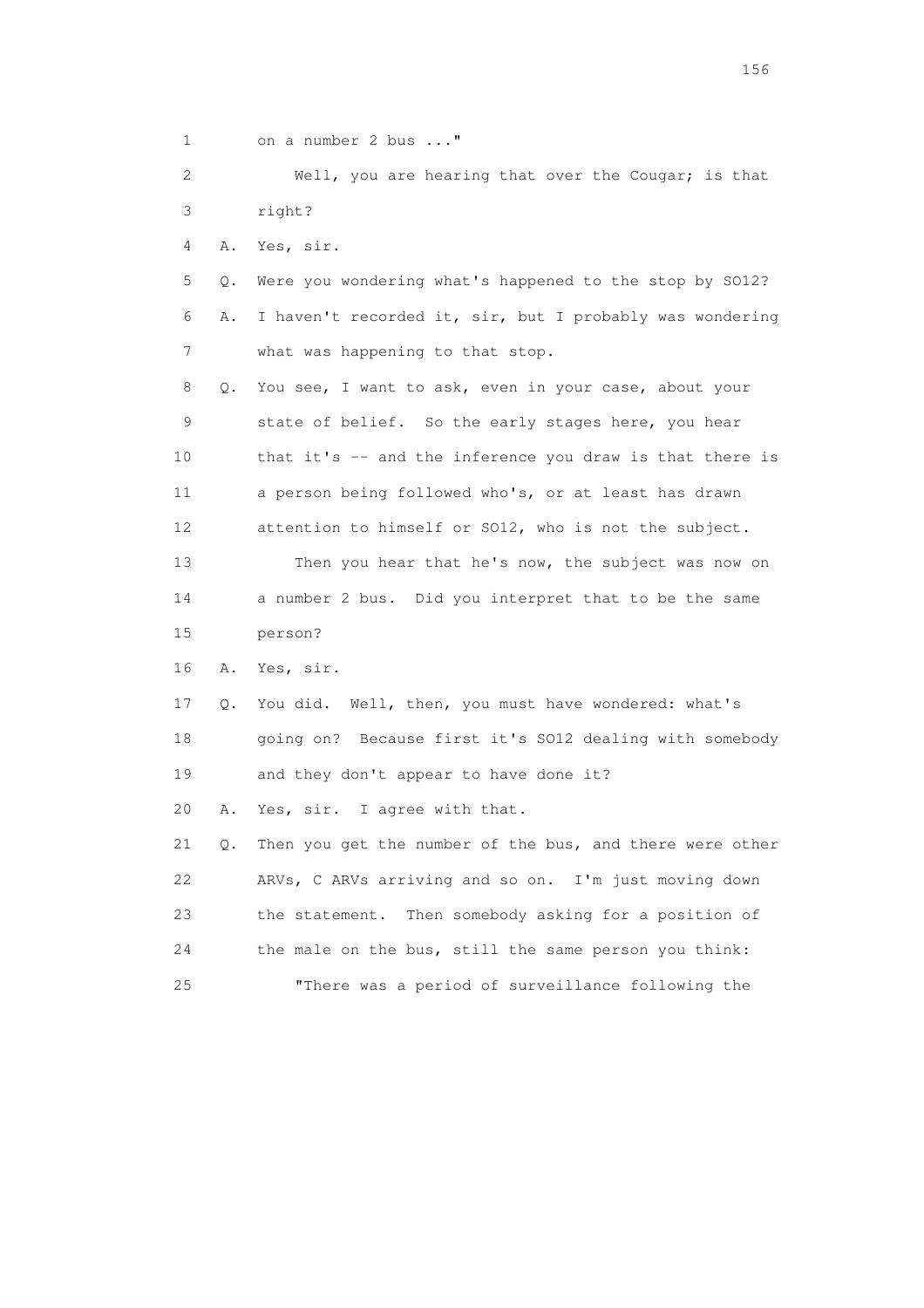1 on a number 2 bus ..."

2 Well, you are hearing that over the Cougar; is that

3 right?

4 A. Yes, sir.

5 Q. Were you wondering what's happened to the stop by SO12?

6 A. I haven't recorded it, sir, but I probably was wondering

7 what was happening to that stop.

8 Q. You see, I want to ask, even in your case, about your

9 state of belief. So the early stages here, you hear

10 that it's -- and the inference you draw is that there is

11 a person being followed who's, or at least has drawn

12 attention to himself or SO12, who is not the subject.

13 Then you hear that he's now, the subject was now on

14 a number 2 bus. Did you interpret that to be the same

15 person?

16 A. Yes, sir.

17 Q. You did. Well, then, you must have wondered: what's

18 going on? Because first it's SO12 dealing with somebody

19 and they don't appear to have done it?

20 A. Yes, sir. I agree with that.

21 Q. Then you get the number of the bus, and there were other

22 ARVs, C ARVs arriving and so on. I'm just moving down

23 the statement. Then somebody asking for a position of

24 the male on the bus, still the same person you think:

25 "There was a period of surveillance following the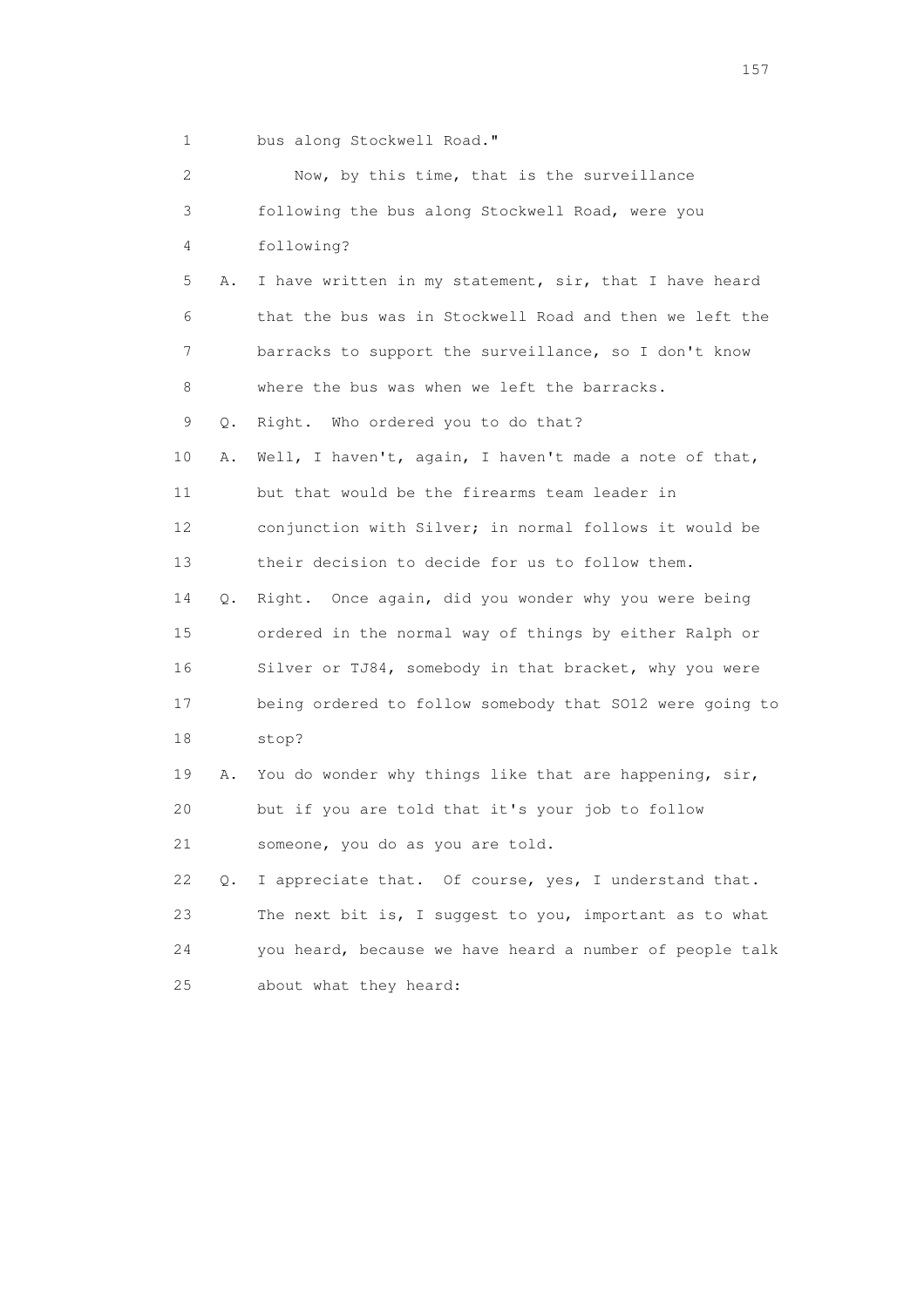1 bus along Stockwell Road."

2 Now, by this time, that is the surveillance

3 following the bus along Stockwell Road, were you

4 following?

5 A. I have written in my statement, sir, that I have heard

6 that the bus was in Stockwell Road and then we left the

7 barracks to support the surveillance, so I don't know

8 where the bus was when we left the barracks.

9 Q. Right. Who ordered you to do that?

10 A. Well, I haven't, again, I haven't made a note of that,

11 but that would be the firearms team leader in

12 conjunction with Silver; in normal follows it would be

13 their decision to decide for us to follow them.

14 Q. Right. Once again, did you wonder why you were being

15 ordered in the normal way of things by either Ralph or

16 Silver or TJ84, somebody in that bracket, why you were

17 being ordered to follow somebody that SO12 were going to

18 stop?

19 A. You do wonder why things like that are happening, sir,

20 but if you are told that it's your job to follow

21 someone, you do as you are told.

22 Q. I appreciate that. Of course, yes, I understand that.

23 The next bit is, I suggest to you, important as to what

24 you heard, because we have heard a number of people talk

25 about what they heard: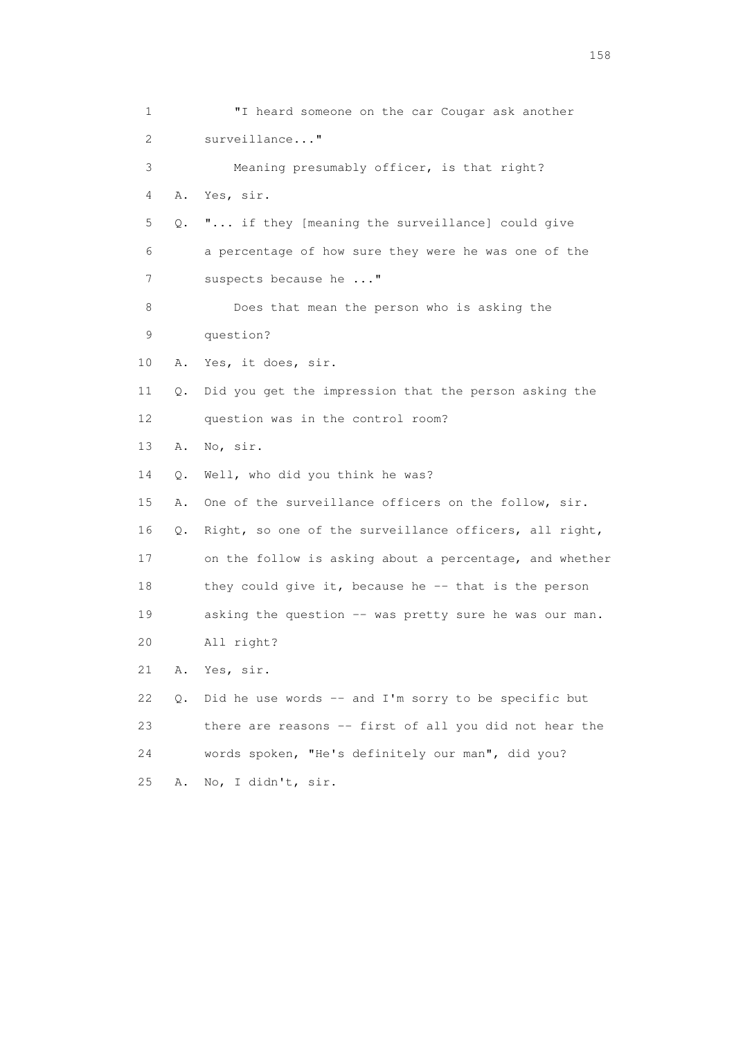1 "I heard someone on the car Cougar ask another
2 surveillance..."
3 Meaning presumably officer, is that right?
4 A. Yes, sir.
5 Q. "... if they [meaning the surveillance] could give
6 a percentage of how sure they were he was one of the
7 suspects because he ..."
8 Does that mean the person who is asking the
9 question?
10 A. Yes, it does, sir.
11 Q. Did you get the impression that the person asking the
12 question was in the control room?
13 A. No, sir.
14 Q. Well, who did you think he was?
15 A. One of the surveillance officers on the follow, sir.
16 Q. Right, so one of the surveillance officers, all right,
17 on the follow is asking about a percentage, and whether
18 they could give it, because he -- that is the person
19 asking the question -- was pretty sure he was our man.
20 All right?
21 A. Yes, sir.
22 Q. Did he use words -- and I'm sorry to be specific but
23 there are reasons -- first of all you did not hear the
24 words spoken, "He's definitely our man", did you?
25 A. No, I didn't, sir.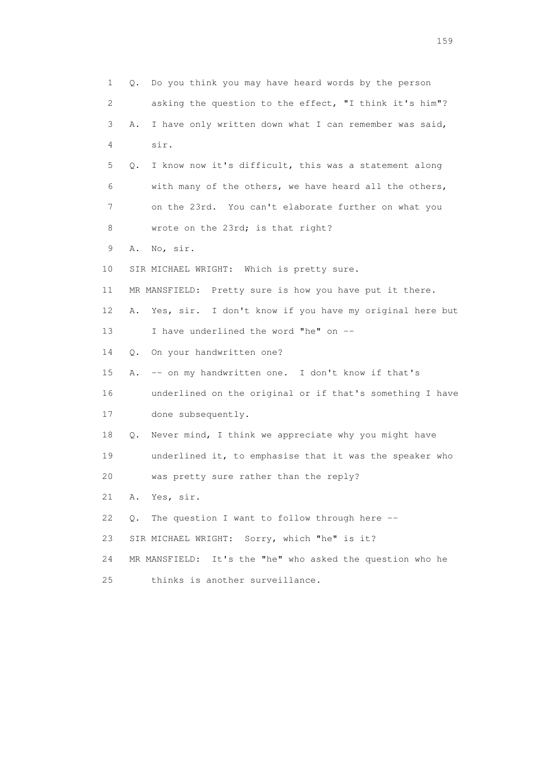1 Q. Do you think you may have heard words by the person

2 asking the question to the effect, "I think it's him"?

3 A. I have only written down what I can remember was said,

4 sir.

5 Q. I know now it's difficult, this was a statement along

6 with many of the others, we have heard all the others,

7 on the 23rd. You can't elaborate further on what you

8 wrote on the 23rd; is that right?

9 A. No, sir.

10 SIR MICHAEL WRIGHT: Which is pretty sure.

11 MR MANSFIELD: Pretty sure is how you have put it there.

12 A. Yes, sir. I don't know if you have my original here but

13 I have underlined the word "he" on --

14 Q. On your handwritten one?

15 A. -- on my handwritten one. I don't know if that's

16 underlined on the original or if that's something I have

17 done subsequently.

18 Q. Never mind, I think we appreciate why you might have

19 underlined it, to emphasise that it was the speaker who

20 was pretty sure rather than the reply?

21 A. Yes, sir.

22 Q. The question I want to follow through here --

23 SIR MICHAEL WRIGHT: Sorry, which "he" is it?

24 MR MANSFIELD: It's the "he" who asked the question who he

25 thinks is another surveillance.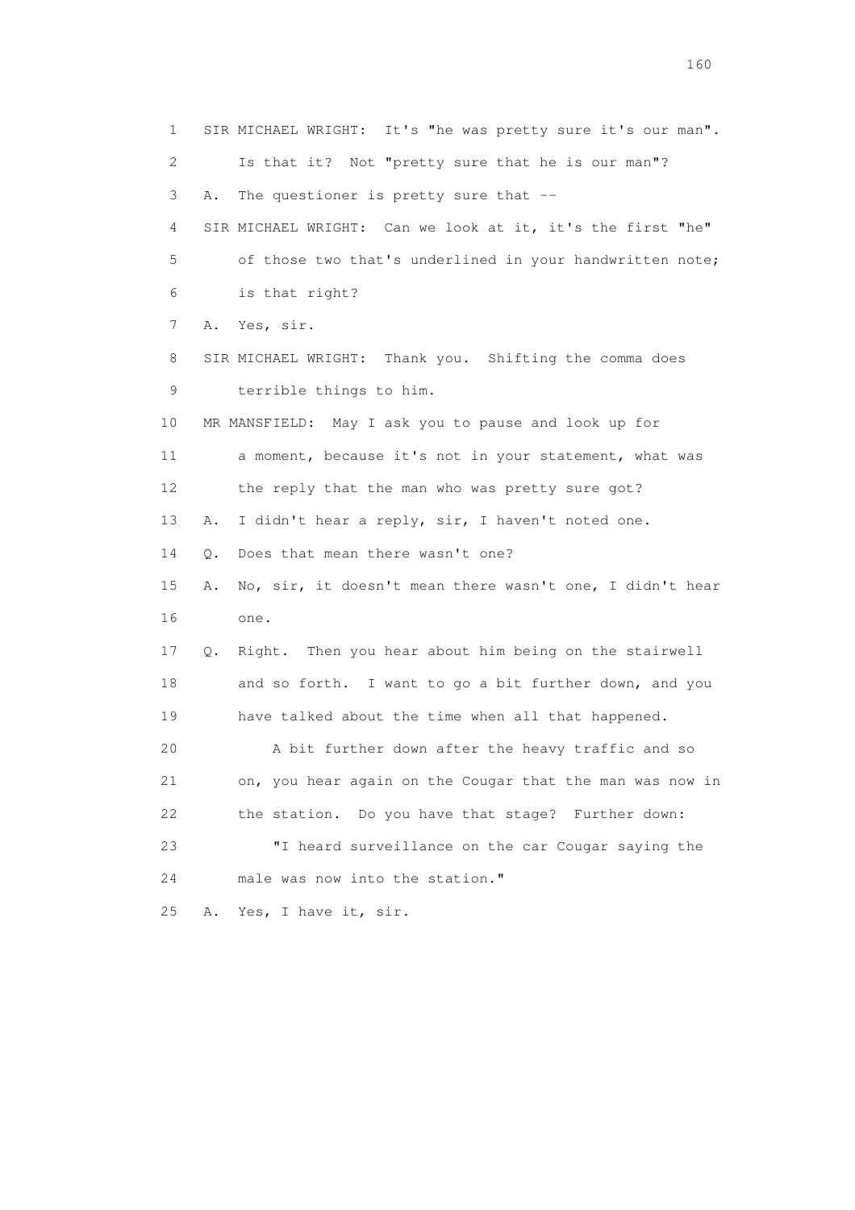1 SIR MICHAEL WRIGHT: It's "he was pretty sure it's our man".
2 Is that it? Not "pretty sure that he is our man"?
3 A. The questioner is pretty sure that --
4 SIR MICHAEL WRIGHT: Can we look at it, it's the first "he"
5 of those two that's underlined in your handwritten note;
6 is that right?
7 A. Yes, sir.
8 SIR MICHAEL WRIGHT: Thank you. Shifting the comma does
9 terrible things to him.
10 MR MANSFIELD: May I ask you to pause and look up for
11 a moment, because it's not in your statement, what was
12 the reply that the man who was pretty sure got?
13 A. I didn't hear a reply, sir, I haven't noted one.
14 Q. Does that mean there wasn't one?
15 A. No, sir, it doesn't mean there wasn't one, I didn't hear
16 one.
17 Q. Right. Then you hear about him being on the stairwell
18 and so forth. I want to go a bit further down, and you
19 have talked about the time when all that happened.
20 A bit further down after the heavy traffic and so
21 on, you hear again on the Cougar that the man was now in
22 the station. Do you have that stage? Further down:
23 "I heard surveillance on the car Cougar saying the
24 male was now into the station."
25 A. Yes, I have it, sir.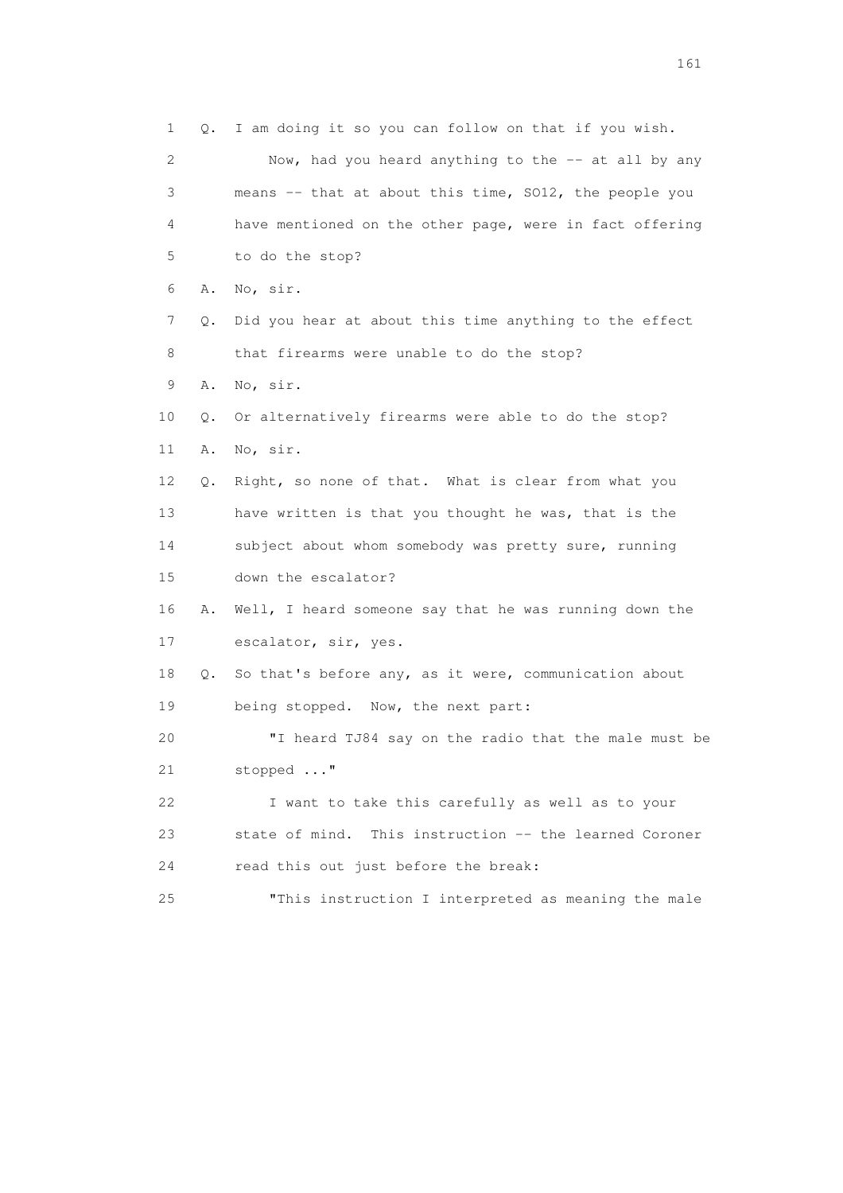1 Q. I am doing it so you can follow on that if you wish.

2 Now, had you heard anything to the -- at all by any

3 means -- that at about this time, SO12, the people you

4 have mentioned on the other page, were in fact offering

5 to do the stop?

6 A. No, sir.

7 Q. Did you hear at about this time anything to the effect

8 that firearms were unable to do the stop?

9 A. No, sir.

10 Q. Or alternatively firearms were able to do the stop?

11 A. No, sir.

12 Q. Right, so none of that. What is clear from what you

13 have written is that you thought he was, that is the

14 subject about whom somebody was pretty sure, running

15 down the escalator?

16 A. Well, I heard someone say that he was running down the

17 escalator, sir, yes.

18 Q. So that's before any, as it were, communication about

19 being stopped. Now, the next part:

20 "I heard TJ84 say on the radio that the male must be

21 stopped ..."

22 I want to take this carefully as well as to your

23 state of mind. This instruction -- the learned Coroner

24 read this out just before the break:

25 "This instruction I interpreted as meaning the male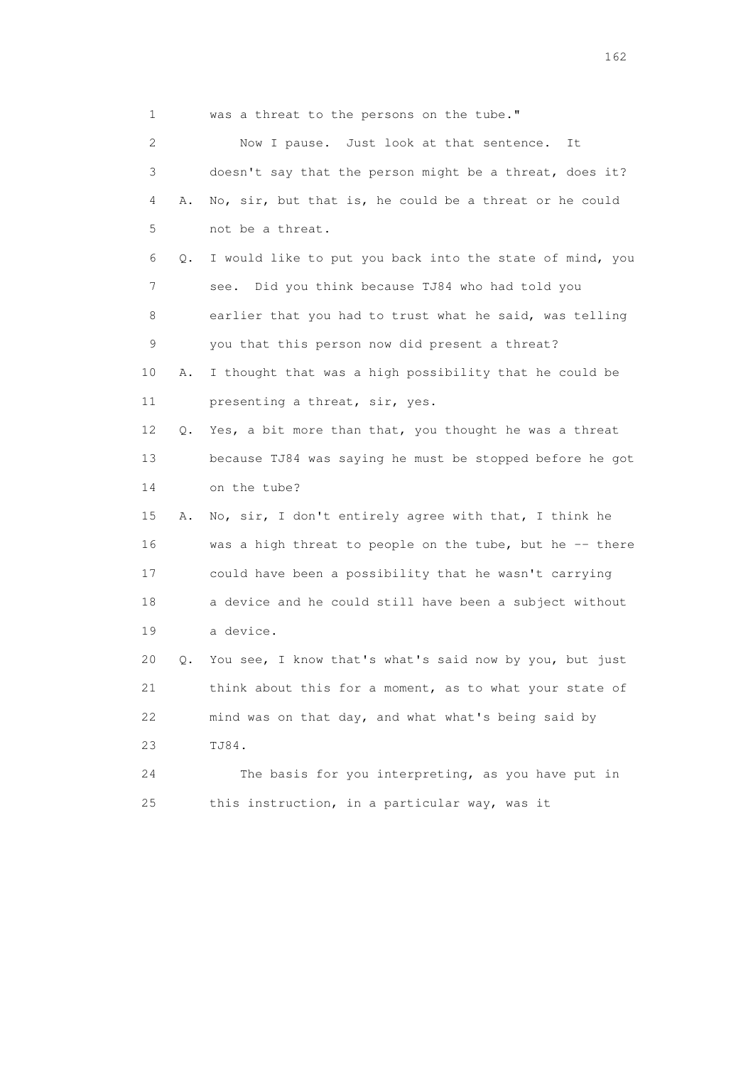1 was a threat to the persons on the tube."

2 Now I pause. Just look at that sentence. It

3 doesn't say that the person might be a threat, does it?

4 A. No, sir, but that is, he could be a threat or he could

5 not be a threat.

6 Q. I would like to put you back into the state of mind, you

7 see. Did you think because TJ84 who had told you

8 earlier that you had to trust what he said, was telling

9 you that this person now did present a threat?

10 A. I thought that was a high possibility that he could be

11 presenting a threat, sir, yes.

12 Q. Yes, a bit more than that, you thought he was a threat

13 because TJ84 was saying he must be stopped before he got

14 on the tube?

15 A. No, sir, I don't entirely agree with that, I think he

16 was a high threat to people on the tube, but he -- there

17 could have been a possibility that he wasn't carrying

18 a device and he could still have been a subject without

19 a device.

20 Q. You see, I know that's what's said now by you, but just

21 think about this for a moment, as to what your state of

22 mind was on that day, and what what's being said by

23 TJ84.

24 The basis for you interpreting, as you have put in

25 this instruction, in a particular way, was it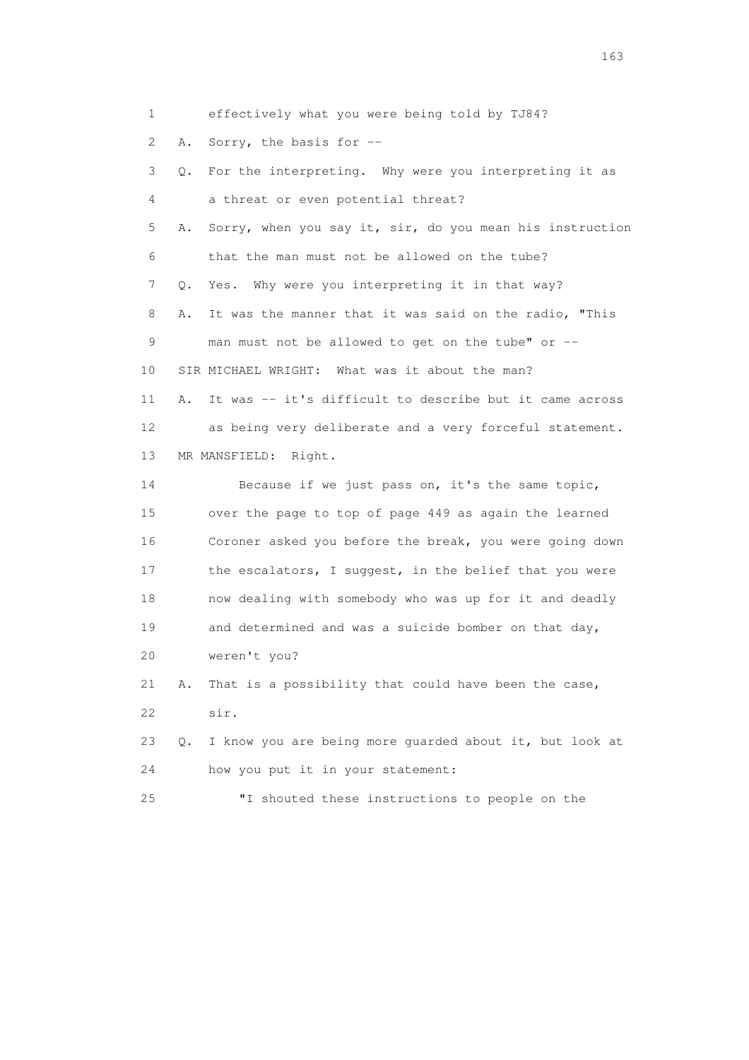1 effectively what you were being told by TJ84?

2 A. Sorry, the basis for --

3 Q. For the interpreting. Why were you interpreting it as

4 a threat or even potential threat?

5 A. Sorry, when you say it, sir, do you mean his instruction

6 that the man must not be allowed on the tube?

7 Q. Yes. Why were you interpreting it in that way?

8 A. It was the manner that it was said on the radio, "This

9 man must not be allowed to get on the tube" or --

10 SIR MICHAEL WRIGHT: What was it about the man?

11 A. It was -- it's difficult to describe but it came across

12 as being very deliberate and a very forceful statement.

13 MR MANSFIELD: Right.

14 Because if we just pass on, it's the same topic,

15 over the page to top of page 449 as again the learned

16 Coroner asked you before the break, you were going down

17 the escalators, I suggest, in the belief that you were

18 now dealing with somebody who was up for it and deadly

19 and determined and was a suicide bomber on that day,

20 weren't you?

21 A. That is a possibility that could have been the case,

22 sir.

23 Q. I know you are being more guarded about it, but look at

24 how you put it in your statement:

25 "I shouted these instructions to people on the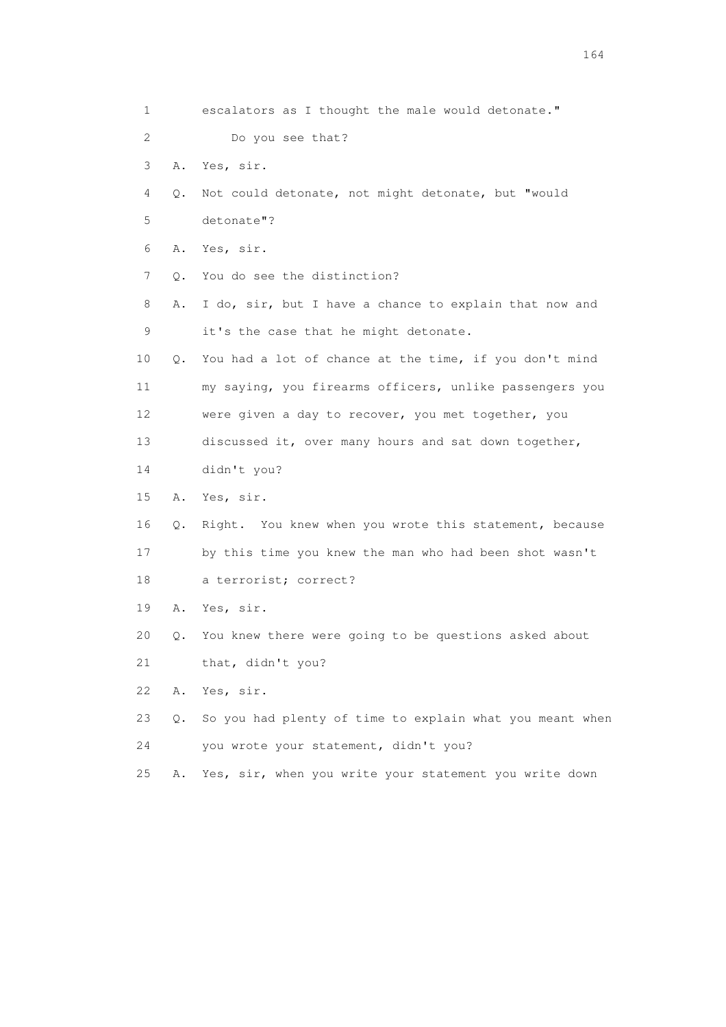1 escalators as I thought the male would detonate."

2 Do you see that?

3 A. Yes, sir.

4 Q. Not could detonate, not might detonate, but "would

5 detonate"?

6 A. Yes, sir.

7 Q. You do see the distinction?

8 A. I do, sir, but I have a chance to explain that now and

9 it's the case that he might detonate.

10 Q. You had a lot of chance at the time, if you don't mind

11 my saying, you firearms officers, unlike passengers you

12 were given a day to recover, you met together, you

13 discussed it, over many hours and sat down together,

14 didn't you?

15 A. Yes, sir.

16 Q. Right. You knew when you wrote this statement, because

17 by this time you knew the man who had been shot wasn't

18 a terrorist; correct?

19 A. Yes, sir.

20 Q. You knew there were going to be questions asked about

21 that, didn't you?

22 A. Yes, sir.

23 Q. So you had plenty of time to explain what you meant when

24 you wrote your statement, didn't you?

25 A. Yes, sir, when you write your statement you write down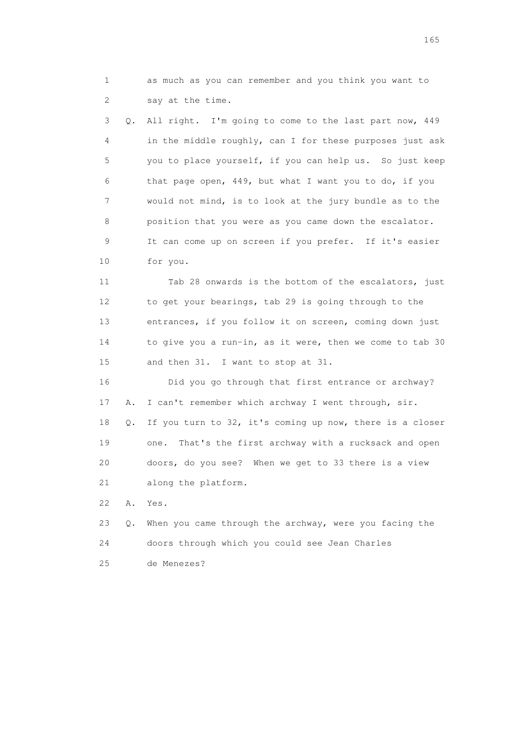1 as much as you can remember and you think you want to
2 say at the time.

3 Q. All right. I'm going to come to the last part now, 449
4 in the middle roughly, can I for these purposes just ask
5 you to place yourself, if you can help us. So just keep
6 that page open, 449, but what I want you to do, if you
7 would not mind, is to look at the jury bundle as to the
8 position that you were as you came down the escalator.
9 It can come up on screen if you prefer. If it's easier
10 for you.

11 Tab 28 onwards is the bottom of the escalators, just
12 to get your bearings, tab 29 is going through to the
13 entrances, if you follow it on screen, coming down just
14 to give you a run-in, as it were, then we come to tab 30
15 and then 31. I want to stop at 31.

16 Did you go through that first entrance or archway?

17 A. I can't remember which archway I went through, sir.

18 Q. If you turn to 32, it's coming up now, there is a closer
19 one. That's the first archway with a rucksack and open
20 doors, do you see? When we get to 33 there is a view
21 along the platform.

22 A. Yes.

23 Q. When you came through the archway, were you facing the
24 doors through which you could see Jean Charles
25 de Menezes?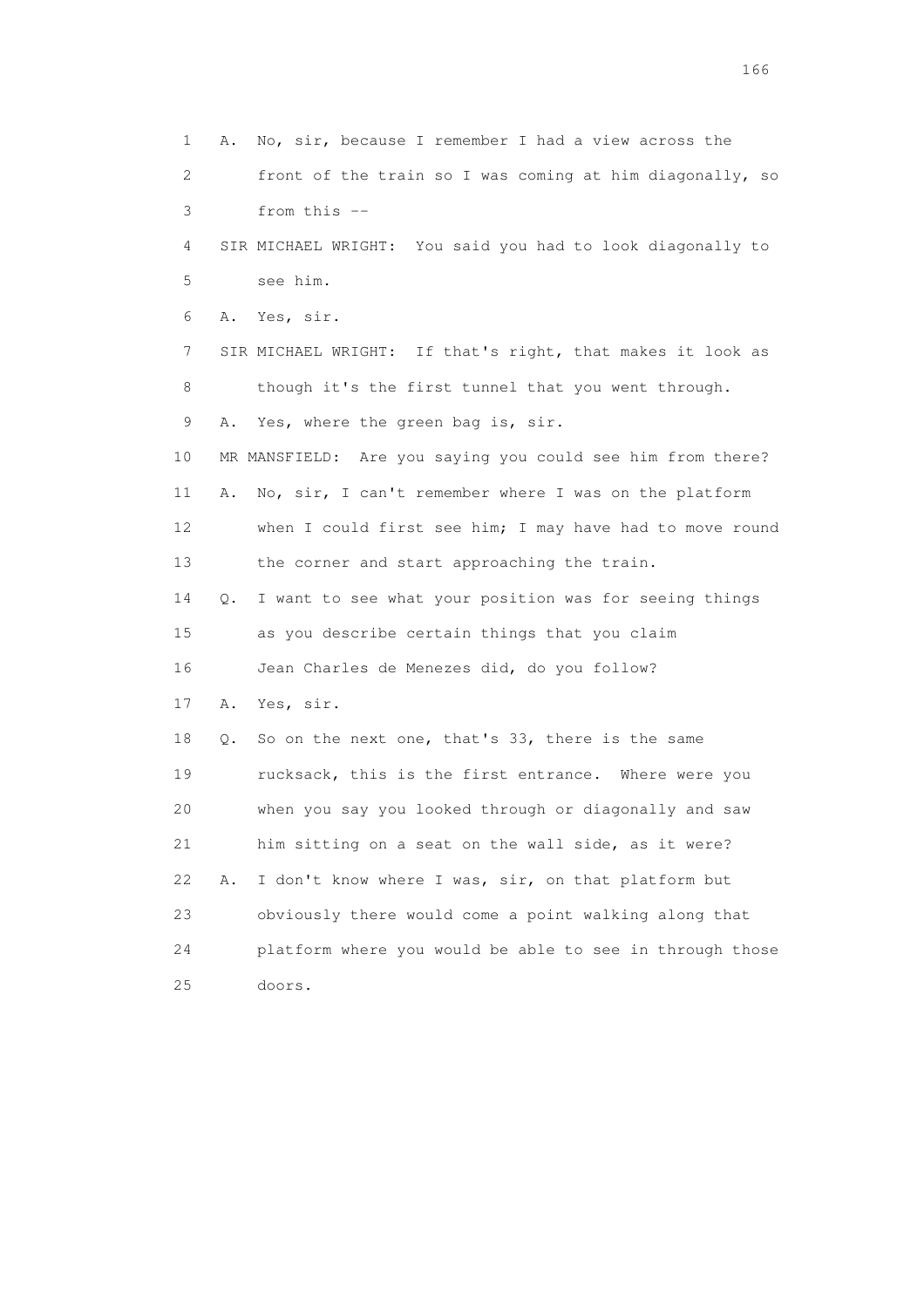1 A. No, sir, because I remember I had a view across the
2 front of the train so I was coming at him diagonally, so
3 from this --
4 SIR MICHAEL WRIGHT: You said you had to look diagonally to
5 see him.
6 A. Yes, sir.
7 SIR MICHAEL WRIGHT: If that's right, that makes it look as
8 though it's the first tunnel that you went through.
9 A. Yes, where the green bag is, sir.
10 MR MANSFIELD: Are you saying you could see him from there?
11 A. No, sir, I can't remember where I was on the platform
12 when I could first see him; I may have had to move round
13 the corner and start approaching the train.
14 Q. I want to see what your position was for seeing things
15 as you describe certain things that you claim
16 Jean Charles de Menezes did, do you follow?
17 A. Yes, sir.
18 Q. So on the next one, that's 33, there is the same
19 rucksack, this is the first entrance. Where were you
20 when you say you looked through or diagonally and saw
21 him sitting on a seat on the wall side, as it were?
22 A. I don't know where I was, sir, on that platform but
23 obviously there would come a point walking along that
24 platform where you would be able to see in through those
25 doors.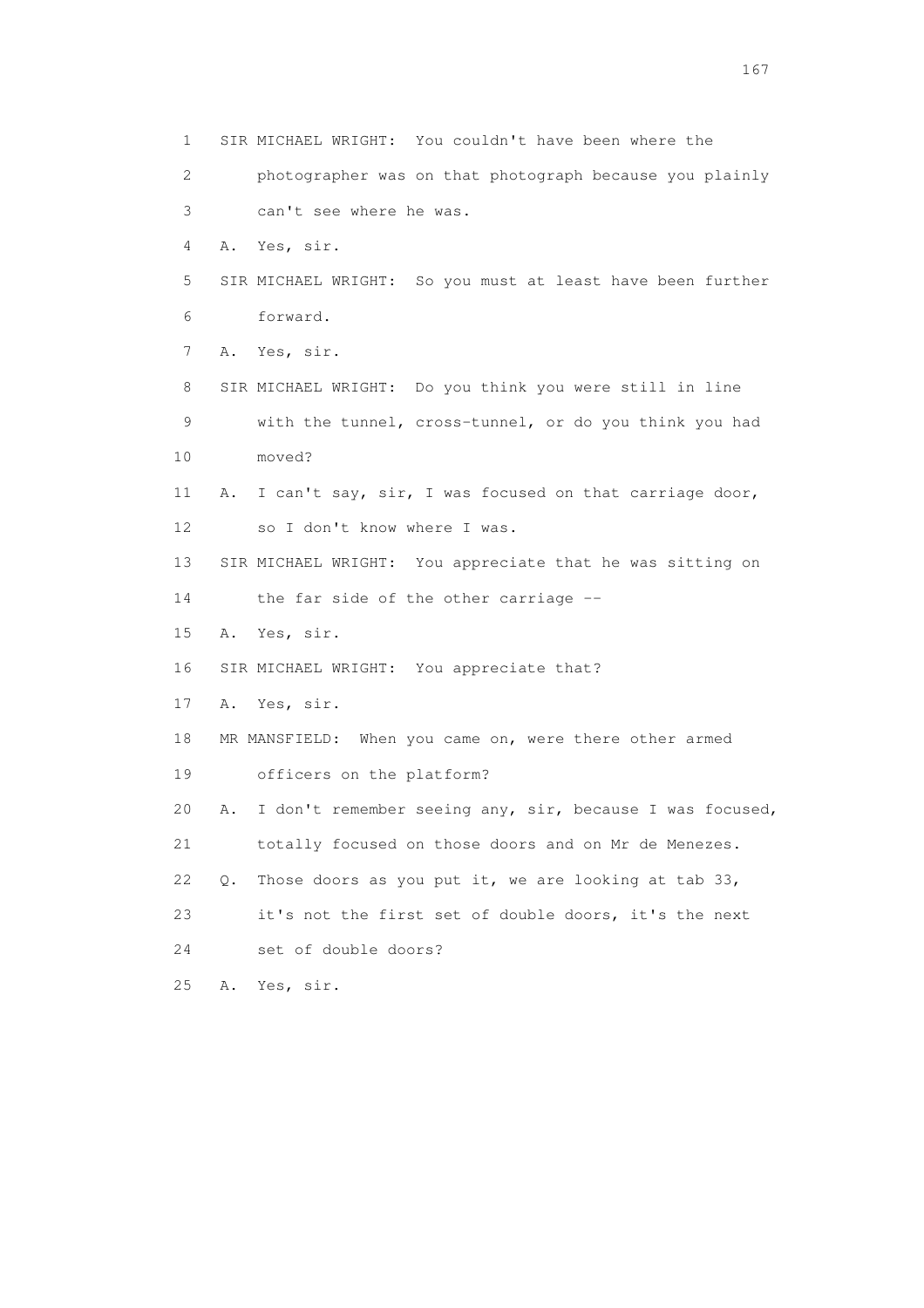1 SIR MICHAEL WRIGHT: You couldn't have been where the
2 photographer was on that photograph because you plainly
3 can't see where he was.
4 A. Yes, sir.
5 SIR MICHAEL WRIGHT: So you must at least have been further
6 forward.
7 A. Yes, sir.
8 SIR MICHAEL WRIGHT: Do you think you were still in line
9 with the tunnel, cross-tunnel, or do you think you had
10 moved?
11 A. I can't say, sir, I was focused on that carriage door,
12 so I don't know where I was.
13 SIR MICHAEL WRIGHT: You appreciate that he was sitting on
14 the far side of the other carriage --
15 A. Yes, sir.
16 SIR MICHAEL WRIGHT: You appreciate that?
17 A. Yes, sir.
18 MR MANSFIELD: When you came on, were there other armed
19 officers on the platform?
20 A. I don't remember seeing any, sir, because I was focused,
21 totally focused on those doors and on Mr de Menezes.
22 Q. Those doors as you put it, we are looking at tab 33,
23 it's not the first set of double doors, it's the next
24 set of double doors?
25 A. Yes, sir.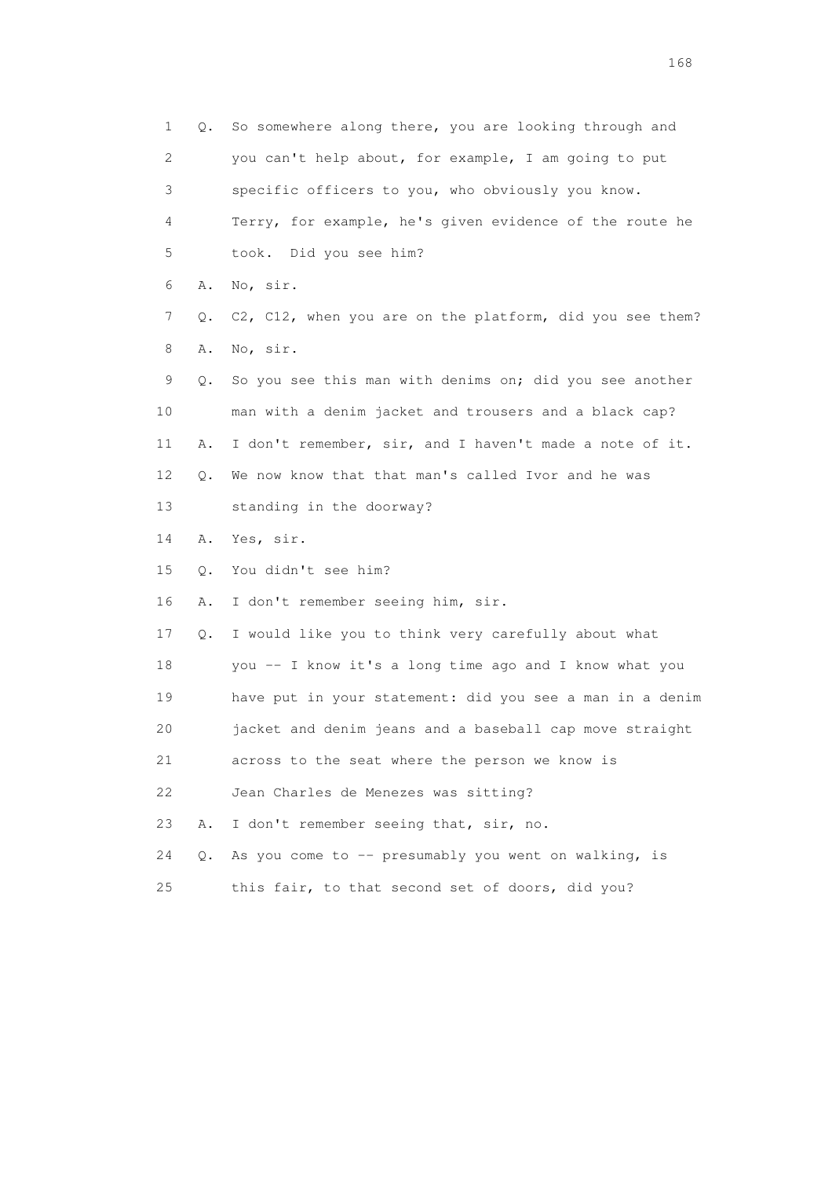1 Q. So somewhere along there, you are looking through and
2 you can't help about, for example, I am going to put
3 specific officers to you, who obviously you know.
4 Terry, for example, he's given evidence of the route he
5 took. Did you see him?
6 A. No, sir.
7 Q. C2, C12, when you are on the platform, did you see them?
8 A. No, sir.
9 Q. So you see this man with denims on; did you see another
10 man with a denim jacket and trousers and a black cap?
11 A. I don't remember, sir, and I haven't made a note of it.
12 Q. We now know that that man's called Ivor and he was
13 standing in the doorway?
14 A. Yes, sir.
15 Q. You didn't see him?
16 A. I don't remember seeing him, sir.
17 Q. I would like you to think very carefully about what
18 you -- I know it's a long time ago and I know what you
19 have put in your statement: did you see a man in a denim
20 jacket and denim jeans and a baseball cap move straight
21 across to the seat where the person we know is
22 Jean Charles de Menezes was sitting?
23 A. I don't remember seeing that, sir, no.
24 Q. As you come to -- presumably you went on walking, is
25 this fair, to that second set of doors, did you?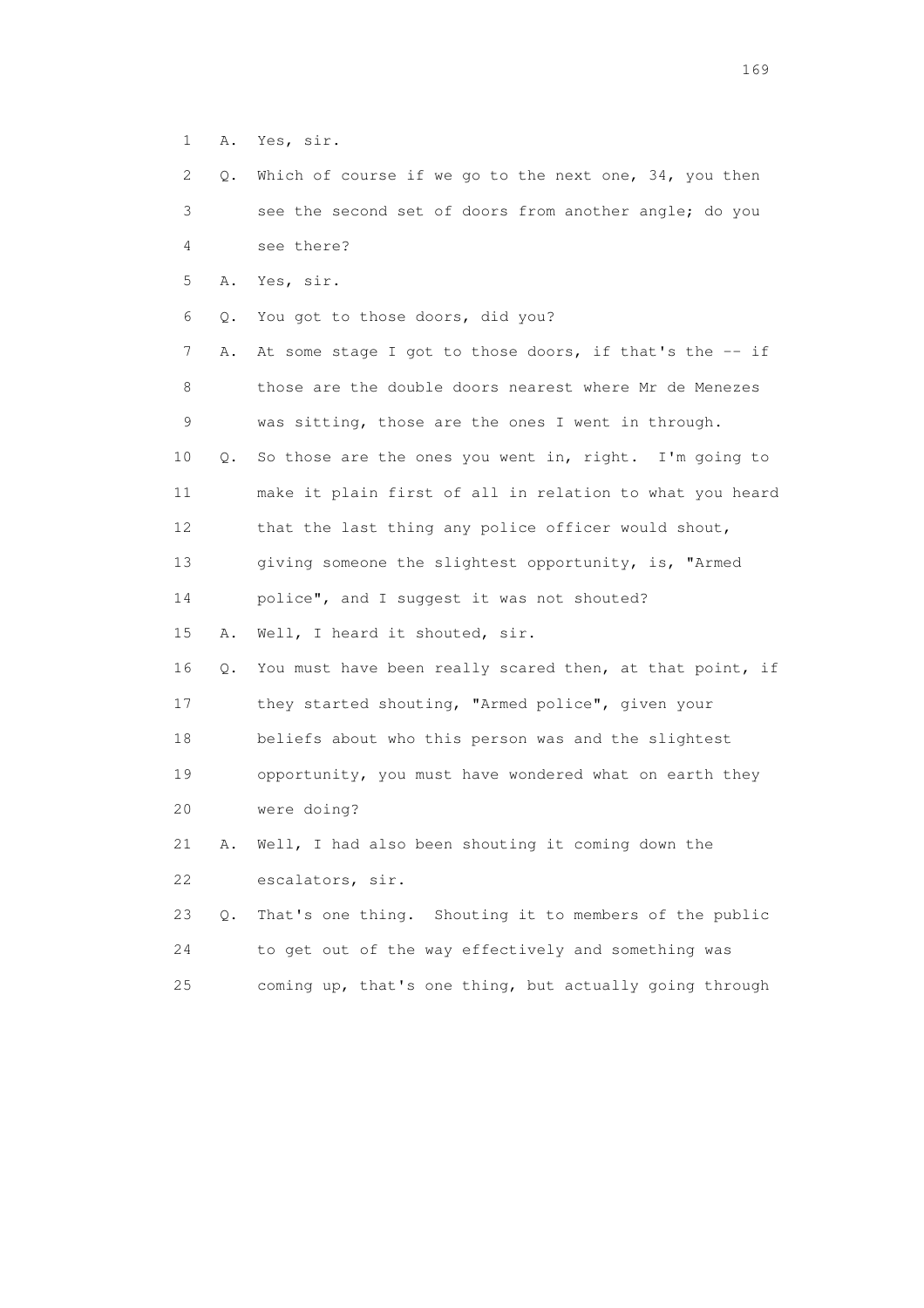1 A. Yes, sir.

2 Q. Which of course if we go to the next one, 34, you then

3 see the second set of doors from another angle; do you

4 see there?

5 A. Yes, sir.

6 Q. You got to those doors, did you?

7 A. At some stage I got to those doors, if that's the -- if

8 those are the double doors nearest where Mr de Menezes

9 was sitting, those are the ones I went in through.

10 Q. So those are the ones you went in, right. I'm going to

11 make it plain first of all in relation to what you heard

12 that the last thing any police officer would shout,

13 giving someone the slightest opportunity, is, "Armed

14 police", and I suggest it was not shouted?

15 A. Well, I heard it shouted, sir.

16 Q. You must have been really scared then, at that point, if

17 they started shouting, "Armed police", given your

18 beliefs about who this person was and the slightest

19 opportunity, you must have wondered what on earth they

20 were doing?

21 A. Well, I had also been shouting it coming down the

22 escalators, sir.

23 Q. That's one thing. Shouting it to members of the public

24 to get out of the way effectively and something was

25 coming up, that's one thing, but actually going through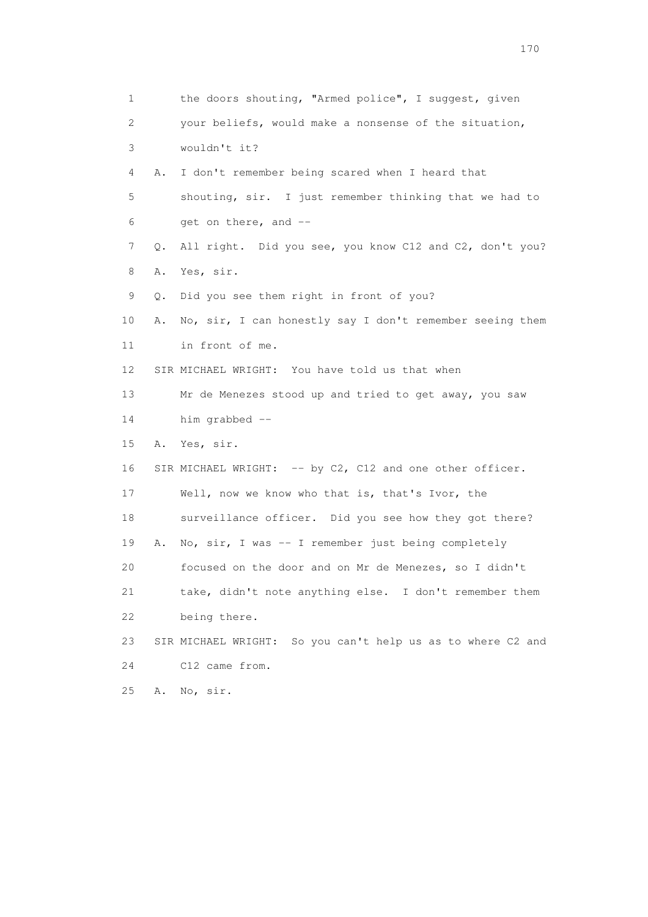1 the doors shouting, "Armed police", I suggest, given
2 your beliefs, would make a nonsense of the situation,
3 wouldn't it?
4 A. I don't remember being scared when I heard that
5 shouting, sir. I just remember thinking that we had to
6 get on there, and --
7 Q. All right. Did you see, you know C12 and C2, don't you?
8 A. Yes, sir.
9 Q. Did you see them right in front of you?
10 A. No, sir, I can honestly say I don't remember seeing them
11 in front of me.
12 SIR MICHAEL WRIGHT: You have told us that when
13 Mr de Menezes stood up and tried to get away, you saw
14 him grabbed --
15 A. Yes, sir.
16 SIR MICHAEL WRIGHT: -- by C2, C12 and one other officer.
17 Well, now we know who that is, that's Ivor, the
18 surveillance officer. Did you see how they got there?
19 A. No, sir, I was -- I remember just being completely
20 focused on the door and on Mr de Menezes, so I didn't
21 take, didn't note anything else. I don't remember them
22 being there.
23 SIR MICHAEL WRIGHT: So you can't help us as to where C2 and
24 C12 came from.
25 A. No, sir.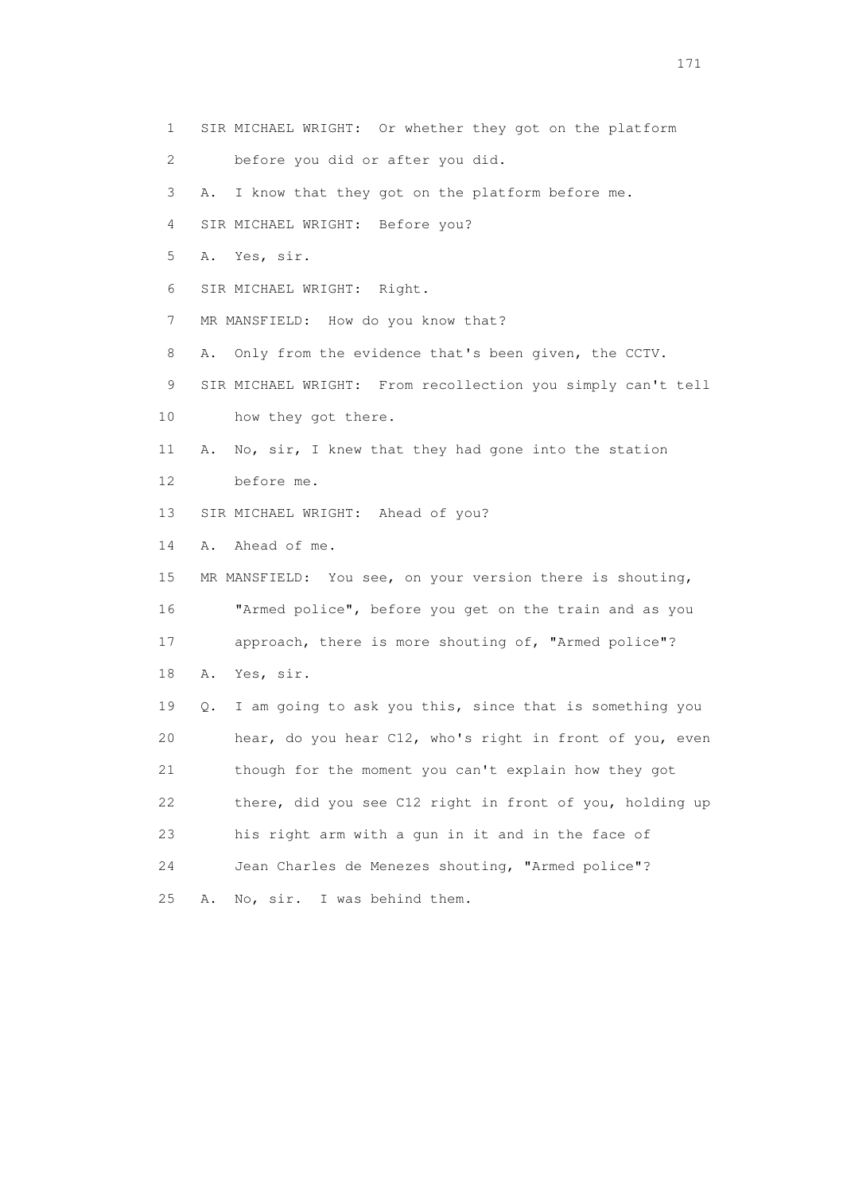1 SIR MICHAEL WRIGHT: Or whether they got on the platform
2 before you did or after you did.
3 A. I know that they got on the platform before me.
4 SIR MICHAEL WRIGHT: Before you?
5 A. Yes, sir.
6 SIR MICHAEL WRIGHT: Right.
7 MR MANSFIELD: How do you know that?
8 A. Only from the evidence that's been given, the CCTV.
9 SIR MICHAEL WRIGHT: From recollection you simply can't tell
10 how they got there.
11 A. No, sir, I knew that they had gone into the station
12 before me.
13 SIR MICHAEL WRIGHT: Ahead of you?
14 A. Ahead of me.
15 MR MANSFIELD: You see, on your version there is shouting,
16 "Armed police", before you get on the train and as you
17 approach, there is more shouting of, "Armed police"?
18 A. Yes, sir.
19 Q. I am going to ask you this, since that is something you
20 hear, do you hear C12, who's right in front of you, even
21 though for the moment you can't explain how they got
22 there, did you see C12 right in front of you, holding up
23 his right arm with a gun in it and in the face of
24 Jean Charles de Menezes shouting, "Armed police"?
25 A. No, sir. I was behind them.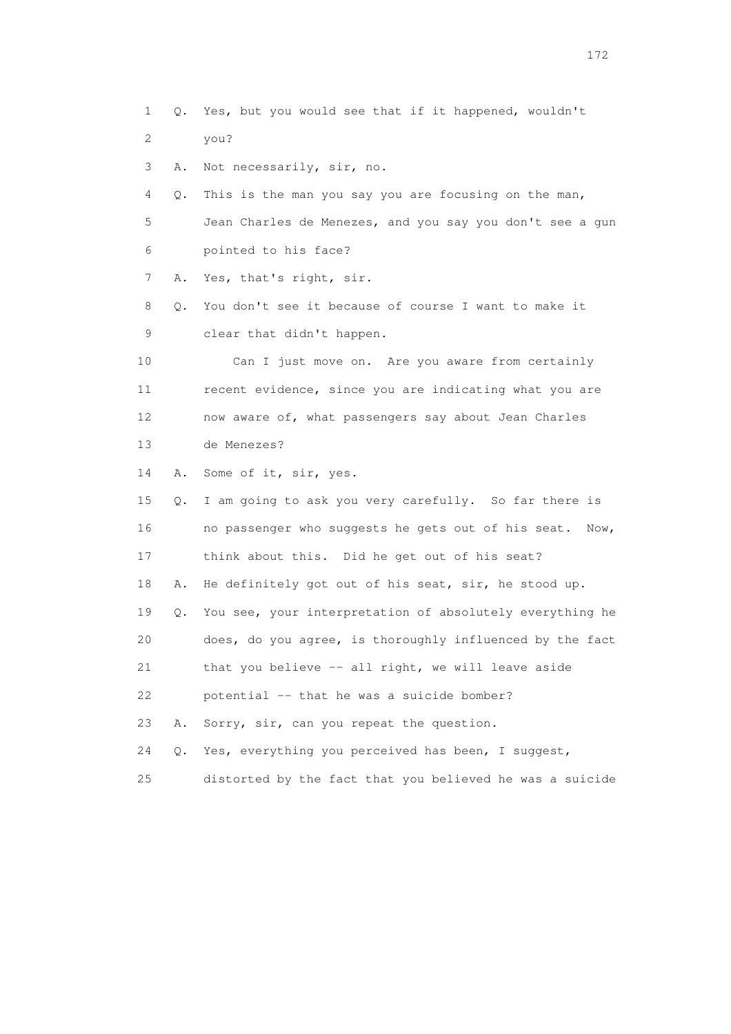1 Q. Yes, but you would see that if it happened, wouldn't
2 you?
3 A. Not necessarily, sir, no.
4 Q. This is the man you say you are focusing on the man,
5 Jean Charles de Menezes, and you say you don't see a gun
6 pointed to his face?
7 A. Yes, that's right, sir.
8 Q. You don't see it because of course I want to make it
9 clear that didn't happen.
10 Can I just move on. Are you aware from certainly
11 recent evidence, since you are indicating what you are
12 now aware of, what passengers say about Jean Charles
13 de Menezes?
14 A. Some of it, sir, yes.
15 Q. I am going to ask you very carefully. So far there is
16 no passenger who suggests he gets out of his seat. Now,
17 think about this. Did he get out of his seat?
18 A. He definitely got out of his seat, sir, he stood up.
19 Q. You see, your interpretation of absolutely everything he
20 does, do you agree, is thoroughly influenced by the fact
21 that you believe -- all right, we will leave aside
22 potential -- that he was a suicide bomber?
23 A. Sorry, sir, can you repeat the question.
24 Q. Yes, everything you perceived has been, I suggest,
25 distorted by the fact that you believed he was a suicide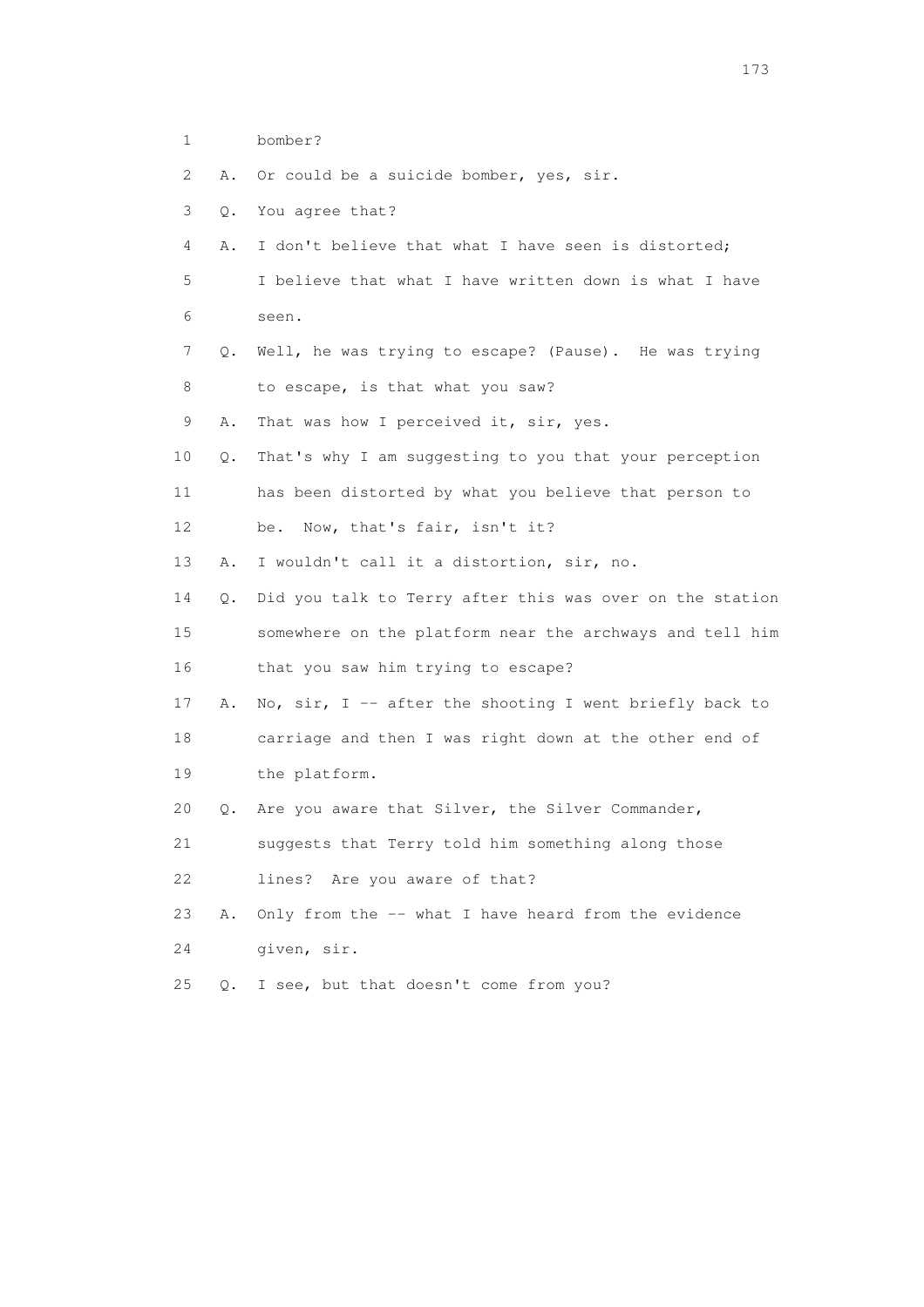1 bomber?

2 A. Or could be a suicide bomber, yes, sir.

3 Q. You agree that?

4 A. I don't believe that what I have seen is distorted;

5 I believe that what I have written down is what I have

6 seen.

7 Q. Well, he was trying to escape? (Pause). He was trying

8 to escape, is that what you saw?

9 A. That was how I perceived it, sir, yes.

10 Q. That's why I am suggesting to you that your perception

11 has been distorted by what you believe that person to

12 be. Now, that's fair, isn't it?

13 A. I wouldn't call it a distortion, sir, no.

14 Q. Did you talk to Terry after this was over on the station

15 somewhere on the platform near the archways and tell him

16 that you saw him trying to escape?

17 A. No, sir, I -- after the shooting I went briefly back to

18 carriage and then I was right down at the other end of

19 the platform.

20 Q. Are you aware that Silver, the Silver Commander,

21 suggests that Terry told him something along those

22 lines? Are you aware of that?

23 A. Only from the -- what I have heard from the evidence

24 given, sir.

25 Q. I see, but that doesn't come from you?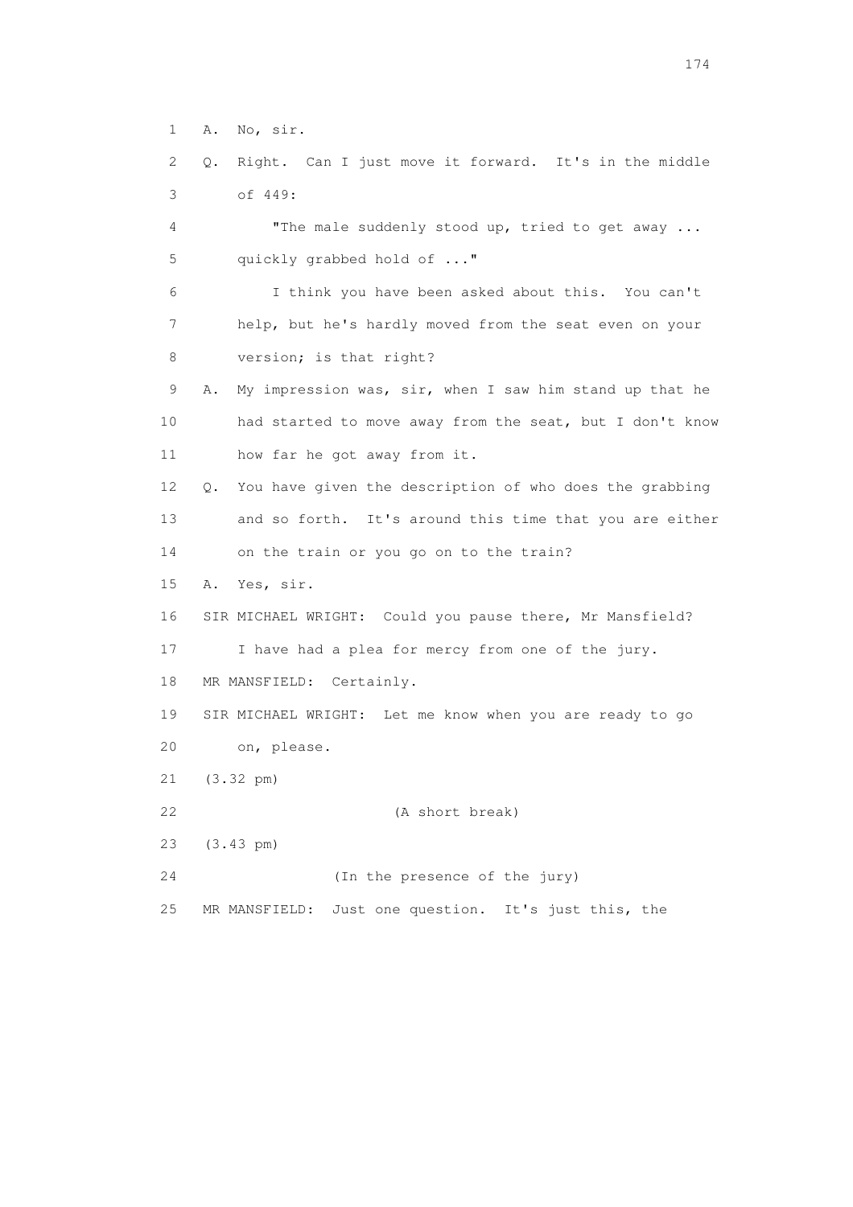1 A. No, sir.

2 Q. Right. Can I just move it forward. It's in the middle

3 of 449:

4 "The male suddenly stood up, tried to get away ...

5 quickly grabbed hold of ..."

6 I think you have been asked about this. You can't

7 help, but he's hardly moved from the seat even on your

8 version; is that right?

9 A. My impression was, sir, when I saw him stand up that he

10 had started to move away from the seat, but I don't know

11 how far he got away from it.

12 Q. You have given the description of who does the grabbing

13 and so forth. It's around this time that you are either

14 on the train or you go on to the train?

15 A. Yes, sir.

16 SIR MICHAEL WRIGHT: Could you pause there, Mr Mansfield?

17 I have had a plea for mercy from one of the jury.

18 MR MANSFIELD: Certainly.

19 SIR MICHAEL WRIGHT: Let me know when you are ready to go

20 on, please.

21 (3.32 pm)

22 (A short break)

23 (3.43 pm)

24 (In the presence of the jury)

25 MR MANSFIELD: Just one question. It's just this, the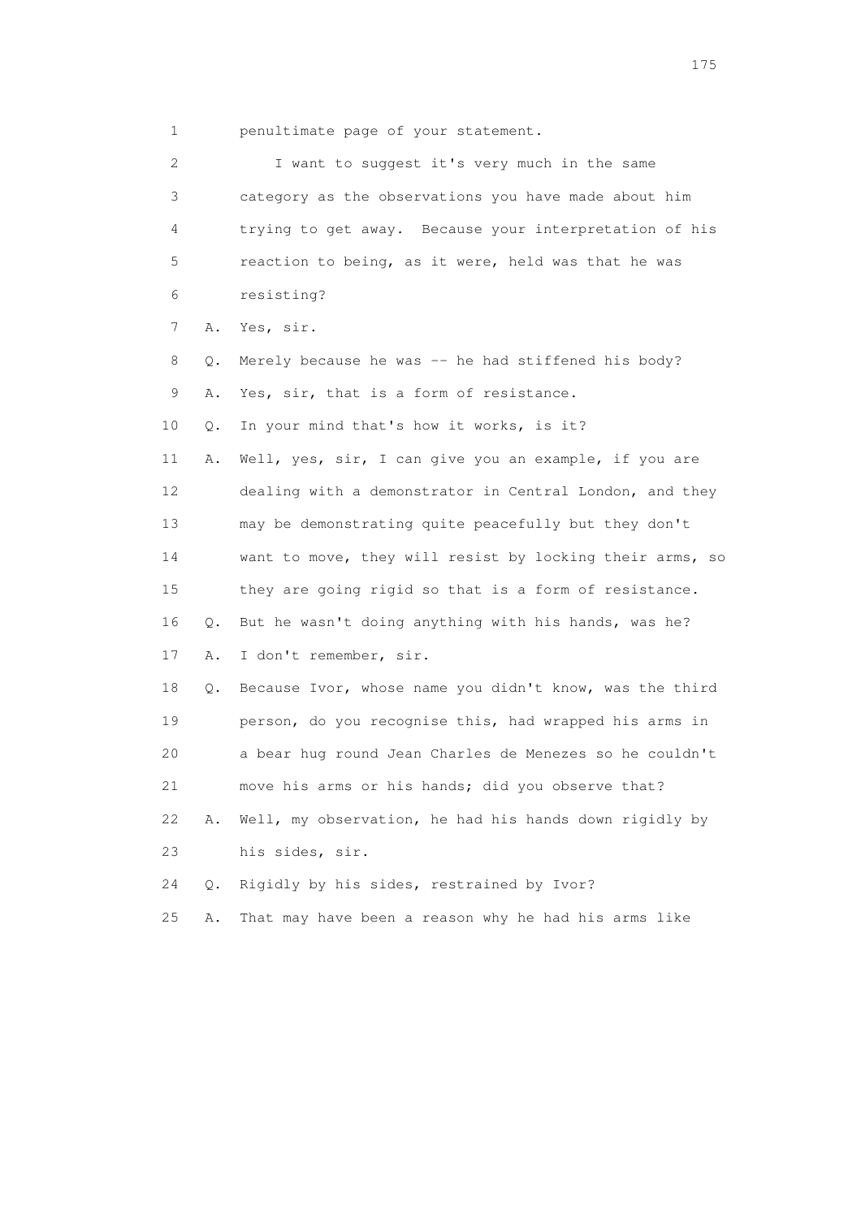1 penultimate page of your statement.

2 I want to suggest it's very much in the same

3 category as the observations you have made about him

4 trying to get away. Because your interpretation of his

5 reaction to being, as it were, held was that he was

6 resisting?

7 A. Yes, sir.

8 Q. Merely because he was -- he had stiffened his body?

9 A. Yes, sir, that is a form of resistance.

10 Q. In your mind that's how it works, is it?

11 A. Well, yes, sir, I can give you an example, if you are

12 dealing with a demonstrator in Central London, and they

13 may be demonstrating quite peacefully but they don't

14 want to move, they will resist by locking their arms, so

15 they are going rigid so that is a form of resistance.

16 Q. But he wasn't doing anything with his hands, was he?

17 A. I don't remember, sir.

18 Q. Because Ivor, whose name you didn't know, was the third

19 person, do you recognise this, had wrapped his arms in

20 a bear hug round Jean Charles de Menezes so he couldn't

21 move his arms or his hands; did you observe that?

22 A. Well, my observation, he had his hands down rigidly by

23 his sides, sir.

24 Q. Rigidly by his sides, restrained by Ivor?

25 A. That may have been a reason why he had his arms like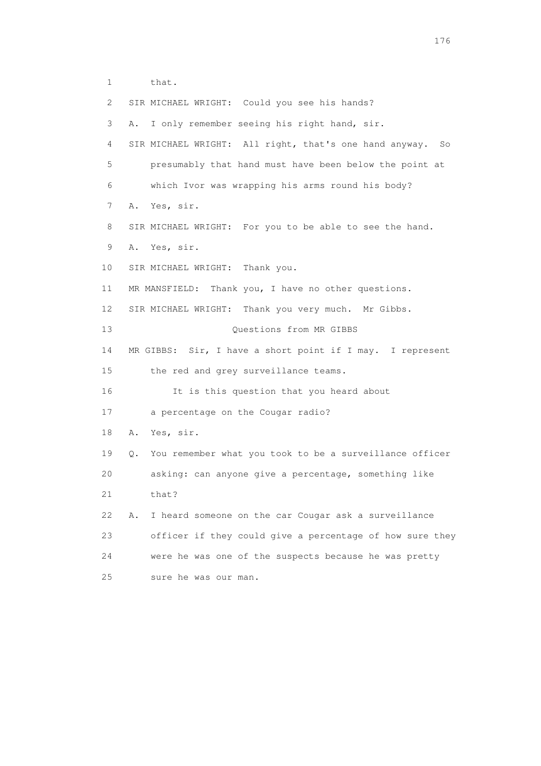1 that.

2 SIR MICHAEL WRIGHT: Could you see his hands?

3 A. I only remember seeing his right hand, sir.

4 SIR MICHAEL WRIGHT: All right, that's one hand anyway. So

5 presumably that hand must have been below the point at

6 which Ivor was wrapping his arms round his body?

7 A. Yes, sir.

8 SIR MICHAEL WRIGHT: For you to be able to see the hand.

9 A. Yes, sir.

10 SIR MICHAEL WRIGHT: Thank you.

11 MR MANSFIELD: Thank you, I have no other questions.

12 SIR MICHAEL WRIGHT: Thank you very much. Mr Gibbs.

13 Questions from MR GIBBS

14 MR GIBBS: Sir, I have a short point if I may. I represent

15 the red and grey surveillance teams.

16 It is this question that you heard about

17 a percentage on the Cougar radio?

18 A. Yes, sir.

19 Q. You remember what you took to be a surveillance officer

20 asking: can anyone give a percentage, something like

21 that?

22 A. I heard someone on the car Cougar ask a surveillance

23 officer if they could give a percentage of how sure they

24 were he was one of the suspects because he was pretty

25 sure he was our man.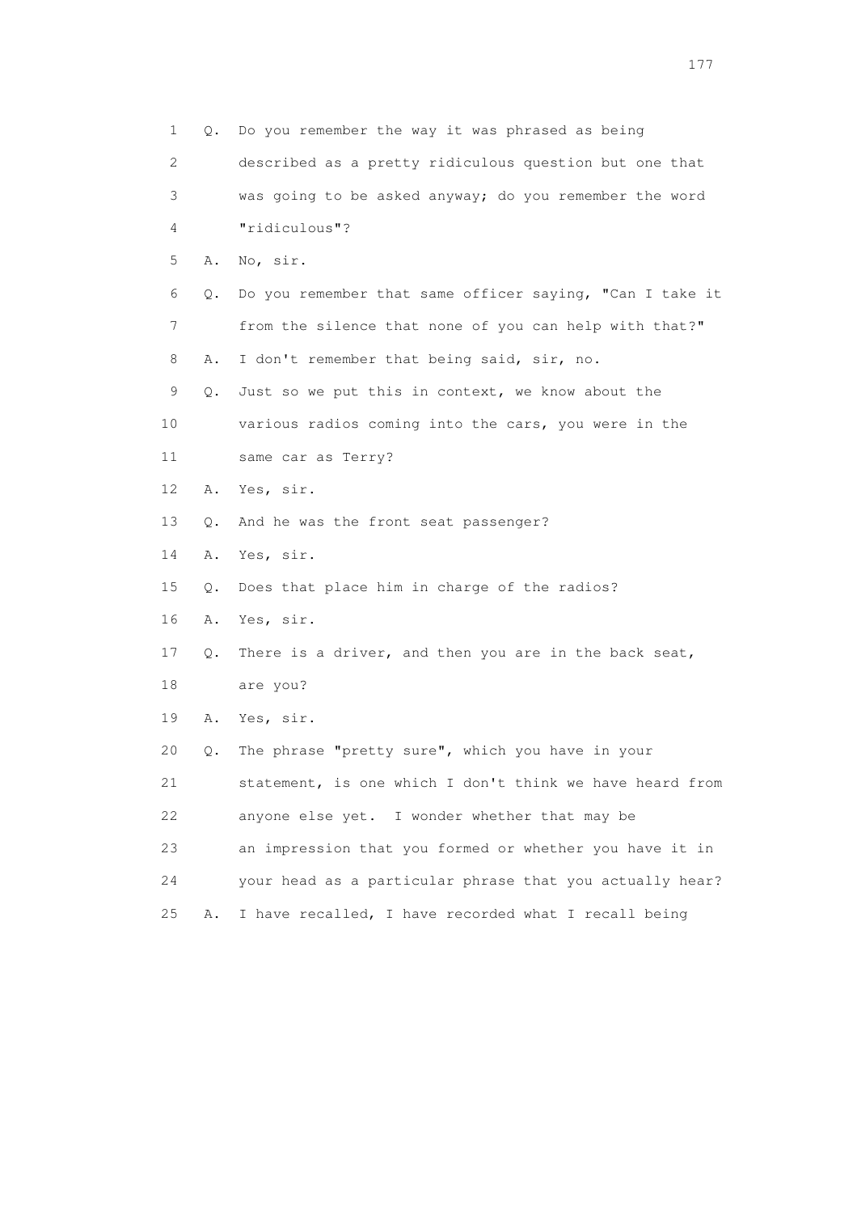1 Q. Do you remember the way it was phrased as being
2 described as a pretty ridiculous question but one that
3 was going to be asked anyway; do you remember the word
4 "ridiculous"?
5 A. No, sir.
6 Q. Do you remember that same officer saying, "Can I take it
7 from the silence that none of you can help with that?"
8 A. I don't remember that being said, sir, no.
9 Q. Just so we put this in context, we know about the
10 various radios coming into the cars, you were in the
11 same car as Terry?
12 A. Yes, sir.
13 Q. And he was the front seat passenger?
14 A. Yes, sir.
15 Q. Does that place him in charge of the radios?
16 A. Yes, sir.
17 Q. There is a driver, and then you are in the back seat,
18 are you?
19 A. Yes, sir.
20 Q. The phrase "pretty sure", which you have in your
21 statement, is one which I don't think we have heard from
22 anyone else yet. I wonder whether that may be
23 an impression that you formed or whether you have it in
24 your head as a particular phrase that you actually hear?
25 A. I have recalled, I have recorded what I recall being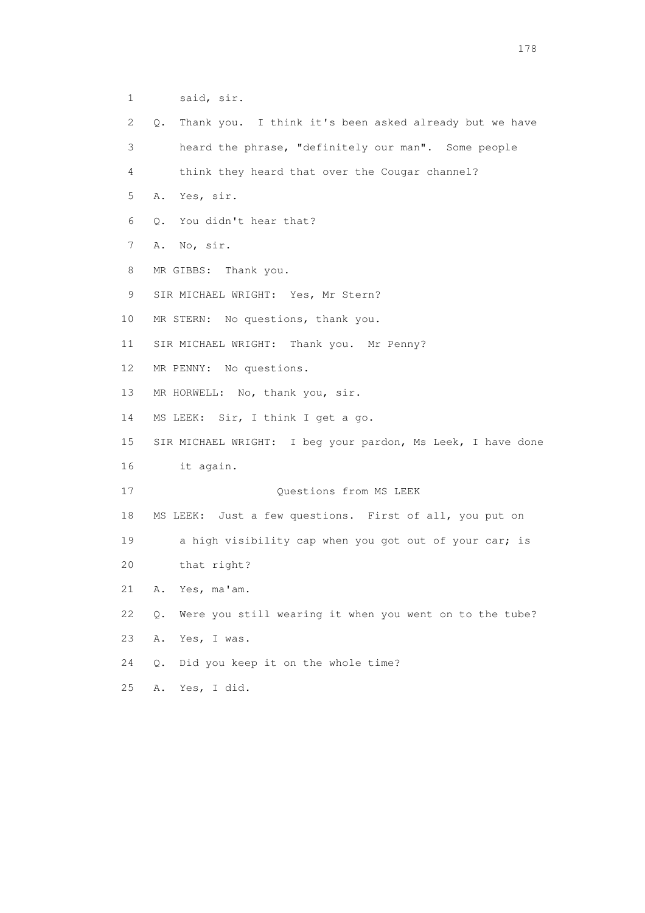1 said, sir.

2 Q. Thank you. I think it's been asked already but we have

3 heard the phrase, "definitely our man". Some people

4 think they heard that over the Cougar channel?

5 A. Yes, sir.

6 Q. You didn't hear that?

7 A. No, sir.

8 MR GIBBS: Thank you.

9 SIR MICHAEL WRIGHT: Yes, Mr Stern?

10 MR STERN: No questions, thank you.

11 SIR MICHAEL WRIGHT: Thank you. Mr Penny?

12 MR PENNY: No questions.

13 MR HORWELL: No, thank you, sir.

14 MS LEEK: Sir, I think I get a go.

15 SIR MICHAEL WRIGHT: I beg your pardon, Ms Leek, I have done

16 it again.

17 Questions from MS LEEK

18 MS LEEK: Just a few questions. First of all, you put on

19 a high visibility cap when you got out of your car; is

20 that right?

21 A. Yes, ma'am.

22 Q. Were you still wearing it when you went on to the tube?

23 A. Yes, I was.

24 Q. Did you keep it on the whole time?

25 A. Yes, I did.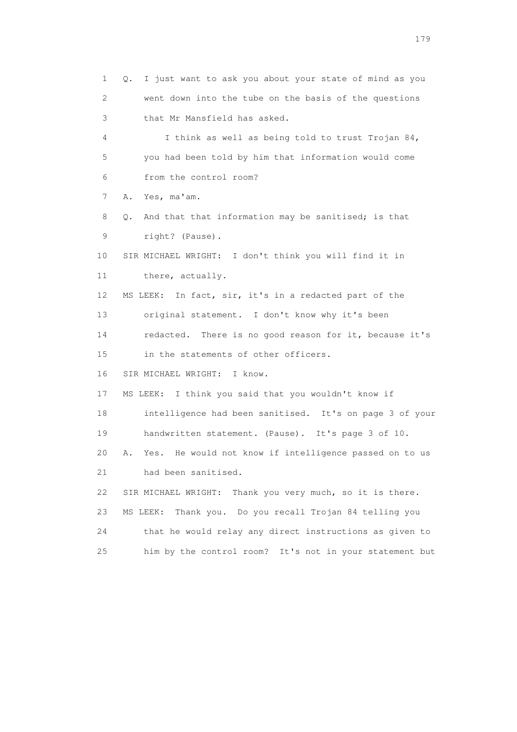1 Q. I just want to ask you about your state of mind as you
2 went down into the tube on the basis of the questions
3 that Mr Mansfield has asked.
4 I think as well as being told to trust Trojan 84,
5 you had been told by him that information would come
6 from the control room?
7 A. Yes, ma'am.
8 Q. And that that information may be sanitised; is that
9 right? (Pause).
10 SIR MICHAEL WRIGHT: I don't think you will find it in
11 there, actually.
12 MS LEEK: In fact, sir, it's in a redacted part of the
13 original statement. I don't know why it's been
14 redacted. There is no good reason for it, because it's
15 in the statements of other officers.
16 SIR MICHAEL WRIGHT: I know.
17 MS LEEK: I think you said that you wouldn't know if
18 intelligence had been sanitised. It's on page 3 of your
19 handwritten statement. (Pause). It's page 3 of 10.
20 A. Yes. He would not know if intelligence passed on to us
21 had been sanitised.
22 SIR MICHAEL WRIGHT: Thank you very much, so it is there.
23 MS LEEK: Thank you. Do you recall Trojan 84 telling you
24 that he would relay any direct instructions as given to
25 him by the control room? It's not in your statement but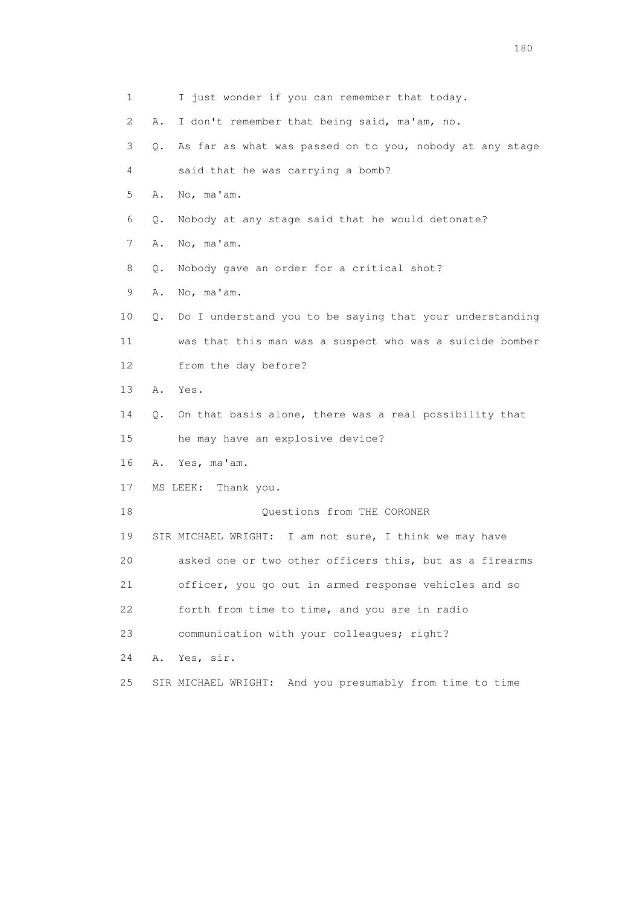1 I just wonder if you can remember that today.

2 A. I don't remember that being said, ma'am, no.

3 Q. As far as what was passed on to you, nobody at any stage

4 said that he was carrying a bomb?

5 A. No, ma'am.

6 Q. Nobody at any stage said that he would detonate?

7 A. No, ma'am.

8 Q. Nobody gave an order for a critical shot?

9 A. No, ma'am.

10 Q. Do I understand you to be saying that your understanding

11 was that this man was a suspect who was a suicide bomber

12 from the day before?

13 A. Yes.

14 Q. On that basis alone, there was a real possibility that

15 he may have an explosive device?

16 A. Yes, ma'am.

17 MS LEEK: Thank you.

18 Questions from THE CORONER

19 SIR MICHAEL WRIGHT: I am not sure, I think we may have

20 asked one or two other officers this, but as a firearms

21 officer, you go out in armed response vehicles and so

22 forth from time to time, and you are in radio

23 communication with your colleagues; right?

24 A. Yes, sir.

25 SIR MICHAEL WRIGHT: And you presumably from time to time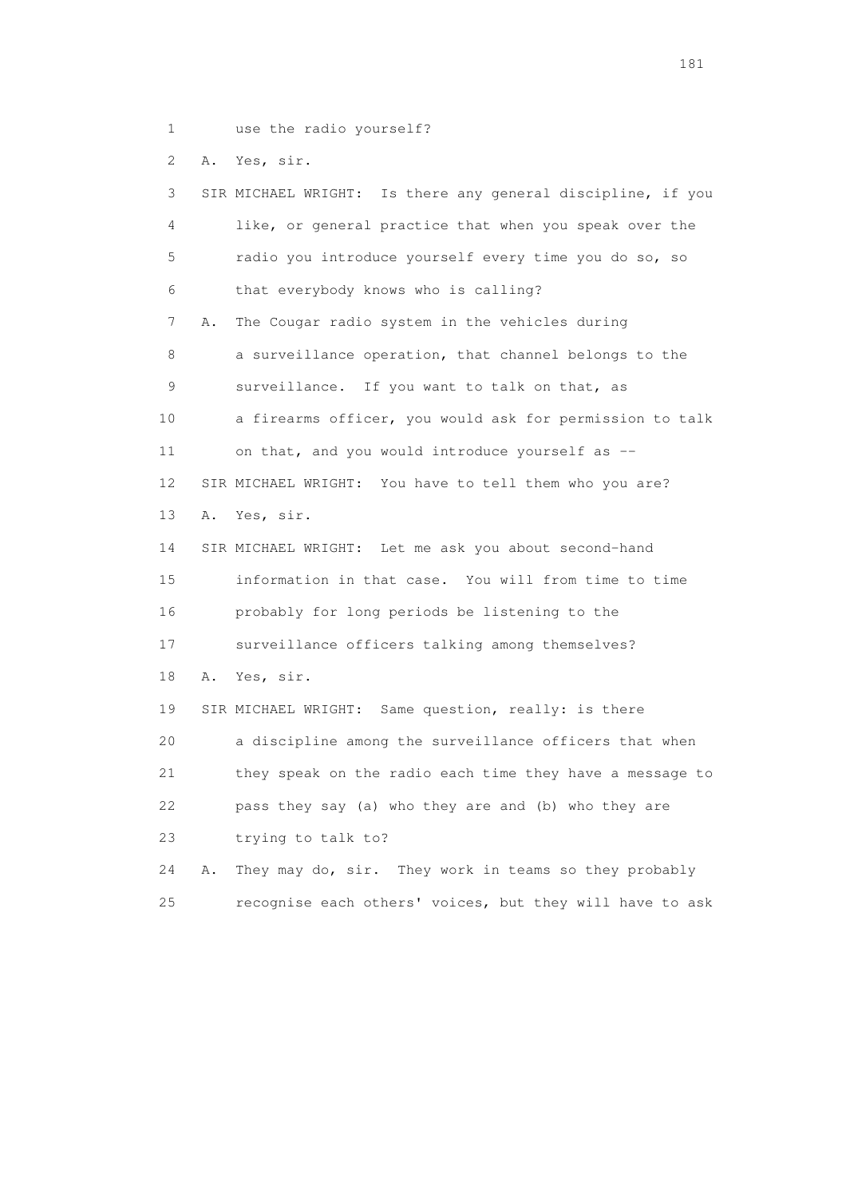1 use the radio yourself?

2 A. Yes, sir.

3 SIR MICHAEL WRIGHT: Is there any general discipline, if you

4 like, or general practice that when you speak over the

5 radio you introduce yourself every time you do so, so

6 that everybody knows who is calling?

7 A. The Cougar radio system in the vehicles during

8 a surveillance operation, that channel belongs to the

9 surveillance. If you want to talk on that, as

10 a firearms officer, you would ask for permission to talk

11 on that, and you would introduce yourself as --

12 SIR MICHAEL WRIGHT: You have to tell them who you are?

13 A. Yes, sir.

14 SIR MICHAEL WRIGHT: Let me ask you about second-hand

15 information in that case. You will from time to time

16 probably for long periods be listening to the

17 surveillance officers talking among themselves?

18 A. Yes, sir.

19 SIR MICHAEL WRIGHT: Same question, really: is there

20 a discipline among the surveillance officers that when

21 they speak on the radio each time they have a message to

22 pass they say (a) who they are and (b) who they are

23 trying to talk to?

24 A. They may do, sir. They work in teams so they probably

25 recognise each others' voices, but they will have to ask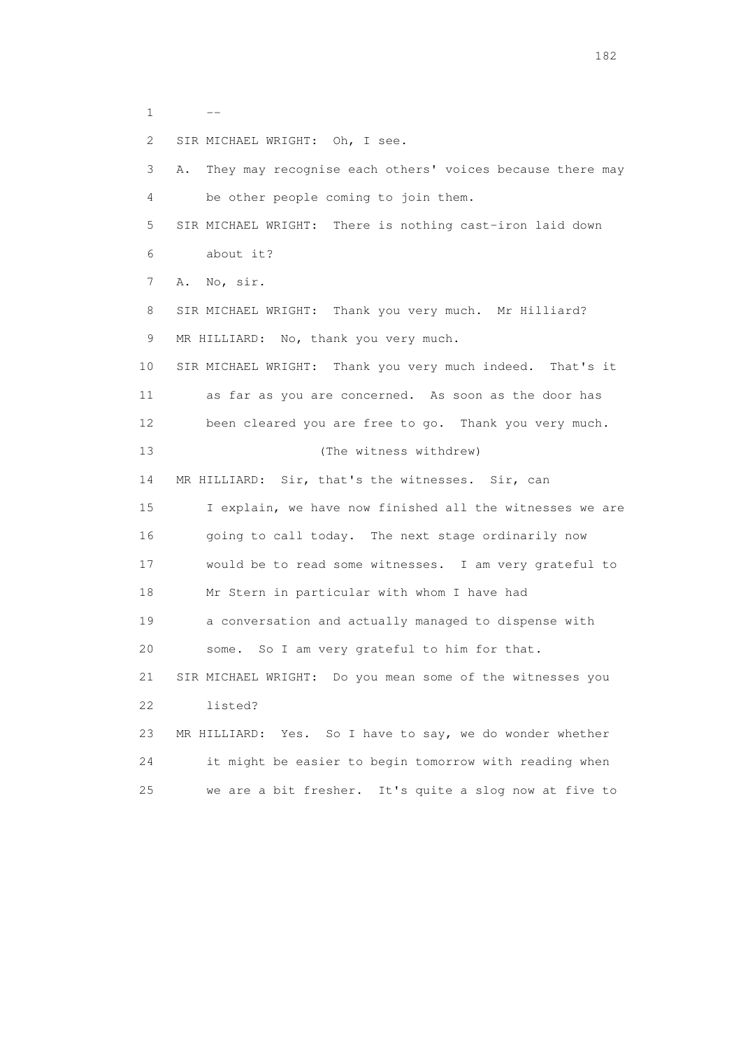1 --

2 SIR MICHAEL WRIGHT: Oh, I see.

3 A. They may recognise each others' voices because there may

4 be other people coming to join them.

5 SIR MICHAEL WRIGHT: There is nothing cast-iron laid down

6 about it?

7 A. No, sir.

8 SIR MICHAEL WRIGHT: Thank you very much. Mr Hilliard?

9 MR HILLIARD: No, thank you very much.

10 SIR MICHAEL WRIGHT: Thank you very much indeed. That's it

11 as far as you are concerned. As soon as the door has

12 been cleared you are free to go. Thank you very much.

13 (The witness withdrew)

14 MR HILLIARD: Sir, that's the witnesses. Sir, can

15 I explain, we have now finished all the witnesses we are

16 going to call today. The next stage ordinarily now

17 would be to read some witnesses. I am very grateful to

18 Mr Stern in particular with whom I have had

19 a conversation and actually managed to dispense with

20 some. So I am very grateful to him for that.

21 SIR MICHAEL WRIGHT: Do you mean some of the witnesses you

22 listed?

23 MR HILLIARD: Yes. So I have to say, we do wonder whether

24 it might be easier to begin tomorrow with reading when

25 we are a bit fresher. It's quite a slog now at five to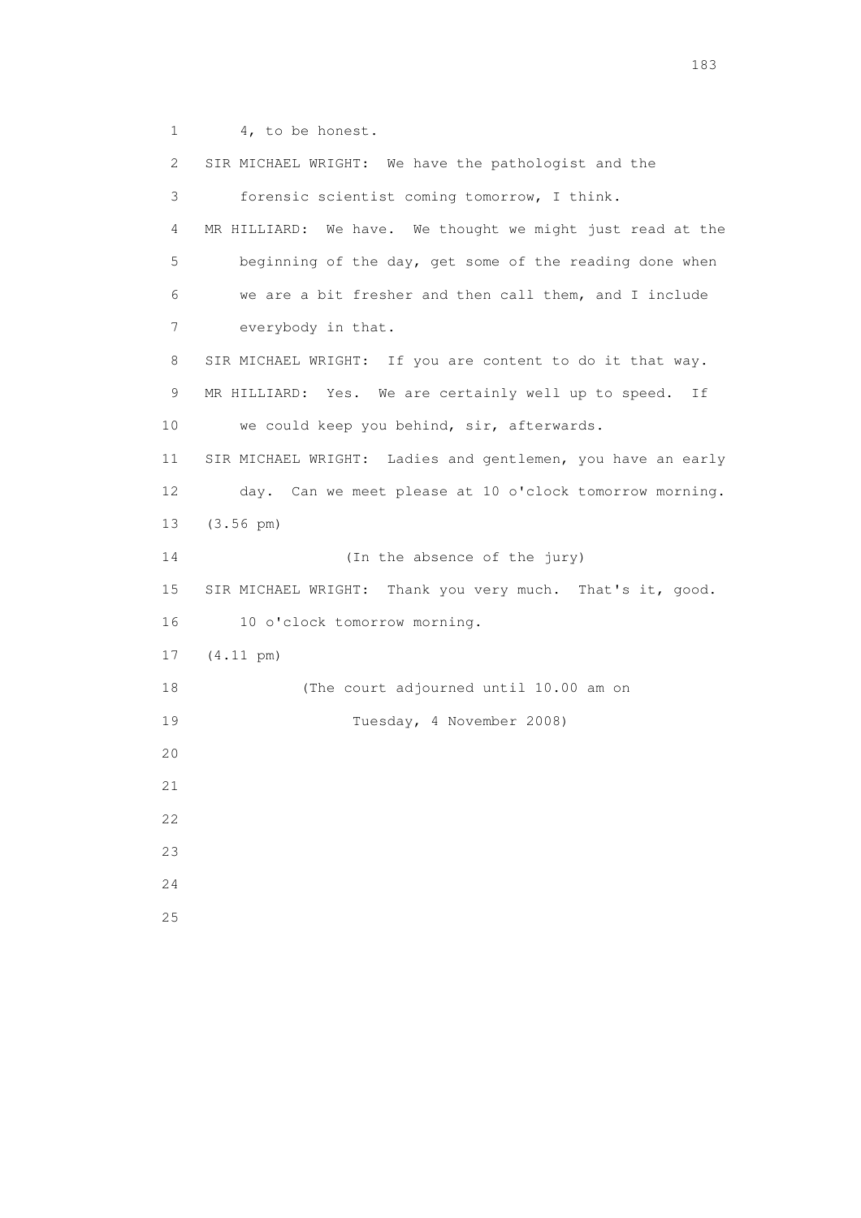4, to be honest.

SIR MICHAEL WRIGHT: We have the pathologist and the forensic scientist coming tomorrow, I think.

MR HILLIARD: We have. We thought we might just read at the beginning of the day, get some of the reading done when we are a bit fresher and then call them, and I include everybody in that.

SIR MICHAEL WRIGHT: If you are content to do it that way.

MR HILLIARD: Yes. We are certainly well up to speed. If we could keep you behind, sir, afterwards.

SIR MICHAEL WRIGHT: Ladies and gentlemen, you have an early day. Can we meet please at 10 o'clock tomorrow morning.

(3.56 pm)

(In the absence of the jury)

SIR MICHAEL WRIGHT: Thank you very much. That's it, good. 10 o'clock tomorrow morning.

(4.11 pm)

(The court adjourned until 10.00 am on Tuesday, 4 November 2008)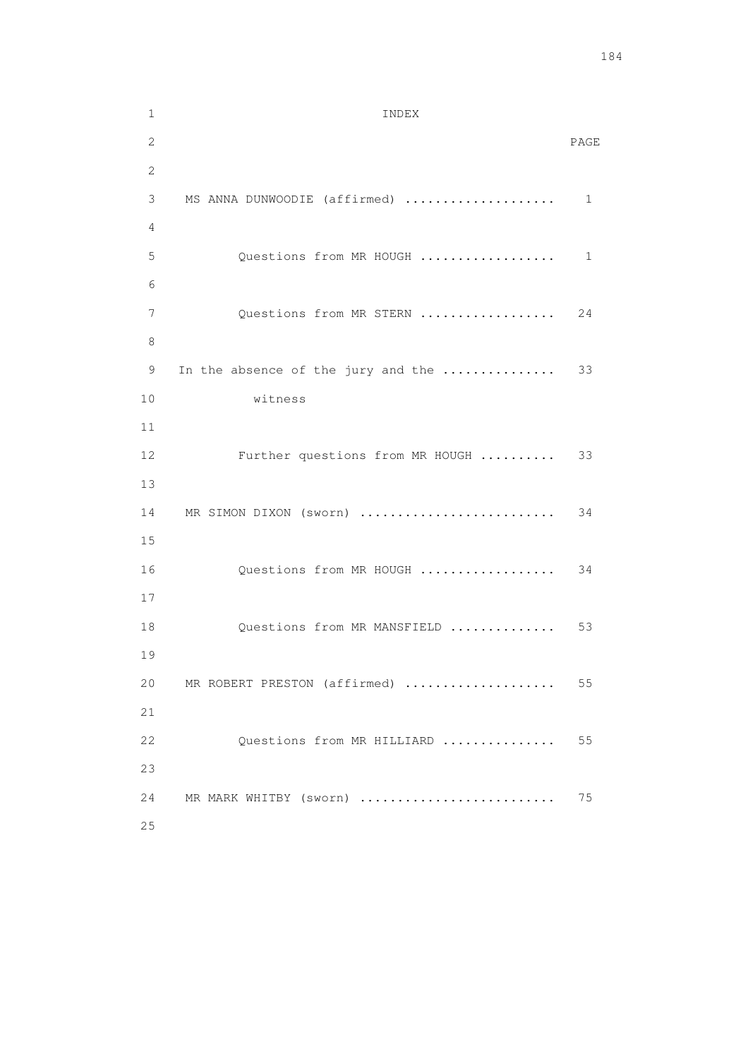# INDEX

| | PAGE |
|---|---|
| MS ANNA DUNWOODIE (affirmed) .................... | 1 |
| Questions from MR HOUGH .................. | 1 |
| Questions from MR STERN .................. | 24 |
| In the absence of the jury and the witness ............... | 33 |
| Further questions from MR HOUGH .......... | 33 |
| MR SIMON DIXON (sworn) .......................... | 34 |
| Questions from MR HOUGH .................. | 34 |
| Questions from MR MANSFIELD .............. | 53 |
| MR ROBERT PRESTON (affirmed) .................... | 55 |
| Questions from MR HILLIARD ............... | 55 |
| MR MARK WHITBY (sworn) .......................... | 75 |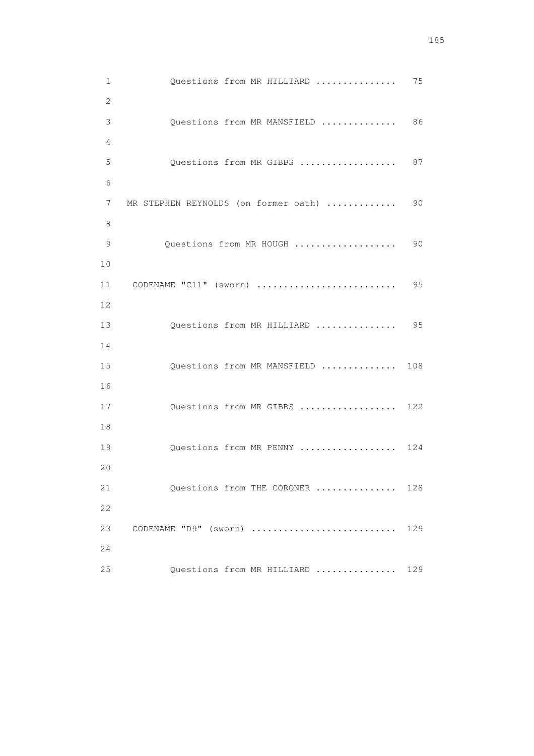Questions from MR HILLIARD ............... 75

Questions from MR MANSFIELD .............. 86

Questions from MR GIBBS .................. 87

MR STEPHEN REYNOLDS (on former oath) ............. 90

Questions from MR HOUGH ................... 90

CODENAME "C11" (sworn) .......................... 95

Questions from MR HILLIARD ............... 95

Questions from MR MANSFIELD .............. 108

Questions from MR GIBBS .................. 122

Questions from MR PENNY .................. 124

Questions from THE CORONER ............... 128

CODENAME "D9" (sworn) ........................... 129

Questions from MR HILLIARD ............... 129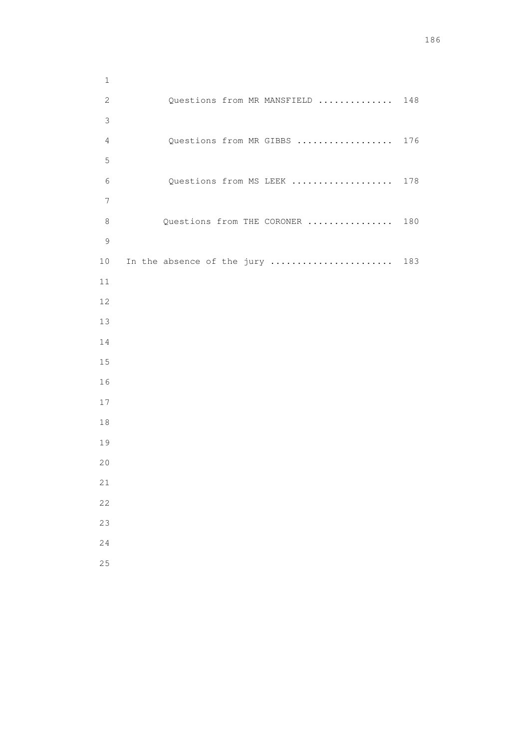Questions from MR MANSFIELD .............. 148

Questions from MR GIBBS .................. 176

Questions from MS LEEK ................... 178

Questions from THE CORONER ................ 180

In the absence of the jury ....................... 183